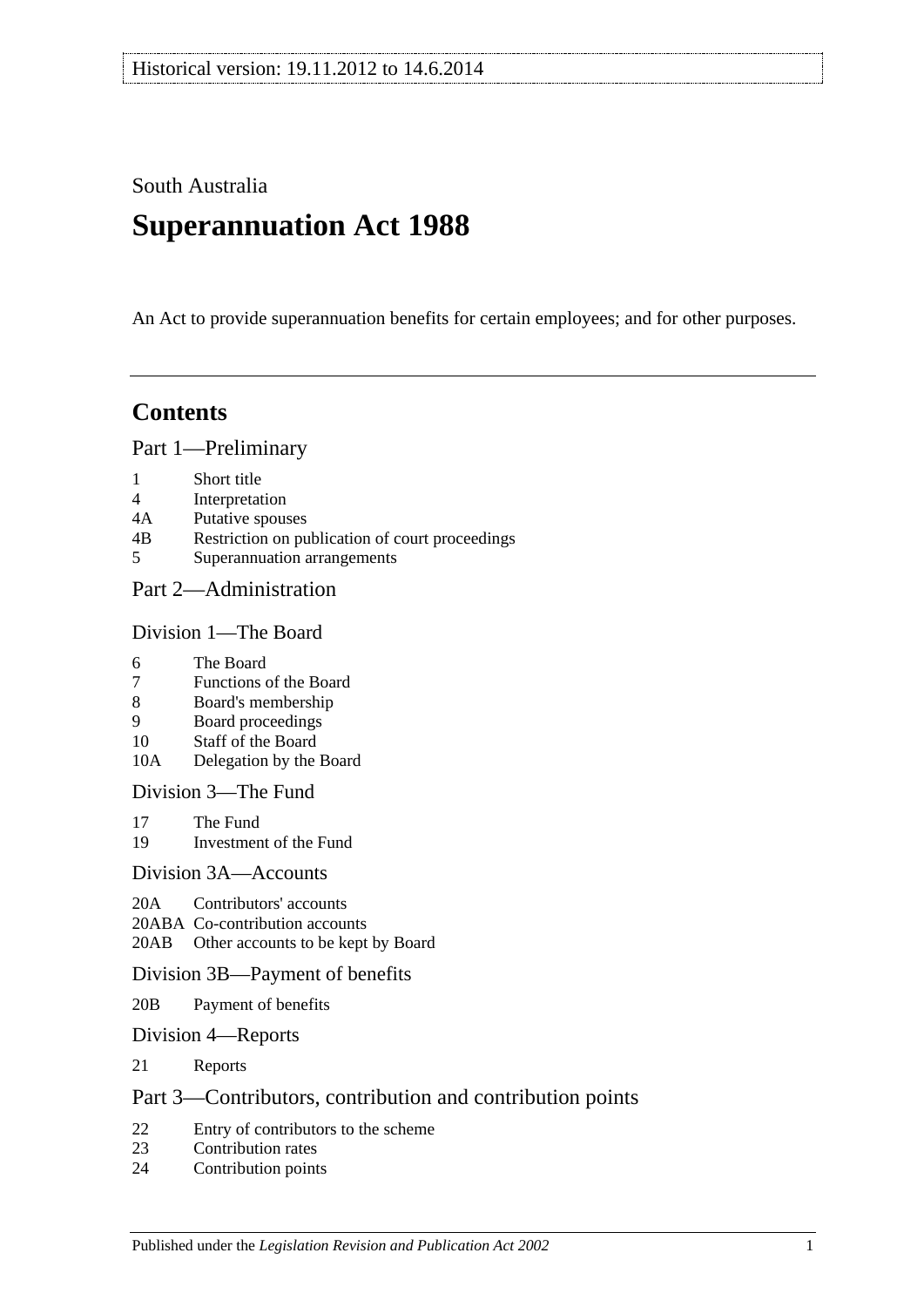Historical version: 19.11.2012 to 14.6.2014

South Australia

# Superannuation Act 1988

An Act to provide superannuation benefits for certain employees; and for other purposes.

## Contents

### Part 1—Preliminary

1 Short title
4 Interpretation
4A Putative spouses
4B Restriction on publication of court proceedings
5 Superannuation arrangements

### Part 2—Administration

#### Division 1—The Board

6 The Board
7 Functions of the Board
8 Board's membership
9 Board proceedings
10 Staff of the Board
10A Delegation by the Board

#### Division 3—The Fund

17 The Fund
19 Investment of the Fund

#### Division 3A—Accounts

20A Contributors' accounts
20ABA Co-contribution accounts
20AB Other accounts to be kept by Board

#### Division 3B—Payment of benefits

20B Payment of benefits

#### Division 4—Reports

21 Reports

### Part 3—Contributors, contribution and contribution points

22 Entry of contributors to the scheme
23 Contribution rates
24 Contribution points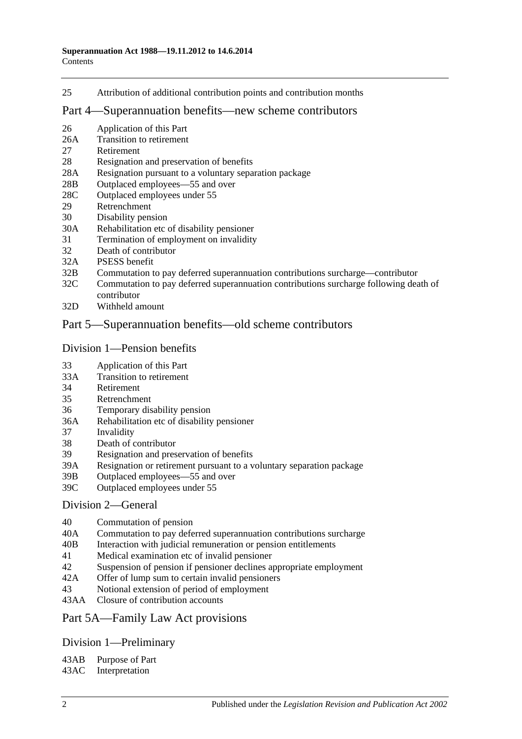25 Attribution of additional contribution points and contribution months

## Part 4—Superannuation benefits—new scheme contributors

26 Application of this Part
26A Transition to retirement
27 Retirement
28 Resignation and preservation of benefits
28A Resignation pursuant to a voluntary separation package
28B Outplaced employees—55 and over
28C Outplaced employees under 55
29 Retrenchment
30 Disability pension
30A Rehabilitation etc of disability pensioner
31 Termination of employment on invalidity
32 Death of contributor
32A PSESS benefit
32B Commutation to pay deferred superannuation contributions surcharge—contributor
32C Commutation to pay deferred superannuation contributions surcharge following death of contributor
32D Withheld amount

## Part 5—Superannuation benefits—old scheme contributors

### Division 1—Pension benefits

33 Application of this Part
33A Transition to retirement
34 Retirement
35 Retrenchment
36 Temporary disability pension
36A Rehabilitation etc of disability pensioner
37 Invalidity
38 Death of contributor
39 Resignation and preservation of benefits
39A Resignation or retirement pursuant to a voluntary separation package
39B Outplaced employees—55 and over
39C Outplaced employees under 55

### Division 2—General

40 Commutation of pension
40A Commutation to pay deferred superannuation contributions surcharge
40B Interaction with judicial remuneration or pension entitlements
41 Medical examination etc of invalid pensioner
42 Suspension of pension if pensioner declines appropriate employment
42A Offer of lump sum to certain invalid pensioners
43 Notional extension of period of employment
43AA Closure of contribution accounts

## Part 5A—Family Law Act provisions

### Division 1—Preliminary

43AB Purpose of Part
43AC Interpretation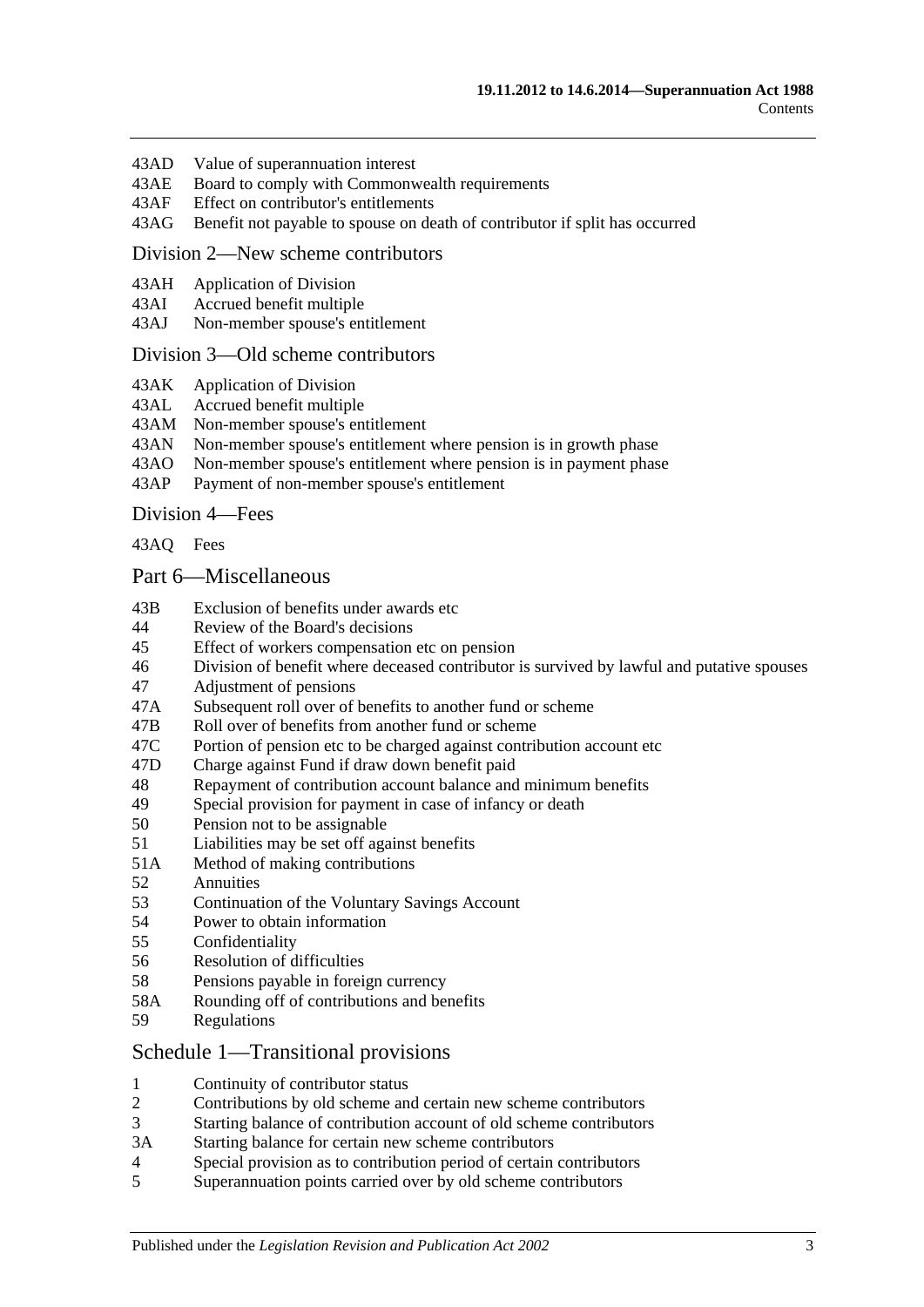43AD Value of superannuation interest
43AE Board to comply with Commonwealth requirements
43AF Effect on contributor's entitlements
43AG Benefit not payable to spouse on death of contributor if split has occurred

Division 2—New scheme contributors

43AH Application of Division
43AI Accrued benefit multiple
43AJ Non-member spouse's entitlement

Division 3—Old scheme contributors

43AK Application of Division
43AL Accrued benefit multiple
43AM Non-member spouse's entitlement
43AN Non-member spouse's entitlement where pension is in growth phase
43AO Non-member spouse's entitlement where pension is in payment phase
43AP Payment of non-member spouse's entitlement

Division 4—Fees

43AQ Fees

Part 6—Miscellaneous

43B Exclusion of benefits under awards etc
44 Review of the Board's decisions
45 Effect of workers compensation etc on pension
46 Division of benefit where deceased contributor is survived by lawful and putative spouses
47 Adjustment of pensions
47A Subsequent roll over of benefits to another fund or scheme
47B Roll over of benefits from another fund or scheme
47C Portion of pension etc to be charged against contribution account etc
47D Charge against Fund if draw down benefit paid
48 Repayment of contribution account balance and minimum benefits
49 Special provision for payment in case of infancy or death
50 Pension not to be assignable
51 Liabilities may be set off against benefits
51A Method of making contributions
52 Annuities
53 Continuation of the Voluntary Savings Account
54 Power to obtain information
55 Confidentiality
56 Resolution of difficulties
58 Pensions payable in foreign currency
58A Rounding off of contributions and benefits
59 Regulations

Schedule 1—Transitional provisions

1 Continuity of contributor status
2 Contributions by old scheme and certain new scheme contributors
3 Starting balance of contribution account of old scheme contributors
3A Starting balance for certain new scheme contributors
4 Special provision as to contribution period of certain contributors
5 Superannuation points carried over by old scheme contributors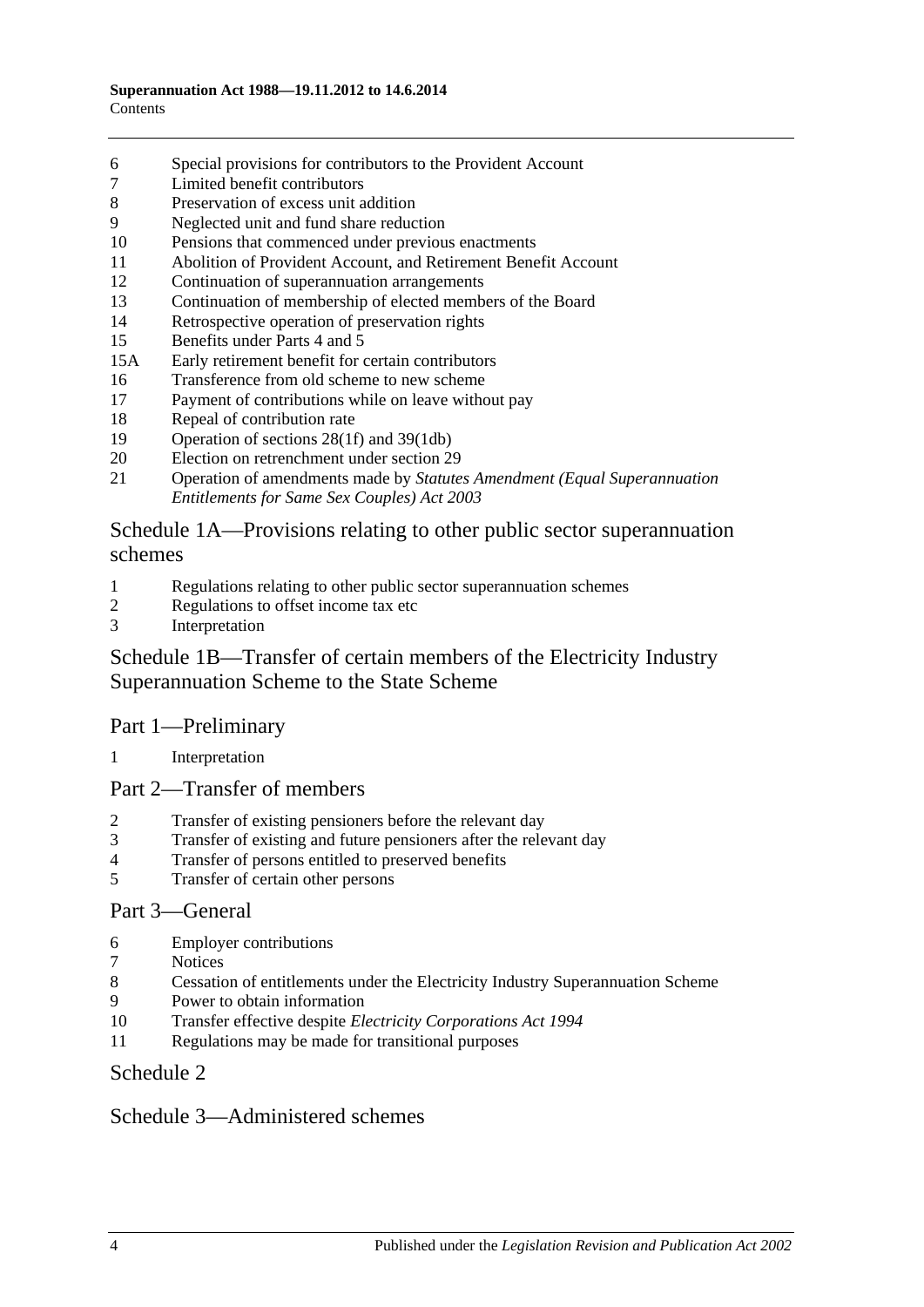6 Special provisions for contributors to the Provident Account
7 Limited benefit contributors
8 Preservation of excess unit addition
9 Neglected unit and fund share reduction
10 Pensions that commenced under previous enactments
11 Abolition of Provident Account, and Retirement Benefit Account
12 Continuation of superannuation arrangements
13 Continuation of membership of elected members of the Board
14 Retrospective operation of preservation rights
15 Benefits under Parts 4 and 5
15A Early retirement benefit for certain contributors
16 Transference from old scheme to new scheme
17 Payment of contributions while on leave without pay
18 Repeal of contribution rate
19 Operation of sections 28(1f) and 39(1db)
20 Election on retrenchment under section 29
21 Operation of amendments made by *Statutes Amendment (Equal Superannuation Entitlements for Same Sex Couples) Act 2003*

## Schedule 1A—Provisions relating to other public sector superannuation schemes

1 Regulations relating to other public sector superannuation schemes
2 Regulations to offset income tax etc
3 Interpretation

## Schedule 1B—Transfer of certain members of the Electricity Industry Superannuation Scheme to the State Scheme

### Part 1—Preliminary

1 Interpretation

### Part 2—Transfer of members

2 Transfer of existing pensioners before the relevant day
3 Transfer of existing and future pensioners after the relevant day
4 Transfer of persons entitled to preserved benefits
5 Transfer of certain other persons

### Part 3—General

6 Employer contributions
7 Notices
8 Cessation of entitlements under the Electricity Industry Superannuation Scheme
9 Power to obtain information
10 Transfer effective despite *Electricity Corporations Act 1994*
11 Regulations may be made for transitional purposes

## Schedule 2

## Schedule 3—Administered schemes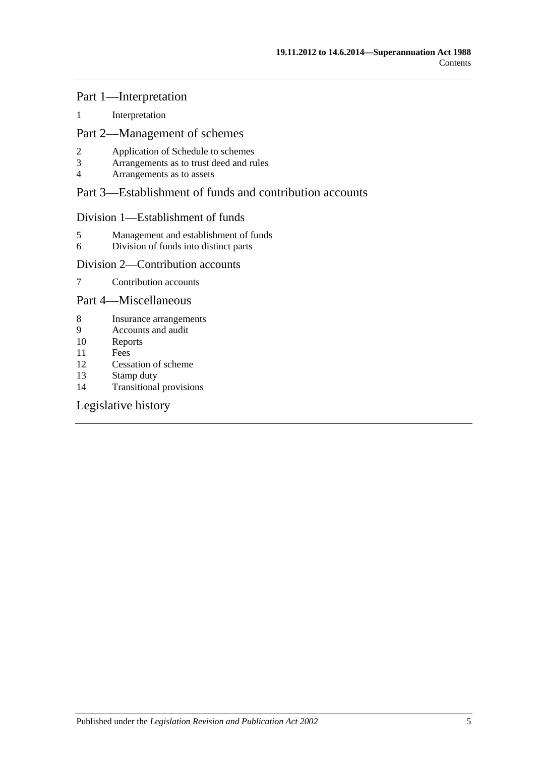## Part 1—Interpretation

1 Interpretation

## Part 2—Management of schemes

2 Application of Schedule to schemes
3 Arrangements as to trust deed and rules
4 Arrangements as to assets

## Part 3—Establishment of funds and contribution accounts

### Division 1—Establishment of funds

5 Management and establishment of funds
6 Division of funds into distinct parts

### Division 2—Contribution accounts

7 Contribution accounts

## Part 4—Miscellaneous

8 Insurance arrangements
9 Accounts and audit
10 Reports
11 Fees
12 Cessation of scheme
13 Stamp duty
14 Transitional provisions

## Legislative history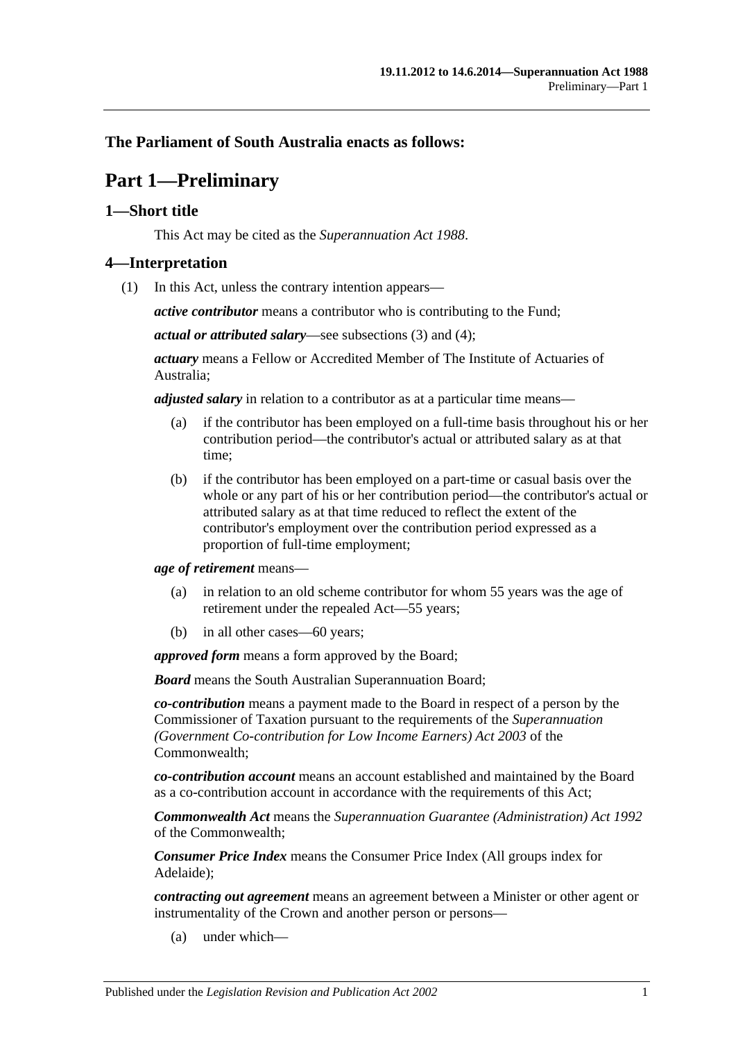**The Parliament of South Australia enacts as follows:**

# Part 1—Preliminary

## 1—Short title

This Act may be cited as the *Superannuation Act 1988*.

## 4—Interpretation

(1) In this Act, unless the contrary intention appears—

***active contributor*** means a contributor who is contributing to the Fund;

***actual or attributed salary***—see subsections (3) and (4);

***actuary*** means a Fellow or Accredited Member of The Institute of Actuaries of Australia;

***adjusted salary*** in relation to a contributor as at a particular time means—

(a) if the contributor has been employed on a full-time basis throughout his or her contribution period—the contributor's actual or attributed salary as at that time;

(b) if the contributor has been employed on a part-time or casual basis over the whole or any part of his or her contribution period—the contributor's actual or attributed salary as at that time reduced to reflect the extent of the contributor's employment over the contribution period expressed as a proportion of full-time employment;

***age of retirement*** means—

(a) in relation to an old scheme contributor for whom 55 years was the age of retirement under the repealed Act—55 years;

(b) in all other cases—60 years;

***approved form*** means a form approved by the Board;

***Board*** means the South Australian Superannuation Board;

***co-contribution*** means a payment made to the Board in respect of a person by the Commissioner of Taxation pursuant to the requirements of the *Superannuation (Government Co-contribution for Low Income Earners) Act 2003* of the Commonwealth;

***co-contribution account*** means an account established and maintained by the Board as a co-contribution account in accordance with the requirements of this Act;

***Commonwealth Act*** means the *Superannuation Guarantee (Administration) Act 1992* of the Commonwealth;

***Consumer Price Index*** means the Consumer Price Index (All groups index for Adelaide);

***contracting out agreement*** means an agreement between a Minister or other agent or instrumentality of the Crown and another person or persons—

(a) under which—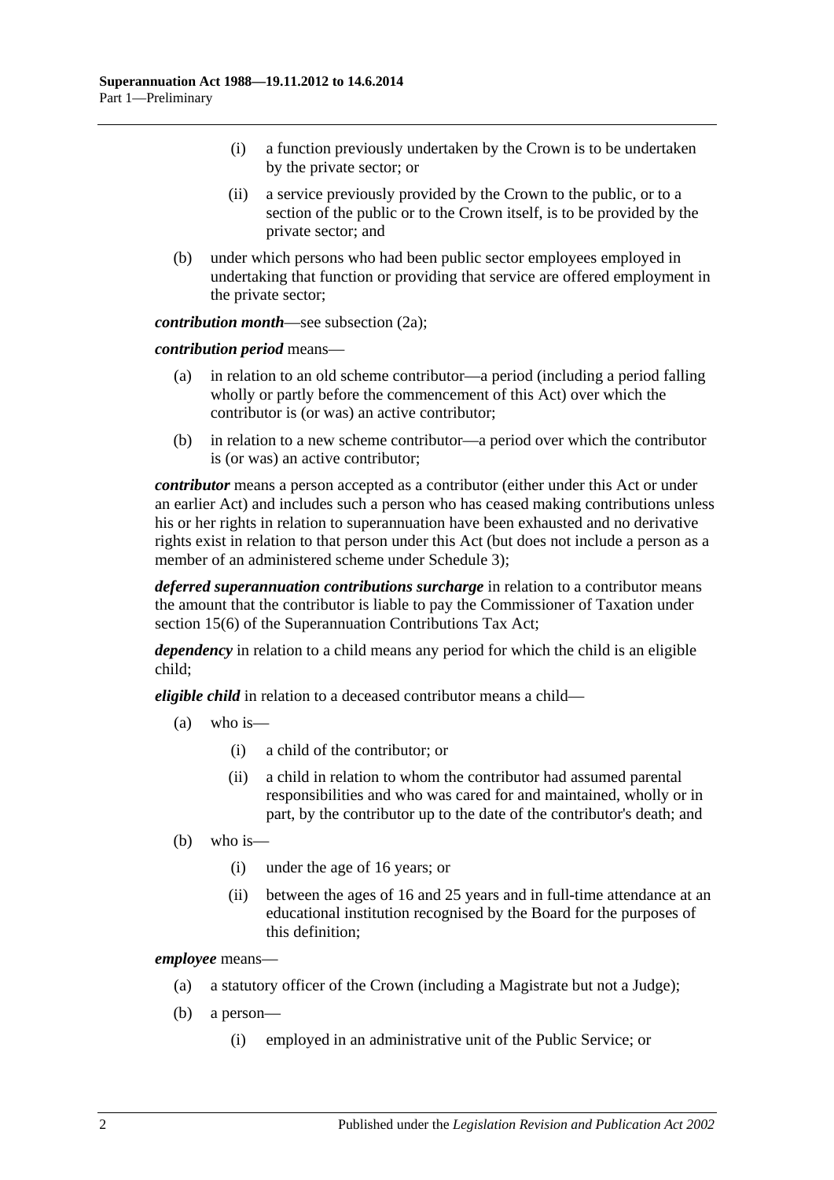(i) a function previously undertaken by the Crown is to be undertaken by the private sector; or

(ii) a service previously provided by the Crown to the public, or to a section of the public or to the Crown itself, is to be provided by the private sector; and

(b) under which persons who had been public sector employees employed in undertaking that function or providing that service are offered employment in the private sector;

***contribution month***—see subsection (2a);

***contribution period*** means—

(a) in relation to an old scheme contributor—a period (including a period falling wholly or partly before the commencement of this Act) over which the contributor is (or was) an active contributor;

(b) in relation to a new scheme contributor—a period over which the contributor is (or was) an active contributor;

***contributor*** means a person accepted as a contributor (either under this Act or under an earlier Act) and includes such a person who has ceased making contributions unless his or her rights in relation to superannuation have been exhausted and no derivative rights exist in relation to that person under this Act (but does not include a person as a member of an administered scheme under Schedule 3);

***deferred superannuation contributions surcharge*** in relation to a contributor means the amount that the contributor is liable to pay the Commissioner of Taxation under section 15(6) of the Superannuation Contributions Tax Act;

***dependency*** in relation to a child means any period for which the child is an eligible child;

***eligible child*** in relation to a deceased contributor means a child—

(a) who is—

(i) a child of the contributor; or

(ii) a child in relation to whom the contributor had assumed parental responsibilities and who was cared for and maintained, wholly or in part, by the contributor up to the date of the contributor's death; and

(b) who is—

(i) under the age of 16 years; or

(ii) between the ages of 16 and 25 years and in full-time attendance at an educational institution recognised by the Board for the purposes of this definition;

***employee*** means—

(a) a statutory officer of the Crown (including a Magistrate but not a Judge);

(b) a person—

(i) employed in an administrative unit of the Public Service; or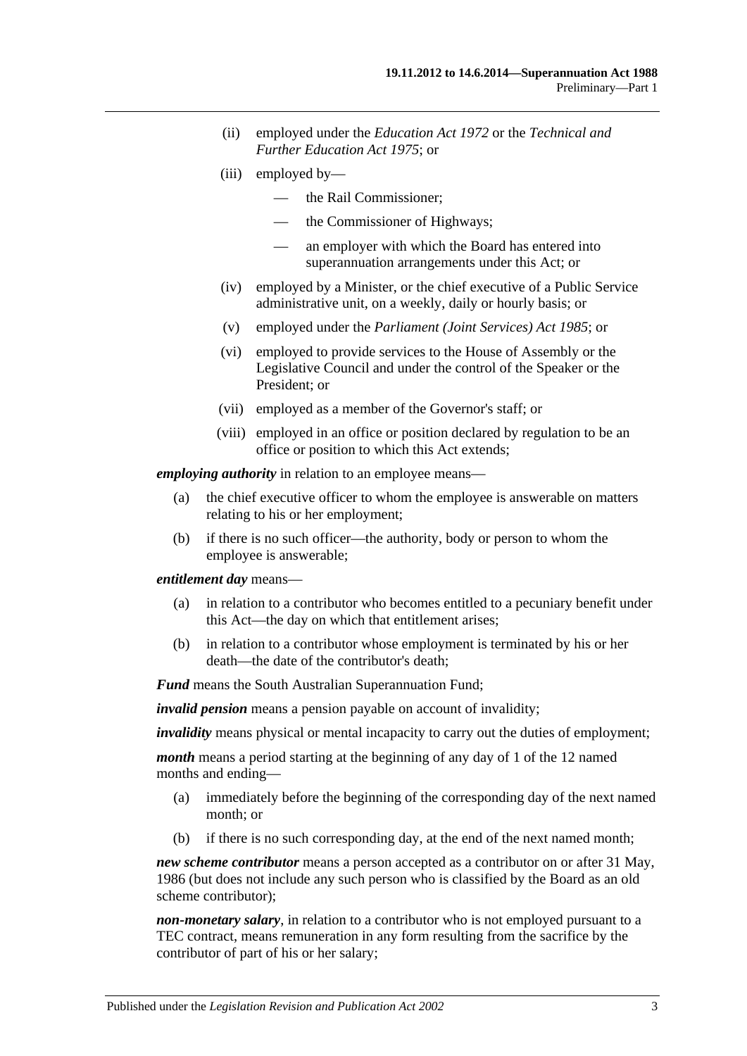(ii) employed under the *Education Act 1972* or the *Technical and Further Education Act 1975*; or

(iii) employed by—

— the Rail Commissioner;

— the Commissioner of Highways;

— an employer with which the Board has entered into superannuation arrangements under this Act; or

(iv) employed by a Minister, or the chief executive of a Public Service administrative unit, on a weekly, daily or hourly basis; or

(v) employed under the *Parliament (Joint Services) Act 1985*; or

(vi) employed to provide services to the House of Assembly or the Legislative Council and under the control of the Speaker or the President; or

(vii) employed as a member of the Governor's staff; or

(viii) employed in an office or position declared by regulation to be an office or position to which this Act extends;

***employing authority*** in relation to an employee means—

(a) the chief executive officer to whom the employee is answerable on matters relating to his or her employment;

(b) if there is no such officer—the authority, body or person to whom the employee is answerable;

***entitlement day*** means—

(a) in relation to a contributor who becomes entitled to a pecuniary benefit under this Act—the day on which that entitlement arises;

(b) in relation to a contributor whose employment is terminated by his or her death—the date of the contributor's death;

***Fund*** means the South Australian Superannuation Fund;

***invalid pension*** means a pension payable on account of invalidity;

***invalidity*** means physical or mental incapacity to carry out the duties of employment;

***month*** means a period starting at the beginning of any day of 1 of the 12 named months and ending—

(a) immediately before the beginning of the corresponding day of the next named month; or

(b) if there is no such corresponding day, at the end of the next named month;

***new scheme contributor*** means a person accepted as a contributor on or after 31 May, 1986 (but does not include any such person who is classified by the Board as an old scheme contributor);

***non-monetary salary***, in relation to a contributor who is not employed pursuant to a TEC contract, means remuneration in any form resulting from the sacrifice by the contributor of part of his or her salary;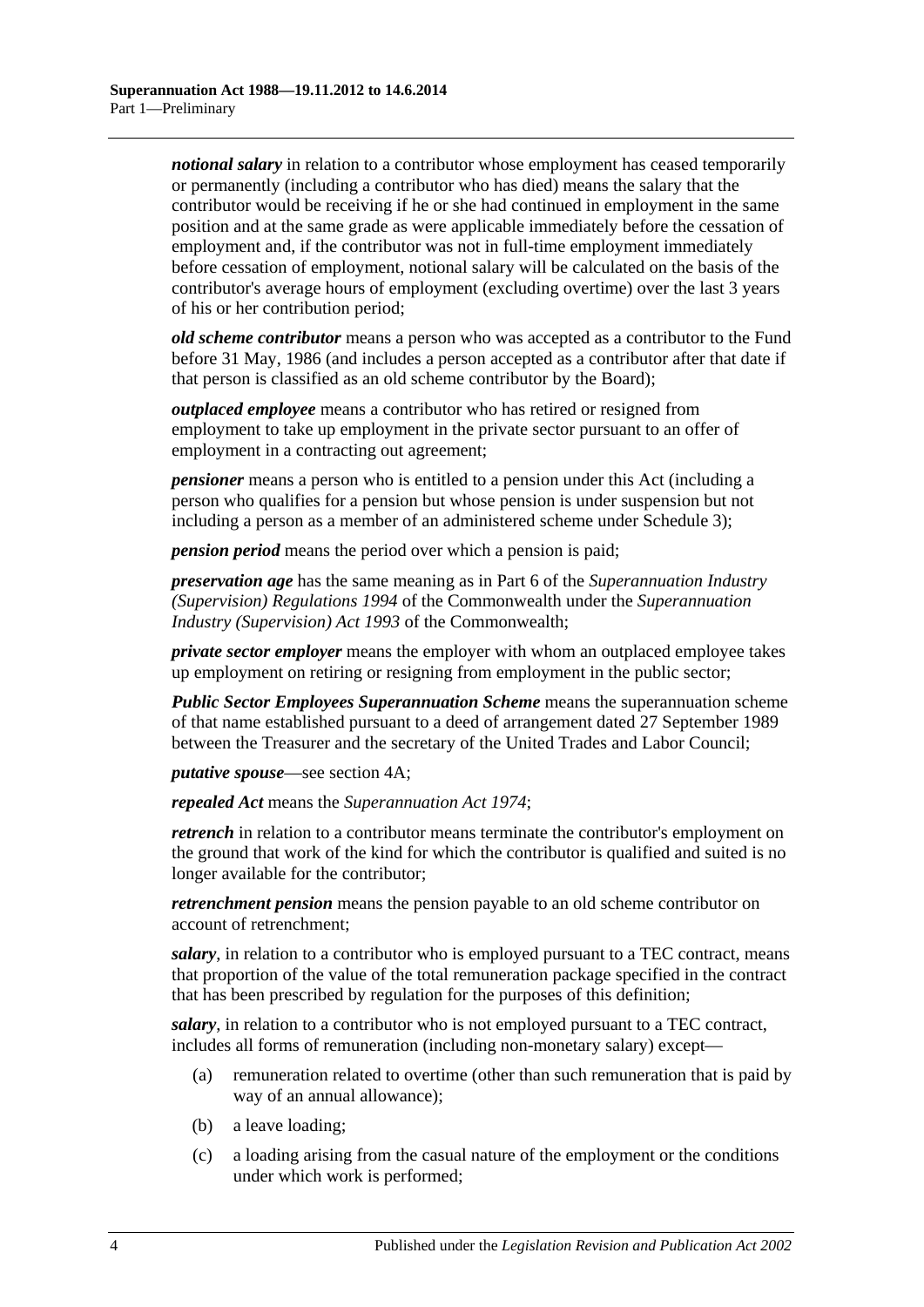***notional salary*** in relation to a contributor whose employment has ceased temporarily or permanently (including a contributor who has died) means the salary that the contributor would be receiving if he or she had continued in employment in the same position and at the same grade as were applicable immediately before the cessation of employment and, if the contributor was not in full-time employment immediately before cessation of employment, notional salary will be calculated on the basis of the contributor's average hours of employment (excluding overtime) over the last 3 years of his or her contribution period;

***old scheme contributor*** means a person who was accepted as a contributor to the Fund before 31 May, 1986 (and includes a person accepted as a contributor after that date if that person is classified as an old scheme contributor by the Board);

***outplaced employee*** means a contributor who has retired or resigned from employment to take up employment in the private sector pursuant to an offer of employment in a contracting out agreement;

***pensioner*** means a person who is entitled to a pension under this Act (including a person who qualifies for a pension but whose pension is under suspension but not including a person as a member of an administered scheme under Schedule 3);

***pension period*** means the period over which a pension is paid;

***preservation age*** has the same meaning as in Part 6 of the *Superannuation Industry (Supervision) Regulations 1994* of the Commonwealth under the *Superannuation Industry (Supervision) Act 1993* of the Commonwealth;

***private sector employer*** means the employer with whom an outplaced employee takes up employment on retiring or resigning from employment in the public sector;

***Public Sector Employees Superannuation Scheme*** means the superannuation scheme of that name established pursuant to a deed of arrangement dated 27 September 1989 between the Treasurer and the secretary of the United Trades and Labor Council;

***putative spouse***—see section 4A;

***repealed Act*** means the *Superannuation Act 1974*;

***retrench*** in relation to a contributor means terminate the contributor's employment on the ground that work of the kind for which the contributor is qualified and suited is no longer available for the contributor;

***retrenchment pension*** means the pension payable to an old scheme contributor on account of retrenchment;

***salary***, in relation to a contributor who is employed pursuant to a TEC contract, means that proportion of the value of the total remuneration package specified in the contract that has been prescribed by regulation for the purposes of this definition;

***salary***, in relation to a contributor who is not employed pursuant to a TEC contract, includes all forms of remuneration (including non-monetary salary) except—

(a) remuneration related to overtime (other than such remuneration that is paid by way of an annual allowance);

(b) a leave loading;

(c) a loading arising from the casual nature of the employment or the conditions under which work is performed;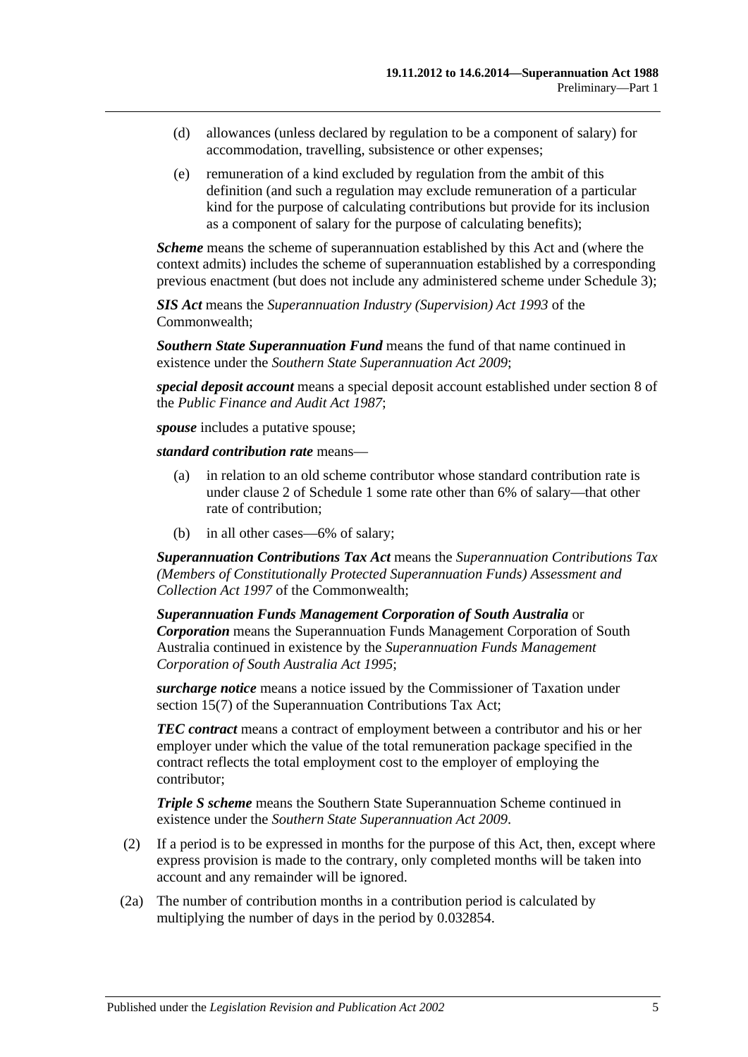(d) allowances (unless declared by regulation to be a component of salary) for accommodation, travelling, subsistence or other expenses;

(e) remuneration of a kind excluded by regulation from the ambit of this definition (and such a regulation may exclude remuneration of a particular kind for the purpose of calculating contributions but provide for its inclusion as a component of salary for the purpose of calculating benefits);

***Scheme*** means the scheme of superannuation established by this Act and (where the context admits) includes the scheme of superannuation established by a corresponding previous enactment (but does not include any administered scheme under Schedule 3);

***SIS Act*** means the *Superannuation Industry (Supervision) Act 1993* of the Commonwealth;

***Southern State Superannuation Fund*** means the fund of that name continued in existence under the *Southern State Superannuation Act 2009*;

***special deposit account*** means a special deposit account established under section 8 of the *Public Finance and Audit Act 1987*;

***spouse*** includes a putative spouse;

***standard contribution rate*** means—

(a) in relation to an old scheme contributor whose standard contribution rate is under clause 2 of Schedule 1 some rate other than 6% of salary—that other rate of contribution;

(b) in all other cases—6% of salary;

***Superannuation Contributions Tax Act*** means the *Superannuation Contributions Tax (Members of Constitutionally Protected Superannuation Funds) Assessment and Collection Act 1997* of the Commonwealth;

***Superannuation Funds Management Corporation of South Australia*** or ***Corporation*** means the Superannuation Funds Management Corporation of South Australia continued in existence by the *Superannuation Funds Management Corporation of South Australia Act 1995*;

***surcharge notice*** means a notice issued by the Commissioner of Taxation under section 15(7) of the Superannuation Contributions Tax Act;

***TEC contract*** means a contract of employment between a contributor and his or her employer under which the value of the total remuneration package specified in the contract reflects the total employment cost to the employer of employing the contributor;

***Triple S scheme*** means the Southern State Superannuation Scheme continued in existence under the *Southern State Superannuation Act 2009*.

(2) If a period is to be expressed in months for the purpose of this Act, then, except where express provision is made to the contrary, only completed months will be taken into account and any remainder will be ignored.

(2a) The number of contribution months in a contribution period is calculated by multiplying the number of days in the period by 0.032854.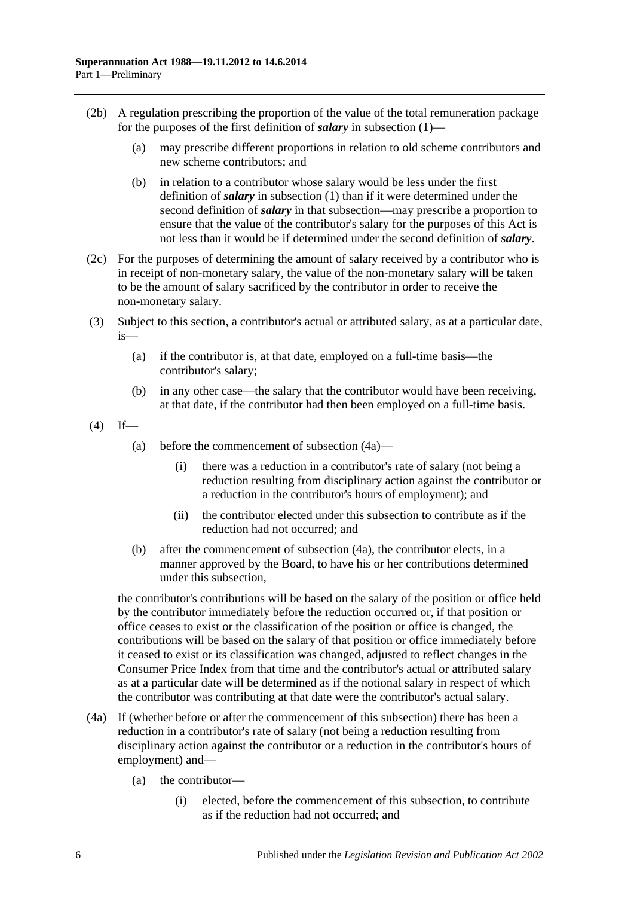(2b) A regulation prescribing the proportion of the value of the total remuneration package for the purposes of the first definition of ***salary*** in subsection (1)—

(a) may prescribe different proportions in relation to old scheme contributors and new scheme contributors; and

(b) in relation to a contributor whose salary would be less under the first definition of ***salary*** in subsection (1) than if it were determined under the second definition of ***salary*** in that subsection—may prescribe a proportion to ensure that the value of the contributor's salary for the purposes of this Act is not less than it would be if determined under the second definition of ***salary***.

(2c) For the purposes of determining the amount of salary received by a contributor who is in receipt of non-monetary salary, the value of the non-monetary salary will be taken to be the amount of salary sacrificed by the contributor in order to receive the non-monetary salary.

(3) Subject to this section, a contributor's actual or attributed salary, as at a particular date, is—

(a) if the contributor is, at that date, employed on a full-time basis—the contributor's salary;

(b) in any other case—the salary that the contributor would have been receiving, at that date, if the contributor had then been employed on a full-time basis.

(4) If—

(a) before the commencement of subsection (4a)—

(i) there was a reduction in a contributor's rate of salary (not being a reduction resulting from disciplinary action against the contributor or a reduction in the contributor's hours of employment); and

(ii) the contributor elected under this subsection to contribute as if the reduction had not occurred; and

(b) after the commencement of subsection (4a), the contributor elects, in a manner approved by the Board, to have his or her contributions determined under this subsection,

the contributor's contributions will be based on the salary of the position or office held by the contributor immediately before the reduction occurred or, if that position or office ceases to exist or the classification of the position or office is changed, the contributions will be based on the salary of that position or office immediately before it ceased to exist or its classification was changed, adjusted to reflect changes in the Consumer Price Index from that time and the contributor's actual or attributed salary as at a particular date will be determined as if the notional salary in respect of which the contributor was contributing at that date were the contributor's actual salary.

(4a) If (whether before or after the commencement of this subsection) there has been a reduction in a contributor's rate of salary (not being a reduction resulting from disciplinary action against the contributor or a reduction in the contributor's hours of employment) and—

(a) the contributor—

(i) elected, before the commencement of this subsection, to contribute as if the reduction had not occurred; and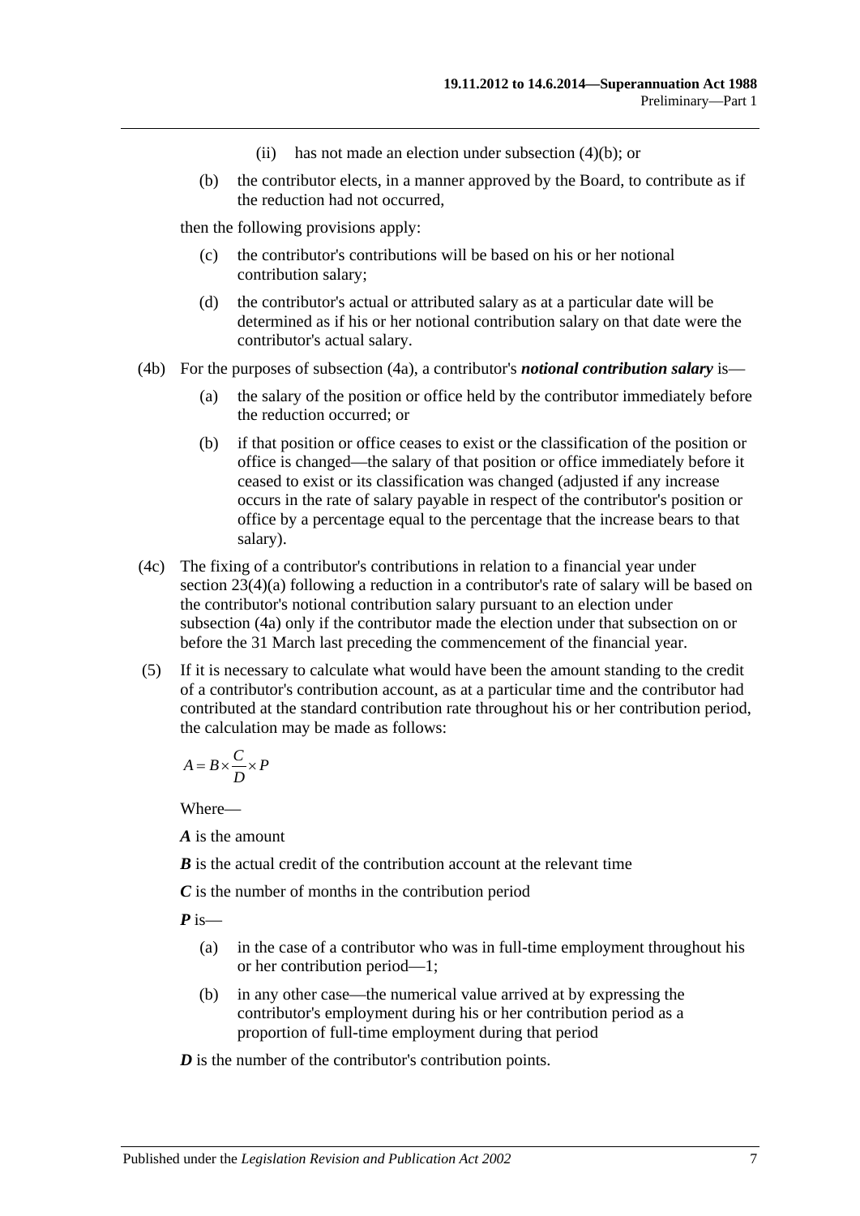(ii) has not made an election under subsection (4)(b); or

(b) the contributor elects, in a manner approved by the Board, to contribute as if the reduction had not occurred,

then the following provisions apply:

(c) the contributor's contributions will be based on his or her notional contribution salary;

(d) the contributor's actual or attributed salary as at a particular date will be determined as if his or her notional contribution salary on that date were the contributor's actual salary.

(4b) For the purposes of subsection (4a), a contributor's ***notional contribution salary*** is—

(a) the salary of the position or office held by the contributor immediately before the reduction occurred; or

(b) if that position or office ceases to exist or the classification of the position or office is changed—the salary of that position or office immediately before it ceased to exist or its classification was changed (adjusted if any increase occurs in the rate of salary payable in respect of the contributor's position or office by a percentage equal to the percentage that the increase bears to that salary).

(4c) The fixing of a contributor's contributions in relation to a financial year under section 23(4)(a) following a reduction in a contributor's rate of salary will be based on the contributor's notional contribution salary pursuant to an election under subsection (4a) only if the contributor made the election under that subsection on or before the 31 March last preceding the commencement of the financial year.

(5) If it is necessary to calculate what would have been the amount standing to the credit of a contributor's contribution account, as at a particular time and the contributor had contributed at the standard contribution rate throughout his or her contribution period, the calculation may be made as follows:

$$A = B \times \frac{C}{D} \times P$$

Where—

***A*** is the amount

***B*** is the actual credit of the contribution account at the relevant time

***C*** is the number of months in the contribution period

***P*** is—

(a) in the case of a contributor who was in full-time employment throughout his or her contribution period—1;

(b) in any other case—the numerical value arrived at by expressing the contributor's employment during his or her contribution period as a proportion of full-time employment during that period

***D*** is the number of the contributor's contribution points.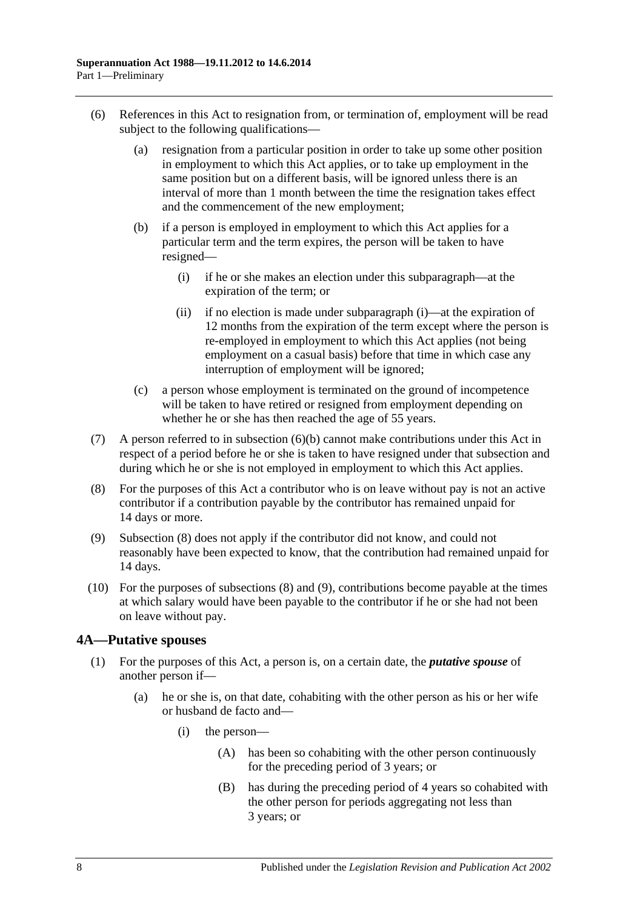(6) References in this Act to resignation from, or termination of, employment will be read subject to the following qualifications—

(a) resignation from a particular position in order to take up some other position in employment to which this Act applies, or to take up employment in the same position but on a different basis, will be ignored unless there is an interval of more than 1 month between the time the resignation takes effect and the commencement of the new employment;

(b) if a person is employed in employment to which this Act applies for a particular term and the term expires, the person will be taken to have resigned—

(i) if he or she makes an election under this subparagraph—at the expiration of the term; or

(ii) if no election is made under subparagraph (i)—at the expiration of 12 months from the expiration of the term except where the person is re-employed in employment to which this Act applies (not being employment on a casual basis) before that time in which case any interruption of employment will be ignored;

(c) a person whose employment is terminated on the ground of incompetence will be taken to have retired or resigned from employment depending on whether he or she has then reached the age of 55 years.

(7) A person referred to in subsection (6)(b) cannot make contributions under this Act in respect of a period before he or she is taken to have resigned under that subsection and during which he or she is not employed in employment to which this Act applies.

(8) For the purposes of this Act a contributor who is on leave without pay is not an active contributor if a contribution payable by the contributor has remained unpaid for 14 days or more.

(9) Subsection (8) does not apply if the contributor did not know, and could not reasonably have been expected to know, that the contribution had remained unpaid for 14 days.

(10) For the purposes of subsections (8) and (9), contributions become payable at the times at which salary would have been payable to the contributor if he or she had not been on leave without pay.

## 4A—Putative spouses

(1) For the purposes of this Act, a person is, on a certain date, the ***putative spouse*** of another person if—

(a) he or she is, on that date, cohabiting with the other person as his or her wife or husband de facto and—

(i) the person—

(A) has been so cohabiting with the other person continuously for the preceding period of 3 years; or

(B) has during the preceding period of 4 years so cohabited with the other person for periods aggregating not less than 3 years; or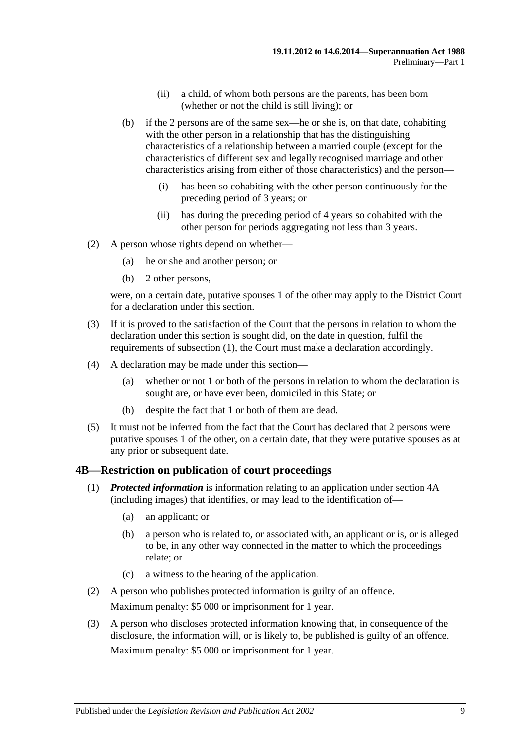(ii) a child, of whom both persons are the parents, has been born (whether or not the child is still living); or

(b) if the 2 persons are of the same sex—he or she is, on that date, cohabiting with the other person in a relationship that has the distinguishing characteristics of a relationship between a married couple (except for the characteristics of different sex and legally recognised marriage and other characteristics arising from either of those characteristics) and the person—

(i) has been so cohabiting with the other person continuously for the preceding period of 3 years; or

(ii) has during the preceding period of 4 years so cohabited with the other person for periods aggregating not less than 3 years.

(2) A person whose rights depend on whether—

(a) he or she and another person; or

(b) 2 other persons,

were, on a certain date, putative spouses 1 of the other may apply to the District Court for a declaration under this section.

(3) If it is proved to the satisfaction of the Court that the persons in relation to whom the declaration under this section is sought did, on the date in question, fulfil the requirements of subsection (1), the Court must make a declaration accordingly.

(4) A declaration may be made under this section—

(a) whether or not 1 or both of the persons in relation to whom the declaration is sought are, or have ever been, domiciled in this State; or

(b) despite the fact that 1 or both of them are dead.

(5) It must not be inferred from the fact that the Court has declared that 2 persons were putative spouses 1 of the other, on a certain date, that they were putative spouses as at any prior or subsequent date.

## 4B—Restriction on publication of court proceedings

(1) ***Protected information*** is information relating to an application under section 4A (including images) that identifies, or may lead to the identification of—

(a) an applicant; or

(b) a person who is related to, or associated with, an applicant or is, or is alleged to be, in any other way connected in the matter to which the proceedings relate; or

(c) a witness to the hearing of the application.

(2) A person who publishes protected information is guilty of an offence.

Maximum penalty: $5 000 or imprisonment for 1 year.

(3) A person who discloses protected information knowing that, in consequence of the disclosure, the information will, or is likely to, be published is guilty of an offence.

Maximum penalty: $5 000 or imprisonment for 1 year.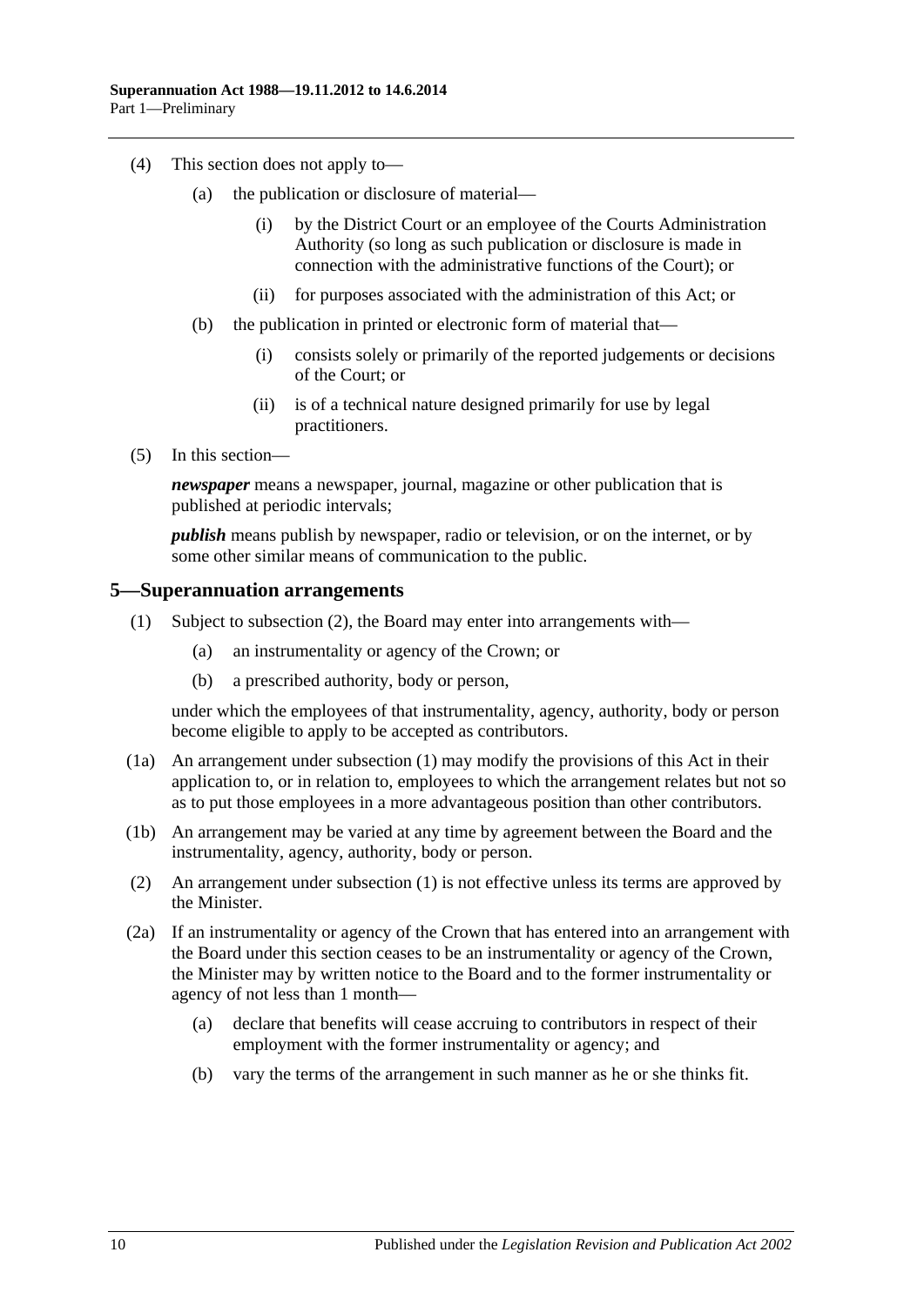(4) This section does not apply to—

(a) the publication or disclosure of material—

(i) by the District Court or an employee of the Courts Administration Authority (so long as such publication or disclosure is made in connection with the administrative functions of the Court); or

(ii) for purposes associated with the administration of this Act; or

(b) the publication in printed or electronic form of material that—

(i) consists solely or primarily of the reported judgements or decisions of the Court; or

(ii) is of a technical nature designed primarily for use by legal practitioners.

(5) In this section—

***newspaper*** means a newspaper, journal, magazine or other publication that is published at periodic intervals;

***publish*** means publish by newspaper, radio or television, or on the internet, or by some other similar means of communication to the public.

## 5—Superannuation arrangements

(1) Subject to subsection (2), the Board may enter into arrangements with—

(a) an instrumentality or agency of the Crown; or

(b) a prescribed authority, body or person,

under which the employees of that instrumentality, agency, authority, body or person become eligible to apply to be accepted as contributors.

(1a) An arrangement under subsection (1) may modify the provisions of this Act in their application to, or in relation to, employees to which the arrangement relates but not so as to put those employees in a more advantageous position than other contributors.

(1b) An arrangement may be varied at any time by agreement between the Board and the instrumentality, agency, authority, body or person.

(2) An arrangement under subsection (1) is not effective unless its terms are approved by the Minister.

(2a) If an instrumentality or agency of the Crown that has entered into an arrangement with the Board under this section ceases to be an instrumentality or agency of the Crown, the Minister may by written notice to the Board and to the former instrumentality or agency of not less than 1 month—

(a) declare that benefits will cease accruing to contributors in respect of their employment with the former instrumentality or agency; and

(b) vary the terms of the arrangement in such manner as he or she thinks fit.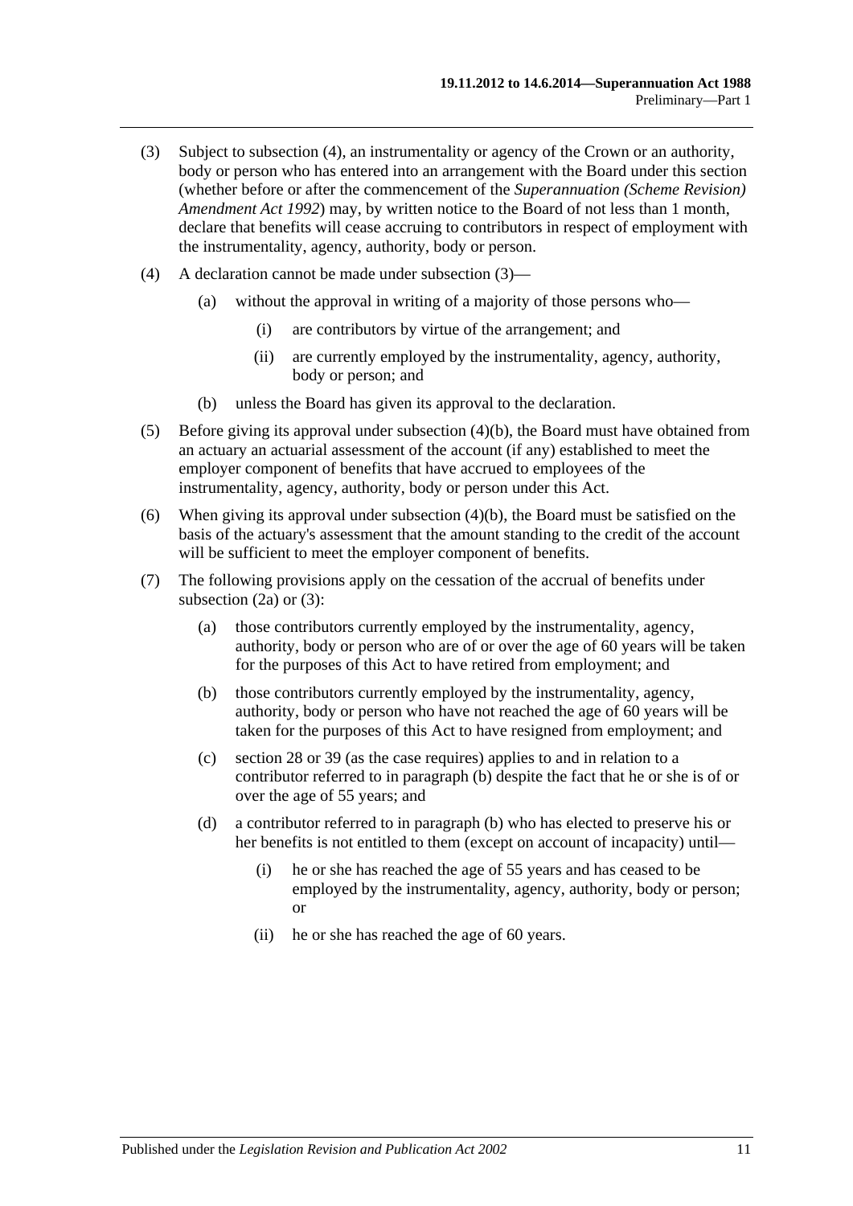(3) Subject to subsection (4), an instrumentality or agency of the Crown or an authority, body or person who has entered into an arrangement with the Board under this section (whether before or after the commencement of the *Superannuation (Scheme Revision) Amendment Act 1992*) may, by written notice to the Board of not less than 1 month, declare that benefits will cease accruing to contributors in respect of employment with the instrumentality, agency, authority, body or person.

(4) A declaration cannot be made under subsection (3)—

(a) without the approval in writing of a majority of those persons who—

(i) are contributors by virtue of the arrangement; and

(ii) are currently employed by the instrumentality, agency, authority, body or person; and

(b) unless the Board has given its approval to the declaration.

(5) Before giving its approval under subsection (4)(b), the Board must have obtained from an actuary an actuarial assessment of the account (if any) established to meet the employer component of benefits that have accrued to employees of the instrumentality, agency, authority, body or person under this Act.

(6) When giving its approval under subsection (4)(b), the Board must be satisfied on the basis of the actuary's assessment that the amount standing to the credit of the account will be sufficient to meet the employer component of benefits.

(7) The following provisions apply on the cessation of the accrual of benefits under subsection (2a) or (3):

(a) those contributors currently employed by the instrumentality, agency, authority, body or person who are of or over the age of 60 years will be taken for the purposes of this Act to have retired from employment; and

(b) those contributors currently employed by the instrumentality, agency, authority, body or person who have not reached the age of 60 years will be taken for the purposes of this Act to have resigned from employment; and

(c) section 28 or 39 (as the case requires) applies to and in relation to a contributor referred to in paragraph (b) despite the fact that he or she is of or over the age of 55 years; and

(d) a contributor referred to in paragraph (b) who has elected to preserve his or her benefits is not entitled to them (except on account of incapacity) until—

(i) he or she has reached the age of 55 years and has ceased to be employed by the instrumentality, agency, authority, body or person; or

(ii) he or she has reached the age of 60 years.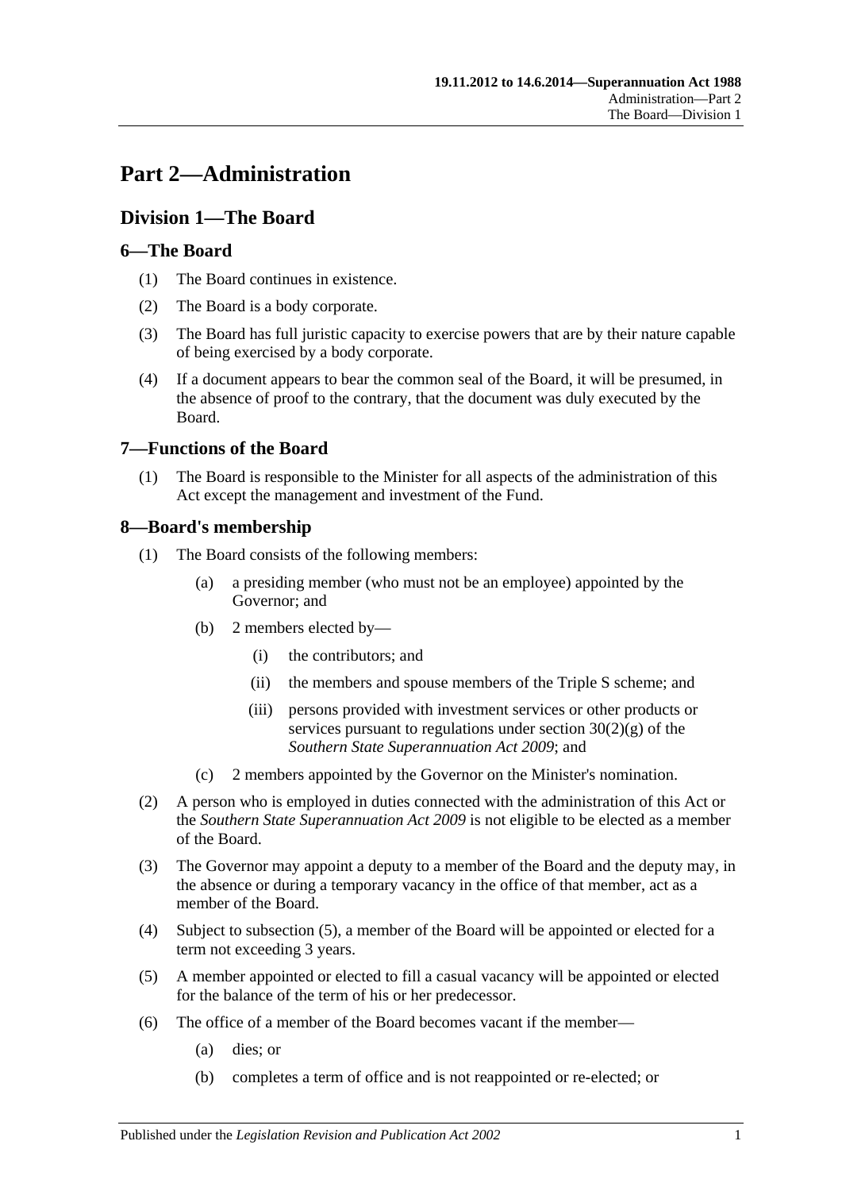# Part 2—Administration

## Division 1—The Board

### 6—The Board

(1) The Board continues in existence.

(2) The Board is a body corporate.

(3) The Board has full juristic capacity to exercise powers that are by their nature capable of being exercised by a body corporate.

(4) If a document appears to bear the common seal of the Board, it will be presumed, in the absence of proof to the contrary, that the document was duly executed by the Board.

### 7—Functions of the Board

(1) The Board is responsible to the Minister for all aspects of the administration of this Act except the management and investment of the Fund.

### 8—Board's membership

(1) The Board consists of the following members:

  (a) a presiding member (who must not be an employee) appointed by the Governor; and

  (b) 2 members elected by—

    (i) the contributors; and

    (ii) the members and spouse members of the Triple S scheme; and

    (iii) persons provided with investment services or other products or services pursuant to regulations under section 30(2)(g) of the *Southern State Superannuation Act 2009*; and

  (c) 2 members appointed by the Governor on the Minister's nomination.

(2) A person who is employed in duties connected with the administration of this Act or the *Southern State Superannuation Act 2009* is not eligible to be elected as a member of the Board.

(3) The Governor may appoint a deputy to a member of the Board and the deputy may, in the absence or during a temporary vacancy in the office of that member, act as a member of the Board.

(4) Subject to subsection (5), a member of the Board will be appointed or elected for a term not exceeding 3 years.

(5) A member appointed or elected to fill a casual vacancy will be appointed or elected for the balance of the term of his or her predecessor.

(6) The office of a member of the Board becomes vacant if the member—

  (a) dies; or

  (b) completes a term of office and is not reappointed or re-elected; or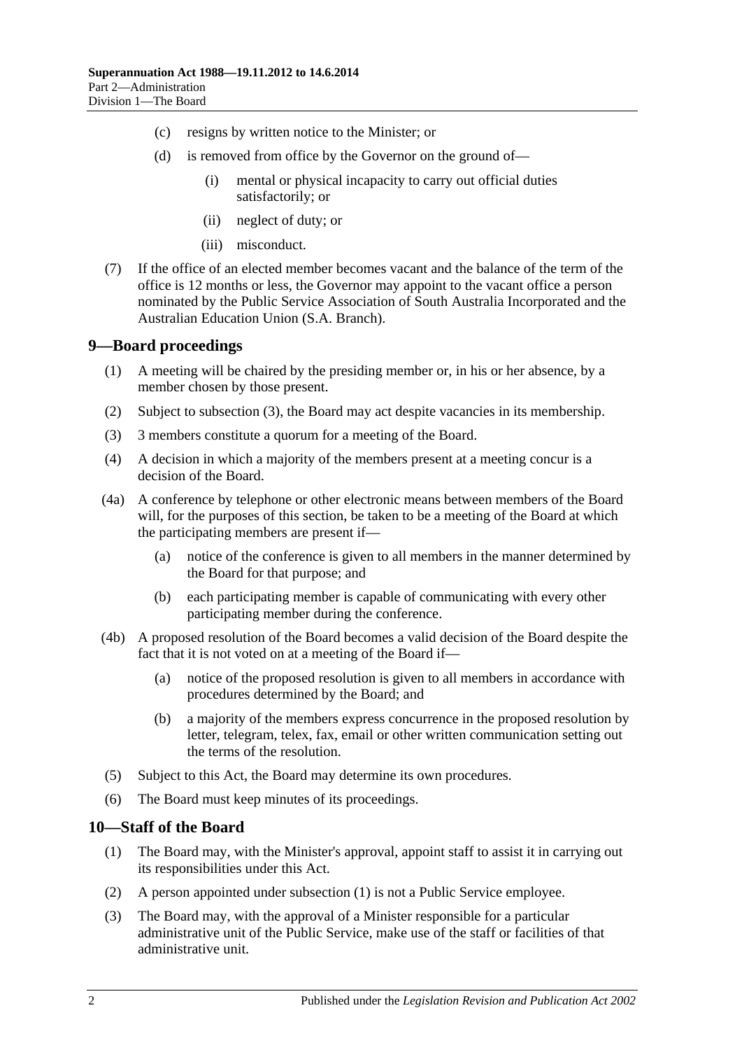(c) resigns by written notice to the Minister; or

(d) is removed from office by the Governor on the ground of—

(i) mental or physical incapacity to carry out official duties satisfactorily; or

(ii) neglect of duty; or

(iii) misconduct.

(7) If the office of an elected member becomes vacant and the balance of the term of the office is 12 months or less, the Governor may appoint to the vacant office a person nominated by the Public Service Association of South Australia Incorporated and the Australian Education Union (S.A. Branch).

## 9—Board proceedings

(1) A meeting will be chaired by the presiding member or, in his or her absence, by a member chosen by those present.

(2) Subject to subsection (3), the Board may act despite vacancies in its membership.

(3) 3 members constitute a quorum for a meeting of the Board.

(4) A decision in which a majority of the members present at a meeting concur is a decision of the Board.

(4a) A conference by telephone or other electronic means between members of the Board will, for the purposes of this section, be taken to be a meeting of the Board at which the participating members are present if—

(a) notice of the conference is given to all members in the manner determined by the Board for that purpose; and

(b) each participating member is capable of communicating with every other participating member during the conference.

(4b) A proposed resolution of the Board becomes a valid decision of the Board despite the fact that it is not voted on at a meeting of the Board if—

(a) notice of the proposed resolution is given to all members in accordance with procedures determined by the Board; and

(b) a majority of the members express concurrence in the proposed resolution by letter, telegram, telex, fax, email or other written communication setting out the terms of the resolution.

(5) Subject to this Act, the Board may determine its own procedures.

(6) The Board must keep minutes of its proceedings.

## 10—Staff of the Board

(1) The Board may, with the Minister's approval, appoint staff to assist it in carrying out its responsibilities under this Act.

(2) A person appointed under subsection (1) is not a Public Service employee.

(3) The Board may, with the approval of a Minister responsible for a particular administrative unit of the Public Service, make use of the staff or facilities of that administrative unit.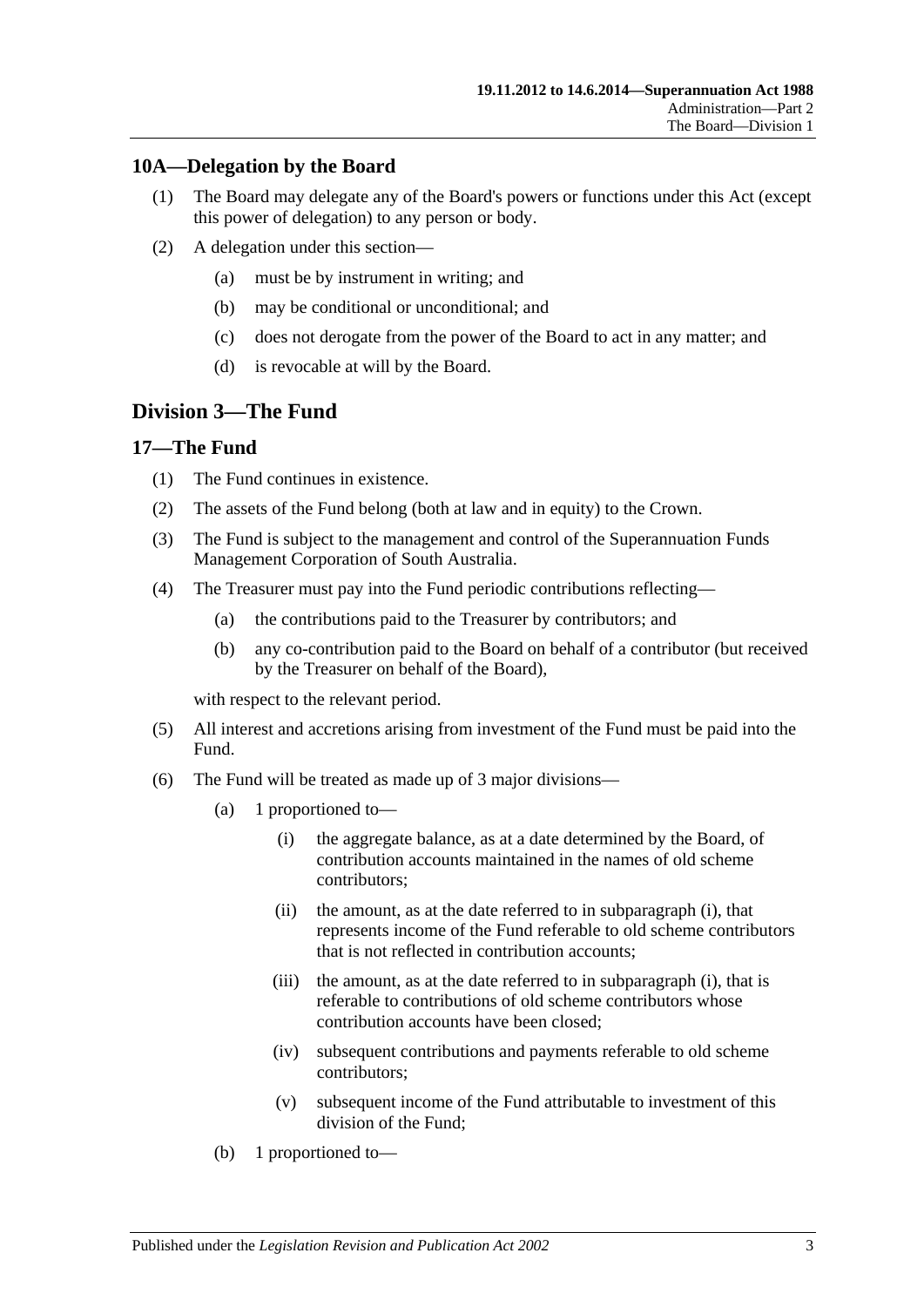## 10A—Delegation by the Board

(1) The Board may delegate any of the Board's powers or functions under this Act (except this power of delegation) to any person or body.

(2) A delegation under this section—

(a) must be by instrument in writing; and

(b) may be conditional or unconditional; and

(c) does not derogate from the power of the Board to act in any matter; and

(d) is revocable at will by the Board.

# Division 3—The Fund

## 17—The Fund

(1) The Fund continues in existence.

(2) The assets of the Fund belong (both at law and in equity) to the Crown.

(3) The Fund is subject to the management and control of the Superannuation Funds Management Corporation of South Australia.

(4) The Treasurer must pay into the Fund periodic contributions reflecting—

(a) the contributions paid to the Treasurer by contributors; and

(b) any co-contribution paid to the Board on behalf of a contributor (but received by the Treasurer on behalf of the Board),

with respect to the relevant period.

(5) All interest and accretions arising from investment of the Fund must be paid into the Fund.

(6) The Fund will be treated as made up of 3 major divisions—

(a) 1 proportioned to—

(i) the aggregate balance, as at a date determined by the Board, of contribution accounts maintained in the names of old scheme contributors;

(ii) the amount, as at the date referred to in subparagraph (i), that represents income of the Fund referable to old scheme contributors that is not reflected in contribution accounts;

(iii) the amount, as at the date referred to in subparagraph (i), that is referable to contributions of old scheme contributors whose contribution accounts have been closed;

(iv) subsequent contributions and payments referable to old scheme contributors;

(v) subsequent income of the Fund attributable to investment of this division of the Fund;

(b) 1 proportioned to—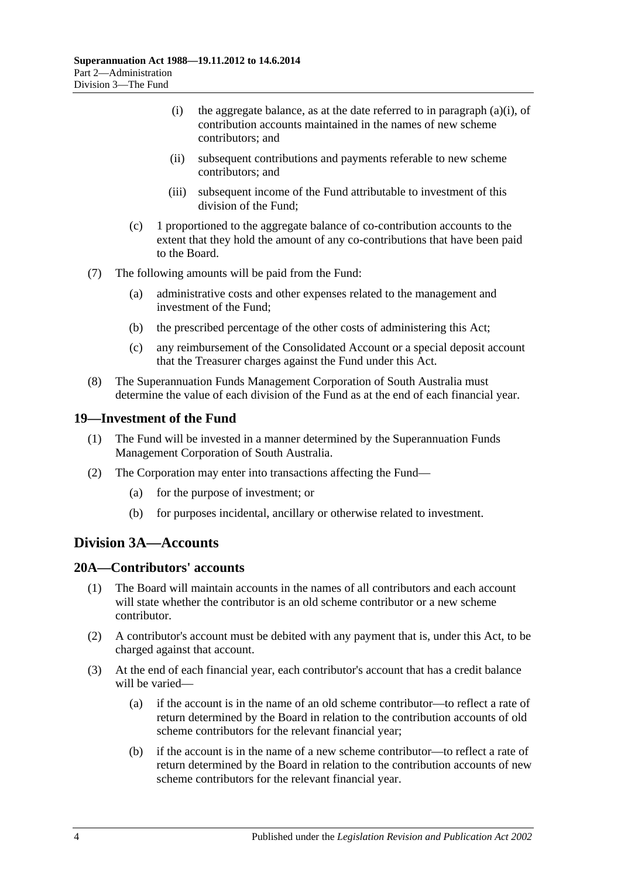- (i) the aggregate balance, as at the date referred to in paragraph (a)(i), of contribution accounts maintained in the names of new scheme contributors; and
- (ii) subsequent contributions and payments referable to new scheme contributors; and
- (iii) subsequent income of the Fund attributable to investment of this division of the Fund;

- (c) 1 proportioned to the aggregate balance of co-contribution accounts to the extent that they hold the amount of any co-contributions that have been paid to the Board.

(7) The following amounts will be paid from the Fund:

- (a) administrative costs and other expenses related to the management and investment of the Fund;
- (b) the prescribed percentage of the other costs of administering this Act;
- (c) any reimbursement of the Consolidated Account or a special deposit account that the Treasurer charges against the Fund under this Act.

(8) The Superannuation Funds Management Corporation of South Australia must determine the value of each division of the Fund as at the end of each financial year.

## 19—Investment of the Fund

(1) The Fund will be invested in a manner determined by the Superannuation Funds Management Corporation of South Australia.

(2) The Corporation may enter into transactions affecting the Fund—

- (a) for the purpose of investment; or
- (b) for purposes incidental, ancillary or otherwise related to investment.

# Division 3A—Accounts

## 20A—Contributors' accounts

(1) The Board will maintain accounts in the names of all contributors and each account will state whether the contributor is an old scheme contributor or a new scheme contributor.

(2) A contributor's account must be debited with any payment that is, under this Act, to be charged against that account.

(3) At the end of each financial year, each contributor's account that has a credit balance will be varied—

- (a) if the account is in the name of an old scheme contributor—to reflect a rate of return determined by the Board in relation to the contribution accounts of old scheme contributors for the relevant financial year;
- (b) if the account is in the name of a new scheme contributor—to reflect a rate of return determined by the Board in relation to the contribution accounts of new scheme contributors for the relevant financial year.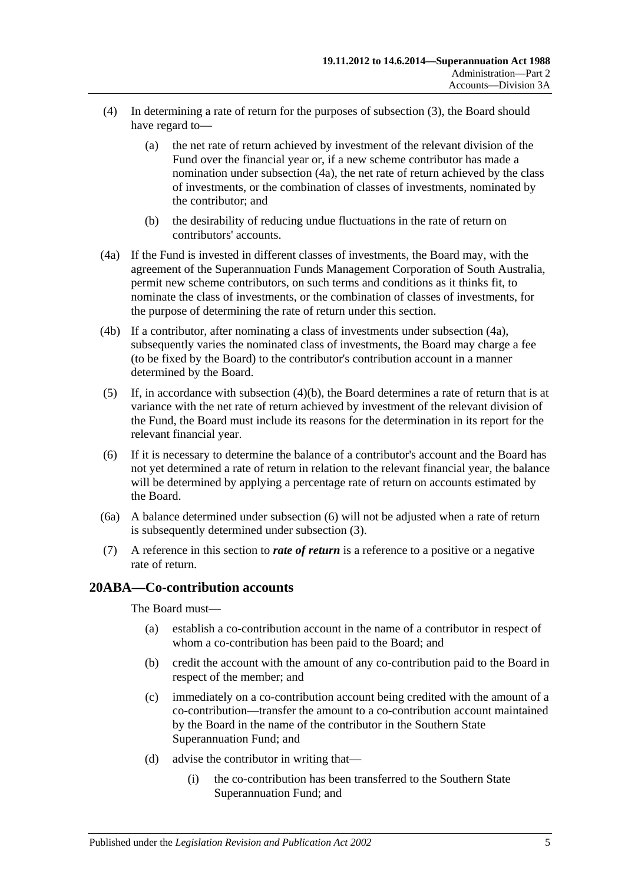(4) In determining a rate of return for the purposes of subsection (3), the Board should have regard to—

(a) the net rate of return achieved by investment of the relevant division of the Fund over the financial year or, if a new scheme contributor has made a nomination under subsection (4a), the net rate of return achieved by the class of investments, or the combination of classes of investments, nominated by the contributor; and

(b) the desirability of reducing undue fluctuations in the rate of return on contributors' accounts.

(4a) If the Fund is invested in different classes of investments, the Board may, with the agreement of the Superannuation Funds Management Corporation of South Australia, permit new scheme contributors, on such terms and conditions as it thinks fit, to nominate the class of investments, or the combination of classes of investments, for the purpose of determining the rate of return under this section.

(4b) If a contributor, after nominating a class of investments under subsection (4a), subsequently varies the nominated class of investments, the Board may charge a fee (to be fixed by the Board) to the contributor's contribution account in a manner determined by the Board.

(5) If, in accordance with subsection (4)(b), the Board determines a rate of return that is at variance with the net rate of return achieved by investment of the relevant division of the Fund, the Board must include its reasons for the determination in its report for the relevant financial year.

(6) If it is necessary to determine the balance of a contributor's account and the Board has not yet determined a rate of return in relation to the relevant financial year, the balance will be determined by applying a percentage rate of return on accounts estimated by the Board.

(6a) A balance determined under subsection (6) will not be adjusted when a rate of return is subsequently determined under subsection (3).

(7) A reference in this section to ***rate of return*** is a reference to a positive or a negative rate of return.

## 20ABA—Co-contribution accounts

The Board must—

(a) establish a co-contribution account in the name of a contributor in respect of whom a co-contribution has been paid to the Board; and

(b) credit the account with the amount of any co-contribution paid to the Board in respect of the member; and

(c) immediately on a co-contribution account being credited with the amount of a co-contribution—transfer the amount to a co-contribution account maintained by the Board in the name of the contributor in the Southern State Superannuation Fund; and

(d) advise the contributor in writing that—

(i) the co-contribution has been transferred to the Southern State Superannuation Fund; and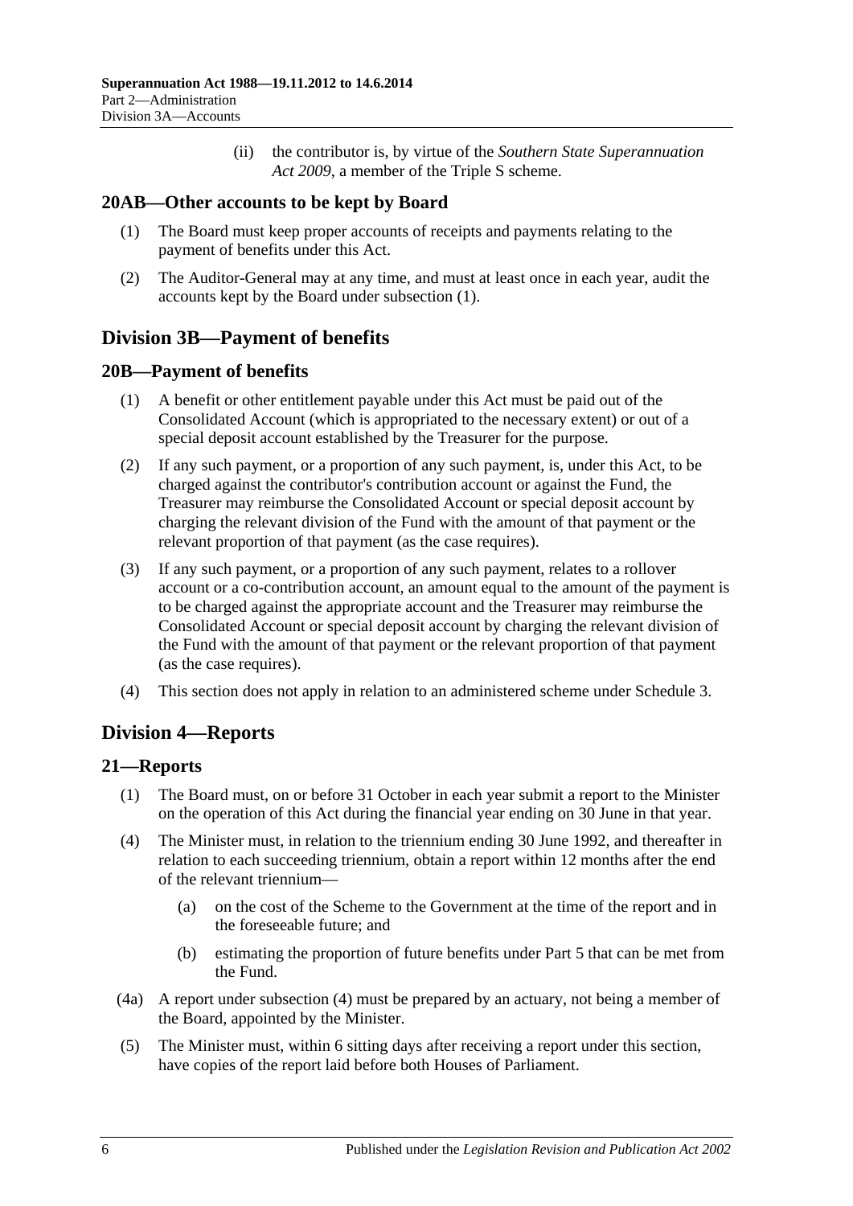(ii) the contributor is, by virtue of the *Southern State Superannuation Act 2009*, a member of the Triple S scheme.

## 20AB—Other accounts to be kept by Board

(1) The Board must keep proper accounts of receipts and payments relating to the payment of benefits under this Act.

(2) The Auditor-General may at any time, and must at least once in each year, audit the accounts kept by the Board under subsection (1).

# Division 3B—Payment of benefits

## 20B—Payment of benefits

(1) A benefit or other entitlement payable under this Act must be paid out of the Consolidated Account (which is appropriated to the necessary extent) or out of a special deposit account established by the Treasurer for the purpose.

(2) If any such payment, or a proportion of any such payment, is, under this Act, to be charged against the contributor's contribution account or against the Fund, the Treasurer may reimburse the Consolidated Account or special deposit account by charging the relevant division of the Fund with the amount of that payment or the relevant proportion of that payment (as the case requires).

(3) If any such payment, or a proportion of any such payment, relates to a rollover account or a co-contribution account, an amount equal to the amount of the payment is to be charged against the appropriate account and the Treasurer may reimburse the Consolidated Account or special deposit account by charging the relevant division of the Fund with the amount of that payment or the relevant proportion of that payment (as the case requires).

(4) This section does not apply in relation to an administered scheme under Schedule 3.

# Division 4—Reports

## 21—Reports

(1) The Board must, on or before 31 October in each year submit a report to the Minister on the operation of this Act during the financial year ending on 30 June in that year.

(4) The Minister must, in relation to the triennium ending 30 June 1992, and thereafter in relation to each succeeding triennium, obtain a report within 12 months after the end of the relevant triennium—

(a) on the cost of the Scheme to the Government at the time of the report and in the foreseeable future; and

(b) estimating the proportion of future benefits under Part 5 that can be met from the Fund.

(4a) A report under subsection (4) must be prepared by an actuary, not being a member of the Board, appointed by the Minister.

(5) The Minister must, within 6 sitting days after receiving a report under this section, have copies of the report laid before both Houses of Parliament.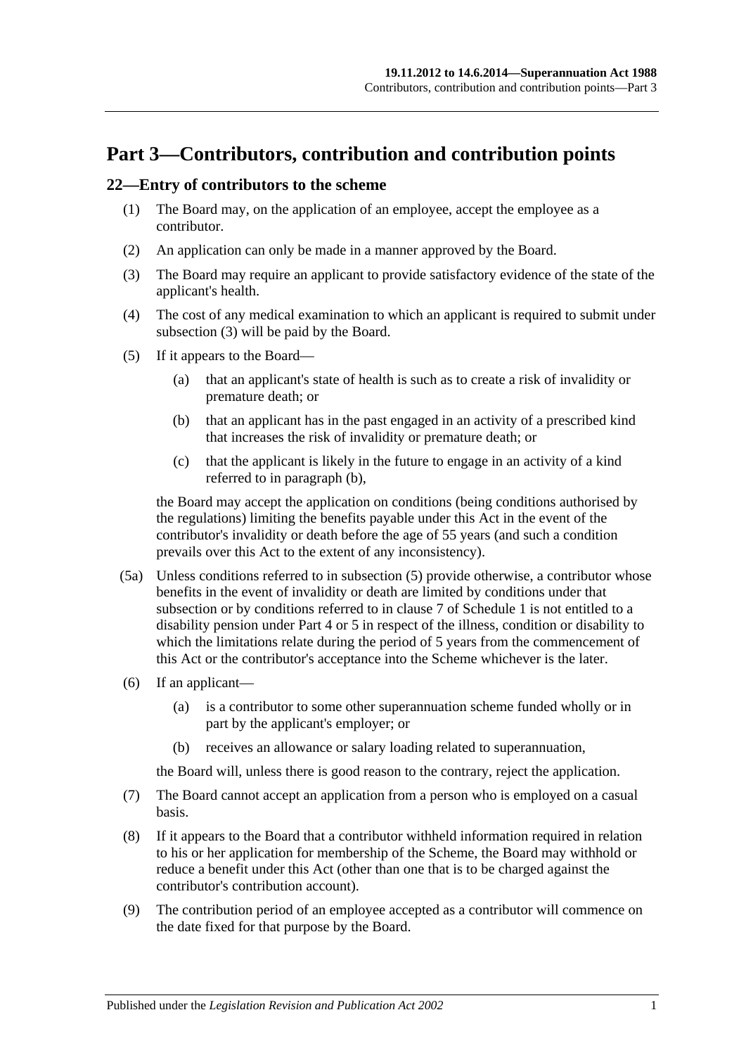# Part 3—Contributors, contribution and contribution points

## 22—Entry of contributors to the scheme

(1) The Board may, on the application of an employee, accept the employee as a contributor.

(2) An application can only be made in a manner approved by the Board.

(3) The Board may require an applicant to provide satisfactory evidence of the state of the applicant's health.

(4) The cost of any medical examination to which an applicant is required to submit under subsection (3) will be paid by the Board.

(5) If it appears to the Board—

- (a) that an applicant's state of health is such as to create a risk of invalidity or premature death; or
- (b) that an applicant has in the past engaged in an activity of a prescribed kind that increases the risk of invalidity or premature death; or
- (c) that the applicant is likely in the future to engage in an activity of a kind referred to in paragraph (b),

the Board may accept the application on conditions (being conditions authorised by the regulations) limiting the benefits payable under this Act in the event of the contributor's invalidity or death before the age of 55 years (and such a condition prevails over this Act to the extent of any inconsistency).

(5a) Unless conditions referred to in subsection (5) provide otherwise, a contributor whose benefits in the event of invalidity or death are limited by conditions under that subsection or by conditions referred to in clause 7 of Schedule 1 is not entitled to a disability pension under Part 4 or 5 in respect of the illness, condition or disability to which the limitations relate during the period of 5 years from the commencement of this Act or the contributor's acceptance into the Scheme whichever is the later.

(6) If an applicant—

- (a) is a contributor to some other superannuation scheme funded wholly or in part by the applicant's employer; or
- (b) receives an allowance or salary loading related to superannuation,

the Board will, unless there is good reason to the contrary, reject the application.

(7) The Board cannot accept an application from a person who is employed on a casual basis.

(8) If it appears to the Board that a contributor withheld information required in relation to his or her application for membership of the Scheme, the Board may withhold or reduce a benefit under this Act (other than one that is to be charged against the contributor's contribution account).

(9) The contribution period of an employee accepted as a contributor will commence on the date fixed for that purpose by the Board.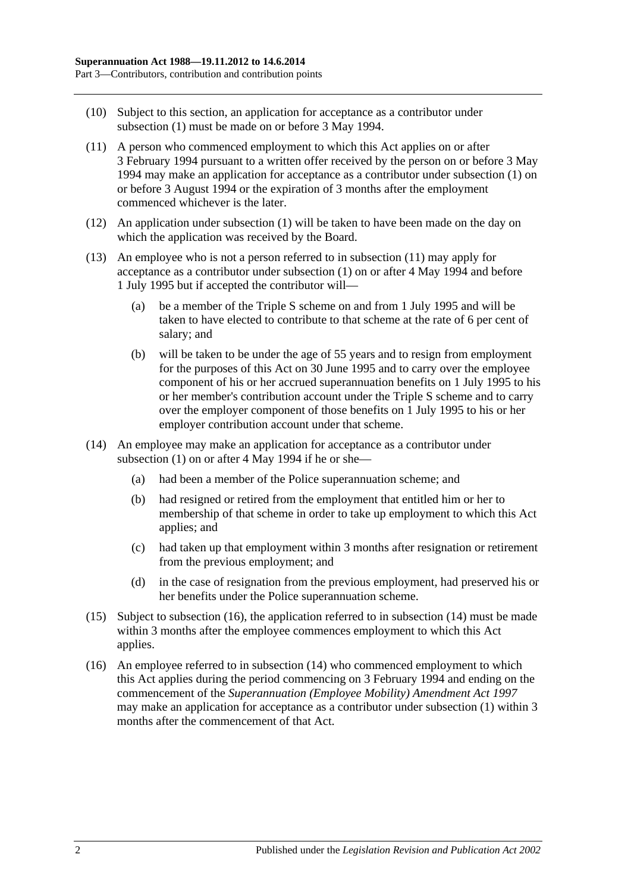(10) Subject to this section, an application for acceptance as a contributor under subsection (1) must be made on or before 3 May 1994.

(11) A person who commenced employment to which this Act applies on or after 3 February 1994 pursuant to a written offer received by the person on or before 3 May 1994 may make an application for acceptance as a contributor under subsection (1) on or before 3 August 1994 or the expiration of 3 months after the employment commenced whichever is the later.

(12) An application under subsection (1) will be taken to have been made on the day on which the application was received by the Board.

(13) An employee who is not a person referred to in subsection (11) may apply for acceptance as a contributor under subsection (1) on or after 4 May 1994 and before 1 July 1995 but if accepted the contributor will—

- (a) be a member of the Triple S scheme on and from 1 July 1995 and will be taken to have elected to contribute to that scheme at the rate of 6 per cent of salary; and
- (b) will be taken to be under the age of 55 years and to resign from employment for the purposes of this Act on 30 June 1995 and to carry over the employee component of his or her accrued superannuation benefits on 1 July 1995 to his or her member's contribution account under the Triple S scheme and to carry over the employer component of those benefits on 1 July 1995 to his or her employer contribution account under that scheme.

(14) An employee may make an application for acceptance as a contributor under subsection (1) on or after 4 May 1994 if he or she—

- (a) had been a member of the Police superannuation scheme; and
- (b) had resigned or retired from the employment that entitled him or her to membership of that scheme in order to take up employment to which this Act applies; and
- (c) had taken up that employment within 3 months after resignation or retirement from the previous employment; and
- (d) in the case of resignation from the previous employment, had preserved his or her benefits under the Police superannuation scheme.

(15) Subject to subsection (16), the application referred to in subsection (14) must be made within 3 months after the employee commences employment to which this Act applies.

(16) An employee referred to in subsection (14) who commenced employment to which this Act applies during the period commencing on 3 February 1994 and ending on the commencement of the *Superannuation (Employee Mobility) Amendment Act 1997* may make an application for acceptance as a contributor under subsection (1) within 3 months after the commencement of that Act.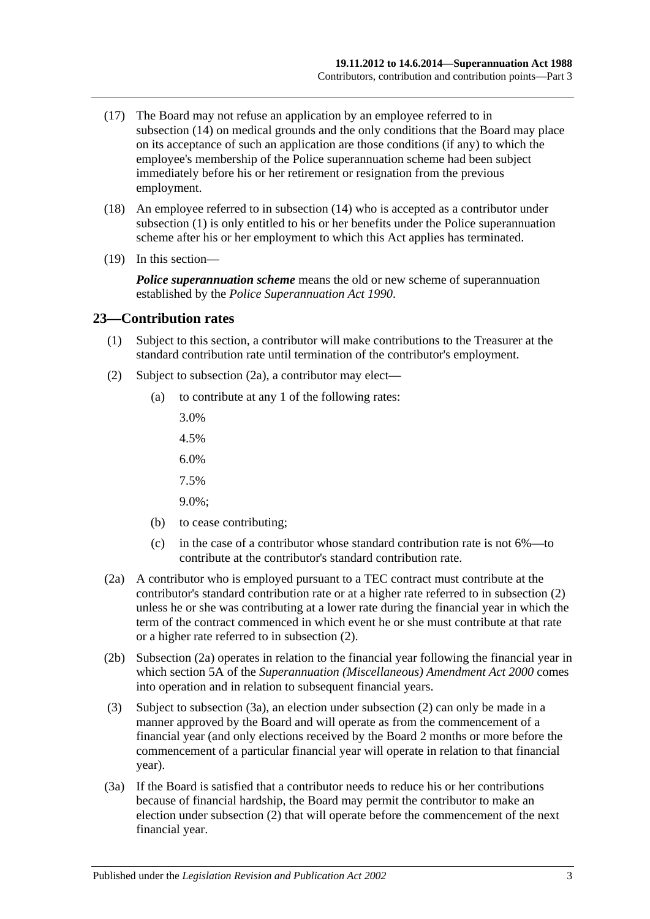(17) The Board may not refuse an application by an employee referred to in subsection (14) on medical grounds and the only conditions that the Board may place on its acceptance of such an application are those conditions (if any) to which the employee's membership of the Police superannuation scheme had been subject immediately before his or her retirement or resignation from the previous employment.

(18) An employee referred to in subsection (14) who is accepted as a contributor under subsection (1) is only entitled to his or her benefits under the Police superannuation scheme after his or her employment to which this Act applies has terminated.

(19) In this section—

***Police superannuation scheme*** means the old or new scheme of superannuation established by the *Police Superannuation Act 1990*.

## 23—Contribution rates

(1) Subject to this section, a contributor will make contributions to the Treasurer at the standard contribution rate until termination of the contributor's employment.

(2) Subject to subsection (2a), a contributor may elect—

(a) to contribute at any 1 of the following rates:

3.0%

4.5%

6.0%

7.5%

9.0%;

(b) to cease contributing;

(c) in the case of a contributor whose standard contribution rate is not 6%—to contribute at the contributor's standard contribution rate.

(2a) A contributor who is employed pursuant to a TEC contract must contribute at the contributor's standard contribution rate or at a higher rate referred to in subsection (2) unless he or she was contributing at a lower rate during the financial year in which the term of the contract commenced in which event he or she must contribute at that rate or a higher rate referred to in subsection (2).

(2b) Subsection (2a) operates in relation to the financial year following the financial year in which section 5A of the *Superannuation (Miscellaneous) Amendment Act 2000* comes into operation and in relation to subsequent financial years.

(3) Subject to subsection (3a), an election under subsection (2) can only be made in a manner approved by the Board and will operate as from the commencement of a financial year (and only elections received by the Board 2 months or more before the commencement of a particular financial year will operate in relation to that financial year).

(3a) If the Board is satisfied that a contributor needs to reduce his or her contributions because of financial hardship, the Board may permit the contributor to make an election under subsection (2) that will operate before the commencement of the next financial year.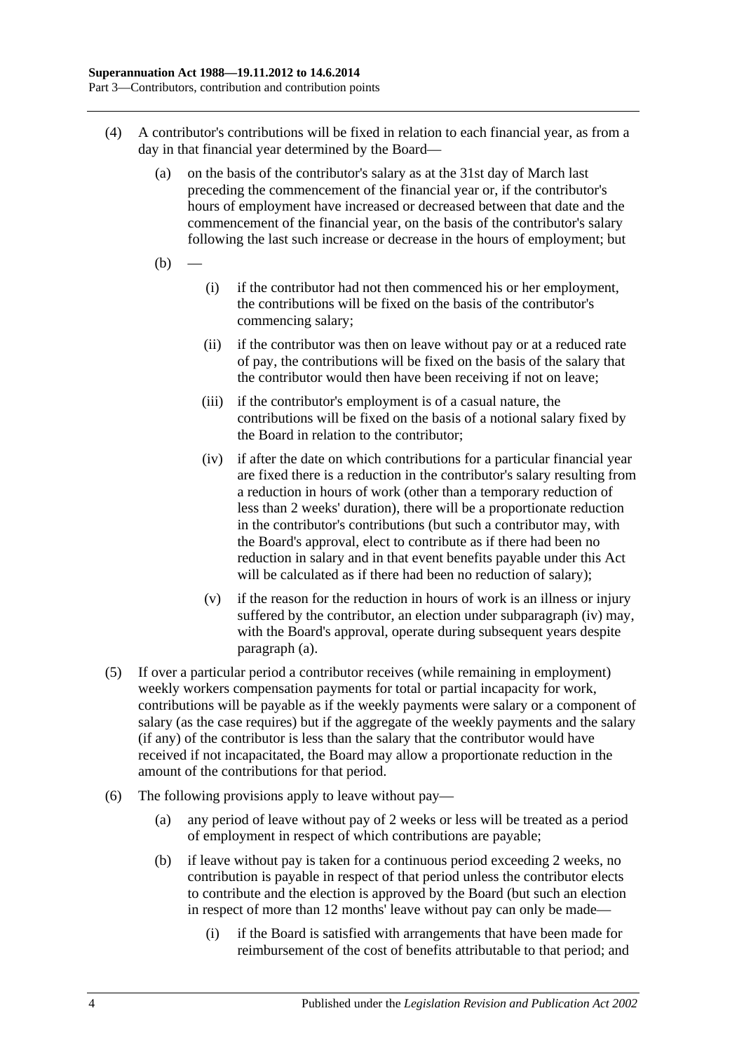(4) A contributor's contributions will be fixed in relation to each financial year, as from a day in that financial year determined by the Board—

(a) on the basis of the contributor's salary as at the 31st day of March last preceding the commencement of the financial year or, if the contributor's hours of employment have increased or decreased between that date and the commencement of the financial year, on the basis of the contributor's salary following the last such increase or decrease in the hours of employment; but

(b) —

(i) if the contributor had not then commenced his or her employment, the contributions will be fixed on the basis of the contributor's commencing salary;

(ii) if the contributor was then on leave without pay or at a reduced rate of pay, the contributions will be fixed on the basis of the salary that the contributor would then have been receiving if not on leave;

(iii) if the contributor's employment is of a casual nature, the contributions will be fixed on the basis of a notional salary fixed by the Board in relation to the contributor;

(iv) if after the date on which contributions for a particular financial year are fixed there is a reduction in the contributor's salary resulting from a reduction in hours of work (other than a temporary reduction of less than 2 weeks' duration), there will be a proportionate reduction in the contributor's contributions (but such a contributor may, with the Board's approval, elect to contribute as if there had been no reduction in salary and in that event benefits payable under this Act will be calculated as if there had been no reduction of salary);

(v) if the reason for the reduction in hours of work is an illness or injury suffered by the contributor, an election under subparagraph (iv) may, with the Board's approval, operate during subsequent years despite paragraph (a).

(5) If over a particular period a contributor receives (while remaining in employment) weekly workers compensation payments for total or partial incapacity for work, contributions will be payable as if the weekly payments were salary or a component of salary (as the case requires) but if the aggregate of the weekly payments and the salary (if any) of the contributor is less than the salary that the contributor would have received if not incapacitated, the Board may allow a proportionate reduction in the amount of the contributions for that period.

(6) The following provisions apply to leave without pay—

(a) any period of leave without pay of 2 weeks or less will be treated as a period of employment in respect of which contributions are payable;

(b) if leave without pay is taken for a continuous period exceeding 2 weeks, no contribution is payable in respect of that period unless the contributor elects to contribute and the election is approved by the Board (but such an election in respect of more than 12 months' leave without pay can only be made—

(i) if the Board is satisfied with arrangements that have been made for reimbursement of the cost of benefits attributable to that period; and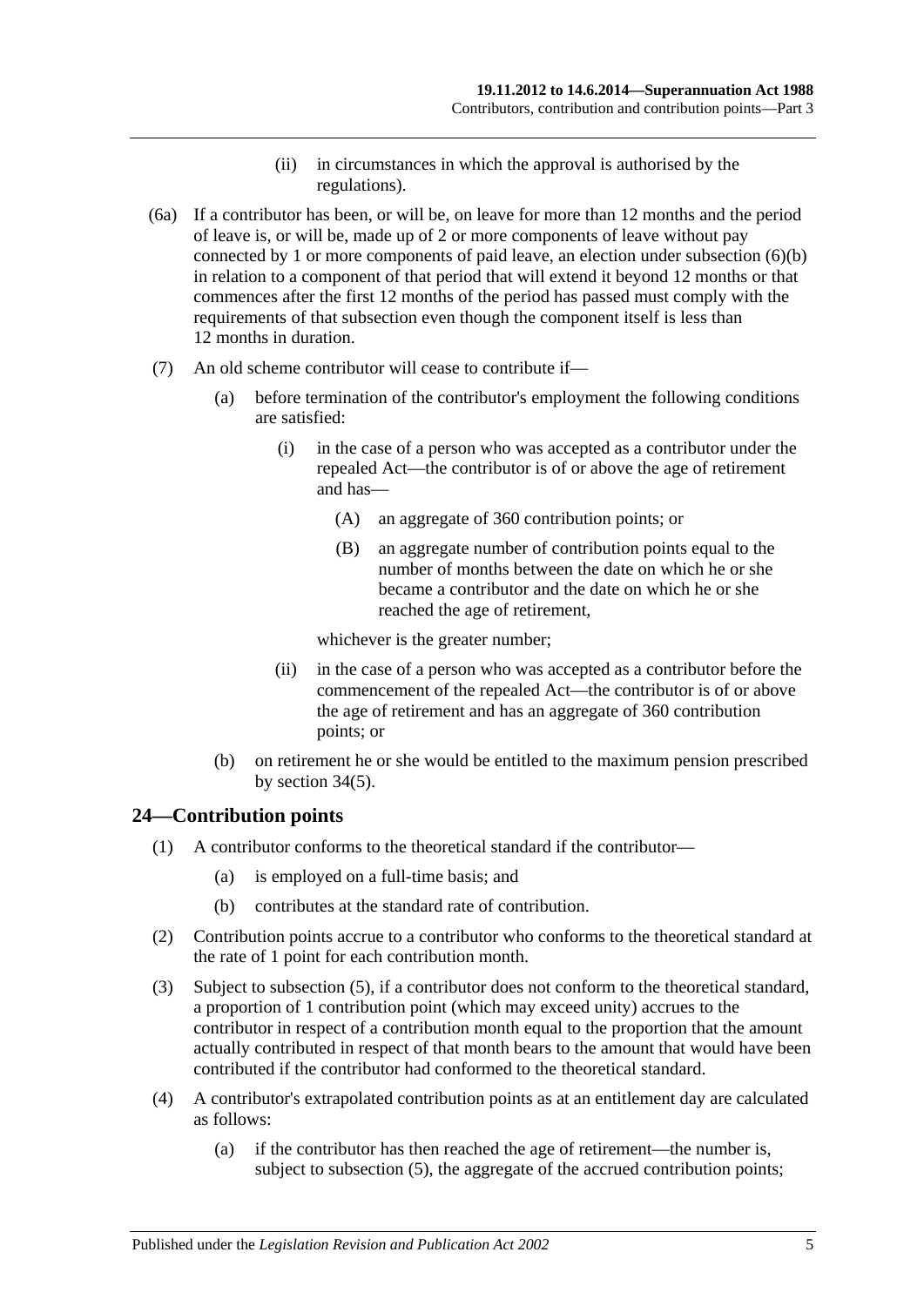(ii) in circumstances in which the approval is authorised by the regulations).

(6a) If a contributor has been, or will be, on leave for more than 12 months and the period of leave is, or will be, made up of 2 or more components of leave without pay connected by 1 or more components of paid leave, an election under subsection (6)(b) in relation to a component of that period that will extend it beyond 12 months or that commences after the first 12 months of the period has passed must comply with the requirements of that subsection even though the component itself is less than 12 months in duration.

(7) An old scheme contributor will cease to contribute if—

(a) before termination of the contributor's employment the following conditions are satisfied:

(i) in the case of a person who was accepted as a contributor under the repealed Act—the contributor is of or above the age of retirement and has—

(A) an aggregate of 360 contribution points; or

(B) an aggregate number of contribution points equal to the number of months between the date on which he or she became a contributor and the date on which he or she reached the age of retirement,

whichever is the greater number;

(ii) in the case of a person who was accepted as a contributor before the commencement of the repealed Act—the contributor is of or above the age of retirement and has an aggregate of 360 contribution points; or

(b) on retirement he or she would be entitled to the maximum pension prescribed by section 34(5).

## 24—Contribution points

(1) A contributor conforms to the theoretical standard if the contributor—

(a) is employed on a full-time basis; and

(b) contributes at the standard rate of contribution.

(2) Contribution points accrue to a contributor who conforms to the theoretical standard at the rate of 1 point for each contribution month.

(3) Subject to subsection (5), if a contributor does not conform to the theoretical standard, a proportion of 1 contribution point (which may exceed unity) accrues to the contributor in respect of a contribution month equal to the proportion that the amount actually contributed in respect of that month bears to the amount that would have been contributed if the contributor had conformed to the theoretical standard.

(4) A contributor's extrapolated contribution points as at an entitlement day are calculated as follows:

(a) if the contributor has then reached the age of retirement—the number is, subject to subsection (5), the aggregate of the accrued contribution points;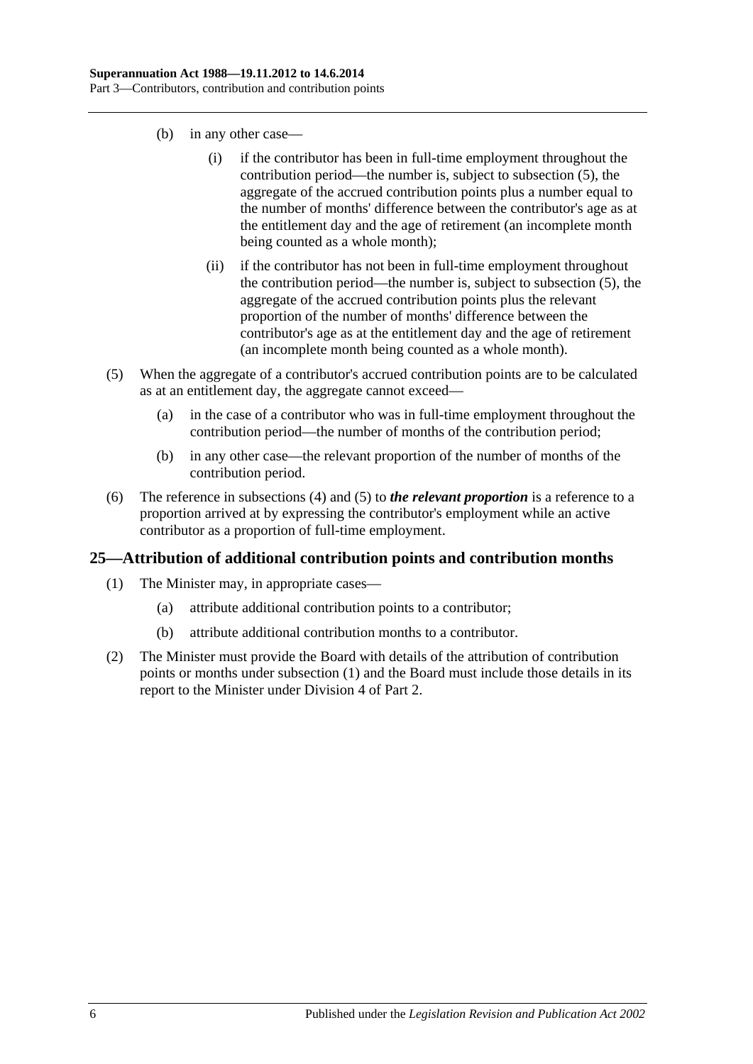(b) in any other case—

(i) if the contributor has been in full-time employment throughout the contribution period—the number is, subject to subsection (5), the aggregate of the accrued contribution points plus a number equal to the number of months' difference between the contributor's age as at the entitlement day and the age of retirement (an incomplete month being counted as a whole month);

(ii) if the contributor has not been in full-time employment throughout the contribution period—the number is, subject to subsection (5), the aggregate of the accrued contribution points plus the relevant proportion of the number of months' difference between the contributor's age as at the entitlement day and the age of retirement (an incomplete month being counted as a whole month).

(5) When the aggregate of a contributor's accrued contribution points are to be calculated as at an entitlement day, the aggregate cannot exceed—

(a) in the case of a contributor who was in full-time employment throughout the contribution period—the number of months of the contribution period;

(b) in any other case—the relevant proportion of the number of months of the contribution period.

(6) The reference in subsections (4) and (5) to ***the relevant proportion*** is a reference to a proportion arrived at by expressing the contributor's employment while an active contributor as a proportion of full-time employment.

## 25—Attribution of additional contribution points and contribution months

(1) The Minister may, in appropriate cases—

(a) attribute additional contribution points to a contributor;

(b) attribute additional contribution months to a contributor.

(2) The Minister must provide the Board with details of the attribution of contribution points or months under subsection (1) and the Board must include those details in its report to the Minister under Division 4 of Part 2.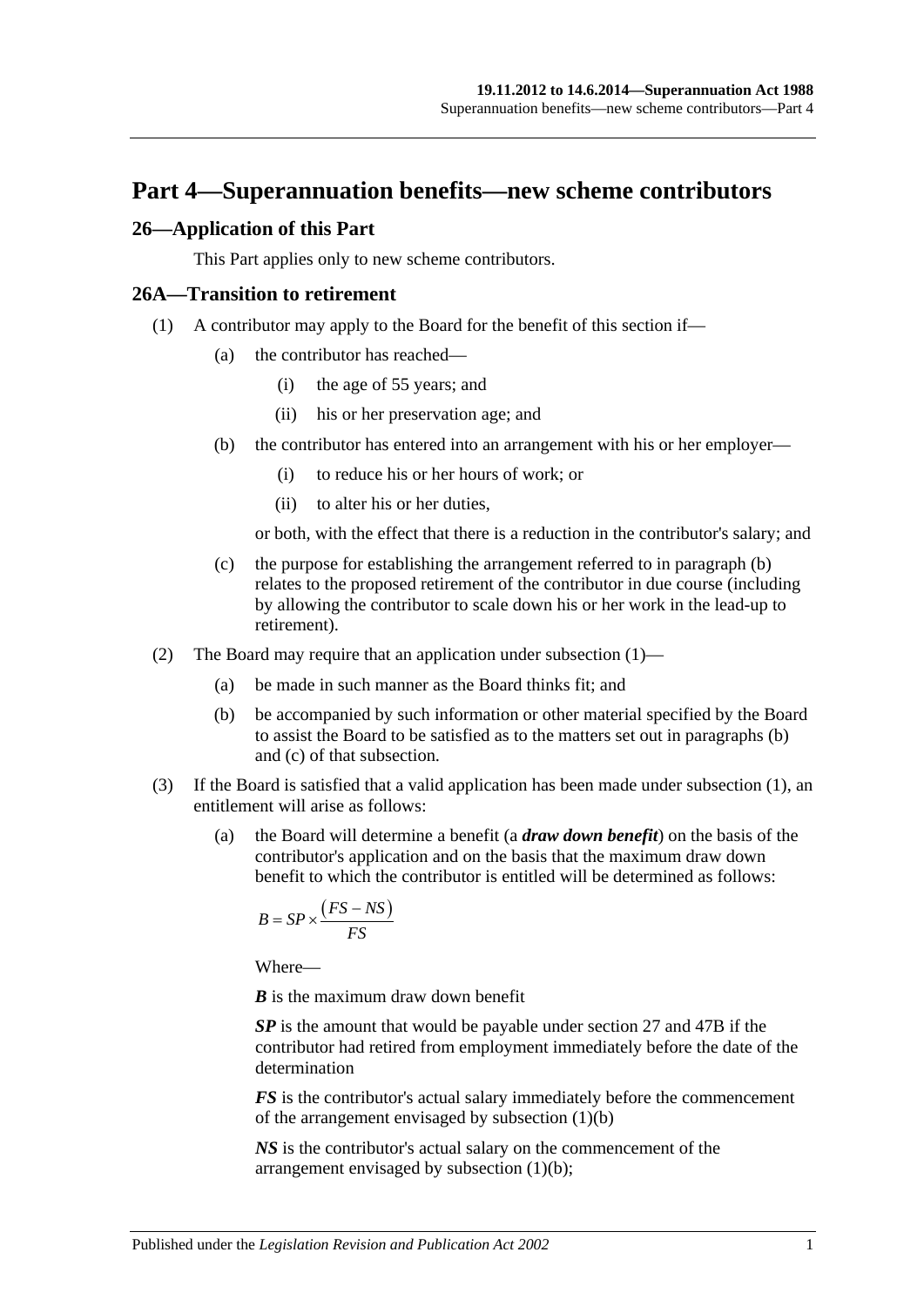# Part 4—Superannuation benefits—new scheme contributors

## 26—Application of this Part

This Part applies only to new scheme contributors.

## 26A—Transition to retirement

(1) A contributor may apply to the Board for the benefit of this section if—

(a) the contributor has reached—

(i) the age of 55 years; and

(ii) his or her preservation age; and

(b) the contributor has entered into an arrangement with his or her employer—

(i) to reduce his or her hours of work; or

(ii) to alter his or her duties,

or both, with the effect that there is a reduction in the contributor's salary; and

(c) the purpose for establishing the arrangement referred to in paragraph (b) relates to the proposed retirement of the contributor in due course (including by allowing the contributor to scale down his or her work in the lead-up to retirement).

(2) The Board may require that an application under subsection (1)—

(a) be made in such manner as the Board thinks fit; and

(b) be accompanied by such information or other material specified by the Board to assist the Board to be satisfied as to the matters set out in paragraphs (b) and (c) of that subsection.

(3) If the Board is satisfied that a valid application has been made under subsection (1), an entitlement will arise as follows:

(a) the Board will determine a benefit (a ***draw down benefit***) on the basis of the contributor's application and on the basis that the maximum draw down benefit to which the contributor is entitled will be determined as follows:

$$B = SP \times \frac{(FS - NS)}{FS}$$

Where—

***B*** is the maximum draw down benefit

***SP*** is the amount that would be payable under section 27 and 47B if the contributor had retired from employment immediately before the date of the determination

***FS*** is the contributor's actual salary immediately before the commencement of the arrangement envisaged by subsection (1)(b)

***NS*** is the contributor's actual salary on the commencement of the arrangement envisaged by subsection (1)(b);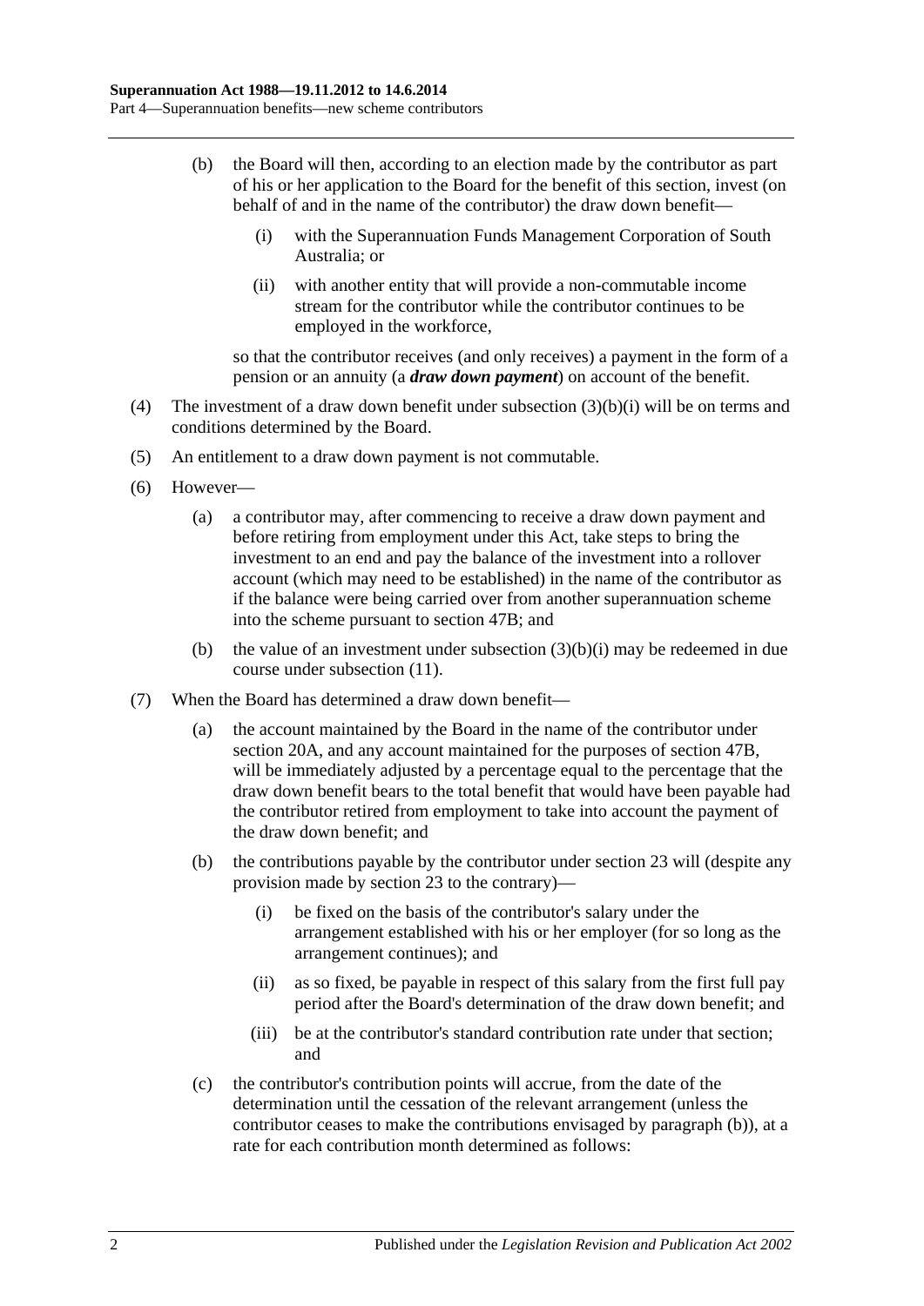(b) the Board will then, according to an election made by the contributor as part of his or her application to the Board for the benefit of this section, invest (on behalf of and in the name of the contributor) the draw down benefit—

(i) with the Superannuation Funds Management Corporation of South Australia; or

(ii) with another entity that will provide a non-commutable income stream for the contributor while the contributor continues to be employed in the workforce,

so that the contributor receives (and only receives) a payment in the form of a pension or an annuity (a ***draw down payment***) on account of the benefit.

(4) The investment of a draw down benefit under subsection (3)(b)(i) will be on terms and conditions determined by the Board.

(5) An entitlement to a draw down payment is not commutable.

(6) However—

(a) a contributor may, after commencing to receive a draw down payment and before retiring from employment under this Act, take steps to bring the investment to an end and pay the balance of the investment into a rollover account (which may need to be established) in the name of the contributor as if the balance were being carried over from another superannuation scheme into the scheme pursuant to section 47B; and

(b) the value of an investment under subsection (3)(b)(i) may be redeemed in due course under subsection (11).

(7) When the Board has determined a draw down benefit—

(a) the account maintained by the Board in the name of the contributor under section 20A, and any account maintained for the purposes of section 47B, will be immediately adjusted by a percentage equal to the percentage that the draw down benefit bears to the total benefit that would have been payable had the contributor retired from employment to take into account the payment of the draw down benefit; and

(b) the contributions payable by the contributor under section 23 will (despite any provision made by section 23 to the contrary)—

(i) be fixed on the basis of the contributor's salary under the arrangement established with his or her employer (for so long as the arrangement continues); and

(ii) as so fixed, be payable in respect of this salary from the first full pay period after the Board's determination of the draw down benefit; and

(iii) be at the contributor's standard contribution rate under that section; and

(c) the contributor's contribution points will accrue, from the date of the determination until the cessation of the relevant arrangement (unless the contributor ceases to make the contributions envisaged by paragraph (b)), at a rate for each contribution month determined as follows: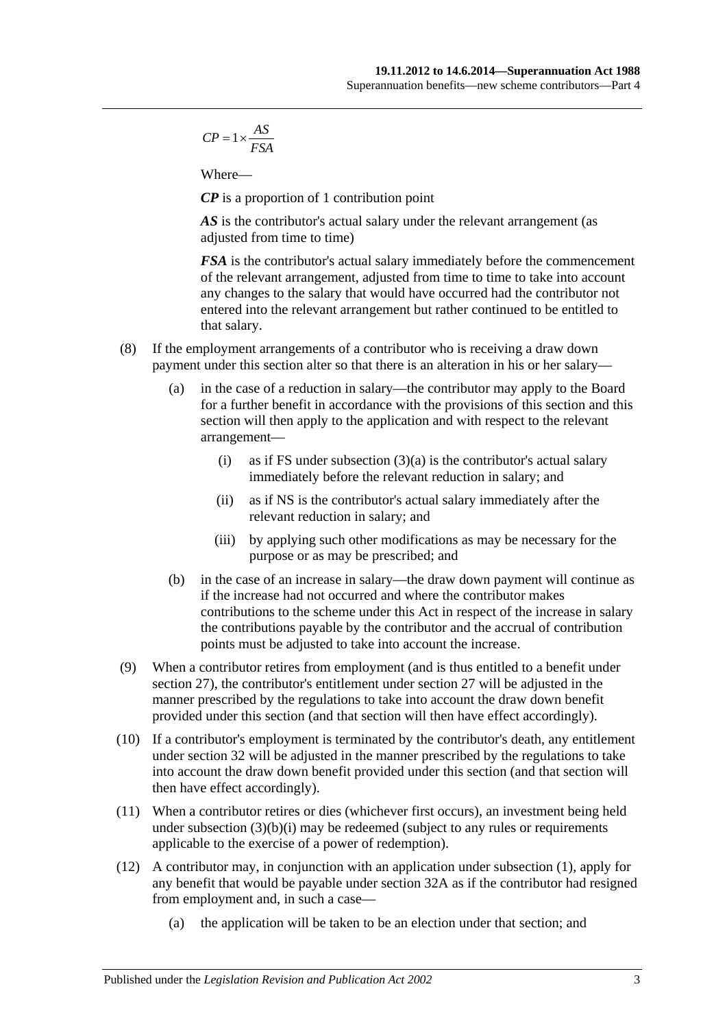$$CP = 1 \times \frac{AS}{FSA}$$

Where—

***CP*** is a proportion of 1 contribution point

***AS*** is the contributor's actual salary under the relevant arrangement (as adjusted from time to time)

***FSA*** is the contributor's actual salary immediately before the commencement of the relevant arrangement, adjusted from time to time to take into account any changes to the salary that would have occurred had the contributor not entered into the relevant arrangement but rather continued to be entitled to that salary.

(8) If the employment arrangements of a contributor who is receiving a draw down payment under this section alter so that there is an alteration in his or her salary—

(a) in the case of a reduction in salary—the contributor may apply to the Board for a further benefit in accordance with the provisions of this section and this section will then apply to the application and with respect to the relevant arrangement—

(i) as if FS under subsection (3)(a) is the contributor's actual salary immediately before the relevant reduction in salary; and

(ii) as if NS is the contributor's actual salary immediately after the relevant reduction in salary; and

(iii) by applying such other modifications as may be necessary for the purpose or as may be prescribed; and

(b) in the case of an increase in salary—the draw down payment will continue as if the increase had not occurred and where the contributor makes contributions to the scheme under this Act in respect of the increase in salary the contributions payable by the contributor and the accrual of contribution points must be adjusted to take into account the increase.

(9) When a contributor retires from employment (and is thus entitled to a benefit under section 27), the contributor's entitlement under section 27 will be adjusted in the manner prescribed by the regulations to take into account the draw down benefit provided under this section (and that section will then have effect accordingly).

(10) If a contributor's employment is terminated by the contributor's death, any entitlement under section 32 will be adjusted in the manner prescribed by the regulations to take into account the draw down benefit provided under this section (and that section will then have effect accordingly).

(11) When a contributor retires or dies (whichever first occurs), an investment being held under subsection (3)(b)(i) may be redeemed (subject to any rules or requirements applicable to the exercise of a power of redemption).

(12) A contributor may, in conjunction with an application under subsection (1), apply for any benefit that would be payable under section 32A as if the contributor had resigned from employment and, in such a case—

(a) the application will be taken to be an election under that section; and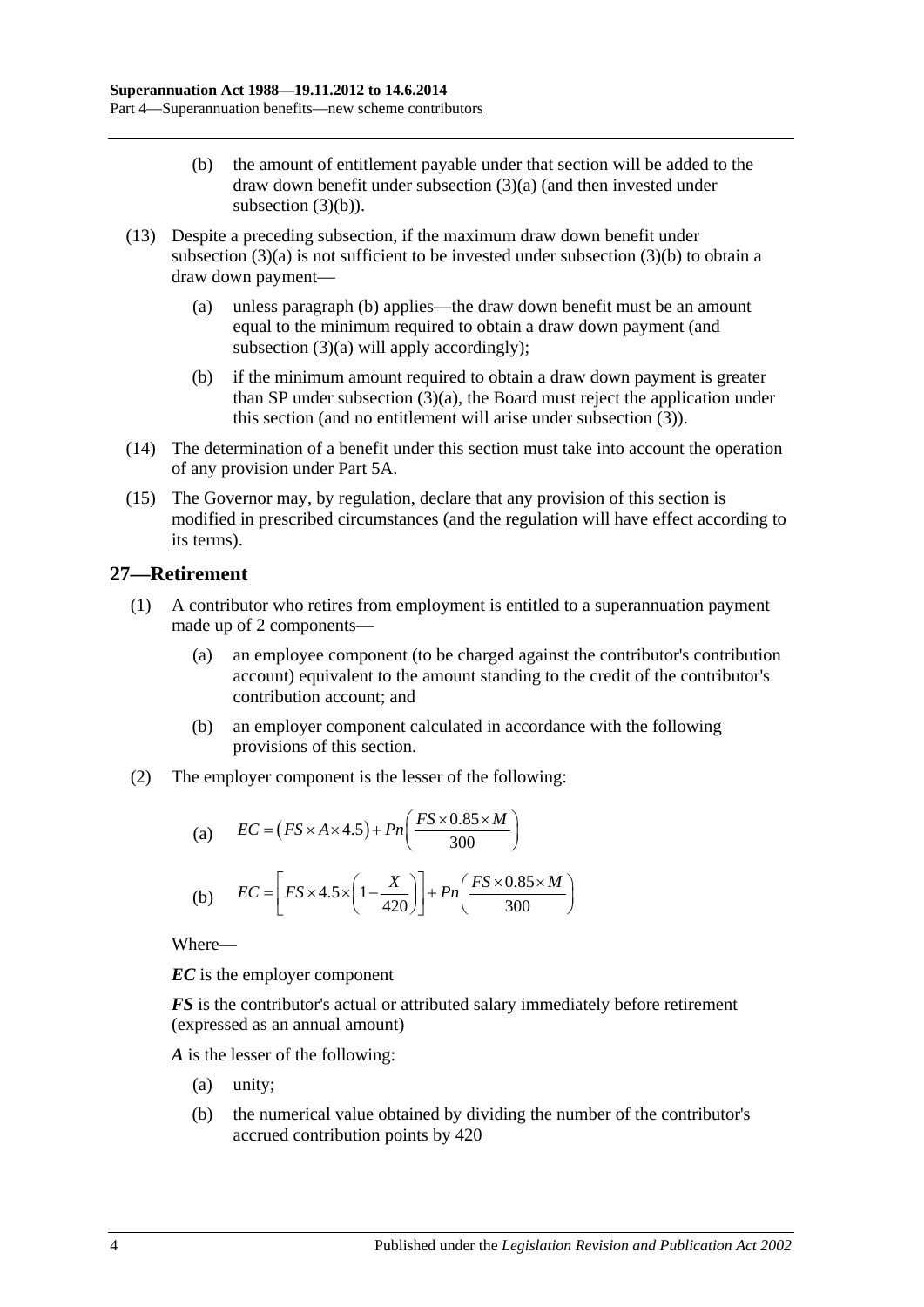(b) the amount of entitlement payable under that section will be added to the draw down benefit under subsection (3)(a) (and then invested under subsection (3)(b)).

(13) Despite a preceding subsection, if the maximum draw down benefit under subsection (3)(a) is not sufficient to be invested under subsection (3)(b) to obtain a draw down payment—

(a) unless paragraph (b) applies—the draw down benefit must be an amount equal to the minimum required to obtain a draw down payment (and subsection (3)(a) will apply accordingly);

(b) if the minimum amount required to obtain a draw down payment is greater than SP under subsection (3)(a), the Board must reject the application under this section (and no entitlement will arise under subsection (3)).

(14) The determination of a benefit under this section must take into account the operation of any provision under Part 5A.

(15) The Governor may, by regulation, declare that any provision of this section is modified in prescribed circumstances (and the regulation will have effect according to its terms).

## 27—Retirement

(1) A contributor who retires from employment is entitled to a superannuation payment made up of 2 components—

(a) an employee component (to be charged against the contributor's contribution account) equivalent to the amount standing to the credit of the contributor's contribution account; and

(b) an employer component calculated in accordance with the following provisions of this section.

(2) The employer component is the lesser of the following:

(a) $$EC = \left(FS \times A \times 4.5\right) + Pn\left(\frac{FS \times 0.85 \times M}{300}\right)$$

(b) $$EC = \left[FS \times 4.5 \times \left(1 - \frac{X}{420}\right)\right] + Pn\left(\frac{FS \times 0.85 \times M}{300}\right)$$

Where—

***EC*** is the employer component

***FS*** is the contributor's actual or attributed salary immediately before retirement (expressed as an annual amount)

***A*** is the lesser of the following:

(a) unity;

(b) the numerical value obtained by dividing the number of the contributor's accrued contribution points by 420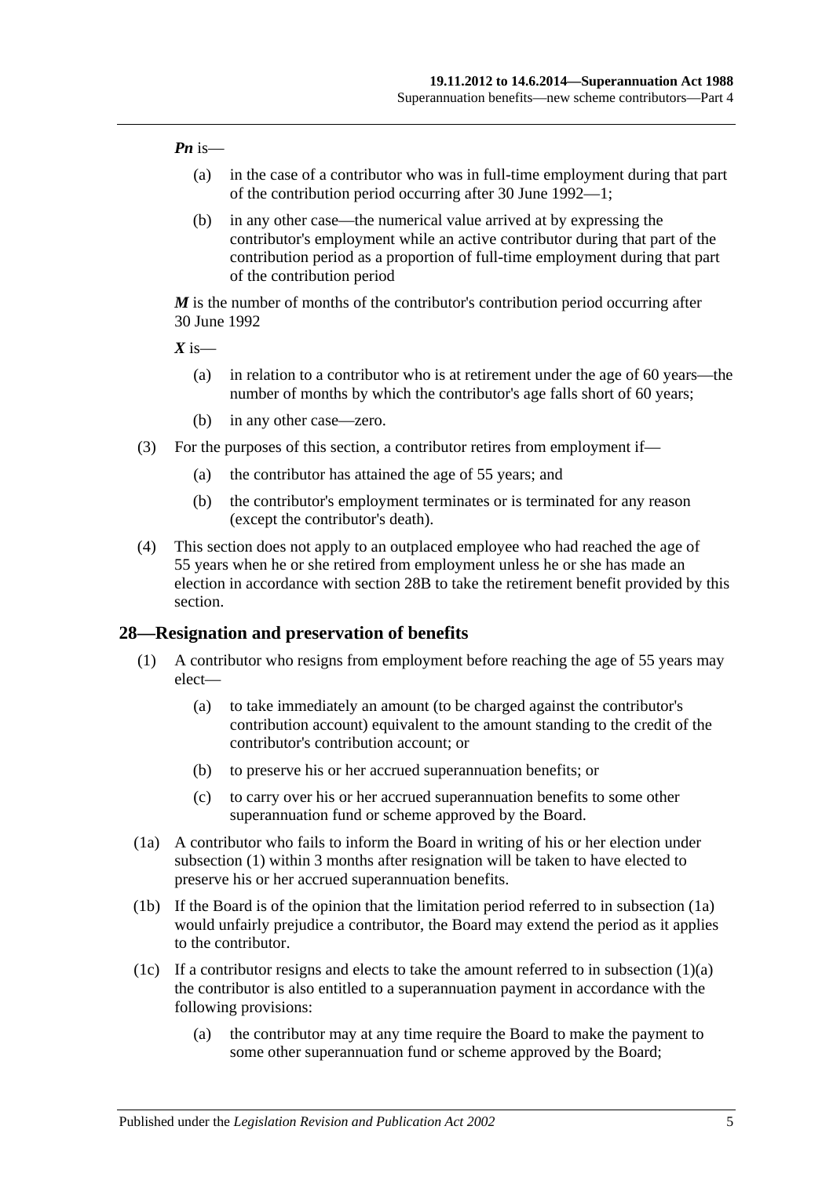***Pn*** is—

(a) in the case of a contributor who was in full-time employment during that part of the contribution period occurring after 30 June 1992—1;

(b) in any other case—the numerical value arrived at by expressing the contributor's employment while an active contributor during that part of the contribution period as a proportion of full-time employment during that part of the contribution period

***M*** is the number of months of the contributor's contribution period occurring after 30 June 1992

***X*** is—

(a) in relation to a contributor who is at retirement under the age of 60 years—the number of months by which the contributor's age falls short of 60 years;

(b) in any other case—zero.

(3) For the purposes of this section, a contributor retires from employment if—

(a) the contributor has attained the age of 55 years; and

(b) the contributor's employment terminates or is terminated for any reason (except the contributor's death).

(4) This section does not apply to an outplaced employee who had reached the age of 55 years when he or she retired from employment unless he or she has made an election in accordance with section 28B to take the retirement benefit provided by this section.

## 28—Resignation and preservation of benefits

(1) A contributor who resigns from employment before reaching the age of 55 years may elect—

(a) to take immediately an amount (to be charged against the contributor's contribution account) equivalent to the amount standing to the credit of the contributor's contribution account; or

(b) to preserve his or her accrued superannuation benefits; or

(c) to carry over his or her accrued superannuation benefits to some other superannuation fund or scheme approved by the Board.

(1a) A contributor who fails to inform the Board in writing of his or her election under subsection (1) within 3 months after resignation will be taken to have elected to preserve his or her accrued superannuation benefits.

(1b) If the Board is of the opinion that the limitation period referred to in subsection (1a) would unfairly prejudice a contributor, the Board may extend the period as it applies to the contributor.

(1c) If a contributor resigns and elects to take the amount referred to in subsection (1)(a) the contributor is also entitled to a superannuation payment in accordance with the following provisions:

(a) the contributor may at any time require the Board to make the payment to some other superannuation fund or scheme approved by the Board;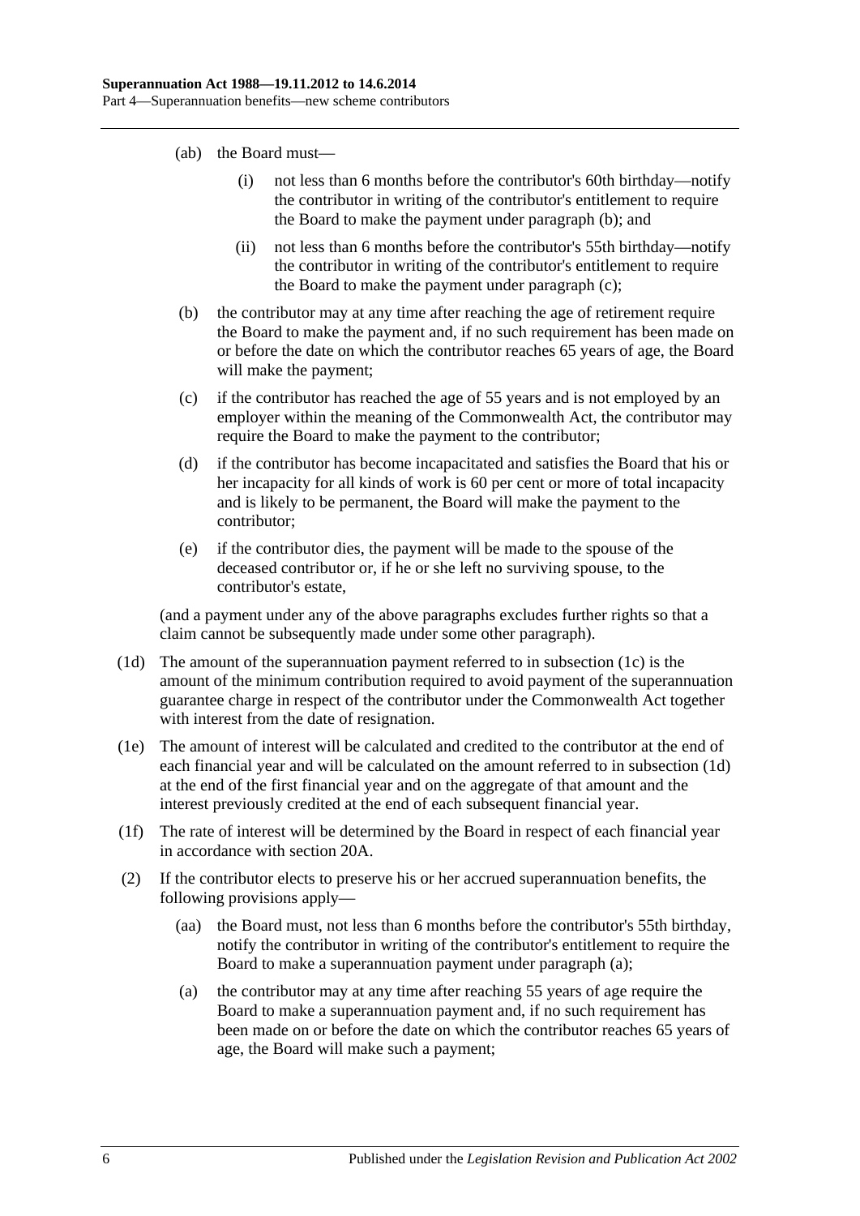(ab) the Board must—

(i) not less than 6 months before the contributor's 60th birthday—notify the contributor in writing of the contributor's entitlement to require the Board to make the payment under paragraph (b); and

(ii) not less than 6 months before the contributor's 55th birthday—notify the contributor in writing of the contributor's entitlement to require the Board to make the payment under paragraph (c);

(b) the contributor may at any time after reaching the age of retirement require the Board to make the payment and, if no such requirement has been made on or before the date on which the contributor reaches 65 years of age, the Board will make the payment;

(c) if the contributor has reached the age of 55 years and is not employed by an employer within the meaning of the Commonwealth Act, the contributor may require the Board to make the payment to the contributor;

(d) if the contributor has become incapacitated and satisfies the Board that his or her incapacity for all kinds of work is 60 per cent or more of total incapacity and is likely to be permanent, the Board will make the payment to the contributor;

(e) if the contributor dies, the payment will be made to the spouse of the deceased contributor or, if he or she left no surviving spouse, to the contributor's estate,

(and a payment under any of the above paragraphs excludes further rights so that a claim cannot be subsequently made under some other paragraph).

(1d) The amount of the superannuation payment referred to in subsection (1c) is the amount of the minimum contribution required to avoid payment of the superannuation guarantee charge in respect of the contributor under the Commonwealth Act together with interest from the date of resignation.

(1e) The amount of interest will be calculated and credited to the contributor at the end of each financial year and will be calculated on the amount referred to in subsection (1d) at the end of the first financial year and on the aggregate of that amount and the interest previously credited at the end of each subsequent financial year.

(1f) The rate of interest will be determined by the Board in respect of each financial year in accordance with section 20A.

(2) If the contributor elects to preserve his or her accrued superannuation benefits, the following provisions apply—

(aa) the Board must, not less than 6 months before the contributor's 55th birthday, notify the contributor in writing of the contributor's entitlement to require the Board to make a superannuation payment under paragraph (a);

(a) the contributor may at any time after reaching 55 years of age require the Board to make a superannuation payment and, if no such requirement has been made on or before the date on which the contributor reaches 65 years of age, the Board will make such a payment;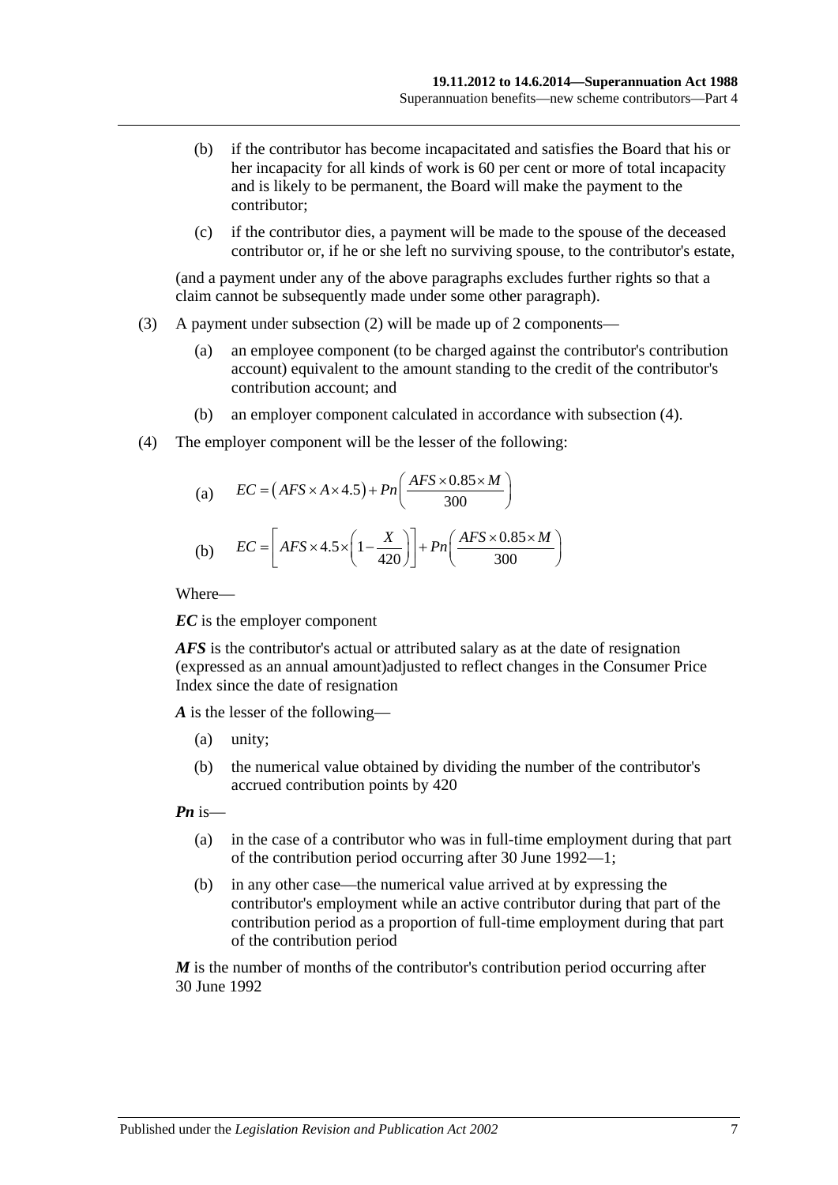(b) if the contributor has become incapacitated and satisfies the Board that his or her incapacity for all kinds of work is 60 per cent or more of total incapacity and is likely to be permanent, the Board will make the payment to the contributor;

(c) if the contributor dies, a payment will be made to the spouse of the deceased contributor or, if he or she left no surviving spouse, to the contributor's estate,

(and a payment under any of the above paragraphs excludes further rights so that a claim cannot be subsequently made under some other paragraph).

(3) A payment under subsection (2) will be made up of 2 components—

(a) an employee component (to be charged against the contributor's contribution account) equivalent to the amount standing to the credit of the contributor's contribution account; and

(b) an employer component calculated in accordance with subsection (4).

(4) The employer component will be the lesser of the following:

(a) $$EC = (AFS \times A \times 4.5) + Pn\left(\frac{AFS \times 0.85 \times M}{300}\right)$$

(b) $$EC = \left[AFS \times 4.5 \times \left(1 - \frac{X}{420}\right)\right] + Pn\left(\frac{AFS \times 0.85 \times M}{300}\right)$$

Where—

***EC*** is the employer component

***AFS*** is the contributor's actual or attributed salary as at the date of resignation (expressed as an annual amount)adjusted to reflect changes in the Consumer Price Index since the date of resignation

***A*** is the lesser of the following—

(a) unity;

(b) the numerical value obtained by dividing the number of the contributor's accrued contribution points by 420

***Pn*** is—

(a) in the case of a contributor who was in full-time employment during that part of the contribution period occurring after 30 June 1992—1;

(b) in any other case—the numerical value arrived at by expressing the contributor's employment while an active contributor during that part of the contribution period as a proportion of full-time employment during that part of the contribution period

***M*** is the number of months of the contributor's contribution period occurring after 30 June 1992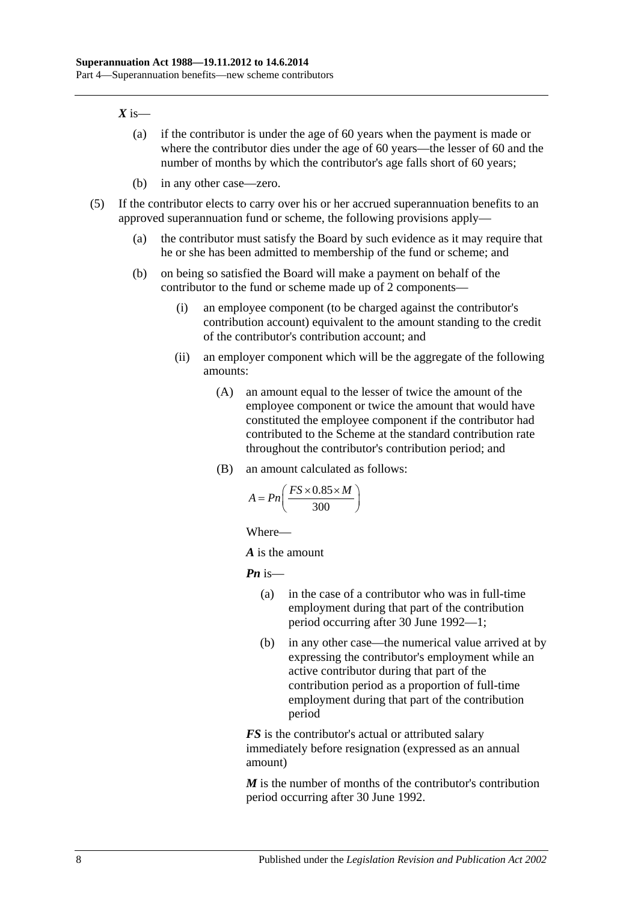***X*** is—

(a) if the contributor is under the age of 60 years when the payment is made or where the contributor dies under the age of 60 years—the lesser of 60 and the number of months by which the contributor's age falls short of 60 years;

(b) in any other case—zero.

(5) If the contributor elects to carry over his or her accrued superannuation benefits to an approved superannuation fund or scheme, the following provisions apply—

(a) the contributor must satisfy the Board by such evidence as it may require that he or she has been admitted to membership of the fund or scheme; and

(b) on being so satisfied the Board will make a payment on behalf of the contributor to the fund or scheme made up of 2 components—

(i) an employee component (to be charged against the contributor's contribution account) equivalent to the amount standing to the credit of the contributor's contribution account; and

(ii) an employer component which will be the aggregate of the following amounts:

(A) an amount equal to the lesser of twice the amount of the employee component or twice the amount that would have constituted the employee component if the contributor had contributed to the Scheme at the standard contribution rate throughout the contributor's contribution period; and

(B) an amount calculated as follows:

$$A = Pn\left(\frac{FS \times 0.85 \times M}{300}\right)$$

Where—

***A*** is the amount

***Pn*** is—

(a) in the case of a contributor who was in full-time employment during that part of the contribution period occurring after 30 June 1992—1;

(b) in any other case—the numerical value arrived at by expressing the contributor's employment while an active contributor during that part of the contribution period as a proportion of full-time employment during that part of the contribution period

***FS*** is the contributor's actual or attributed salary immediately before resignation (expressed as an annual amount)

***M*** is the number of months of the contributor's contribution period occurring after 30 June 1992.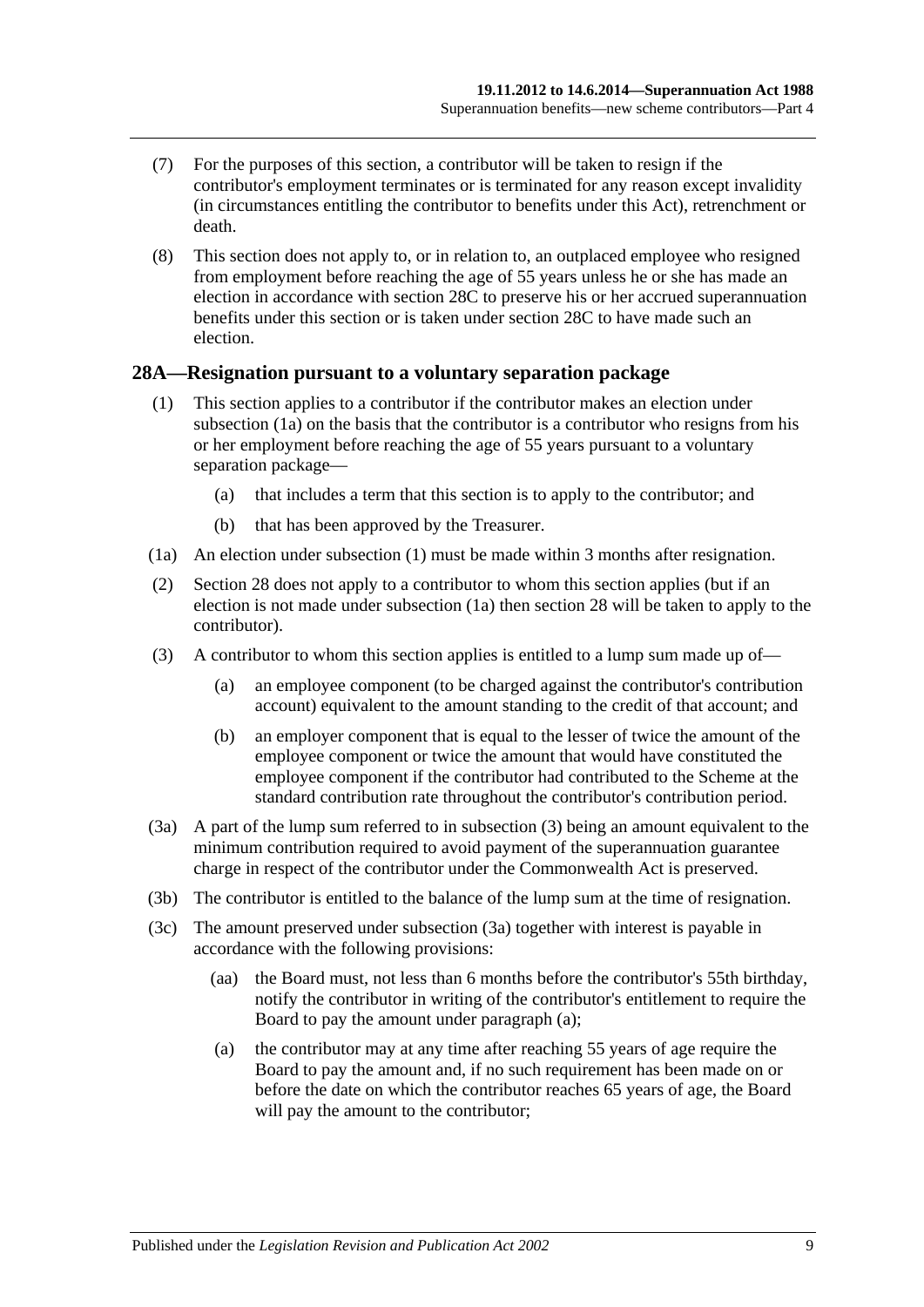(7) For the purposes of this section, a contributor will be taken to resign if the contributor's employment terminates or is terminated for any reason except invalidity (in circumstances entitling the contributor to benefits under this Act), retrenchment or death.

(8) This section does not apply to, or in relation to, an outplaced employee who resigned from employment before reaching the age of 55 years unless he or she has made an election in accordance with section 28C to preserve his or her accrued superannuation benefits under this section or is taken under section 28C to have made such an election.

## 28A—Resignation pursuant to a voluntary separation package

(1) This section applies to a contributor if the contributor makes an election under subsection (1a) on the basis that the contributor is a contributor who resigns from his or her employment before reaching the age of 55 years pursuant to a voluntary separation package—

(a) that includes a term that this section is to apply to the contributor; and

(b) that has been approved by the Treasurer.

(1a) An election under subsection (1) must be made within 3 months after resignation.

(2) Section 28 does not apply to a contributor to whom this section applies (but if an election is not made under subsection (1a) then section 28 will be taken to apply to the contributor).

(3) A contributor to whom this section applies is entitled to a lump sum made up of—

(a) an employee component (to be charged against the contributor's contribution account) equivalent to the amount standing to the credit of that account; and

(b) an employer component that is equal to the lesser of twice the amount of the employee component or twice the amount that would have constituted the employee component if the contributor had contributed to the Scheme at the standard contribution rate throughout the contributor's contribution period.

(3a) A part of the lump sum referred to in subsection (3) being an amount equivalent to the minimum contribution required to avoid payment of the superannuation guarantee charge in respect of the contributor under the Commonwealth Act is preserved.

(3b) The contributor is entitled to the balance of the lump sum at the time of resignation.

(3c) The amount preserved under subsection (3a) together with interest is payable in accordance with the following provisions:

(aa) the Board must, not less than 6 months before the contributor's 55th birthday, notify the contributor in writing of the contributor's entitlement to require the Board to pay the amount under paragraph (a);

(a) the contributor may at any time after reaching 55 years of age require the Board to pay the amount and, if no such requirement has been made on or before the date on which the contributor reaches 65 years of age, the Board will pay the amount to the contributor;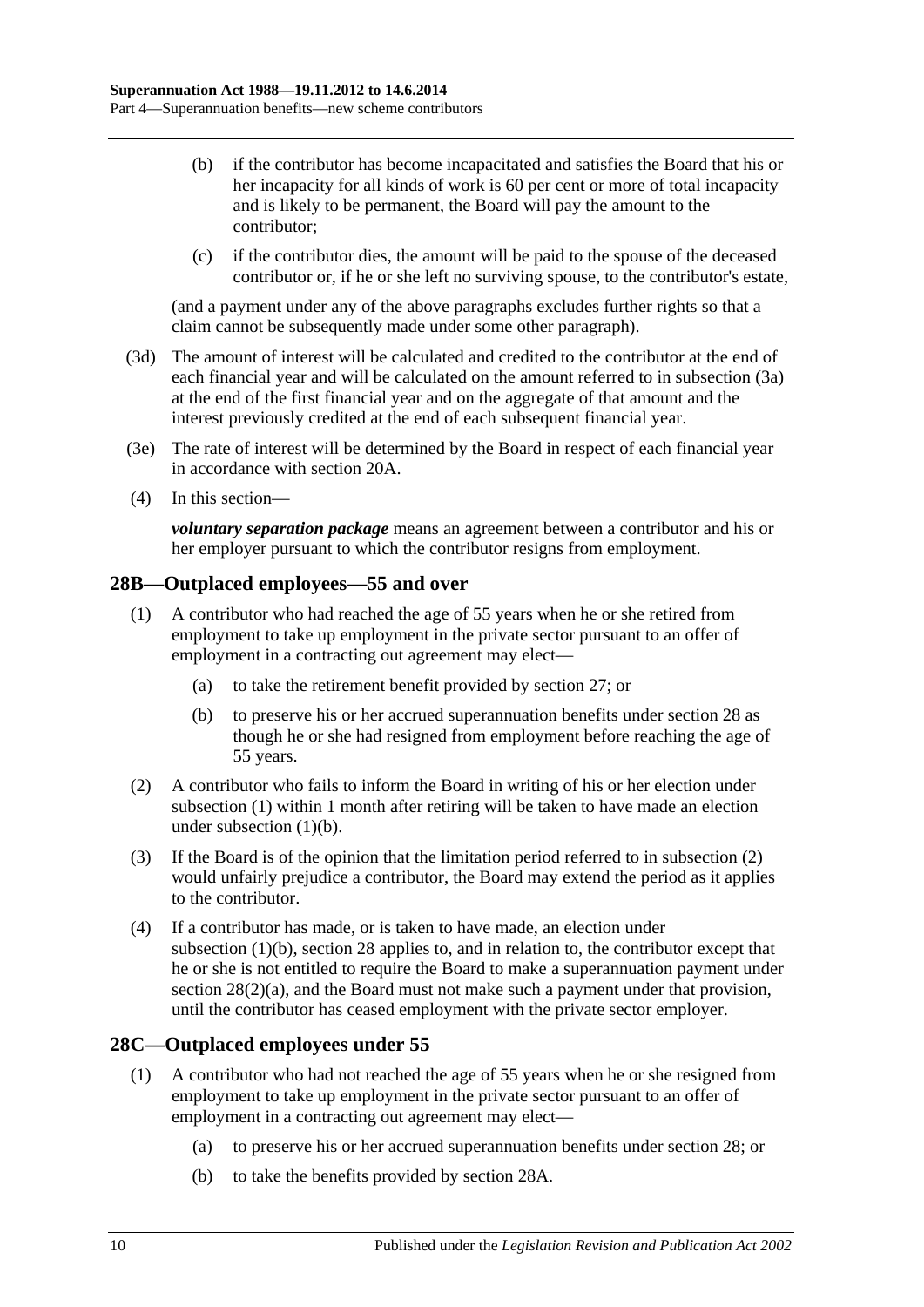- (b) if the contributor has become incapacitated and satisfies the Board that his or her incapacity for all kinds of work is 60 per cent or more of total incapacity and is likely to be permanent, the Board will pay the amount to the contributor;
- (c) if the contributor dies, the amount will be paid to the spouse of the deceased contributor or, if he or she left no surviving spouse, to the contributor's estate,

(and a payment under any of the above paragraphs excludes further rights so that a claim cannot be subsequently made under some other paragraph).

(3d) The amount of interest will be calculated and credited to the contributor at the end of each financial year and will be calculated on the amount referred to in subsection (3a) at the end of the first financial year and on the aggregate of that amount and the interest previously credited at the end of each subsequent financial year.

(3e) The rate of interest will be determined by the Board in respect of each financial year in accordance with section 20A.

(4) In this section—

***voluntary separation package*** means an agreement between a contributor and his or her employer pursuant to which the contributor resigns from employment.

## 28B—Outplaced employees—55 and over

(1) A contributor who had reached the age of 55 years when he or she retired from employment to take up employment in the private sector pursuant to an offer of employment in a contracting out agreement may elect—

- (a) to take the retirement benefit provided by section 27; or
- (b) to preserve his or her accrued superannuation benefits under section 28 as though he or she had resigned from employment before reaching the age of 55 years.

(2) A contributor who fails to inform the Board in writing of his or her election under subsection (1) within 1 month after retiring will be taken to have made an election under subsection (1)(b).

(3) If the Board is of the opinion that the limitation period referred to in subsection (2) would unfairly prejudice a contributor, the Board may extend the period as it applies to the contributor.

(4) If a contributor has made, or is taken to have made, an election under subsection (1)(b), section 28 applies to, and in relation to, the contributor except that he or she is not entitled to require the Board to make a superannuation payment under section 28(2)(a), and the Board must not make such a payment under that provision, until the contributor has ceased employment with the private sector employer.

## 28C—Outplaced employees under 55

(1) A contributor who had not reached the age of 55 years when he or she resigned from employment to take up employment in the private sector pursuant to an offer of employment in a contracting out agreement may elect—

- (a) to preserve his or her accrued superannuation benefits under section 28; or
- (b) to take the benefits provided by section 28A.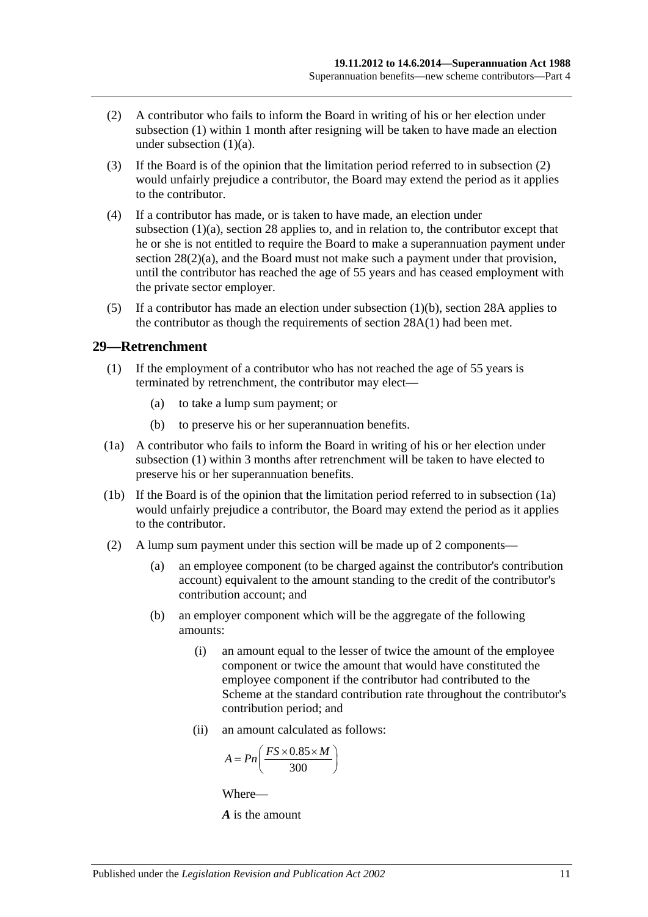(2) A contributor who fails to inform the Board in writing of his or her election under subsection (1) within 1 month after resigning will be taken to have made an election under subsection (1)(a).

(3) If the Board is of the opinion that the limitation period referred to in subsection (2) would unfairly prejudice a contributor, the Board may extend the period as it applies to the contributor.

(4) If a contributor has made, or is taken to have made, an election under subsection (1)(a), section 28 applies to, and in relation to, the contributor except that he or she is not entitled to require the Board to make a superannuation payment under section 28(2)(a), and the Board must not make such a payment under that provision, until the contributor has reached the age of 55 years and has ceased employment with the private sector employer.

(5) If a contributor has made an election under subsection (1)(b), section 28A applies to the contributor as though the requirements of section 28A(1) had been met.

## 29—Retrenchment

(1) If the employment of a contributor who has not reached the age of 55 years is terminated by retrenchment, the contributor may elect—

(a) to take a lump sum payment; or

(b) to preserve his or her superannuation benefits.

(1a) A contributor who fails to inform the Board in writing of his or her election under subsection (1) within 3 months after retrenchment will be taken to have elected to preserve his or her superannuation benefits.

(1b) If the Board is of the opinion that the limitation period referred to in subsection (1a) would unfairly prejudice a contributor, the Board may extend the period as it applies to the contributor.

(2) A lump sum payment under this section will be made up of 2 components—

(a) an employee component (to be charged against the contributor's contribution account) equivalent to the amount standing to the credit of the contributor's contribution account; and

(b) an employer component which will be the aggregate of the following amounts:

(i) an amount equal to the lesser of twice the amount of the employee component or twice the amount that would have constituted the employee component if the contributor had contributed to the Scheme at the standard contribution rate throughout the contributor's contribution period; and

(ii) an amount calculated as follows:

$$A = Pn\left(\frac{FS \times 0.85 \times M}{300}\right)$$

Where—

***A*** is the amount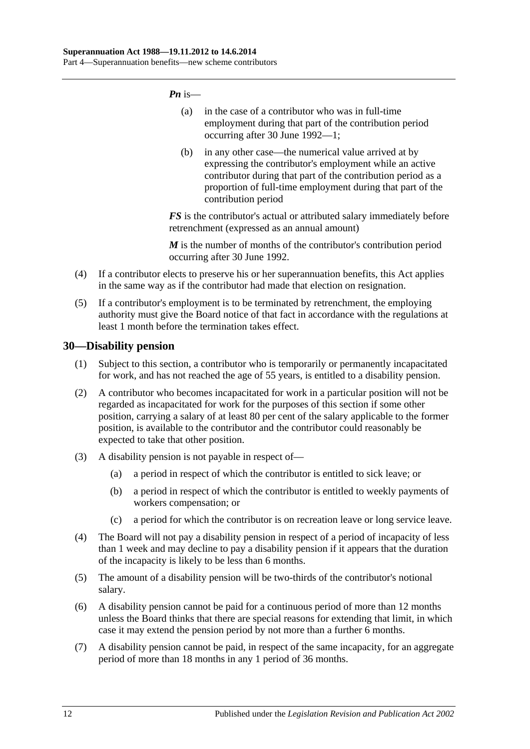***Pn*** is—

(a) in the case of a contributor who was in full-time employment during that part of the contribution period occurring after 30 June 1992—1;

(b) in any other case—the numerical value arrived at by expressing the contributor's employment while an active contributor during that part of the contribution period as a proportion of full-time employment during that part of the contribution period

***FS*** is the contributor's actual or attributed salary immediately before retrenchment (expressed as an annual amount)

***M*** is the number of months of the contributor's contribution period occurring after 30 June 1992.

(4) If a contributor elects to preserve his or her superannuation benefits, this Act applies in the same way as if the contributor had made that election on resignation.

(5) If a contributor's employment is to be terminated by retrenchment, the employing authority must give the Board notice of that fact in accordance with the regulations at least 1 month before the termination takes effect.

## 30—Disability pension

(1) Subject to this section, a contributor who is temporarily or permanently incapacitated for work, and has not reached the age of 55 years, is entitled to a disability pension.

(2) A contributor who becomes incapacitated for work in a particular position will not be regarded as incapacitated for work for the purposes of this section if some other position, carrying a salary of at least 80 per cent of the salary applicable to the former position, is available to the contributor and the contributor could reasonably be expected to take that other position.

(3) A disability pension is not payable in respect of—

(a) a period in respect of which the contributor is entitled to sick leave; or

(b) a period in respect of which the contributor is entitled to weekly payments of workers compensation; or

(c) a period for which the contributor is on recreation leave or long service leave.

(4) The Board will not pay a disability pension in respect of a period of incapacity of less than 1 week and may decline to pay a disability pension if it appears that the duration of the incapacity is likely to be less than 6 months.

(5) The amount of a disability pension will be two-thirds of the contributor's notional salary.

(6) A disability pension cannot be paid for a continuous period of more than 12 months unless the Board thinks that there are special reasons for extending that limit, in which case it may extend the pension period by not more than a further 6 months.

(7) A disability pension cannot be paid, in respect of the same incapacity, for an aggregate period of more than 18 months in any 1 period of 36 months.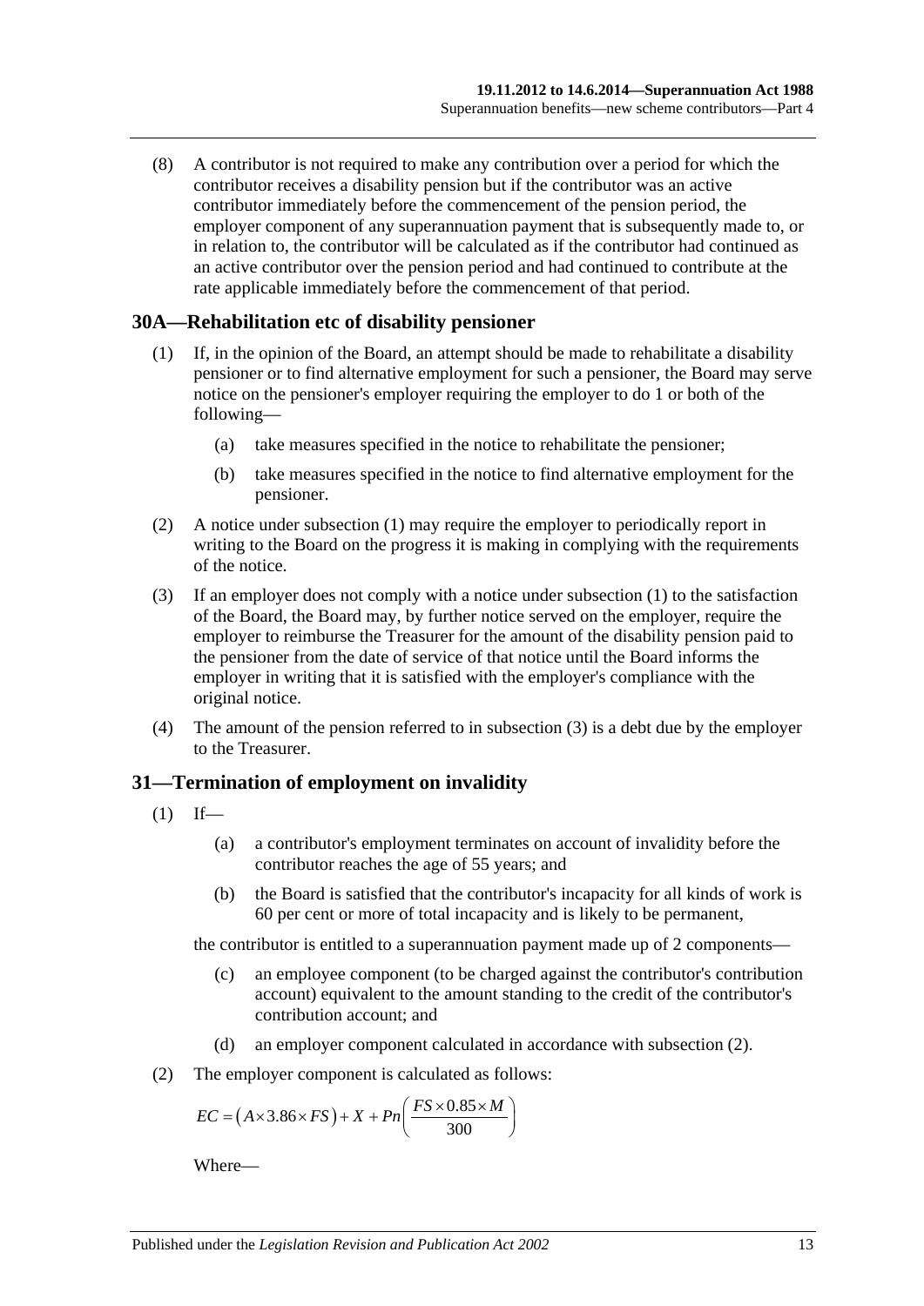(8) A contributor is not required to make any contribution over a period for which the contributor receives a disability pension but if the contributor was an active contributor immediately before the commencement of the pension period, the employer component of any superannuation payment that is subsequently made to, or in relation to, the contributor will be calculated as if the contributor had continued as an active contributor over the pension period and had continued to contribute at the rate applicable immediately before the commencement of that period.

## 30A—Rehabilitation etc of disability pensioner

(1) If, in the opinion of the Board, an attempt should be made to rehabilitate a disability pensioner or to find alternative employment for such a pensioner, the Board may serve notice on the pensioner's employer requiring the employer to do 1 or both of the following—

- (a) take measures specified in the notice to rehabilitate the pensioner;
- (b) take measures specified in the notice to find alternative employment for the pensioner.

(2) A notice under subsection (1) may require the employer to periodically report in writing to the Board on the progress it is making in complying with the requirements of the notice.

(3) If an employer does not comply with a notice under subsection (1) to the satisfaction of the Board, the Board may, by further notice served on the employer, require the employer to reimburse the Treasurer for the amount of the disability pension paid to the pensioner from the date of service of that notice until the Board informs the employer in writing that it is satisfied with the employer's compliance with the original notice.

(4) The amount of the pension referred to in subsection (3) is a debt due by the employer to the Treasurer.

## 31—Termination of employment on invalidity

(1) If—

- (a) a contributor's employment terminates on account of invalidity before the contributor reaches the age of 55 years; and
- (b) the Board is satisfied that the contributor's incapacity for all kinds of work is 60 per cent or more of total incapacity and is likely to be permanent,

the contributor is entitled to a superannuation payment made up of 2 components—

- (c) an employee component (to be charged against the contributor's contribution account) equivalent to the amount standing to the credit of the contributor's contribution account; and
- (d) an employer component calculated in accordance with subsection (2).

(2) The employer component is calculated as follows:

$$EC = \left(A \times 3.86 \times FS\right) + X + Pn\left(\frac{FS \times 0.85 \times M}{300}\right)$$

Where—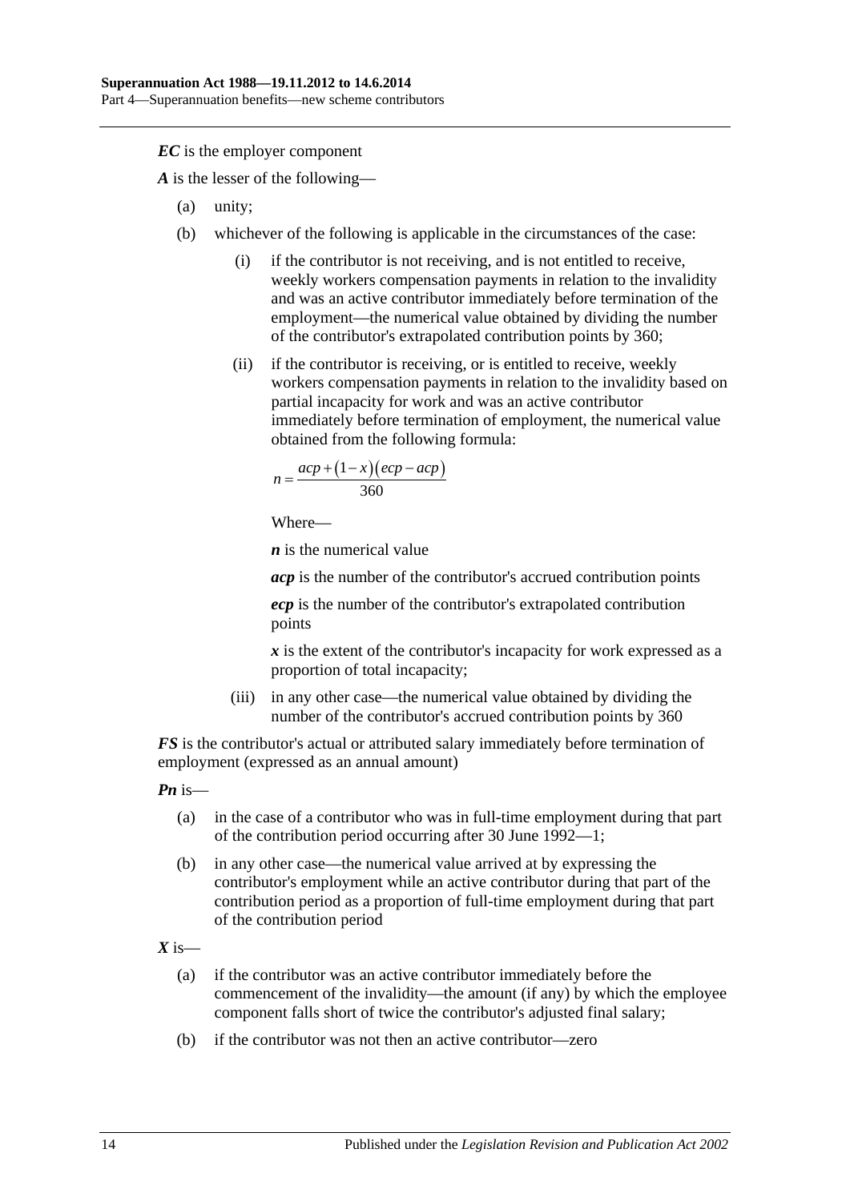***EC*** is the employer component

***A*** is the lesser of the following—

(a) unity;

(b) whichever of the following is applicable in the circumstances of the case:

  (i) if the contributor is not receiving, and is not entitled to receive, weekly workers compensation payments in relation to the invalidity and was an active contributor immediately before termination of the employment—the numerical value obtained by dividing the number of the contributor's extrapolated contribution points by 360;

  (ii) if the contributor is receiving, or is entitled to receive, weekly workers compensation payments in relation to the invalidity based on partial incapacity for work and was an active contributor immediately before termination of employment, the numerical value obtained from the following formula:

$$n = \frac{acp + (1 - x)(ecp - acp)}{360}$$

  Where—

  ***n*** is the numerical value

  ***acp*** is the number of the contributor's accrued contribution points

  ***ecp*** is the number of the contributor's extrapolated contribution points

  ***x*** is the extent of the contributor's incapacity for work expressed as a proportion of total incapacity;

  (iii) in any other case—the numerical value obtained by dividing the number of the contributor's accrued contribution points by 360

***FS*** is the contributor's actual or attributed salary immediately before termination of employment (expressed as an annual amount)

***Pn*** is—

(a) in the case of a contributor who was in full-time employment during that part of the contribution period occurring after 30 June 1992—1;

(b) in any other case—the numerical value arrived at by expressing the contributor's employment while an active contributor during that part of the contribution period as a proportion of full-time employment during that part of the contribution period

***X*** is—

(a) if the contributor was an active contributor immediately before the commencement of the invalidity—the amount (if any) by which the employee component falls short of twice the contributor's adjusted final salary;

(b) if the contributor was not then an active contributor—zero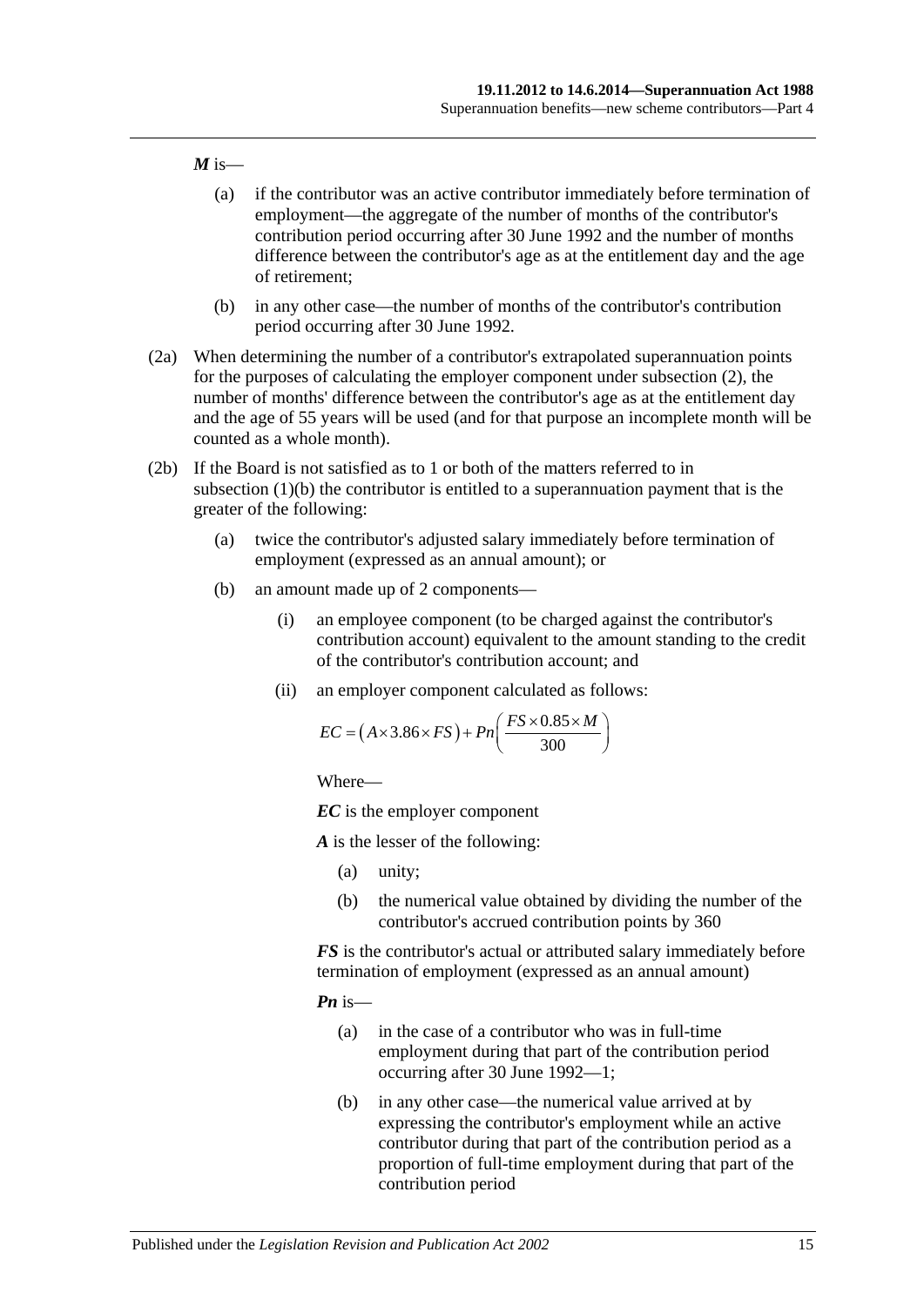***M*** is—

(a) if the contributor was an active contributor immediately before termination of employment—the aggregate of the number of months of the contributor's contribution period occurring after 30 June 1992 and the number of months difference between the contributor's age as at the entitlement day and the age of retirement;

(b) in any other case—the number of months of the contributor's contribution period occurring after 30 June 1992.

(2a) When determining the number of a contributor's extrapolated superannuation points for the purposes of calculating the employer component under subsection (2), the number of months' difference between the contributor's age as at the entitlement day and the age of 55 years will be used (and for that purpose an incomplete month will be counted as a whole month).

(2b) If the Board is not satisfied as to 1 or both of the matters referred to in subsection (1)(b) the contributor is entitled to a superannuation payment that is the greater of the following:

(a) twice the contributor's adjusted salary immediately before termination of employment (expressed as an annual amount); or

(b) an amount made up of 2 components—

(i) an employee component (to be charged against the contributor's contribution account) equivalent to the amount standing to the credit of the contributor's contribution account; and

(ii) an employer component calculated as follows:

$$EC = \left(A \times 3.86 \times FS\right) + Pn\left(\frac{FS \times 0.85 \times M}{300}\right)$$

Where—

***EC*** is the employer component

***A*** is the lesser of the following:

(a) unity;

(b) the numerical value obtained by dividing the number of the contributor's accrued contribution points by 360

***FS*** is the contributor's actual or attributed salary immediately before termination of employment (expressed as an annual amount)

***Pn*** is—

(a) in the case of a contributor who was in full-time employment during that part of the contribution period occurring after 30 June 1992—1;

(b) in any other case—the numerical value arrived at by expressing the contributor's employment while an active contributor during that part of the contribution period as a proportion of full-time employment during that part of the contribution period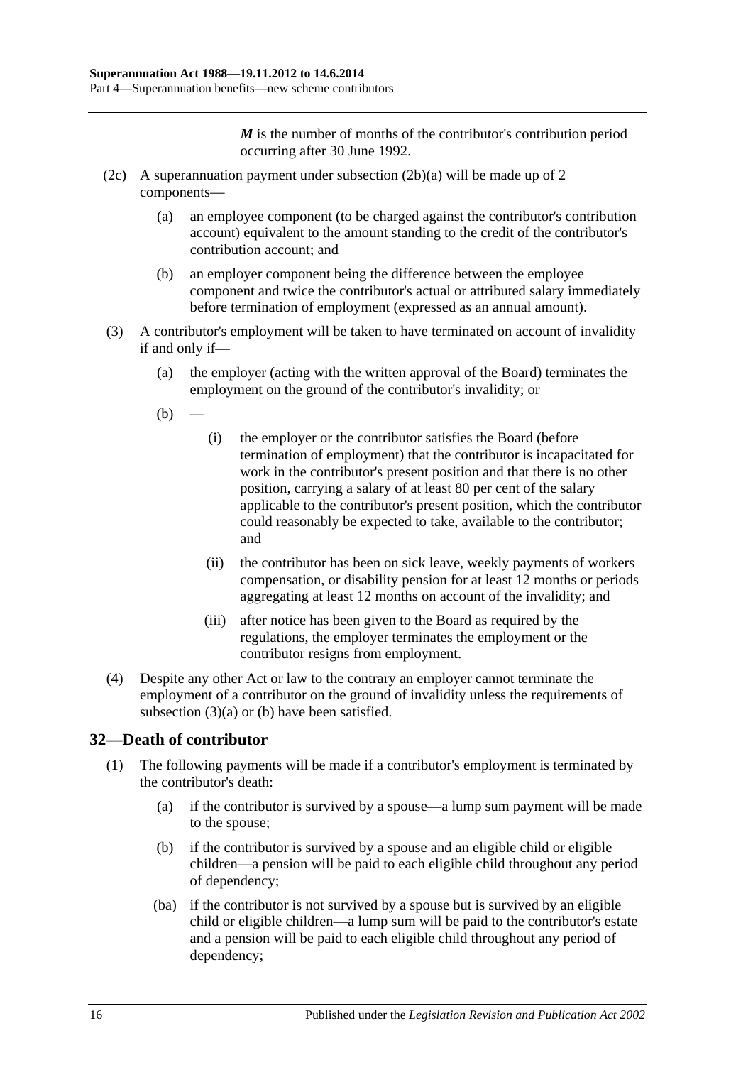***M*** is the number of months of the contributor's contribution period occurring after 30 June 1992.

(2c) A superannuation payment under subsection (2b)(a) will be made up of 2 components—

(a) an employee component (to be charged against the contributor's contribution account) equivalent to the amount standing to the credit of the contributor's contribution account; and

(b) an employer component being the difference between the employee component and twice the contributor's actual or attributed salary immediately before termination of employment (expressed as an annual amount).

(3) A contributor's employment will be taken to have terminated on account of invalidity if and only if—

(a) the employer (acting with the written approval of the Board) terminates the employment on the ground of the contributor's invalidity; or

(b) —

(i) the employer or the contributor satisfies the Board (before termination of employment) that the contributor is incapacitated for work in the contributor's present position and that there is no other position, carrying a salary of at least 80 per cent of the salary applicable to the contributor's present position, which the contributor could reasonably be expected to take, available to the contributor; and

(ii) the contributor has been on sick leave, weekly payments of workers compensation, or disability pension for at least 12 months or periods aggregating at least 12 months on account of the invalidity; and

(iii) after notice has been given to the Board as required by the regulations, the employer terminates the employment or the contributor resigns from employment.

(4) Despite any other Act or law to the contrary an employer cannot terminate the employment of a contributor on the ground of invalidity unless the requirements of subsection (3)(a) or (b) have been satisfied.

## 32—Death of contributor

(1) The following payments will be made if a contributor's employment is terminated by the contributor's death:

(a) if the contributor is survived by a spouse—a lump sum payment will be made to the spouse;

(b) if the contributor is survived by a spouse and an eligible child or eligible children—a pension will be paid to each eligible child throughout any period of dependency;

(ba) if the contributor is not survived by a spouse but is survived by an eligible child or eligible children—a lump sum will be paid to the contributor's estate and a pension will be paid to each eligible child throughout any period of dependency;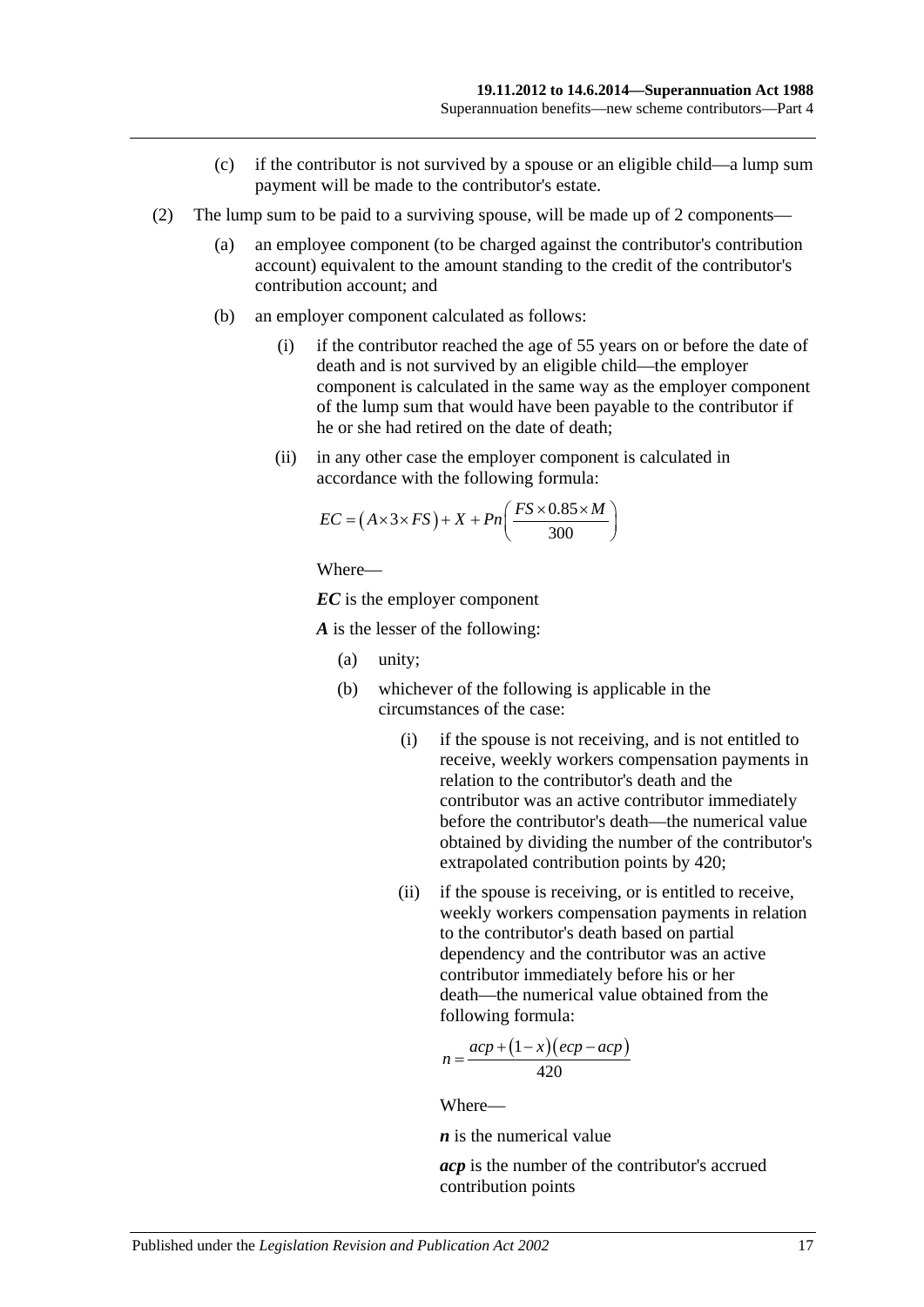(c) if the contributor is not survived by a spouse or an eligible child—a lump sum payment will be made to the contributor's estate.

(2) The lump sum to be paid to a surviving spouse, will be made up of 2 components—

(a) an employee component (to be charged against the contributor's contribution account) equivalent to the amount standing to the credit of the contributor's contribution account; and

(b) an employer component calculated as follows:

(i) if the contributor reached the age of 55 years on or before the date of death and is not survived by an eligible child—the employer component is calculated in the same way as the employer component of the lump sum that would have been payable to the contributor if he or she had retired on the date of death;

(ii) in any other case the employer component is calculated in accordance with the following formula:

$$EC = (A \times 3 \times FS) + X + Pn\left(\frac{FS \times 0.85 \times M}{300}\right)$$

Where—

***EC*** is the employer component

***A*** is the lesser of the following:

(a) unity;

(b) whichever of the following is applicable in the circumstances of the case:

(i) if the spouse is not receiving, and is not entitled to receive, weekly workers compensation payments in relation to the contributor's death and the contributor was an active contributor immediately before the contributor's death—the numerical value obtained by dividing the number of the contributor's extrapolated contribution points by 420;

(ii) if the spouse is receiving, or is entitled to receive, weekly workers compensation payments in relation to the contributor's death based on partial dependency and the contributor was an active contributor immediately before his or her death—the numerical value obtained from the following formula:

$$n = \frac{acp + (1 - x)(ecp - acp)}{420}$$

Where—

***n*** is the numerical value

***acp*** is the number of the contributor's accrued contribution points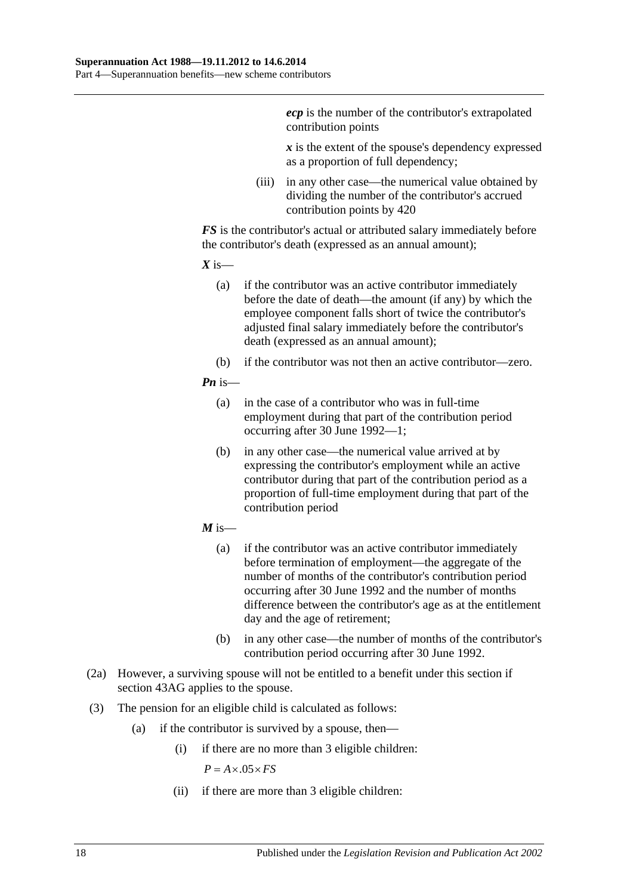***ecp*** is the number of the contributor's extrapolated contribution points

***x*** is the extent of the spouse's dependency expressed as a proportion of full dependency;

(iii) in any other case—the numerical value obtained by dividing the number of the contributor's accrued contribution points by 420

***FS*** is the contributor's actual or attributed salary immediately before the contributor's death (expressed as an annual amount);

***X*** is—

(a) if the contributor was an active contributor immediately before the date of death—the amount (if any) by which the employee component falls short of twice the contributor's adjusted final salary immediately before the contributor's death (expressed as an annual amount);

(b) if the contributor was not then an active contributor—zero.

***Pn*** is—

(a) in the case of a contributor who was in full-time employment during that part of the contribution period occurring after 30 June 1992—1;

(b) in any other case—the numerical value arrived at by expressing the contributor's employment while an active contributor during that part of the contribution period as a proportion of full-time employment during that part of the contribution period

***M*** is—

(a) if the contributor was an active contributor immediately before termination of employment—the aggregate of the number of months of the contributor's contribution period occurring after 30 June 1992 and the number of months difference between the contributor's age as at the entitlement day and the age of retirement;

(b) in any other case—the number of months of the contributor's contribution period occurring after 30 June 1992.

(2a) However, a surviving spouse will not be entitled to a benefit under this section if section 43AG applies to the spouse.

(3) The pension for an eligible child is calculated as follows:

(a) if the contributor is survived by a spouse, then—

(i) if there are no more than 3 eligible children:

$$P = A \times .05 \times FS$$

(ii) if there are more than 3 eligible children: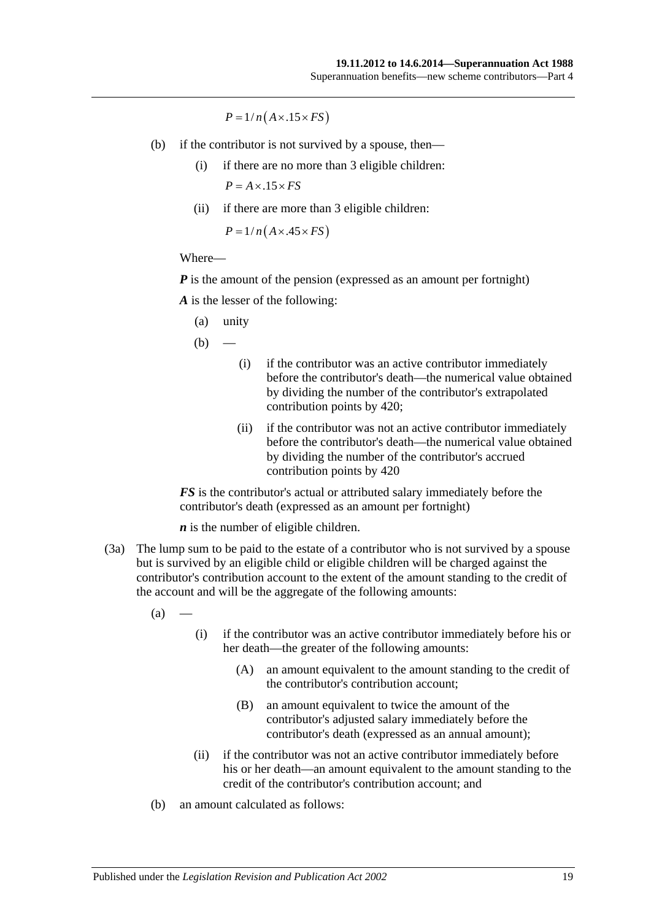$$P = 1/n\left(A \times .15 \times FS\right)$$

(b) if the contributor is not survived by a spouse, then—

(i) if there are no more than 3 eligible children:

$$P = A \times .15 \times FS$$

(ii) if there are more than 3 eligible children:

$$P = 1/n\left(A \times .45 \times FS\right)$$

Where—

***P*** is the amount of the pension (expressed as an amount per fortnight)

***A*** is the lesser of the following:

(a) unity

(b) —

(i) if the contributor was an active contributor immediately before the contributor's death—the numerical value obtained by dividing the number of the contributor's extrapolated contribution points by 420;

(ii) if the contributor was not an active contributor immediately before the contributor's death—the numerical value obtained by dividing the number of the contributor's accrued contribution points by 420

***FS*** is the contributor's actual or attributed salary immediately before the contributor's death (expressed as an amount per fortnight)

***n*** is the number of eligible children.

(3a) The lump sum to be paid to the estate of a contributor who is not survived by a spouse but is survived by an eligible child or eligible children will be charged against the contributor's contribution account to the extent of the amount standing to the credit of the account and will be the aggregate of the following amounts:

(a) —

(i) if the contributor was an active contributor immediately before his or her death—the greater of the following amounts:

(A) an amount equivalent to the amount standing to the credit of the contributor's contribution account;

(B) an amount equivalent to twice the amount of the contributor's adjusted salary immediately before the contributor's death (expressed as an annual amount);

(ii) if the contributor was not an active contributor immediately before his or her death—an amount equivalent to the amount standing to the credit of the contributor's contribution account; and

(b) an amount calculated as follows: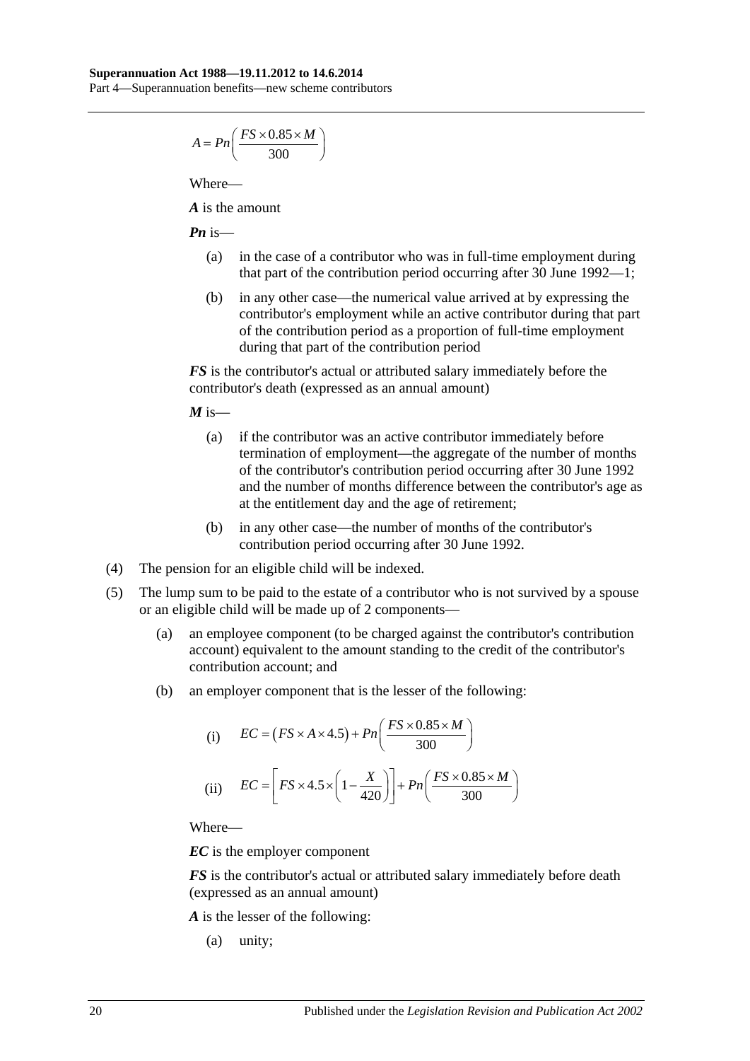$$A = Pn\left(\frac{FS \times 0.85 \times M}{300}\right)$$

Where—

***A*** is the amount

***Pn*** is—

- (a) in the case of a contributor who was in full-time employment during that part of the contribution period occurring after 30 June 1992—1;
- (b) in any other case—the numerical value arrived at by expressing the contributor's employment while an active contributor during that part of the contribution period as a proportion of full-time employment during that part of the contribution period

***FS*** is the contributor's actual or attributed salary immediately before the contributor's death (expressed as an annual amount)

***M*** is—

- (a) if the contributor was an active contributor immediately before termination of employment—the aggregate of the number of months of the contributor's contribution period occurring after 30 June 1992 and the number of months difference between the contributor's age as at the entitlement day and the age of retirement;
- (b) in any other case—the number of months of the contributor's contribution period occurring after 30 June 1992.

(4) The pension for an eligible child will be indexed.

(5) The lump sum to be paid to the estate of a contributor who is not survived by a spouse or an eligible child will be made up of 2 components—

- (a) an employee component (to be charged against the contributor's contribution account) equivalent to the amount standing to the credit of the contributor's contribution account; and
- (b) an employer component that is the lesser of the following:

(i) $$EC = (FS \times A \times 4.5) + Pn\left(\frac{FS \times 0.85 \times M}{300}\right)$$

(ii) $$EC = \left[FS \times 4.5 \times \left(1 - \frac{X}{420}\right)\right] + Pn\left(\frac{FS \times 0.85 \times M}{300}\right)$$

Where—

***EC*** is the employer component

***FS*** is the contributor's actual or attributed salary immediately before death (expressed as an annual amount)

***A*** is the lesser of the following:

- (a) unity;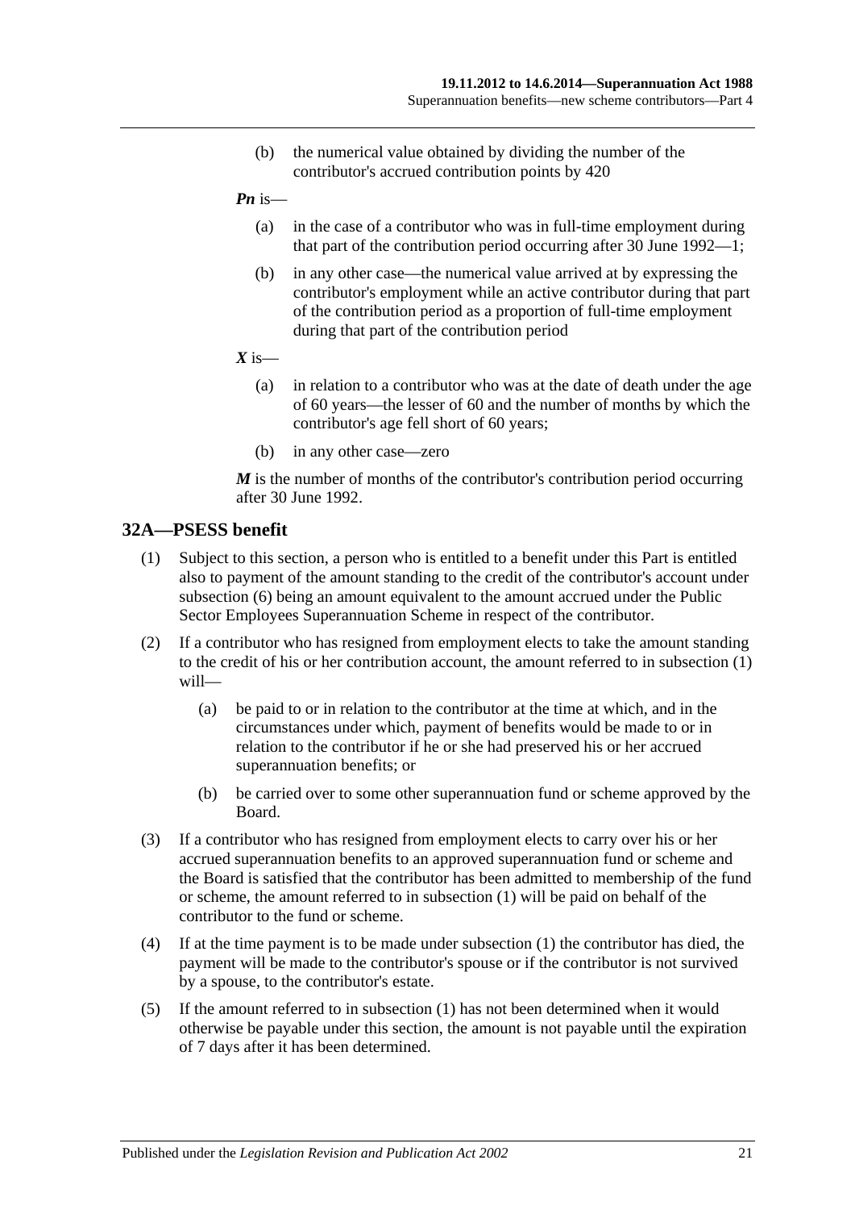(b) the numerical value obtained by dividing the number of the contributor's accrued contribution points by 420

***Pn*** is—

(a) in the case of a contributor who was in full-time employment during that part of the contribution period occurring after 30 June 1992—1;

(b) in any other case—the numerical value arrived at by expressing the contributor's employment while an active contributor during that part of the contribution period as a proportion of full-time employment during that part of the contribution period

***X*** is—

(a) in relation to a contributor who was at the date of death under the age of 60 years—the lesser of 60 and the number of months by which the contributor's age fell short of 60 years;

(b) in any other case—zero

***M*** is the number of months of the contributor's contribution period occurring after 30 June 1992.

## 32A—PSESS benefit

(1) Subject to this section, a person who is entitled to a benefit under this Part is entitled also to payment of the amount standing to the credit of the contributor's account under subsection (6) being an amount equivalent to the amount accrued under the Public Sector Employees Superannuation Scheme in respect of the contributor.

(2) If a contributor who has resigned from employment elects to take the amount standing to the credit of his or her contribution account, the amount referred to in subsection (1) will—

(a) be paid to or in relation to the contributor at the time at which, and in the circumstances under which, payment of benefits would be made to or in relation to the contributor if he or she had preserved his or her accrued superannuation benefits; or

(b) be carried over to some other superannuation fund or scheme approved by the Board.

(3) If a contributor who has resigned from employment elects to carry over his or her accrued superannuation benefits to an approved superannuation fund or scheme and the Board is satisfied that the contributor has been admitted to membership of the fund or scheme, the amount referred to in subsection (1) will be paid on behalf of the contributor to the fund or scheme.

(4) If at the time payment is to be made under subsection (1) the contributor has died, the payment will be made to the contributor's spouse or if the contributor is not survived by a spouse, to the contributor's estate.

(5) If the amount referred to in subsection (1) has not been determined when it would otherwise be payable under this section, the amount is not payable until the expiration of 7 days after it has been determined.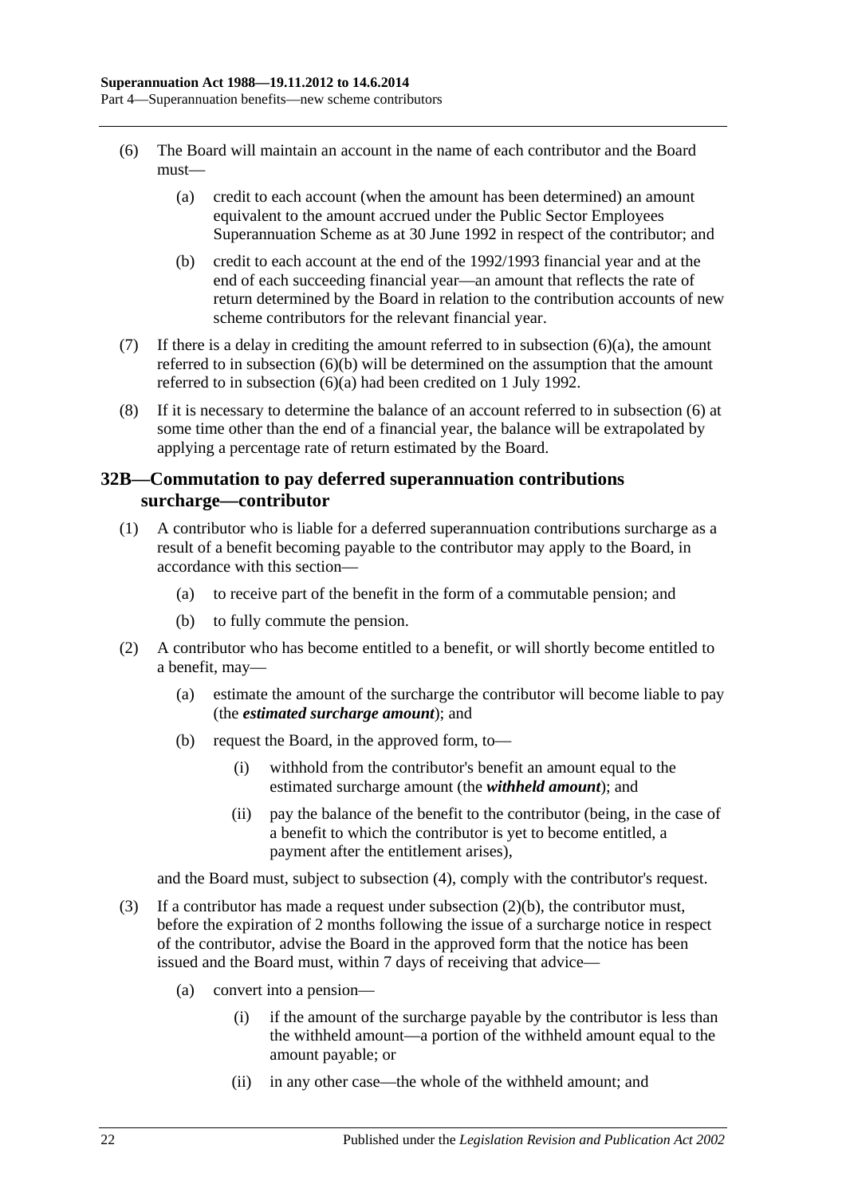(6) The Board will maintain an account in the name of each contributor and the Board must—

(a) credit to each account (when the amount has been determined) an amount equivalent to the amount accrued under the Public Sector Employees Superannuation Scheme as at 30 June 1992 in respect of the contributor; and

(b) credit to each account at the end of the 1992/1993 financial year and at the end of each succeeding financial year—an amount that reflects the rate of return determined by the Board in relation to the contribution accounts of new scheme contributors for the relevant financial year.

(7) If there is a delay in crediting the amount referred to in subsection (6)(a), the amount referred to in subsection (6)(b) will be determined on the assumption that the amount referred to in subsection (6)(a) had been credited on 1 July 1992.

(8) If it is necessary to determine the balance of an account referred to in subsection (6) at some time other than the end of a financial year, the balance will be extrapolated by applying a percentage rate of return estimated by the Board.

## 32B—Commutation to pay deferred superannuation contributions surcharge—contributor

(1) A contributor who is liable for a deferred superannuation contributions surcharge as a result of a benefit becoming payable to the contributor may apply to the Board, in accordance with this section—

(a) to receive part of the benefit in the form of a commutable pension; and

(b) to fully commute the pension.

(2) A contributor who has become entitled to a benefit, or will shortly become entitled to a benefit, may—

(a) estimate the amount of the surcharge the contributor will become liable to pay (the ***estimated surcharge amount***); and

(b) request the Board, in the approved form, to—

(i) withhold from the contributor's benefit an amount equal to the estimated surcharge amount (the ***withheld amount***); and

(ii) pay the balance of the benefit to the contributor (being, in the case of a benefit to which the contributor is yet to become entitled, a payment after the entitlement arises),

and the Board must, subject to subsection (4), comply with the contributor's request.

(3) If a contributor has made a request under subsection (2)(b), the contributor must, before the expiration of 2 months following the issue of a surcharge notice in respect of the contributor, advise the Board in the approved form that the notice has been issued and the Board must, within 7 days of receiving that advice—

(a) convert into a pension—

(i) if the amount of the surcharge payable by the contributor is less than the withheld amount—a portion of the withheld amount equal to the amount payable; or

(ii) in any other case—the whole of the withheld amount; and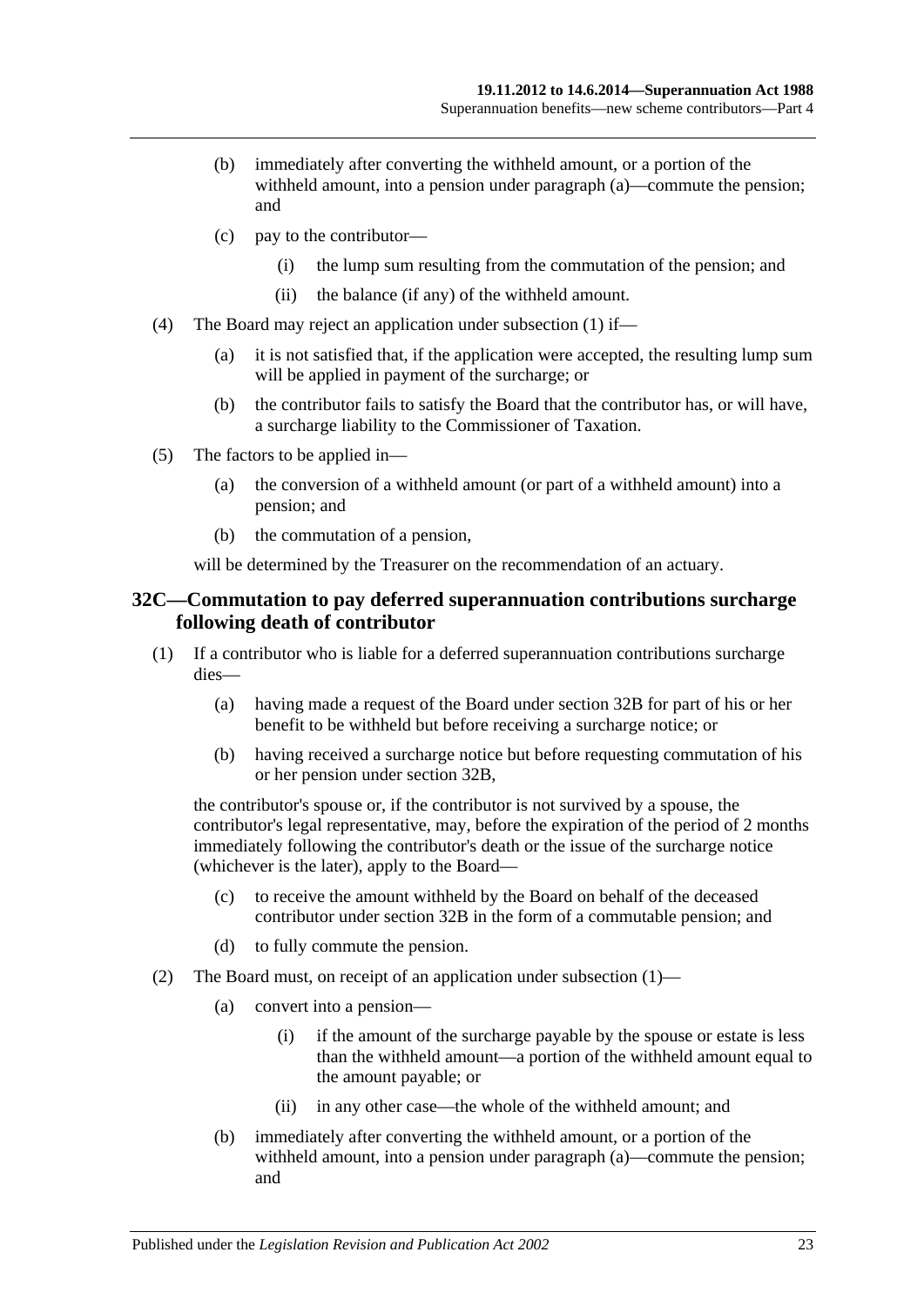(b) immediately after converting the withheld amount, or a portion of the withheld amount, into a pension under paragraph (a)—commute the pension; and

(c) pay to the contributor—

(i) the lump sum resulting from the commutation of the pension; and

(ii) the balance (if any) of the withheld amount.

(4) The Board may reject an application under subsection (1) if—

(a) it is not satisfied that, if the application were accepted, the resulting lump sum will be applied in payment of the surcharge; or

(b) the contributor fails to satisfy the Board that the contributor has, or will have, a surcharge liability to the Commissioner of Taxation.

(5) The factors to be applied in—

(a) the conversion of a withheld amount (or part of a withheld amount) into a pension; and

(b) the commutation of a pension,

will be determined by the Treasurer on the recommendation of an actuary.

## 32C—Commutation to pay deferred superannuation contributions surcharge following death of contributor

(1) If a contributor who is liable for a deferred superannuation contributions surcharge dies—

(a) having made a request of the Board under section 32B for part of his or her benefit to be withheld but before receiving a surcharge notice; or

(b) having received a surcharge notice but before requesting commutation of his or her pension under section 32B,

the contributor's spouse or, if the contributor is not survived by a spouse, the contributor's legal representative, may, before the expiration of the period of 2 months immediately following the contributor's death or the issue of the surcharge notice (whichever is the later), apply to the Board—

(c) to receive the amount withheld by the Board on behalf of the deceased contributor under section 32B in the form of a commutable pension; and

(d) to fully commute the pension.

(2) The Board must, on receipt of an application under subsection (1)—

(a) convert into a pension—

(i) if the amount of the surcharge payable by the spouse or estate is less than the withheld amount—a portion of the withheld amount equal to the amount payable; or

(ii) in any other case—the whole of the withheld amount; and

(b) immediately after converting the withheld amount, or a portion of the withheld amount, into a pension under paragraph (a)—commute the pension; and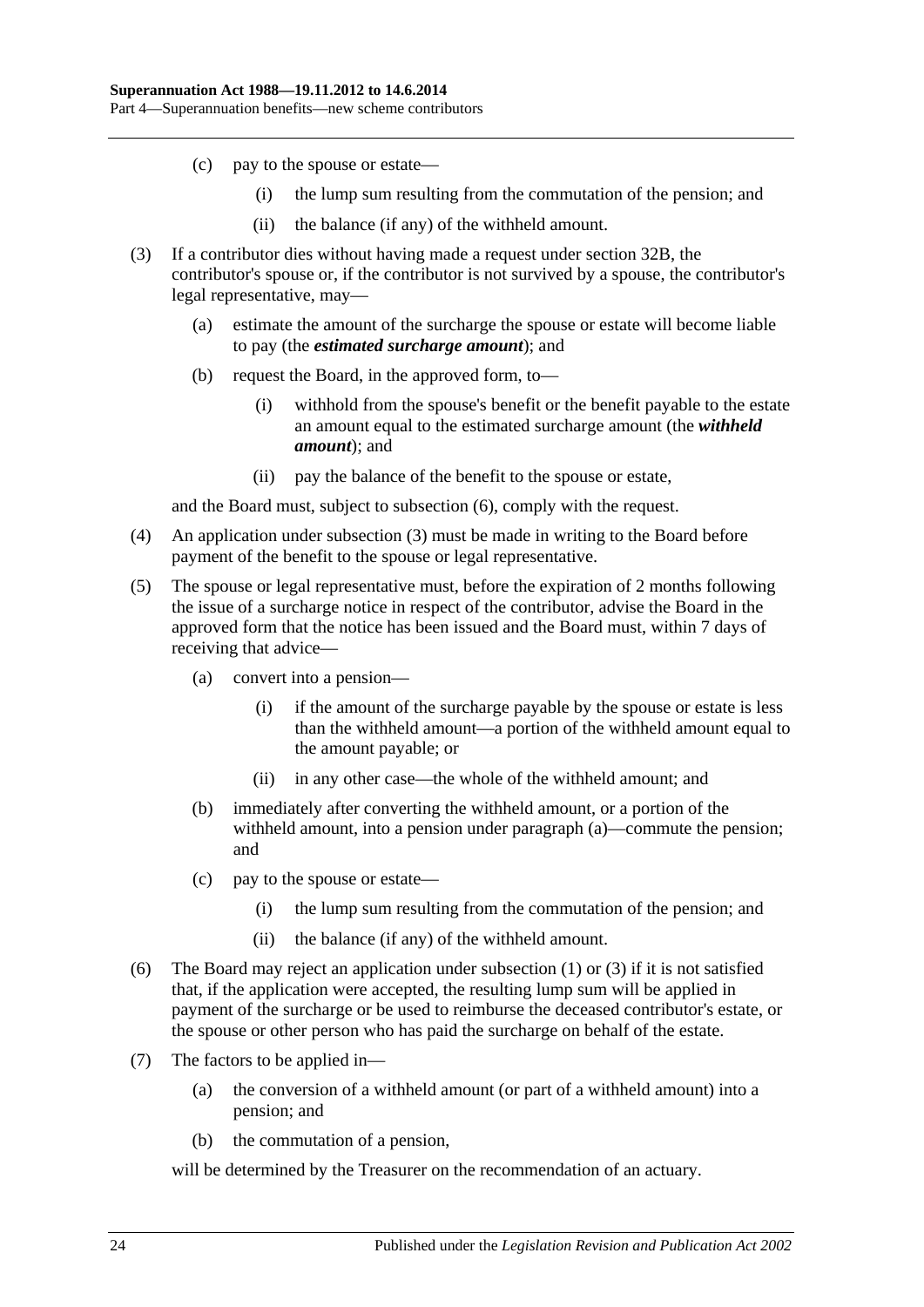(c) pay to the spouse or estate—

(i) the lump sum resulting from the commutation of the pension; and

(ii) the balance (if any) of the withheld amount.

(3) If a contributor dies without having made a request under section 32B, the contributor's spouse or, if the contributor is not survived by a spouse, the contributor's legal representative, may—

(a) estimate the amount of the surcharge the spouse or estate will become liable to pay (the ***estimated surcharge amount***); and

(b) request the Board, in the approved form, to—

(i) withhold from the spouse's benefit or the benefit payable to the estate an amount equal to the estimated surcharge amount (the ***withheld amount***); and

(ii) pay the balance of the benefit to the spouse or estate,

and the Board must, subject to subsection (6), comply with the request.

(4) An application under subsection (3) must be made in writing to the Board before payment of the benefit to the spouse or legal representative.

(5) The spouse or legal representative must, before the expiration of 2 months following the issue of a surcharge notice in respect of the contributor, advise the Board in the approved form that the notice has been issued and the Board must, within 7 days of receiving that advice—

(a) convert into a pension—

(i) if the amount of the surcharge payable by the spouse or estate is less than the withheld amount—a portion of the withheld amount equal to the amount payable; or

(ii) in any other case—the whole of the withheld amount; and

(b) immediately after converting the withheld amount, or a portion of the withheld amount, into a pension under paragraph (a)—commute the pension; and

(c) pay to the spouse or estate—

(i) the lump sum resulting from the commutation of the pension; and

(ii) the balance (if any) of the withheld amount.

(6) The Board may reject an application under subsection (1) or (3) if it is not satisfied that, if the application were accepted, the resulting lump sum will be applied in payment of the surcharge or be used to reimburse the deceased contributor's estate, or the spouse or other person who has paid the surcharge on behalf of the estate.

(7) The factors to be applied in—

(a) the conversion of a withheld amount (or part of a withheld amount) into a pension; and

(b) the commutation of a pension,

will be determined by the Treasurer on the recommendation of an actuary.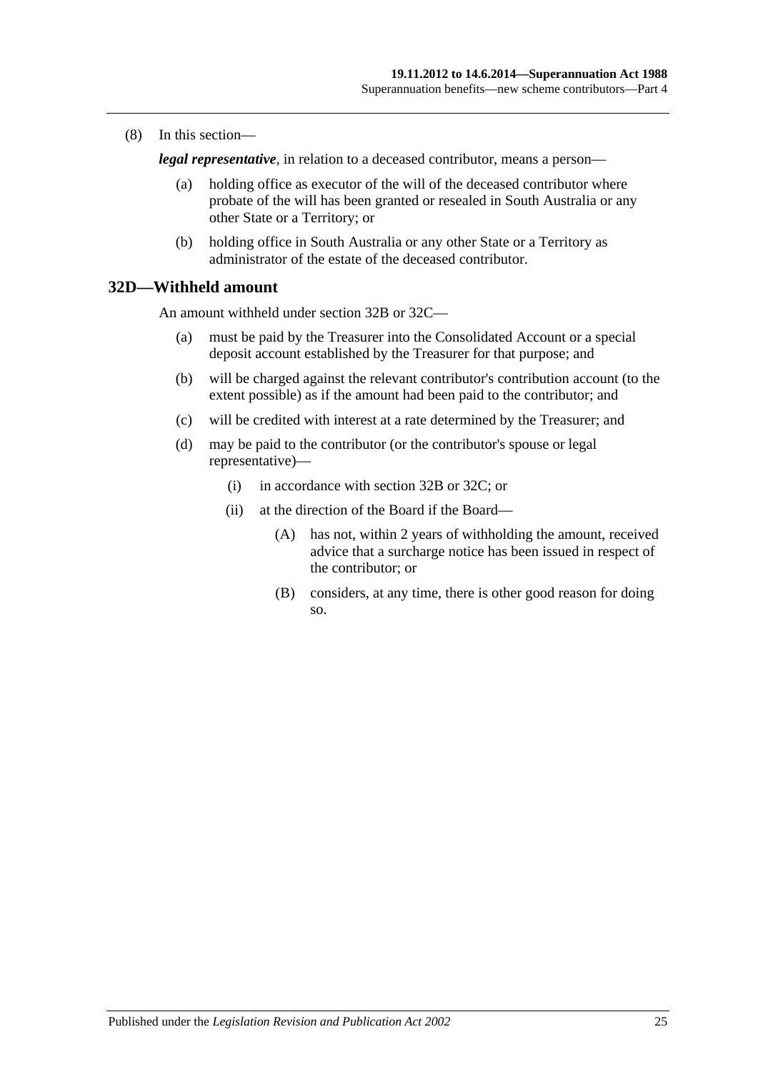(8) In this section—

***legal representative***, in relation to a deceased contributor, means a person—

(a) holding office as executor of the will of the deceased contributor where probate of the will has been granted or resealed in South Australia or any other State or a Territory; or

(b) holding office in South Australia or any other State or a Territory as administrator of the estate of the deceased contributor.

## 32D—Withheld amount

An amount withheld under section 32B or 32C—

(a) must be paid by the Treasurer into the Consolidated Account or a special deposit account established by the Treasurer for that purpose; and

(b) will be charged against the relevant contributor's contribution account (to the extent possible) as if the amount had been paid to the contributor; and

(c) will be credited with interest at a rate determined by the Treasurer; and

(d) may be paid to the contributor (or the contributor's spouse or legal representative)—

(i) in accordance with section 32B or 32C; or

(ii) at the direction of the Board if the Board—

(A) has not, within 2 years of withholding the amount, received advice that a surcharge notice has been issued in respect of the contributor; or

(B) considers, at any time, there is other good reason for doing so.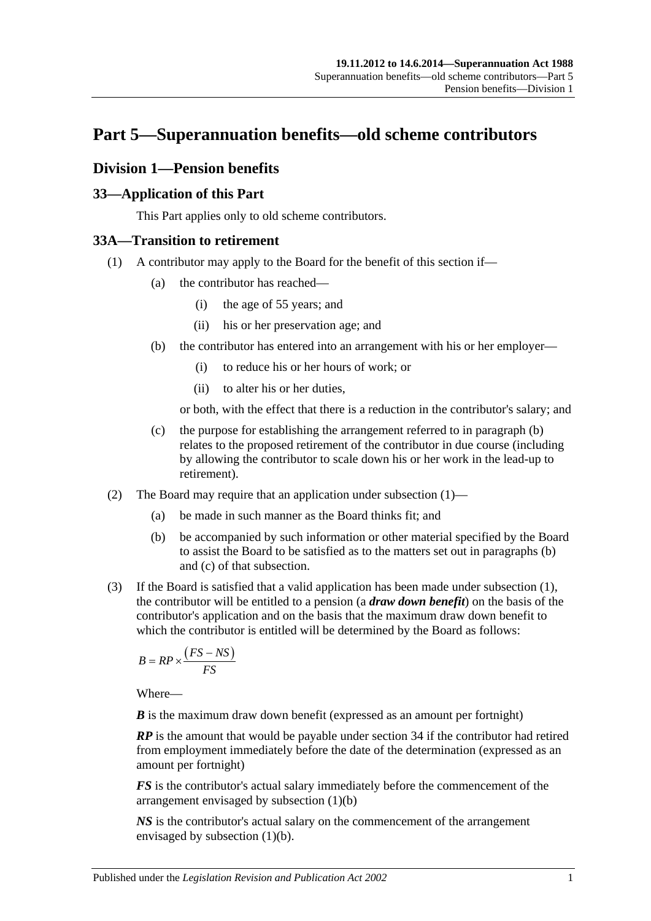# Part 5—Superannuation benefits—old scheme contributors

## Division 1—Pension benefits

### 33—Application of this Part

This Part applies only to old scheme contributors.

### 33A—Transition to retirement

(1) A contributor may apply to the Board for the benefit of this section if—

(a) the contributor has reached—

(i) the age of 55 years; and

(ii) his or her preservation age; and

(b) the contributor has entered into an arrangement with his or her employer—

(i) to reduce his or her hours of work; or

(ii) to alter his or her duties,

or both, with the effect that there is a reduction in the contributor's salary; and

(c) the purpose for establishing the arrangement referred to in paragraph (b) relates to the proposed retirement of the contributor in due course (including by allowing the contributor to scale down his or her work in the lead-up to retirement).

(2) The Board may require that an application under subsection (1)—

(a) be made in such manner as the Board thinks fit; and

(b) be accompanied by such information or other material specified by the Board to assist the Board to be satisfied as to the matters set out in paragraphs (b) and (c) of that subsection.

(3) If the Board is satisfied that a valid application has been made under subsection (1), the contributor will be entitled to a pension (a ***draw down benefit***) on the basis of the contributor's application and on the basis that the maximum draw down benefit to which the contributor is entitled will be determined by the Board as follows:

$$B = RP \times \frac{(FS - NS)}{FS}$$

Where—

***B*** is the maximum draw down benefit (expressed as an amount per fortnight)

***RP*** is the amount that would be payable under section 34 if the contributor had retired from employment immediately before the date of the determination (expressed as an amount per fortnight)

***FS*** is the contributor's actual salary immediately before the commencement of the arrangement envisaged by subsection (1)(b)

***NS*** is the contributor's actual salary on the commencement of the arrangement envisaged by subsection (1)(b).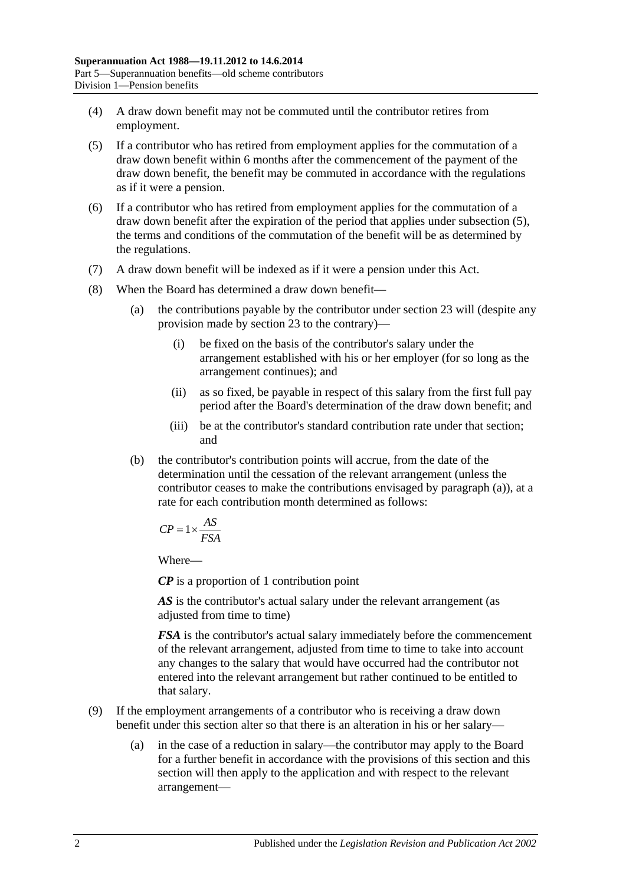(4) A draw down benefit may not be commuted until the contributor retires from employment.

(5) If a contributor who has retired from employment applies for the commutation of a draw down benefit within 6 months after the commencement of the payment of the draw down benefit, the benefit may be commuted in accordance with the regulations as if it were a pension.

(6) If a contributor who has retired from employment applies for the commutation of a draw down benefit after the expiration of the period that applies under subsection (5), the terms and conditions of the commutation of the benefit will be as determined by the regulations.

(7) A draw down benefit will be indexed as if it were a pension under this Act.

(8) When the Board has determined a draw down benefit—

(a) the contributions payable by the contributor under section 23 will (despite any provision made by section 23 to the contrary)—

(i) be fixed on the basis of the contributor's salary under the arrangement established with his or her employer (for so long as the arrangement continues); and

(ii) as so fixed, be payable in respect of this salary from the first full pay period after the Board's determination of the draw down benefit; and

(iii) be at the contributor's standard contribution rate under that section; and

(b) the contributor's contribution points will accrue, from the date of the determination until the cessation of the relevant arrangement (unless the contributor ceases to make the contributions envisaged by paragraph (a)), at a rate for each contribution month determined as follows:

$$CP = 1 \times \frac{AS}{FSA}$$

Where—

***CP*** is a proportion of 1 contribution point

***AS*** is the contributor's actual salary under the relevant arrangement (as adjusted from time to time)

***FSA*** is the contributor's actual salary immediately before the commencement of the relevant arrangement, adjusted from time to time to take into account any changes to the salary that would have occurred had the contributor not entered into the relevant arrangement but rather continued to be entitled to that salary.

(9) If the employment arrangements of a contributor who is receiving a draw down benefit under this section alter so that there is an alteration in his or her salary—

(a) in the case of a reduction in salary—the contributor may apply to the Board for a further benefit in accordance with the provisions of this section and this section will then apply to the application and with respect to the relevant arrangement—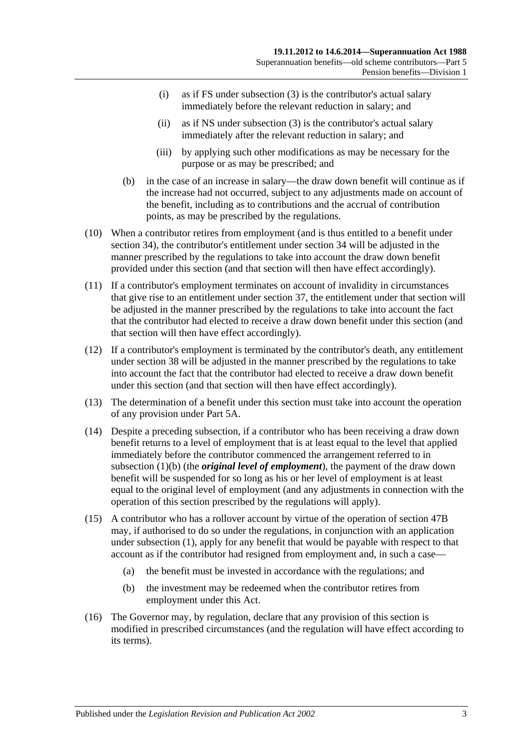(i) as if FS under subsection (3) is the contributor's actual salary immediately before the relevant reduction in salary; and

(ii) as if NS under subsection (3) is the contributor's actual salary immediately after the relevant reduction in salary; and

(iii) by applying such other modifications as may be necessary for the purpose or as may be prescribed; and

(b) in the case of an increase in salary—the draw down benefit will continue as if the increase had not occurred, subject to any adjustments made on account of the benefit, including as to contributions and the accrual of contribution points, as may be prescribed by the regulations.

(10) When a contributor retires from employment (and is thus entitled to a benefit under section 34), the contributor's entitlement under section 34 will be adjusted in the manner prescribed by the regulations to take into account the draw down benefit provided under this section (and that section will then have effect accordingly).

(11) If a contributor's employment terminates on account of invalidity in circumstances that give rise to an entitlement under section 37, the entitlement under that section will be adjusted in the manner prescribed by the regulations to take into account the fact that the contributor had elected to receive a draw down benefit under this section (and that section will then have effect accordingly).

(12) If a contributor's employment is terminated by the contributor's death, any entitlement under section 38 will be adjusted in the manner prescribed by the regulations to take into account the fact that the contributor had elected to receive a draw down benefit under this section (and that section will then have effect accordingly).

(13) The determination of a benefit under this section must take into account the operation of any provision under Part 5A.

(14) Despite a preceding subsection, if a contributor who has been receiving a draw down benefit returns to a level of employment that is at least equal to the level that applied immediately before the contributor commenced the arrangement referred to in subsection (1)(b) (the ***original level of employment***), the payment of the draw down benefit will be suspended for so long as his or her level of employment is at least equal to the original level of employment (and any adjustments in connection with the operation of this section prescribed by the regulations will apply).

(15) A contributor who has a rollover account by virtue of the operation of section 47B may, if authorised to do so under the regulations, in conjunction with an application under subsection (1), apply for any benefit that would be payable with respect to that account as if the contributor had resigned from employment and, in such a case—

(a) the benefit must be invested in accordance with the regulations; and

(b) the investment may be redeemed when the contributor retires from employment under this Act.

(16) The Governor may, by regulation, declare that any provision of this section is modified in prescribed circumstances (and the regulation will have effect according to its terms).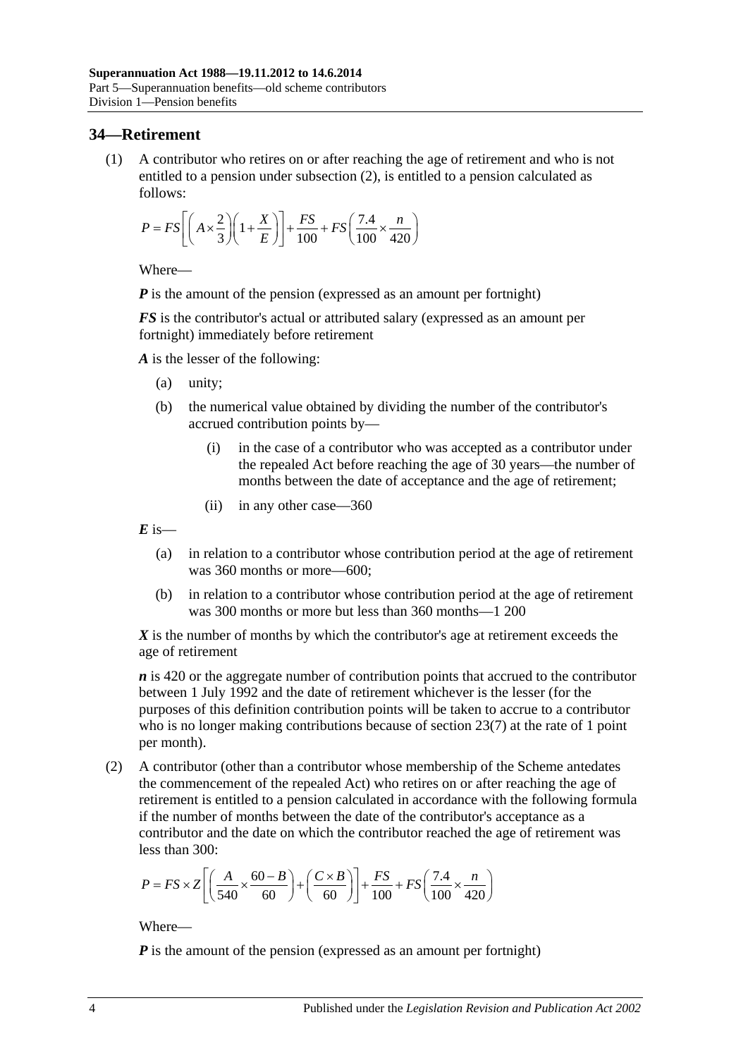## 34—Retirement

(1) A contributor who retires on or after reaching the age of retirement and who is not entitled to a pension under subsection (2), is entitled to a pension calculated as follows:

$$P = FS\left[\left(A \times \frac{2}{3}\right)\left(1 + \frac{X}{E}\right)\right] + \frac{FS}{100} + FS\left(\frac{7.4}{100} \times \frac{n}{420}\right)$$

Where—

***P*** is the amount of the pension (expressed as an amount per fortnight)

***FS*** is the contributor's actual or attributed salary (expressed as an amount per fortnight) immediately before retirement

***A*** is the lesser of the following:

(a) unity;

(b) the numerical value obtained by dividing the number of the contributor's accrued contribution points by—

(i) in the case of a contributor who was accepted as a contributor under the repealed Act before reaching the age of 30 years—the number of months between the date of acceptance and the age of retirement;

(ii) in any other case—360

***E*** is—

(a) in relation to a contributor whose contribution period at the age of retirement was 360 months or more—600;

(b) in relation to a contributor whose contribution period at the age of retirement was 300 months or more but less than 360 months—1 200

***X*** is the number of months by which the contributor's age at retirement exceeds the age of retirement

***n*** is 420 or the aggregate number of contribution points that accrued to the contributor between 1 July 1992 and the date of retirement whichever is the lesser (for the purposes of this definition contribution points will be taken to accrue to a contributor who is no longer making contributions because of section 23(7) at the rate of 1 point per month).

(2) A contributor (other than a contributor whose membership of the Scheme antedates the commencement of the repealed Act) who retires on or after reaching the age of retirement is entitled to a pension calculated in accordance with the following formula if the number of months between the date of the contributor's acceptance as a contributor and the date on which the contributor reached the age of retirement was less than 300:

$$P = FS \times Z\left[\left(\frac{A}{540} \times \frac{60 - B}{60}\right) + \left(\frac{C \times B}{60}\right)\right] + \frac{FS}{100} + FS\left(\frac{7.4}{100} \times \frac{n}{420}\right)$$

Where—

***P*** is the amount of the pension (expressed as an amount per fortnight)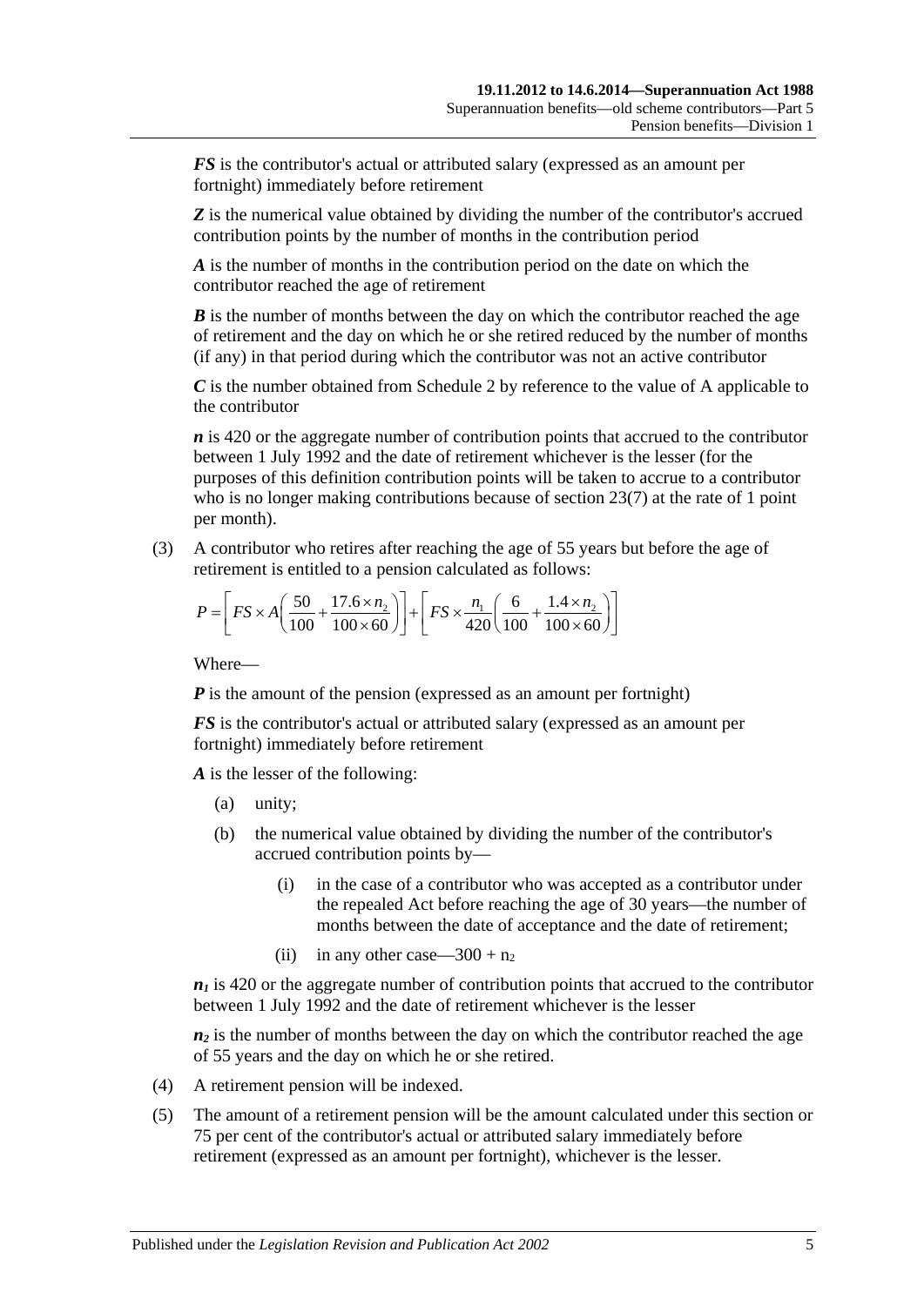***FS*** is the contributor's actual or attributed salary (expressed as an amount per fortnight) immediately before retirement

***Z*** is the numerical value obtained by dividing the number of the contributor's accrued contribution points by the number of months in the contribution period

***A*** is the number of months in the contribution period on the date on which the contributor reached the age of retirement

***B*** is the number of months between the day on which the contributor reached the age of retirement and the day on which he or she retired reduced by the number of months (if any) in that period during which the contributor was not an active contributor

***C*** is the number obtained from Schedule 2 by reference to the value of A applicable to the contributor

***n*** is 420 or the aggregate number of contribution points that accrued to the contributor between 1 July 1992 and the date of retirement whichever is the lesser (for the purposes of this definition contribution points will be taken to accrue to a contributor who is no longer making contributions because of section 23(7) at the rate of 1 point per month).

(3) A contributor who retires after reaching the age of 55 years but before the age of retirement is entitled to a pension calculated as follows:

$$P = \left[ FS \times A \left( \frac{50}{100} + \frac{17.6 \times n_2}{100 \times 60} \right) \right] + \left[ FS \times \frac{n_1}{420} \left( \frac{6}{100} + \frac{1.4 \times n_2}{100 \times 60} \right) \right]$$

Where—

***P*** is the amount of the pension (expressed as an amount per fortnight)

***FS*** is the contributor's actual or attributed salary (expressed as an amount per fortnight) immediately before retirement

***A*** is the lesser of the following:

(a) unity;

(b) the numerical value obtained by dividing the number of the contributor's accrued contribution points by—

(i) in the case of a contributor who was accepted as a contributor under the repealed Act before reaching the age of 30 years—the number of months between the date of acceptance and the date of retirement;

(ii) in any other case—$300 + n_2$

$\boldsymbol{n_1}$ is 420 or the aggregate number of contribution points that accrued to the contributor between 1 July 1992 and the date of retirement whichever is the lesser

$\boldsymbol{n_2}$ is the number of months between the day on which the contributor reached the age of 55 years and the day on which he or she retired.

(4) A retirement pension will be indexed.

(5) The amount of a retirement pension will be the amount calculated under this section or 75 per cent of the contributor's actual or attributed salary immediately before retirement (expressed as an amount per fortnight), whichever is the lesser.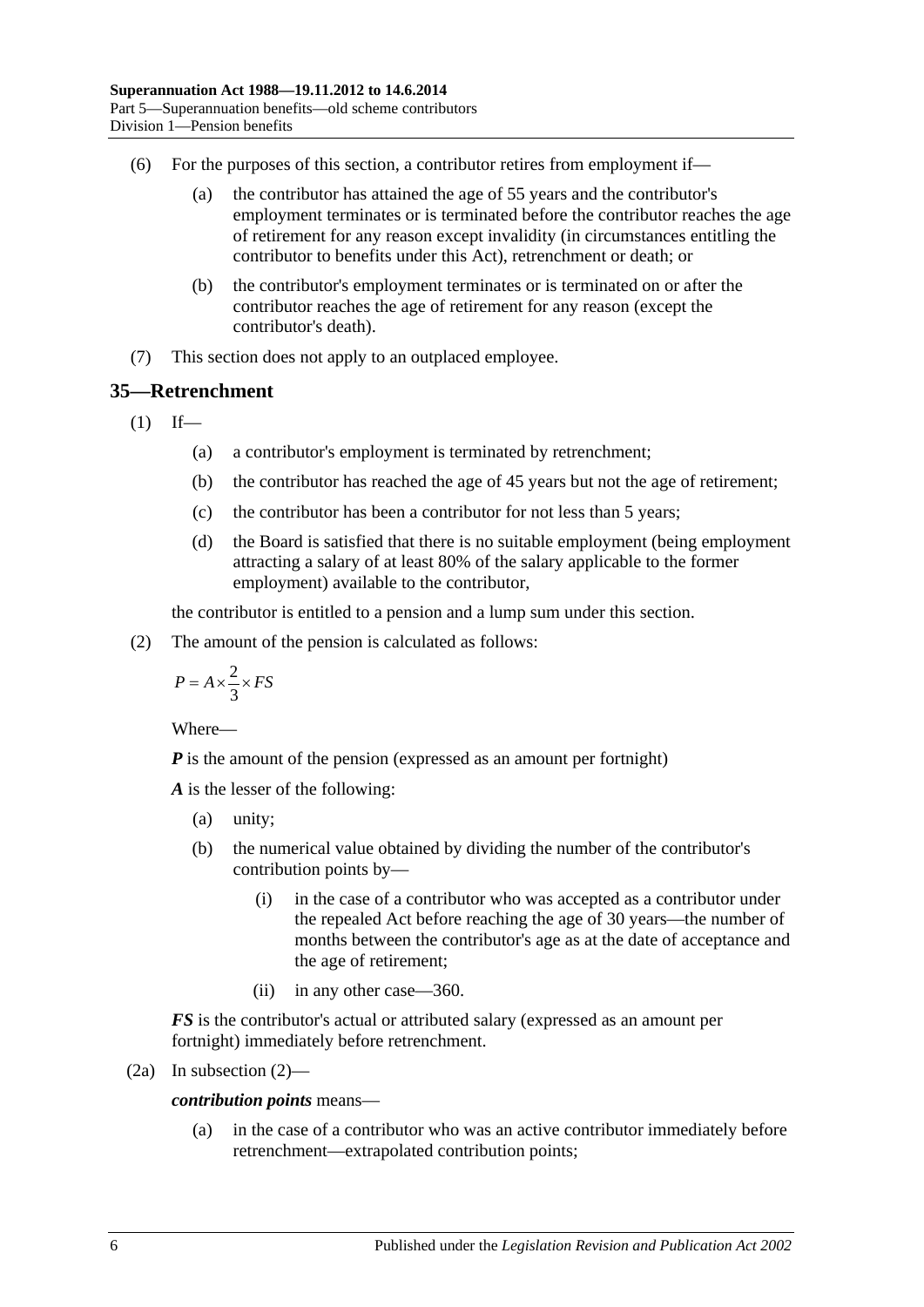(6) For the purposes of this section, a contributor retires from employment if—

(a) the contributor has attained the age of 55 years and the contributor's employment terminates or is terminated before the contributor reaches the age of retirement for any reason except invalidity (in circumstances entitling the contributor to benefits under this Act), retrenchment or death; or

(b) the contributor's employment terminates or is terminated on or after the contributor reaches the age of retirement for any reason (except the contributor's death).

(7) This section does not apply to an outplaced employee.

## 35—Retrenchment

(1) If—

(a) a contributor's employment is terminated by retrenchment;

(b) the contributor has reached the age of 45 years but not the age of retirement;

(c) the contributor has been a contributor for not less than 5 years;

(d) the Board is satisfied that there is no suitable employment (being employment attracting a salary of at least 80% of the salary applicable to the former employment) available to the contributor,

the contributor is entitled to a pension and a lump sum under this section.

(2) The amount of the pension is calculated as follows:

$$P = A \times \frac{2}{3} \times FS$$

Where—

***P*** is the amount of the pension (expressed as an amount per fortnight)

***A*** is the lesser of the following:

(a) unity;

(b) the numerical value obtained by dividing the number of the contributor's contribution points by—

(i) in the case of a contributor who was accepted as a contributor under the repealed Act before reaching the age of 30 years—the number of months between the contributor's age as at the date of acceptance and the age of retirement;

(ii) in any other case—360.

***FS*** is the contributor's actual or attributed salary (expressed as an amount per fortnight) immediately before retrenchment.

(2a) In subsection (2)—

***contribution points*** means—

(a) in the case of a contributor who was an active contributor immediately before retrenchment—extrapolated contribution points;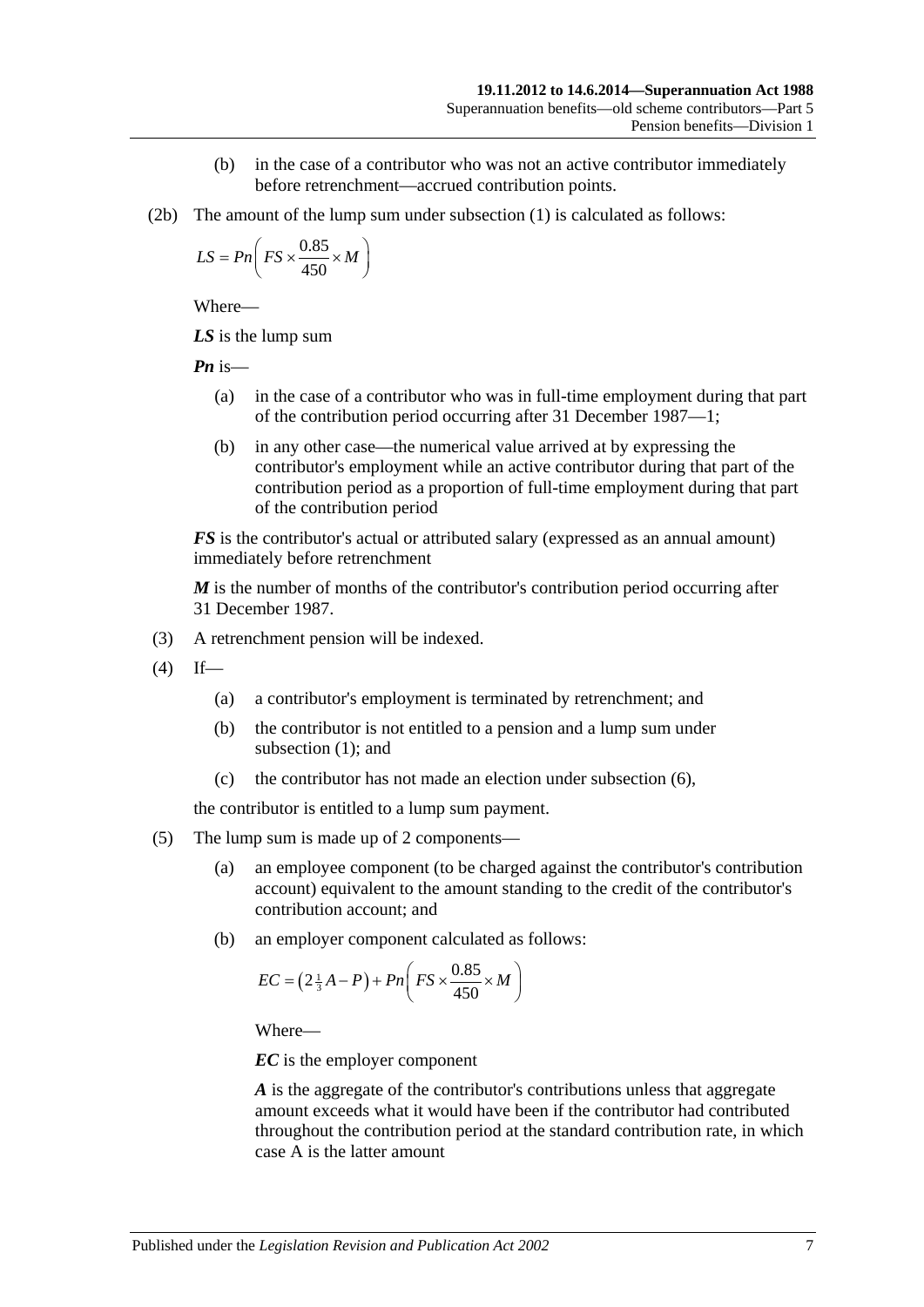(b) in the case of a contributor who was not an active contributor immediately before retrenchment—accrued contribution points.

(2b) The amount of the lump sum under subsection (1) is calculated as follows:

$$LS = Pn\left(FS \times \frac{0.85}{450} \times M\right)$$

Where—

***LS*** is the lump sum

***Pn*** is—

(a) in the case of a contributor who was in full-time employment during that part of the contribution period occurring after 31 December 1987—1;

(b) in any other case—the numerical value arrived at by expressing the contributor's employment while an active contributor during that part of the contribution period as a proportion of full-time employment during that part of the contribution period

***FS*** is the contributor's actual or attributed salary (expressed as an annual amount) immediately before retrenchment

***M*** is the number of months of the contributor's contribution period occurring after 31 December 1987.

(3) A retrenchment pension will be indexed.

(4) If—

(a) a contributor's employment is terminated by retrenchment; and

(b) the contributor is not entitled to a pension and a lump sum under subsection (1); and

(c) the contributor has not made an election under subsection (6),

the contributor is entitled to a lump sum payment.

(5) The lump sum is made up of 2 components—

(a) an employee component (to be charged against the contributor's contribution account) equivalent to the amount standing to the credit of the contributor's contribution account; and

(b) an employer component calculated as follows:

$$EC = \left(2\tfrac{1}{3}A - P\right) + Pn\left(FS \times \frac{0.85}{450} \times M\right)$$

Where—

***EC*** is the employer component

***A*** is the aggregate of the contributor's contributions unless that aggregate amount exceeds what it would have been if the contributor had contributed throughout the contribution period at the standard contribution rate, in which case A is the latter amount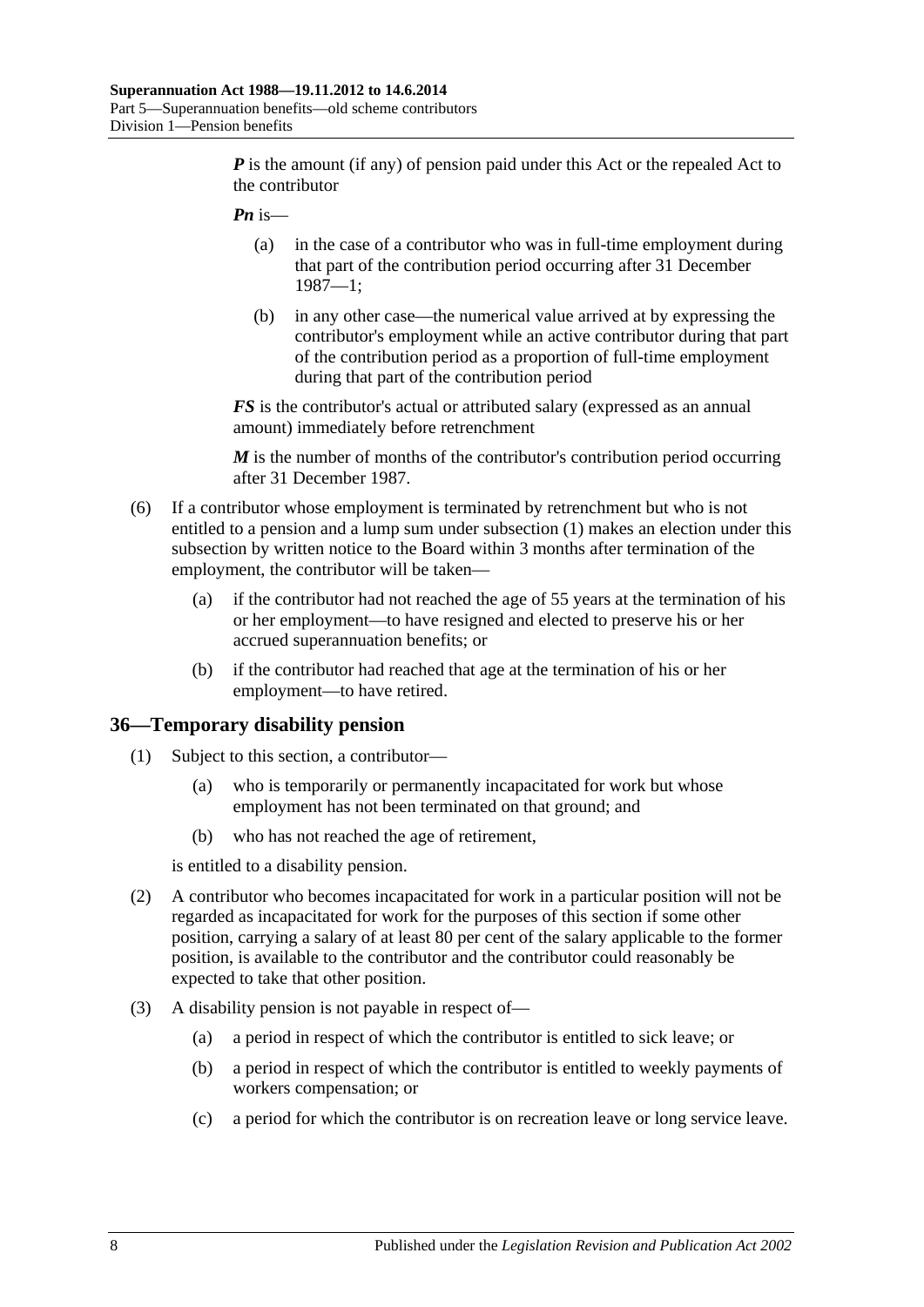***P*** is the amount (if any) of pension paid under this Act or the repealed Act to the contributor

***Pn*** is—

- (a) in the case of a contributor who was in full-time employment during that part of the contribution period occurring after 31 December 1987—1;
- (b) in any other case—the numerical value arrived at by expressing the contributor's employment while an active contributor during that part of the contribution period as a proportion of full-time employment during that part of the contribution period

***FS*** is the contributor's actual or attributed salary (expressed as an annual amount) immediately before retrenchment

***M*** is the number of months of the contributor's contribution period occurring after 31 December 1987.

(6) If a contributor whose employment is terminated by retrenchment but who is not entitled to a pension and a lump sum under subsection (1) makes an election under this subsection by written notice to the Board within 3 months after termination of the employment, the contributor will be taken—

- (a) if the contributor had not reached the age of 55 years at the termination of his or her employment—to have resigned and elected to preserve his or her accrued superannuation benefits; or
- (b) if the contributor had reached that age at the termination of his or her employment—to have retired.

## 36—Temporary disability pension

(1) Subject to this section, a contributor—

- (a) who is temporarily or permanently incapacitated for work but whose employment has not been terminated on that ground; and
- (b) who has not reached the age of retirement,

is entitled to a disability pension.

(2) A contributor who becomes incapacitated for work in a particular position will not be regarded as incapacitated for work for the purposes of this section if some other position, carrying a salary of at least 80 per cent of the salary applicable to the former position, is available to the contributor and the contributor could reasonably be expected to take that other position.

(3) A disability pension is not payable in respect of—

- (a) a period in respect of which the contributor is entitled to sick leave; or
- (b) a period in respect of which the contributor is entitled to weekly payments of workers compensation; or
- (c) a period for which the contributor is on recreation leave or long service leave.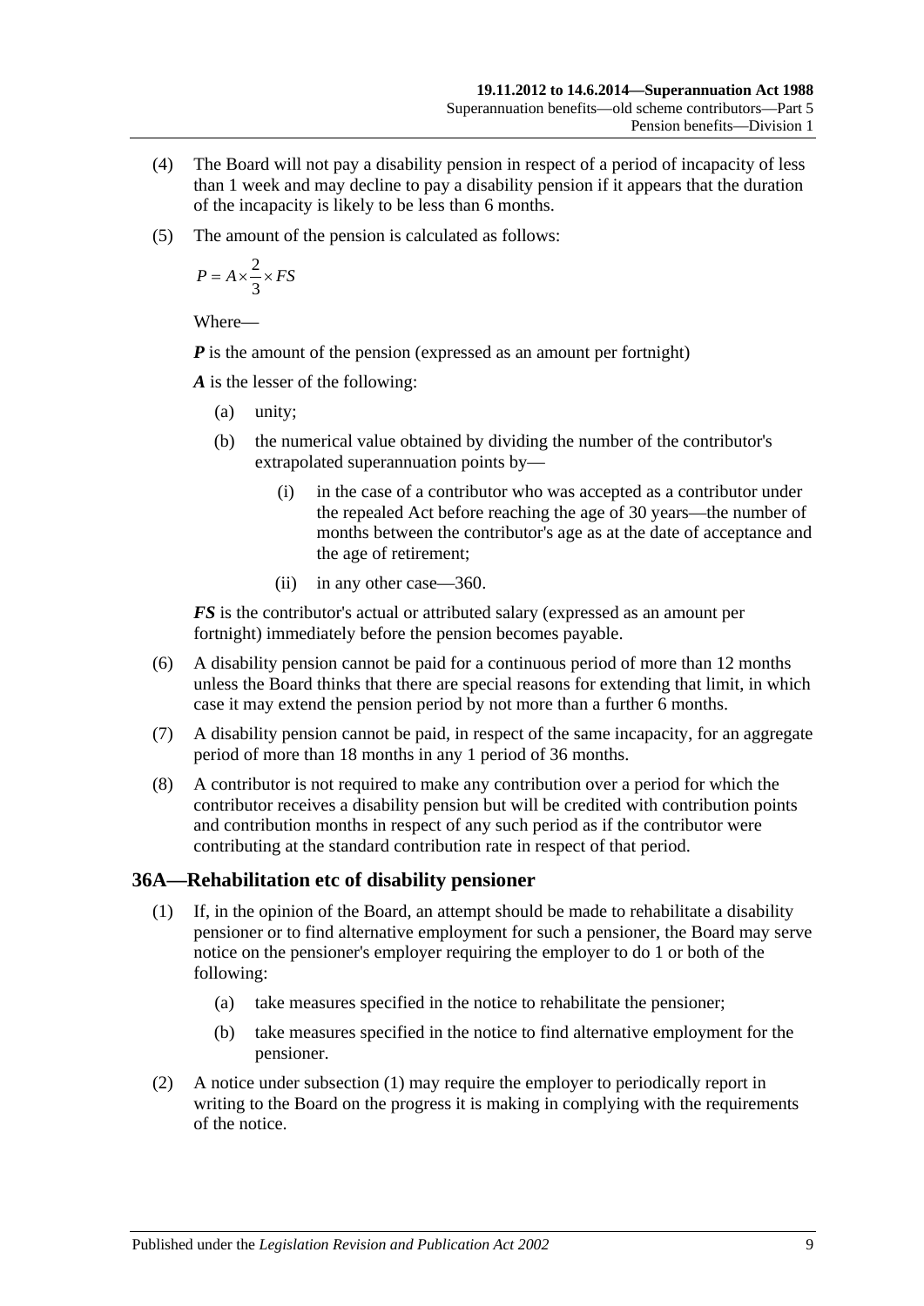(4) The Board will not pay a disability pension in respect of a period of incapacity of less than 1 week and may decline to pay a disability pension if it appears that the duration of the incapacity is likely to be less than 6 months.

(5) The amount of the pension is calculated as follows:

$$P = A \times \frac{2}{3} \times FS$$

Where—

***P*** is the amount of the pension (expressed as an amount per fortnight)

***A*** is the lesser of the following:

- (a) unity;
- (b) the numerical value obtained by dividing the number of the contributor's extrapolated superannuation points by—
  - (i) in the case of a contributor who was accepted as a contributor under the repealed Act before reaching the age of 30 years—the number of months between the contributor's age as at the date of acceptance and the age of retirement;
  - (ii) in any other case—360.

***FS*** is the contributor's actual or attributed salary (expressed as an amount per fortnight) immediately before the pension becomes payable.

(6) A disability pension cannot be paid for a continuous period of more than 12 months unless the Board thinks that there are special reasons for extending that limit, in which case it may extend the pension period by not more than a further 6 months.

(7) A disability pension cannot be paid, in respect of the same incapacity, for an aggregate period of more than 18 months in any 1 period of 36 months.

(8) A contributor is not required to make any contribution over a period for which the contributor receives a disability pension but will be credited with contribution points and contribution months in respect of any such period as if the contributor were contributing at the standard contribution rate in respect of that period.

## 36A—Rehabilitation etc of disability pensioner

(1) If, in the opinion of the Board, an attempt should be made to rehabilitate a disability pensioner or to find alternative employment for such a pensioner, the Board may serve notice on the pensioner's employer requiring the employer to do 1 or both of the following:

- (a) take measures specified in the notice to rehabilitate the pensioner;
- (b) take measures specified in the notice to find alternative employment for the pensioner.

(2) A notice under subsection (1) may require the employer to periodically report in writing to the Board on the progress it is making in complying with the requirements of the notice.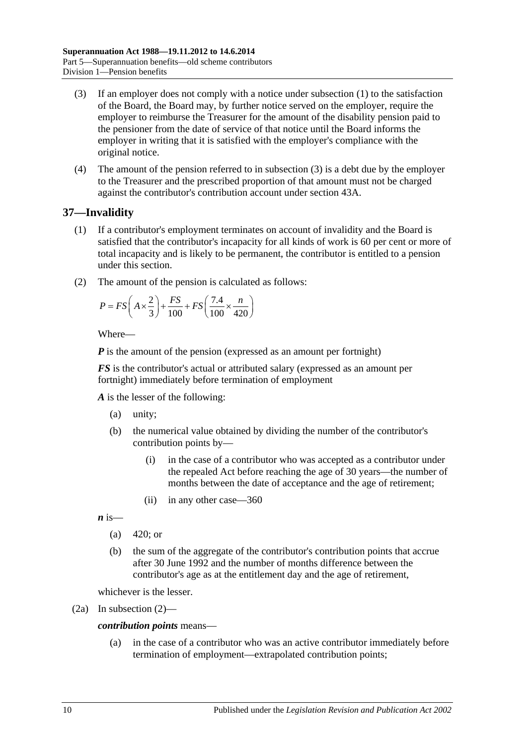(3) If an employer does not comply with a notice under subsection (1) to the satisfaction of the Board, the Board may, by further notice served on the employer, require the employer to reimburse the Treasurer for the amount of the disability pension paid to the pensioner from the date of service of that notice until the Board informs the employer in writing that it is satisfied with the employer's compliance with the original notice.

(4) The amount of the pension referred to in subsection (3) is a debt due by the employer to the Treasurer and the prescribed proportion of that amount must not be charged against the contributor's contribution account under section 43A.

## 37—Invalidity

(1) If a contributor's employment terminates on account of invalidity and the Board is satisfied that the contributor's incapacity for all kinds of work is 60 per cent or more of total incapacity and is likely to be permanent, the contributor is entitled to a pension under this section.

(2) The amount of the pension is calculated as follows:

$$P = FS\left(A \times \frac{2}{3}\right) + \frac{FS}{100} + FS\left(\frac{7.4}{100} \times \frac{n}{420}\right)$$

Where—

***P*** is the amount of the pension (expressed as an amount per fortnight)

***FS*** is the contributor's actual or attributed salary (expressed as an amount per fortnight) immediately before termination of employment

***A*** is the lesser of the following:

- (a) unity;
- (b) the numerical value obtained by dividing the number of the contributor's contribution points by—
  - (i) in the case of a contributor who was accepted as a contributor under the repealed Act before reaching the age of 30 years—the number of months between the date of acceptance and the age of retirement;
  - (ii) in any other case—360

***n*** is—

- (a) 420; or
- (b) the sum of the aggregate of the contributor's contribution points that accrue after 30 June 1992 and the number of months difference between the contributor's age as at the entitlement day and the age of retirement,

whichever is the lesser.

(2a) In subsection (2)—

***contribution points*** means—

- (a) in the case of a contributor who was an active contributor immediately before termination of employment—extrapolated contribution points;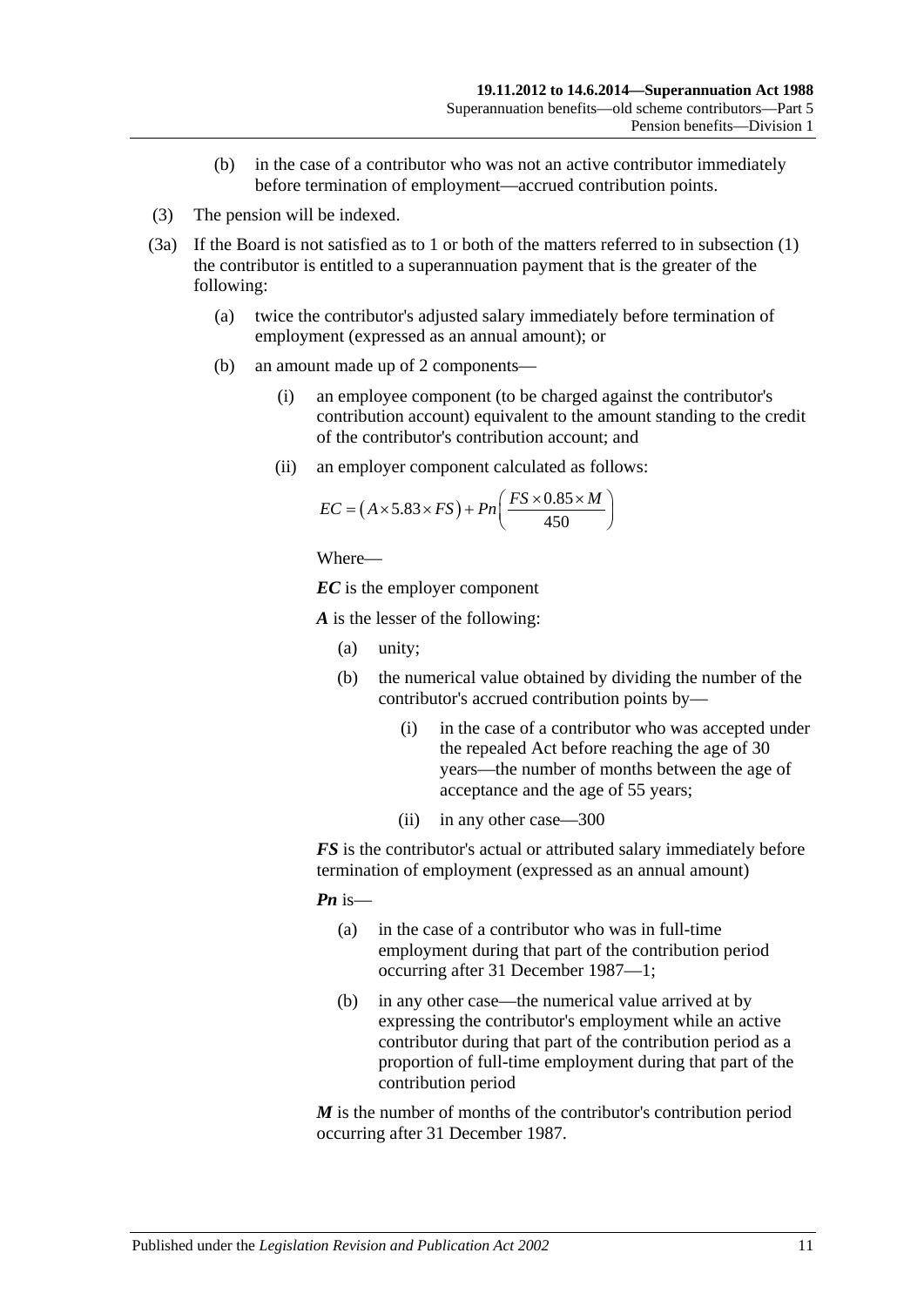(b) in the case of a contributor who was not an active contributor immediately before termination of employment—accrued contribution points.

(3) The pension will be indexed.

(3a) If the Board is not satisfied as to 1 or both of the matters referred to in subsection (1) the contributor is entitled to a superannuation payment that is the greater of the following:

(a) twice the contributor's adjusted salary immediately before termination of employment (expressed as an annual amount); or

(b) an amount made up of 2 components—

(i) an employee component (to be charged against the contributor's contribution account) equivalent to the amount standing to the credit of the contributor's contribution account; and

(ii) an employer component calculated as follows:

$$EC = \left(A \times 5.83 \times FS\right) + Pn\left(\frac{FS \times 0.85 \times M}{450}\right)$$

Where—

***EC*** is the employer component

***A*** is the lesser of the following:

(a) unity;

(b) the numerical value obtained by dividing the number of the contributor's accrued contribution points by—

(i) in the case of a contributor who was accepted under the repealed Act before reaching the age of 30 years—the number of months between the age of acceptance and the age of 55 years;

(ii) in any other case—300

***FS*** is the contributor's actual or attributed salary immediately before termination of employment (expressed as an annual amount)

***Pn*** is—

(a) in the case of a contributor who was in full-time employment during that part of the contribution period occurring after 31 December 1987—1;

(b) in any other case—the numerical value arrived at by expressing the contributor's employment while an active contributor during that part of the contribution period as a proportion of full-time employment during that part of the contribution period

***M*** is the number of months of the contributor's contribution period occurring after 31 December 1987.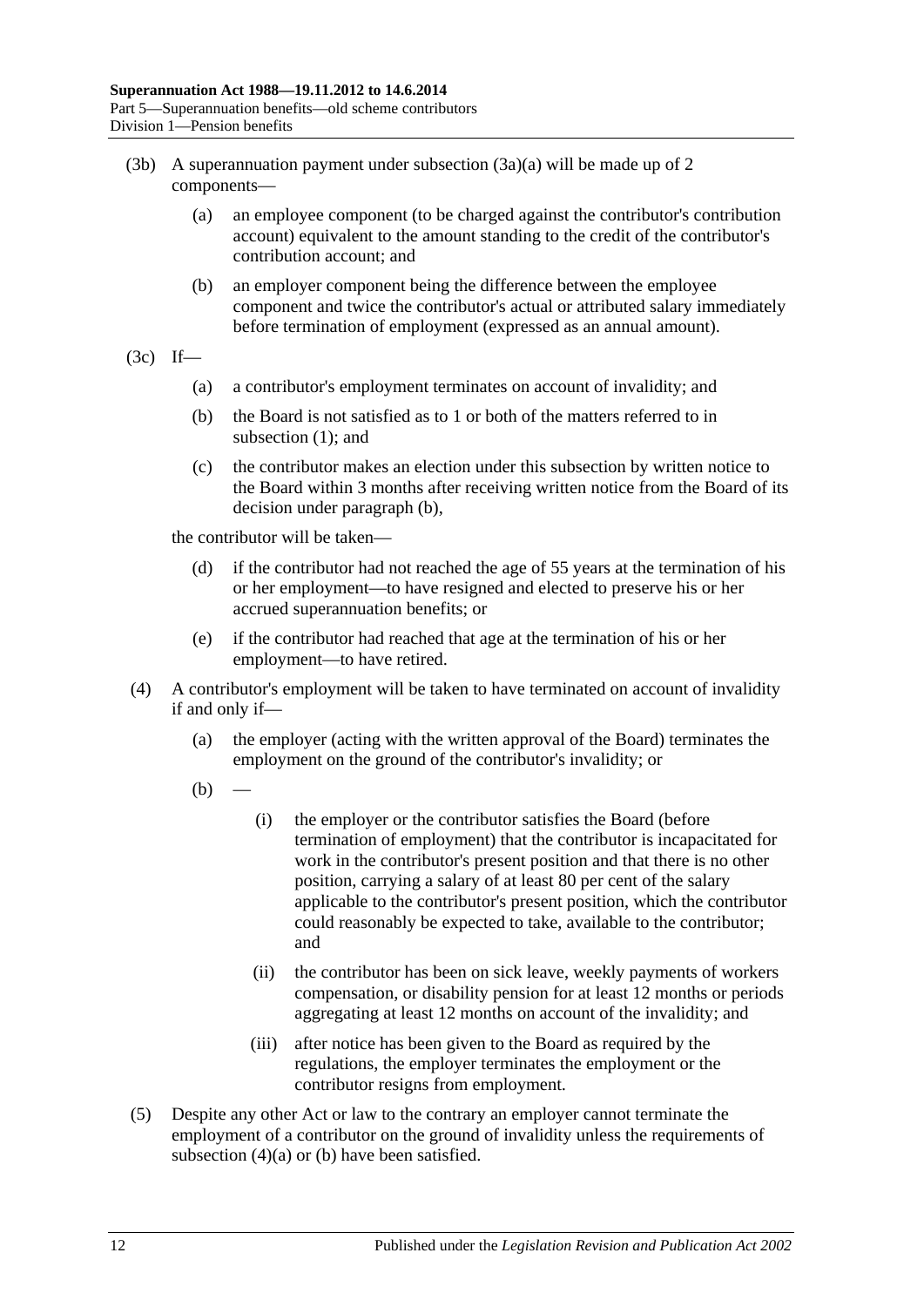(3b) A superannuation payment under subsection (3a)(a) will be made up of 2 components—

(a) an employee component (to be charged against the contributor's contribution account) equivalent to the amount standing to the credit of the contributor's contribution account; and

(b) an employer component being the difference between the employee component and twice the contributor's actual or attributed salary immediately before termination of employment (expressed as an annual amount).

(3c) If—

(a) a contributor's employment terminates on account of invalidity; and

(b) the Board is not satisfied as to 1 or both of the matters referred to in subsection (1); and

(c) the contributor makes an election under this subsection by written notice to the Board within 3 months after receiving written notice from the Board of its decision under paragraph (b),

the contributor will be taken—

(d) if the contributor had not reached the age of 55 years at the termination of his or her employment—to have resigned and elected to preserve his or her accrued superannuation benefits; or

(e) if the contributor had reached that age at the termination of his or her employment—to have retired.

(4) A contributor's employment will be taken to have terminated on account of invalidity if and only if—

(a) the employer (acting with the written approval of the Board) terminates the employment on the ground of the contributor's invalidity; or

(b) —

(i) the employer or the contributor satisfies the Board (before termination of employment) that the contributor is incapacitated for work in the contributor's present position and that there is no other position, carrying a salary of at least 80 per cent of the salary applicable to the contributor's present position, which the contributor could reasonably be expected to take, available to the contributor; and

(ii) the contributor has been on sick leave, weekly payments of workers compensation, or disability pension for at least 12 months or periods aggregating at least 12 months on account of the invalidity; and

(iii) after notice has been given to the Board as required by the regulations, the employer terminates the employment or the contributor resigns from employment.

(5) Despite any other Act or law to the contrary an employer cannot terminate the employment of a contributor on the ground of invalidity unless the requirements of subsection (4)(a) or (b) have been satisfied.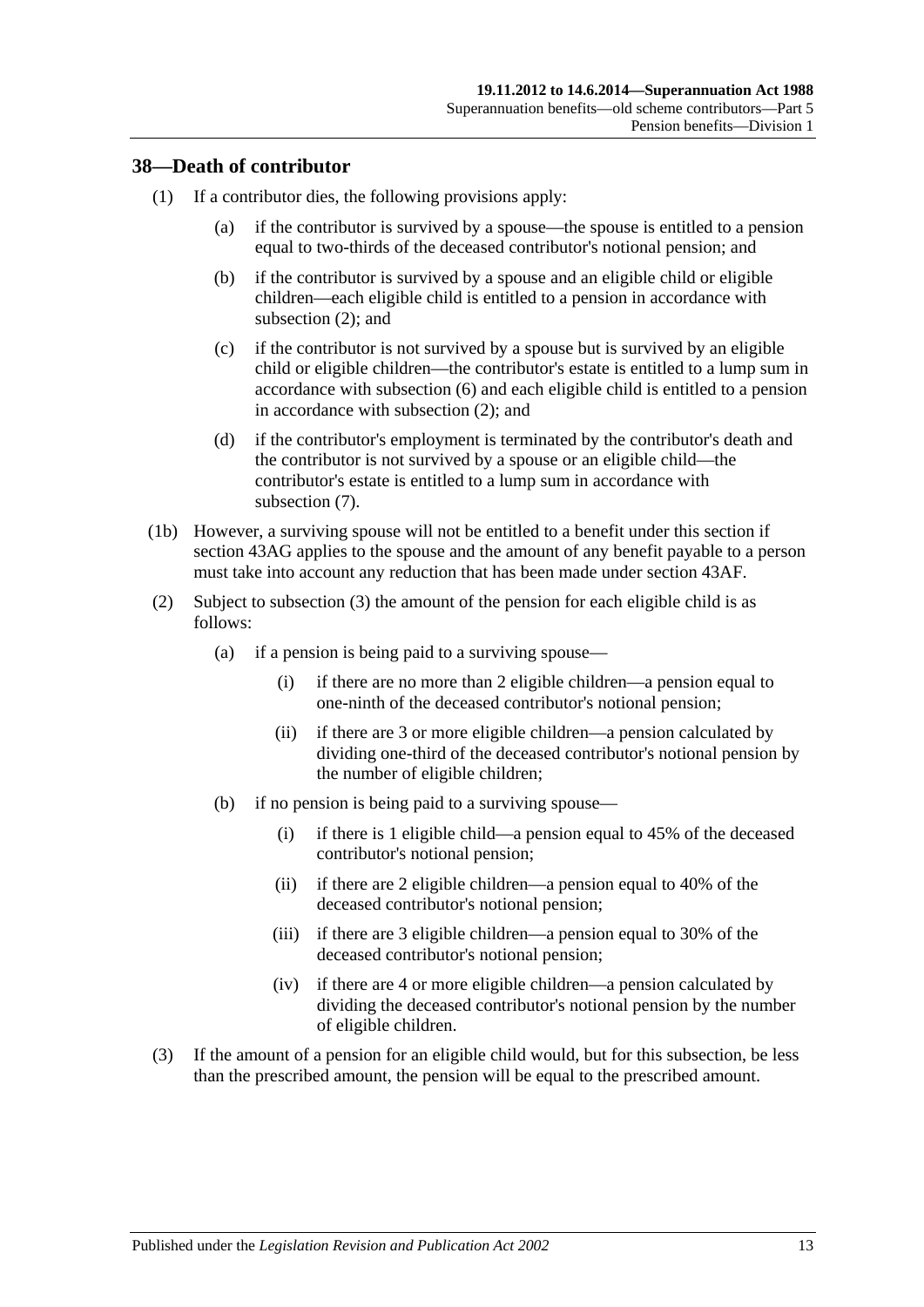## 38—Death of contributor

(1) If a contributor dies, the following provisions apply:

(a) if the contributor is survived by a spouse—the spouse is entitled to a pension equal to two-thirds of the deceased contributor's notional pension; and

(b) if the contributor is survived by a spouse and an eligible child or eligible children—each eligible child is entitled to a pension in accordance with subsection (2); and

(c) if the contributor is not survived by a spouse but is survived by an eligible child or eligible children—the contributor's estate is entitled to a lump sum in accordance with subsection (6) and each eligible child is entitled to a pension in accordance with subsection (2); and

(d) if the contributor's employment is terminated by the contributor's death and the contributor is not survived by a spouse or an eligible child—the contributor's estate is entitled to a lump sum in accordance with subsection (7).

(1b) However, a surviving spouse will not be entitled to a benefit under this section if section 43AG applies to the spouse and the amount of any benefit payable to a person must take into account any reduction that has been made under section 43AF.

(2) Subject to subsection (3) the amount of the pension for each eligible child is as follows:

(a) if a pension is being paid to a surviving spouse—

(i) if there are no more than 2 eligible children—a pension equal to one-ninth of the deceased contributor's notional pension;

(ii) if there are 3 or more eligible children—a pension calculated by dividing one-third of the deceased contributor's notional pension by the number of eligible children;

(b) if no pension is being paid to a surviving spouse—

(i) if there is 1 eligible child—a pension equal to 45% of the deceased contributor's notional pension;

(ii) if there are 2 eligible children—a pension equal to 40% of the deceased contributor's notional pension;

(iii) if there are 3 eligible children—a pension equal to 30% of the deceased contributor's notional pension;

(iv) if there are 4 or more eligible children—a pension calculated by dividing the deceased contributor's notional pension by the number of eligible children.

(3) If the amount of a pension for an eligible child would, but for this subsection, be less than the prescribed amount, the pension will be equal to the prescribed amount.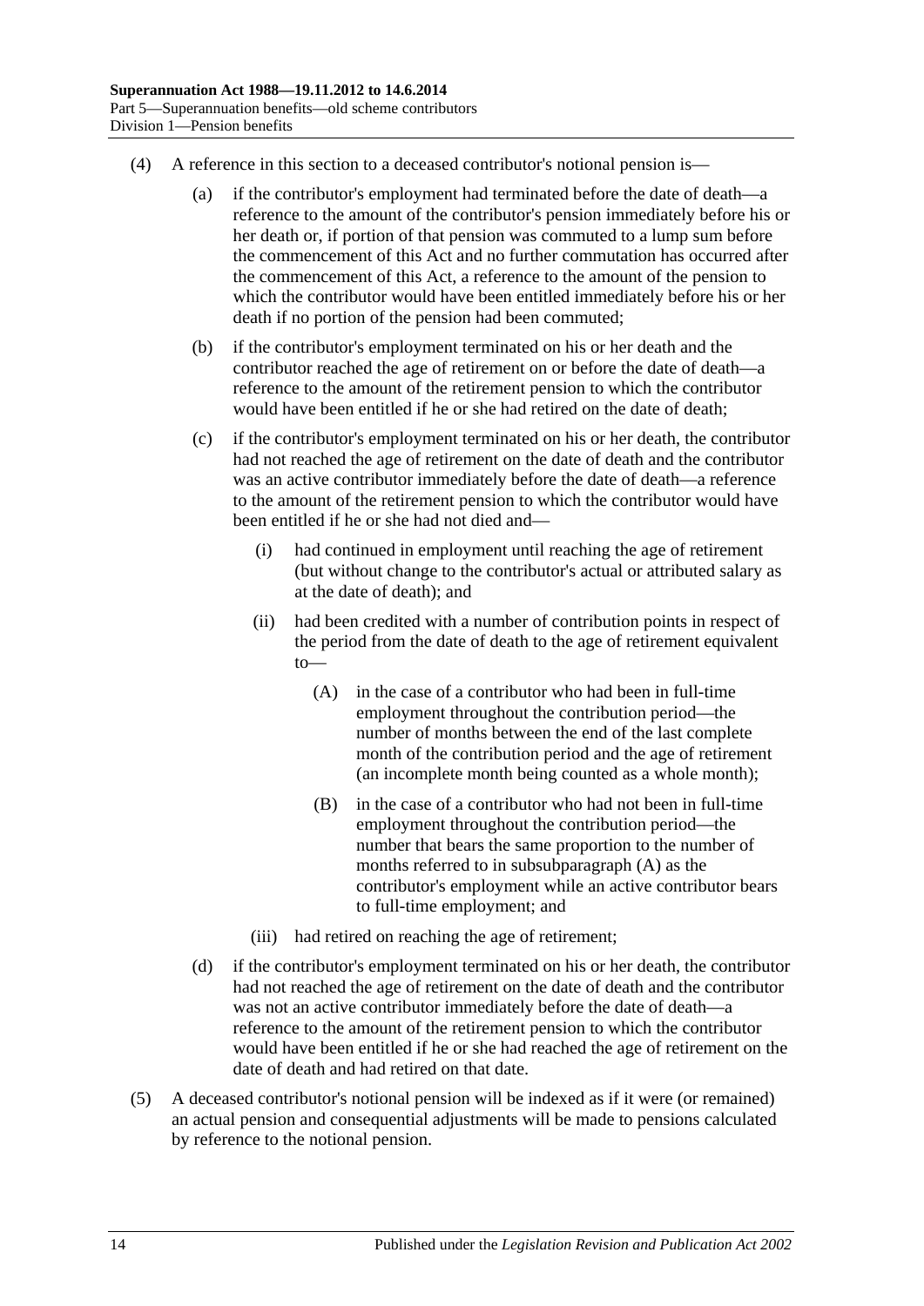(4) A reference in this section to a deceased contributor's notional pension is—

(a) if the contributor's employment had terminated before the date of death—a reference to the amount of the contributor's pension immediately before his or her death or, if portion of that pension was commuted to a lump sum before the commencement of this Act and no further commutation has occurred after the commencement of this Act, a reference to the amount of the pension to which the contributor would have been entitled immediately before his or her death if no portion of the pension had been commuted;

(b) if the contributor's employment terminated on his or her death and the contributor reached the age of retirement on or before the date of death—a reference to the amount of the retirement pension to which the contributor would have been entitled if he or she had retired on the date of death;

(c) if the contributor's employment terminated on his or her death, the contributor had not reached the age of retirement on the date of death and the contributor was an active contributor immediately before the date of death—a reference to the amount of the retirement pension to which the contributor would have been entitled if he or she had not died and—

(i) had continued in employment until reaching the age of retirement (but without change to the contributor's actual or attributed salary as at the date of death); and

(ii) had been credited with a number of contribution points in respect of the period from the date of death to the age of retirement equivalent to—

(A) in the case of a contributor who had been in full-time employment throughout the contribution period—the number of months between the end of the last complete month of the contribution period and the age of retirement (an incomplete month being counted as a whole month);

(B) in the case of a contributor who had not been in full-time employment throughout the contribution period—the number that bears the same proportion to the number of months referred to in subsubparagraph (A) as the contributor's employment while an active contributor bears to full-time employment; and

(iii) had retired on reaching the age of retirement;

(d) if the contributor's employment terminated on his or her death, the contributor had not reached the age of retirement on the date of death and the contributor was not an active contributor immediately before the date of death—a reference to the amount of the retirement pension to which the contributor would have been entitled if he or she had reached the age of retirement on the date of death and had retired on that date.

(5) A deceased contributor's notional pension will be indexed as if it were (or remained) an actual pension and consequential adjustments will be made to pensions calculated by reference to the notional pension.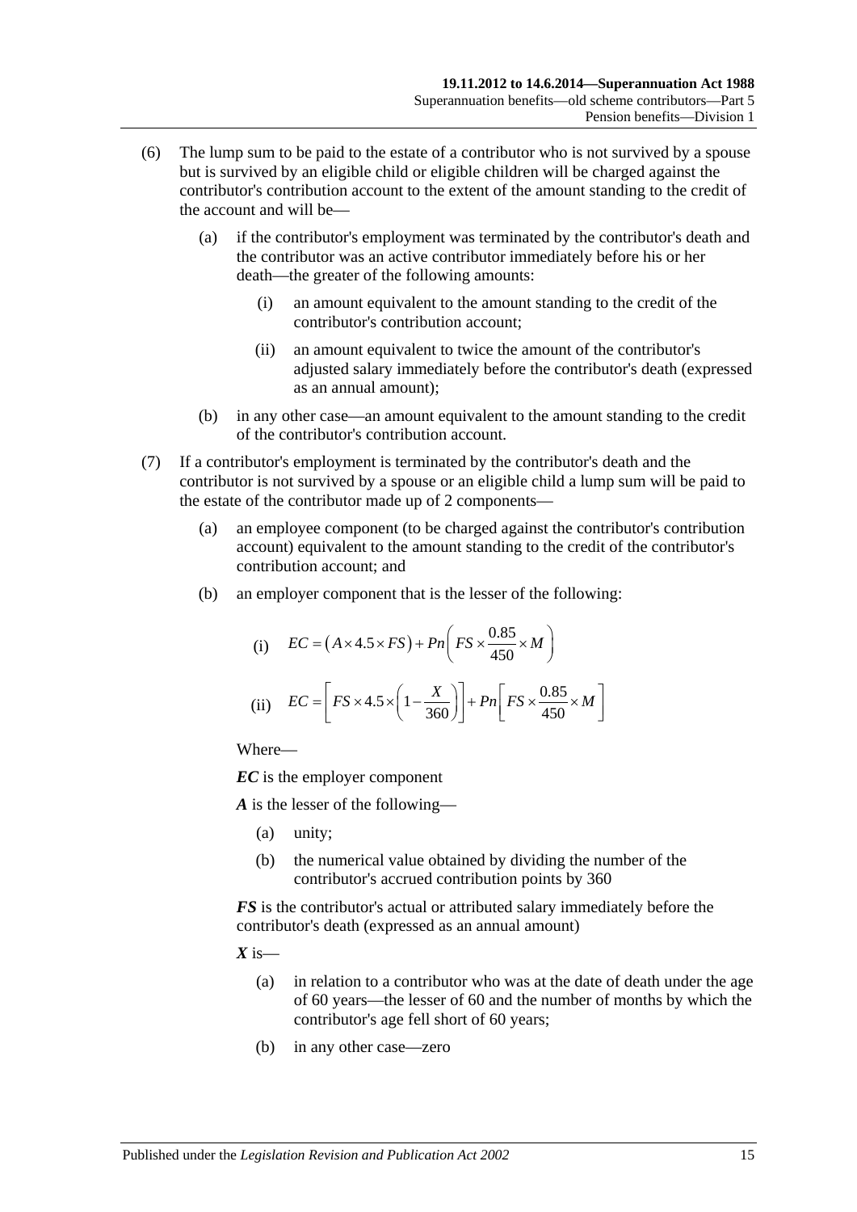(6) The lump sum to be paid to the estate of a contributor who is not survived by a spouse but is survived by an eligible child or eligible children will be charged against the contributor's contribution account to the extent of the amount standing to the credit of the account and will be—

(a) if the contributor's employment was terminated by the contributor's death and the contributor was an active contributor immediately before his or her death—the greater of the following amounts:

(i) an amount equivalent to the amount standing to the credit of the contributor's contribution account;

(ii) an amount equivalent to twice the amount of the contributor's adjusted salary immediately before the contributor's death (expressed as an annual amount);

(b) in any other case—an amount equivalent to the amount standing to the credit of the contributor's contribution account.

(7) If a contributor's employment is terminated by the contributor's death and the contributor is not survived by a spouse or an eligible child a lump sum will be paid to the estate of the contributor made up of 2 components—

(a) an employee component (to be charged against the contributor's contribution account) equivalent to the amount standing to the credit of the contributor's contribution account; and

(b) an employer component that is the lesser of the following:

(i) $EC = \left(A \times 4.5 \times FS\right) + Pn\left(FS \times \frac{0.85}{450} \times M\right)$

(ii) $EC = \left[FS \times 4.5 \times \left(1 - \frac{X}{360}\right)\right] + Pn\left[FS \times \frac{0.85}{450} \times M\right]$

Where—

***EC*** is the employer component

***A*** is the lesser of the following—

(a) unity;

(b) the numerical value obtained by dividing the number of the contributor's accrued contribution points by 360

***FS*** is the contributor's actual or attributed salary immediately before the contributor's death (expressed as an annual amount)

***X*** is—

(a) in relation to a contributor who was at the date of death under the age of 60 years—the lesser of 60 and the number of months by which the contributor's age fell short of 60 years;

(b) in any other case—zero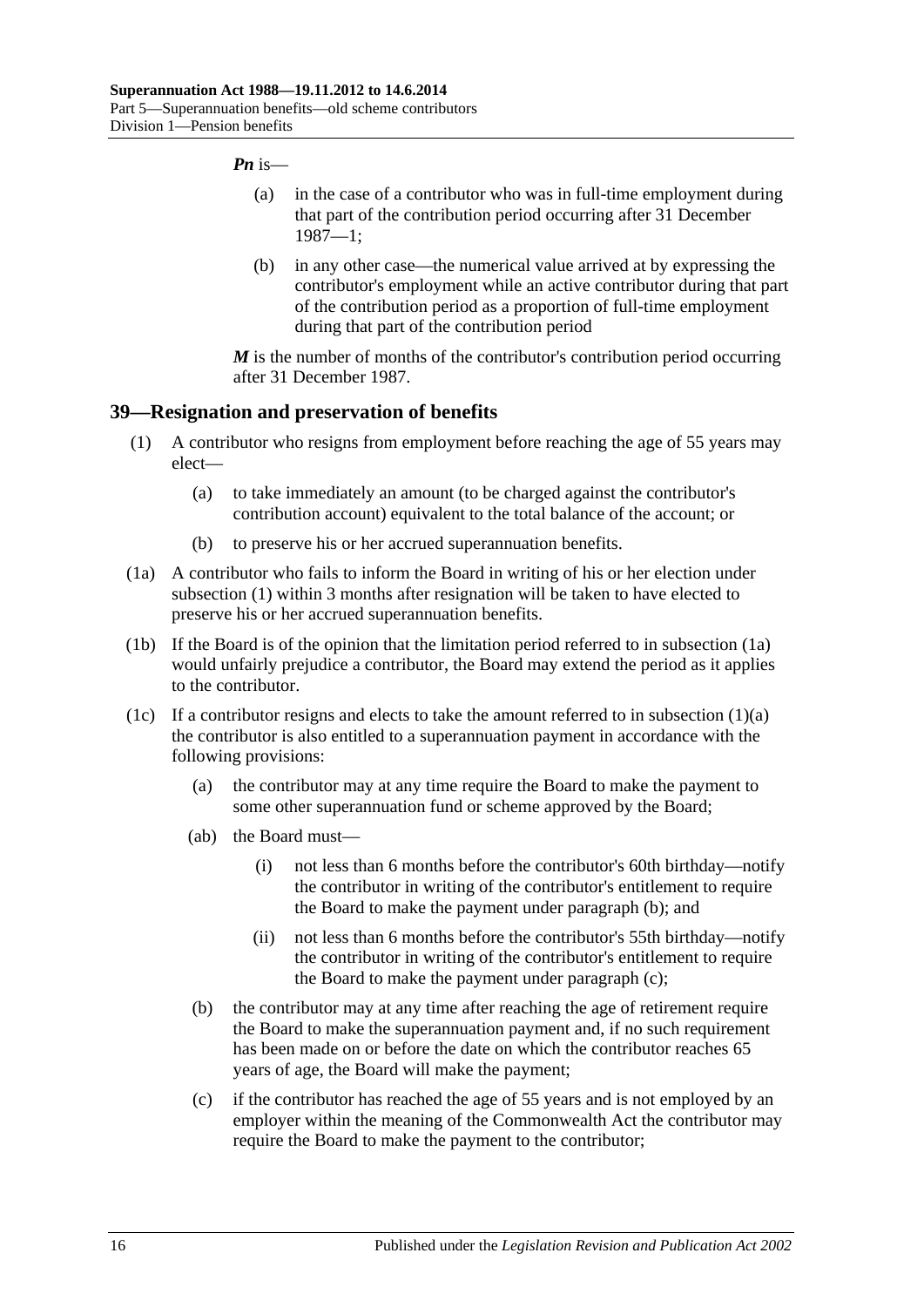***Pn*** is—

(a) in the case of a contributor who was in full-time employment during that part of the contribution period occurring after 31 December 1987—1;

(b) in any other case—the numerical value arrived at by expressing the contributor's employment while an active contributor during that part of the contribution period as a proportion of full-time employment during that part of the contribution period

***M*** is the number of months of the contributor's contribution period occurring after 31 December 1987.

## 39—Resignation and preservation of benefits

(1) A contributor who resigns from employment before reaching the age of 55 years may elect—

(a) to take immediately an amount (to be charged against the contributor's contribution account) equivalent to the total balance of the account; or

(b) to preserve his or her accrued superannuation benefits.

(1a) A contributor who fails to inform the Board in writing of his or her election under subsection (1) within 3 months after resignation will be taken to have elected to preserve his or her accrued superannuation benefits.

(1b) If the Board is of the opinion that the limitation period referred to in subsection (1a) would unfairly prejudice a contributor, the Board may extend the period as it applies to the contributor.

(1c) If a contributor resigns and elects to take the amount referred to in subsection (1)(a) the contributor is also entitled to a superannuation payment in accordance with the following provisions:

(a) the contributor may at any time require the Board to make the payment to some other superannuation fund or scheme approved by the Board;

(ab) the Board must—

(i) not less than 6 months before the contributor's 60th birthday—notify the contributor in writing of the contributor's entitlement to require the Board to make the payment under paragraph (b); and

(ii) not less than 6 months before the contributor's 55th birthday—notify the contributor in writing of the contributor's entitlement to require the Board to make the payment under paragraph (c);

(b) the contributor may at any time after reaching the age of retirement require the Board to make the superannuation payment and, if no such requirement has been made on or before the date on which the contributor reaches 65 years of age, the Board will make the payment;

(c) if the contributor has reached the age of 55 years and is not employed by an employer within the meaning of the Commonwealth Act the contributor may require the Board to make the payment to the contributor;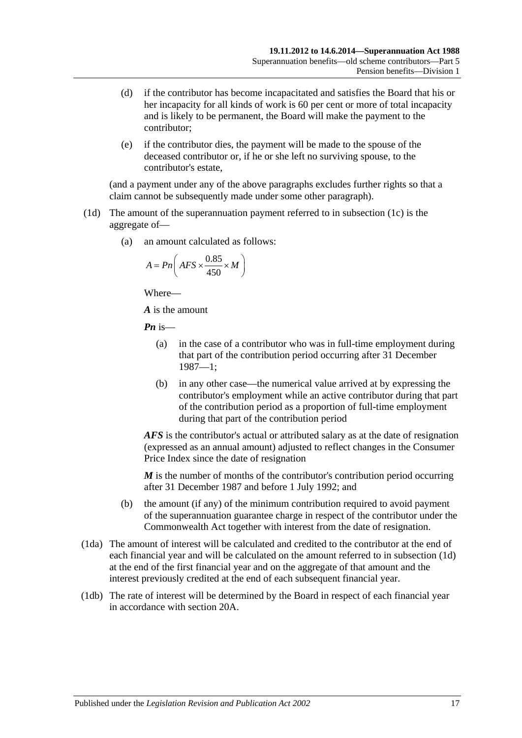(d) if the contributor has become incapacitated and satisfies the Board that his or her incapacity for all kinds of work is 60 per cent or more of total incapacity and is likely to be permanent, the Board will make the payment to the contributor;

(e) if the contributor dies, the payment will be made to the spouse of the deceased contributor or, if he or she left no surviving spouse, to the contributor's estate,

(and a payment under any of the above paragraphs excludes further rights so that a claim cannot be subsequently made under some other paragraph).

(1d) The amount of the superannuation payment referred to in subsection (1c) is the aggregate of—

(a) an amount calculated as follows:

$$A = Pn\left( AFS \times \frac{0.85}{450} \times M \right)$$

Where—

***A*** is the amount

***Pn*** is—

(a) in the case of a contributor who was in full-time employment during that part of the contribution period occurring after 31 December 1987—1;

(b) in any other case—the numerical value arrived at by expressing the contributor's employment while an active contributor during that part of the contribution period as a proportion of full-time employment during that part of the contribution period

***AFS*** is the contributor's actual or attributed salary as at the date of resignation (expressed as an annual amount) adjusted to reflect changes in the Consumer Price Index since the date of resignation

***M*** is the number of months of the contributor's contribution period occurring after 31 December 1987 and before 1 July 1992; and

(b) the amount (if any) of the minimum contribution required to avoid payment of the superannuation guarantee charge in respect of the contributor under the Commonwealth Act together with interest from the date of resignation.

(1da) The amount of interest will be calculated and credited to the contributor at the end of each financial year and will be calculated on the amount referred to in subsection (1d) at the end of the first financial year and on the aggregate of that amount and the interest previously credited at the end of each subsequent financial year.

(1db) The rate of interest will be determined by the Board in respect of each financial year in accordance with section 20A.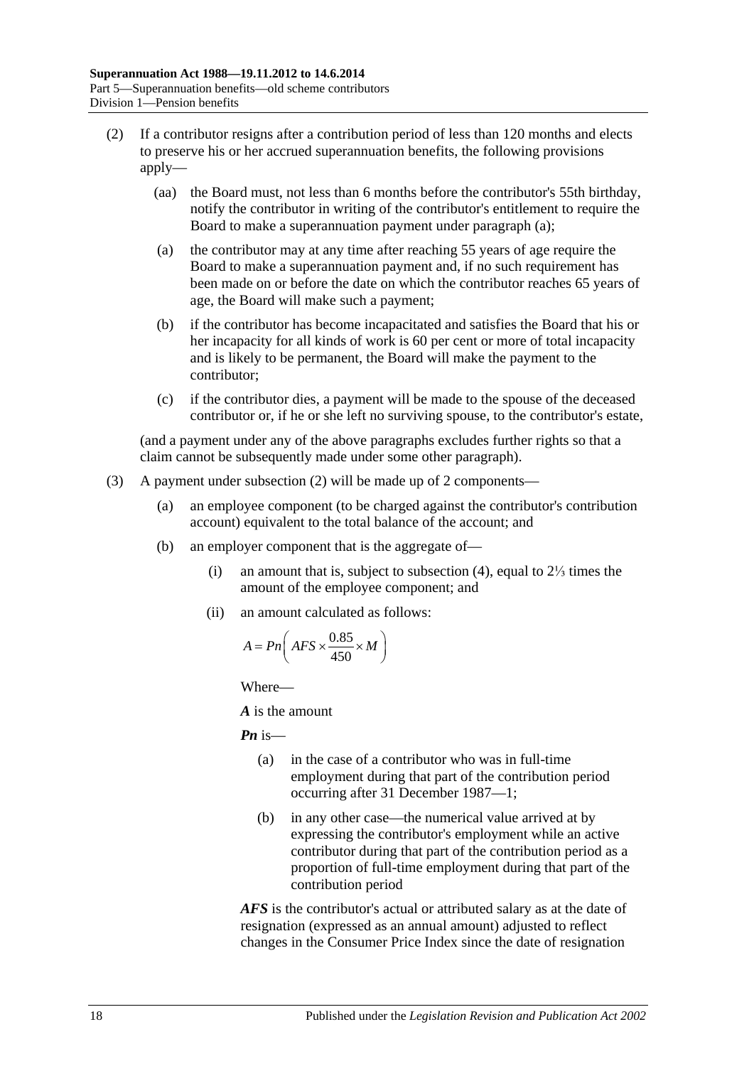(2) If a contributor resigns after a contribution period of less than 120 months and elects to preserve his or her accrued superannuation benefits, the following provisions apply—

(aa) the Board must, not less than 6 months before the contributor's 55th birthday, notify the contributor in writing of the contributor's entitlement to require the Board to make a superannuation payment under paragraph (a);

(a) the contributor may at any time after reaching 55 years of age require the Board to make a superannuation payment and, if no such requirement has been made on or before the date on which the contributor reaches 65 years of age, the Board will make such a payment;

(b) if the contributor has become incapacitated and satisfies the Board that his or her incapacity for all kinds of work is 60 per cent or more of total incapacity and is likely to be permanent, the Board will make the payment to the contributor;

(c) if the contributor dies, a payment will be made to the spouse of the deceased contributor or, if he or she left no surviving spouse, to the contributor's estate,

(and a payment under any of the above paragraphs excludes further rights so that a claim cannot be subsequently made under some other paragraph).

(3) A payment under subsection (2) will be made up of 2 components—

(a) an employee component (to be charged against the contributor's contribution account) equivalent to the total balance of the account; and

(b) an employer component that is the aggregate of—

(i) an amount that is, subject to subsection (4), equal to 2⅓ times the amount of the employee component; and

(ii) an amount calculated as follows:

$$A = Pn\left( AFS \times \frac{0.85}{450} \times M \right)$$

Where—

***A*** is the amount

***Pn*** is—

(a) in the case of a contributor who was in full-time employment during that part of the contribution period occurring after 31 December 1987—1;

(b) in any other case—the numerical value arrived at by expressing the contributor's employment while an active contributor during that part of the contribution period as a proportion of full-time employment during that part of the contribution period

***AFS*** is the contributor's actual or attributed salary as at the date of resignation (expressed as an annual amount) adjusted to reflect changes in the Consumer Price Index since the date of resignation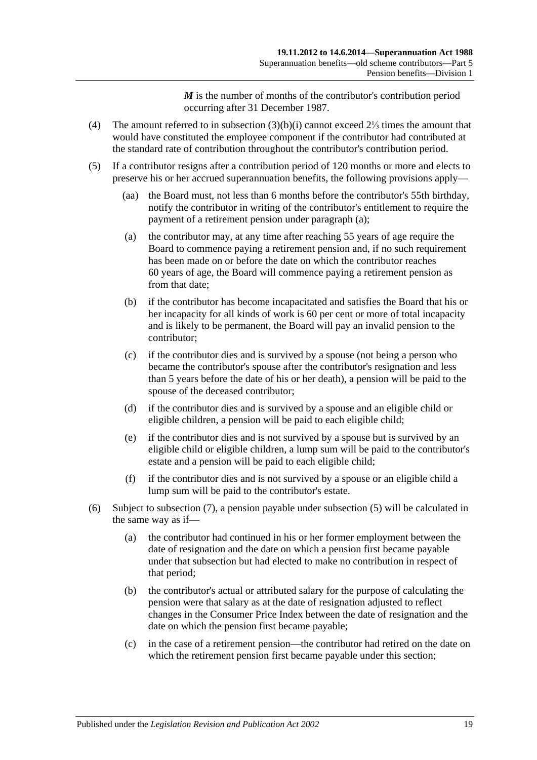***M*** is the number of months of the contributor's contribution period occurring after 31 December 1987.

(4) The amount referred to in subsection (3)(b)(i) cannot exceed 2⅓ times the amount that would have constituted the employee component if the contributor had contributed at the standard rate of contribution throughout the contributor's contribution period.

(5) If a contributor resigns after a contribution period of 120 months or more and elects to preserve his or her accrued superannuation benefits, the following provisions apply—

(aa) the Board must, not less than 6 months before the contributor's 55th birthday, notify the contributor in writing of the contributor's entitlement to require the payment of a retirement pension under paragraph (a);

(a) the contributor may, at any time after reaching 55 years of age require the Board to commence paying a retirement pension and, if no such requirement has been made on or before the date on which the contributor reaches 60 years of age, the Board will commence paying a retirement pension as from that date;

(b) if the contributor has become incapacitated and satisfies the Board that his or her incapacity for all kinds of work is 60 per cent or more of total incapacity and is likely to be permanent, the Board will pay an invalid pension to the contributor;

(c) if the contributor dies and is survived by a spouse (not being a person who became the contributor's spouse after the contributor's resignation and less than 5 years before the date of his or her death), a pension will be paid to the spouse of the deceased contributor;

(d) if the contributor dies and is survived by a spouse and an eligible child or eligible children, a pension will be paid to each eligible child;

(e) if the contributor dies and is not survived by a spouse but is survived by an eligible child or eligible children, a lump sum will be paid to the contributor's estate and a pension will be paid to each eligible child;

(f) if the contributor dies and is not survived by a spouse or an eligible child a lump sum will be paid to the contributor's estate.

(6) Subject to subsection (7), a pension payable under subsection (5) will be calculated in the same way as if—

(a) the contributor had continued in his or her former employment between the date of resignation and the date on which a pension first became payable under that subsection but had elected to make no contribution in respect of that period;

(b) the contributor's actual or attributed salary for the purpose of calculating the pension were that salary as at the date of resignation adjusted to reflect changes in the Consumer Price Index between the date of resignation and the date on which the pension first became payable;

(c) in the case of a retirement pension—the contributor had retired on the date on which the retirement pension first became payable under this section;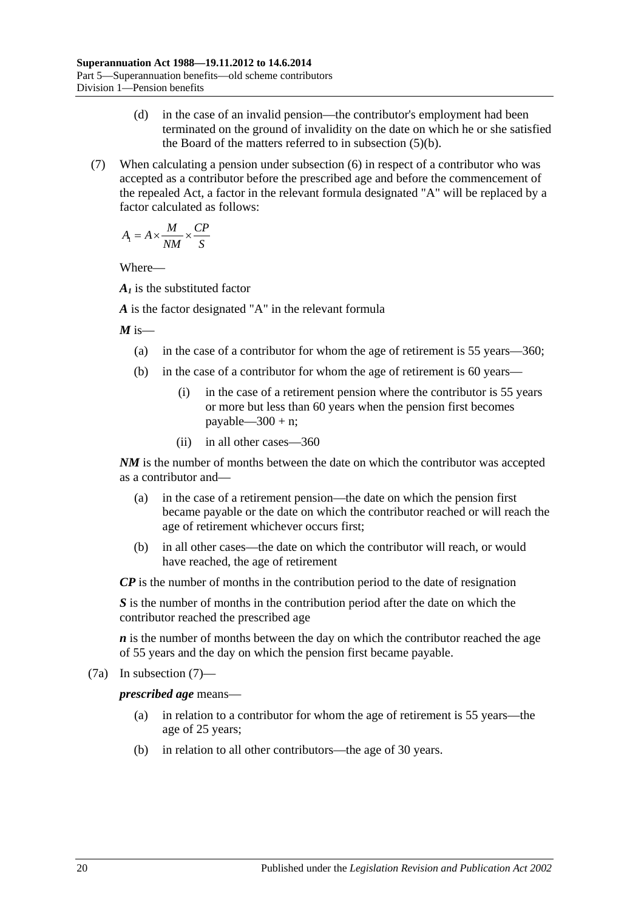(d) in the case of an invalid pension—the contributor's employment had been terminated on the ground of invalidity on the date on which he or she satisfied the Board of the matters referred to in subsection (5)(b).

(7) When calculating a pension under subsection (6) in respect of a contributor who was accepted as a contributor before the prescribed age and before the commencement of the repealed Act, a factor in the relevant formula designated "A" will be replaced by a factor calculated as follows:

$$A_1 = A \times \frac{M}{NM} \times \frac{CP}{S}$$

Where—

***$A_1$*** is the substituted factor

***A*** is the factor designated "A" in the relevant formula

***M*** is—

(a) in the case of a contributor for whom the age of retirement is 55 years—360;

(b) in the case of a contributor for whom the age of retirement is 60 years—

(i) in the case of a retirement pension where the contributor is 55 years or more but less than 60 years when the pension first becomes payable—300 + n;

(ii) in all other cases—360

***NM*** is the number of months between the date on which the contributor was accepted as a contributor and—

(a) in the case of a retirement pension—the date on which the pension first became payable or the date on which the contributor reached or will reach the age of retirement whichever occurs first;

(b) in all other cases—the date on which the contributor will reach, or would have reached, the age of retirement

***CP*** is the number of months in the contribution period to the date of resignation

***S*** is the number of months in the contribution period after the date on which the contributor reached the prescribed age

***n*** is the number of months between the day on which the contributor reached the age of 55 years and the day on which the pension first became payable.

(7a) In subsection (7)—

***prescribed age*** means—

(a) in relation to a contributor for whom the age of retirement is 55 years—the age of 25 years;

(b) in relation to all other contributors—the age of 30 years.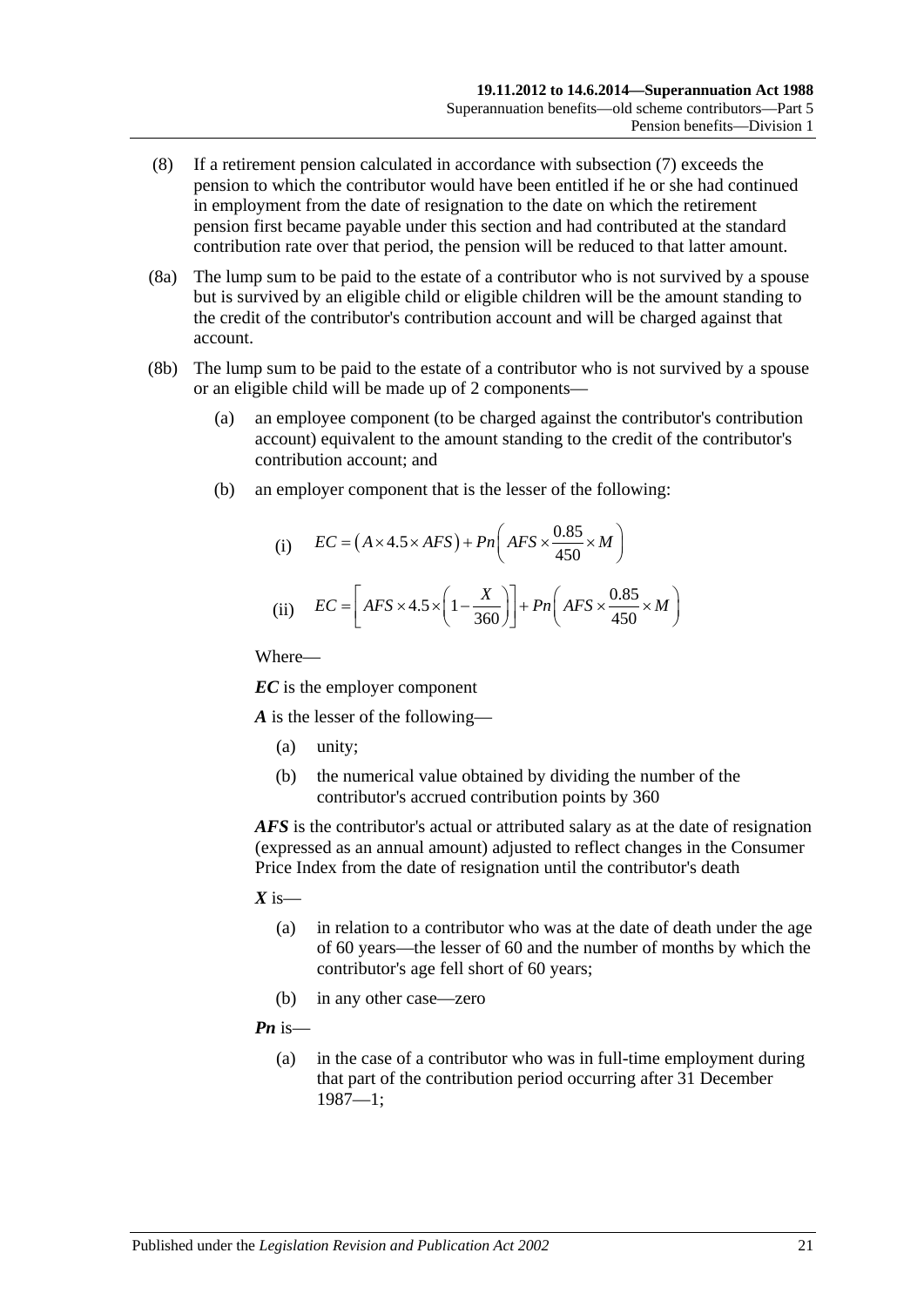(8) If a retirement pension calculated in accordance with subsection (7) exceeds the pension to which the contributor would have been entitled if he or she had continued in employment from the date of resignation to the date on which the retirement pension first became payable under this section and had contributed at the standard contribution rate over that period, the pension will be reduced to that latter amount.

(8a) The lump sum to be paid to the estate of a contributor who is not survived by a spouse but is survived by an eligible child or eligible children will be the amount standing to the credit of the contributor's contribution account and will be charged against that account.

(8b) The lump sum to be paid to the estate of a contributor who is not survived by a spouse or an eligible child will be made up of 2 components—

(a) an employee component (to be charged against the contributor's contribution account) equivalent to the amount standing to the credit of the contributor's contribution account; and

(b) an employer component that is the lesser of the following:

(i) $$EC = \left(A \times 4.5 \times AFS\right) + Pn\left(AFS \times \frac{0.85}{450} \times M\right)$$

(ii) $$EC = \left[AFS \times 4.5 \times \left(1 - \frac{X}{360}\right)\right] + Pn\left(AFS \times \frac{0.85}{450} \times M\right)$$

Where—

***EC*** is the employer component

***A*** is the lesser of the following—

(a) unity;

(b) the numerical value obtained by dividing the number of the contributor's accrued contribution points by 360

***AFS*** is the contributor's actual or attributed salary as at the date of resignation (expressed as an annual amount) adjusted to reflect changes in the Consumer Price Index from the date of resignation until the contributor's death

***X*** is—

(a) in relation to a contributor who was at the date of death under the age of 60 years—the lesser of 60 and the number of months by which the contributor's age fell short of 60 years;

(b) in any other case—zero

***Pn*** is—

(a) in the case of a contributor who was in full-time employment during that part of the contribution period occurring after 31 December 1987—1;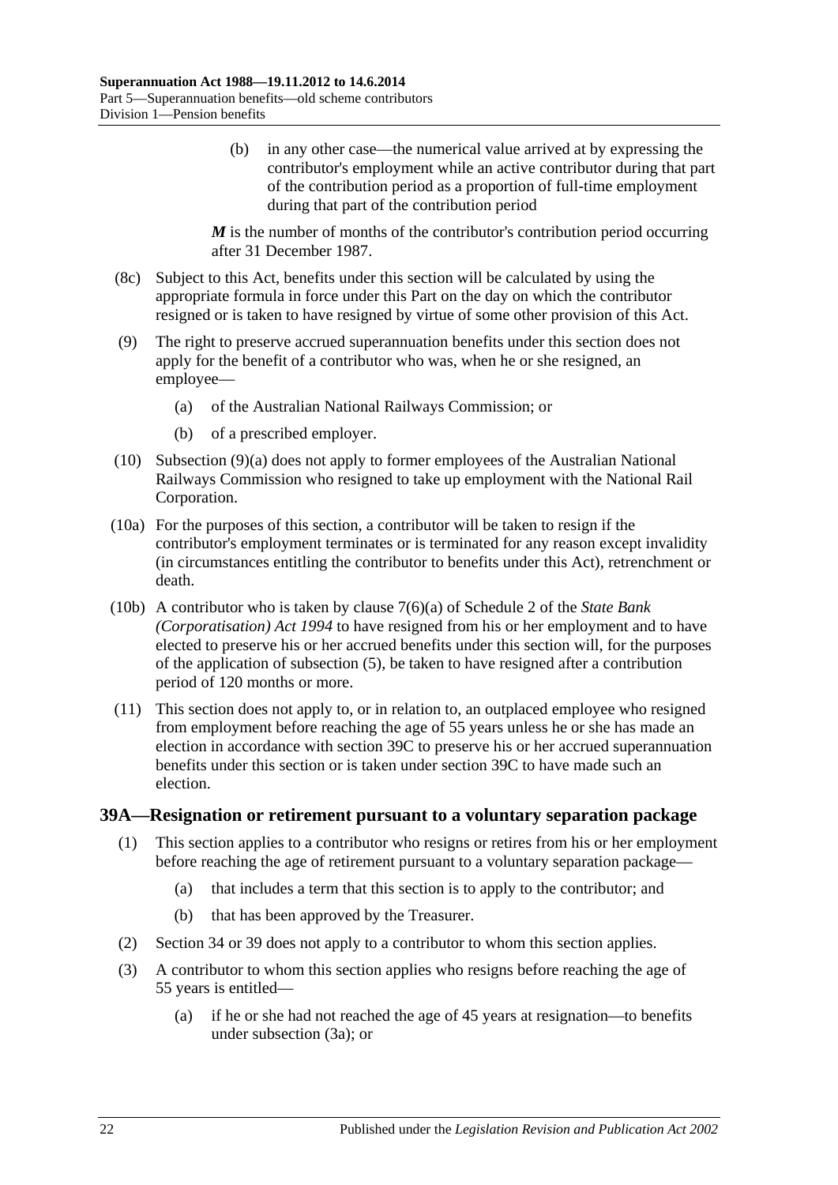(b) in any other case—the numerical value arrived at by expressing the contributor's employment while an active contributor during that part of the contribution period as a proportion of full-time employment during that part of the contribution period

***M*** is the number of months of the contributor's contribution period occurring after 31 December 1987.

(8c) Subject to this Act, benefits under this section will be calculated by using the appropriate formula in force under this Part on the day on which the contributor resigned or is taken to have resigned by virtue of some other provision of this Act.

(9) The right to preserve accrued superannuation benefits under this section does not apply for the benefit of a contributor who was, when he or she resigned, an employee—

(a) of the Australian National Railways Commission; or

(b) of a prescribed employer.

(10) Subsection (9)(a) does not apply to former employees of the Australian National Railways Commission who resigned to take up employment with the National Rail Corporation.

(10a) For the purposes of this section, a contributor will be taken to resign if the contributor's employment terminates or is terminated for any reason except invalidity (in circumstances entitling the contributor to benefits under this Act), retrenchment or death.

(10b) A contributor who is taken by clause 7(6)(a) of Schedule 2 of the *State Bank (Corporatisation) Act 1994* to have resigned from his or her employment and to have elected to preserve his or her accrued benefits under this section will, for the purposes of the application of subsection (5), be taken to have resigned after a contribution period of 120 months or more.

(11) This section does not apply to, or in relation to, an outplaced employee who resigned from employment before reaching the age of 55 years unless he or she has made an election in accordance with section 39C to preserve his or her accrued superannuation benefits under this section or is taken under section 39C to have made such an election.

### 39A—Resignation or retirement pursuant to a voluntary separation package

(1) This section applies to a contributor who resigns or retires from his or her employment before reaching the age of retirement pursuant to a voluntary separation package—

(a) that includes a term that this section is to apply to the contributor; and

(b) that has been approved by the Treasurer.

(2) Section 34 or 39 does not apply to a contributor to whom this section applies.

(3) A contributor to whom this section applies who resigns before reaching the age of 55 years is entitled—

(a) if he or she had not reached the age of 45 years at resignation—to benefits under subsection (3a); or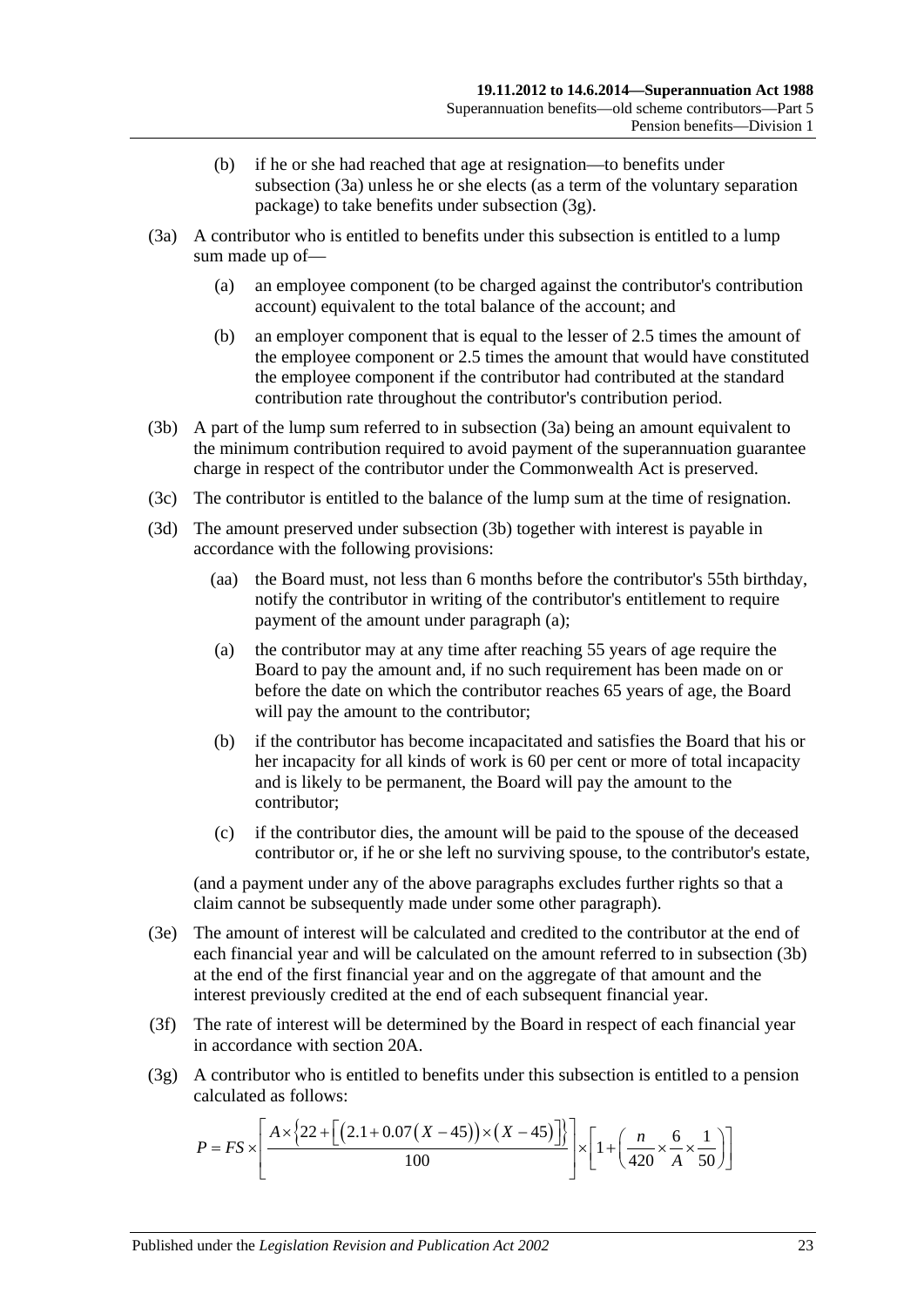(b) if he or she had reached that age at resignation—to benefits under subsection (3a) unless he or she elects (as a term of the voluntary separation package) to take benefits under subsection (3g).

(3a) A contributor who is entitled to benefits under this subsection is entitled to a lump sum made up of—

(a) an employee component (to be charged against the contributor's contribution account) equivalent to the total balance of the account; and

(b) an employer component that is equal to the lesser of 2.5 times the amount of the employee component or 2.5 times the amount that would have constituted the employee component if the contributor had contributed at the standard contribution rate throughout the contributor's contribution period.

(3b) A part of the lump sum referred to in subsection (3a) being an amount equivalent to the minimum contribution required to avoid payment of the superannuation guarantee charge in respect of the contributor under the Commonwealth Act is preserved.

(3c) The contributor is entitled to the balance of the lump sum at the time of resignation.

(3d) The amount preserved under subsection (3b) together with interest is payable in accordance with the following provisions:

(aa) the Board must, not less than 6 months before the contributor's 55th birthday, notify the contributor in writing of the contributor's entitlement to require payment of the amount under paragraph (a);

(a) the contributor may at any time after reaching 55 years of age require the Board to pay the amount and, if no such requirement has been made on or before the date on which the contributor reaches 65 years of age, the Board will pay the amount to the contributor;

(b) if the contributor has become incapacitated and satisfies the Board that his or her incapacity for all kinds of work is 60 per cent or more of total incapacity and is likely to be permanent, the Board will pay the amount to the contributor;

(c) if the contributor dies, the amount will be paid to the spouse of the deceased contributor or, if he or she left no surviving spouse, to the contributor's estate,

(and a payment under any of the above paragraphs excludes further rights so that a claim cannot be subsequently made under some other paragraph).

(3e) The amount of interest will be calculated and credited to the contributor at the end of each financial year and will be calculated on the amount referred to in subsection (3b) at the end of the first financial year and on the aggregate of that amount and the interest previously credited at the end of each subsequent financial year.

(3f) The rate of interest will be determined by the Board in respect of each financial year in accordance with section 20A.

(3g) A contributor who is entitled to benefits under this subsection is entitled to a pension calculated as follows:

$$P = FS \times \left[ \frac{A \times \left\{ 22 + \left[ \left( 2.1 + 0.07\left( X - 45 \right) \right) \times \left( X - 45 \right) \right] \right\}}{100} \right] \times \left[ 1 + \left( \frac{n}{420} \times \frac{6}{A} \times \frac{1}{50} \right) \right]$$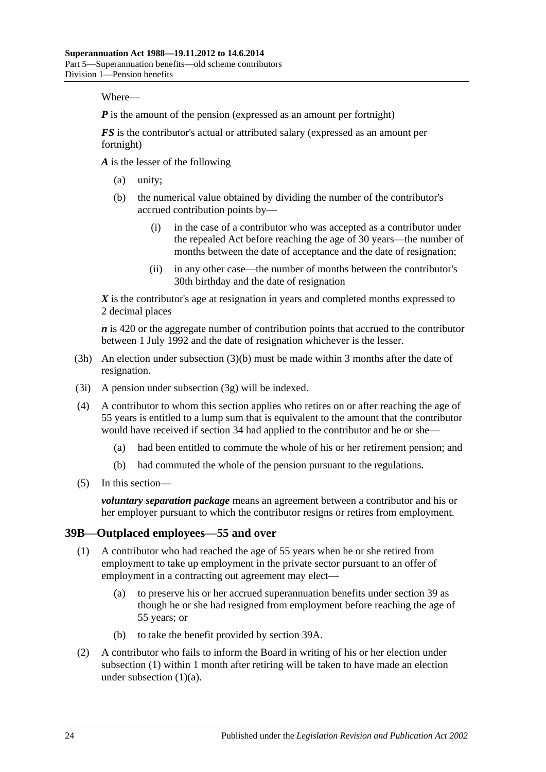Where—

***P*** is the amount of the pension (expressed as an amount per fortnight)

***FS*** is the contributor's actual or attributed salary (expressed as an amount per fortnight)

***A*** is the lesser of the following

- (a) unity;
- (b) the numerical value obtained by dividing the number of the contributor's accrued contribution points by—
  - (i) in the case of a contributor who was accepted as a contributor under the repealed Act before reaching the age of 30 years—the number of months between the date of acceptance and the date of resignation;
  - (ii) in any other case—the number of months between the contributor's 30th birthday and the date of resignation

***X*** is the contributor's age at resignation in years and completed months expressed to 2 decimal places

***n*** is 420 or the aggregate number of contribution points that accrued to the contributor between 1 July 1992 and the date of resignation whichever is the lesser.

(3h) An election under subsection (3)(b) must be made within 3 months after the date of resignation.

(3i) A pension under subsection (3g) will be indexed.

(4) A contributor to whom this section applies who retires on or after reaching the age of 55 years is entitled to a lump sum that is equivalent to the amount that the contributor would have received if section 34 had applied to the contributor and he or she—

- (a) had been entitled to commute the whole of his or her retirement pension; and
- (b) had commuted the whole of the pension pursuant to the regulations.

(5) In this section—

***voluntary separation package*** means an agreement between a contributor and his or her employer pursuant to which the contributor resigns or retires from employment.

## 39B—Outplaced employees—55 and over

(1) A contributor who had reached the age of 55 years when he or she retired from employment to take up employment in the private sector pursuant to an offer of employment in a contracting out agreement may elect—

- (a) to preserve his or her accrued superannuation benefits under section 39 as though he or she had resigned from employment before reaching the age of 55 years; or
- (b) to take the benefit provided by section 39A.

(2) A contributor who fails to inform the Board in writing of his or her election under subsection (1) within 1 month after retiring will be taken to have made an election under subsection (1)(a).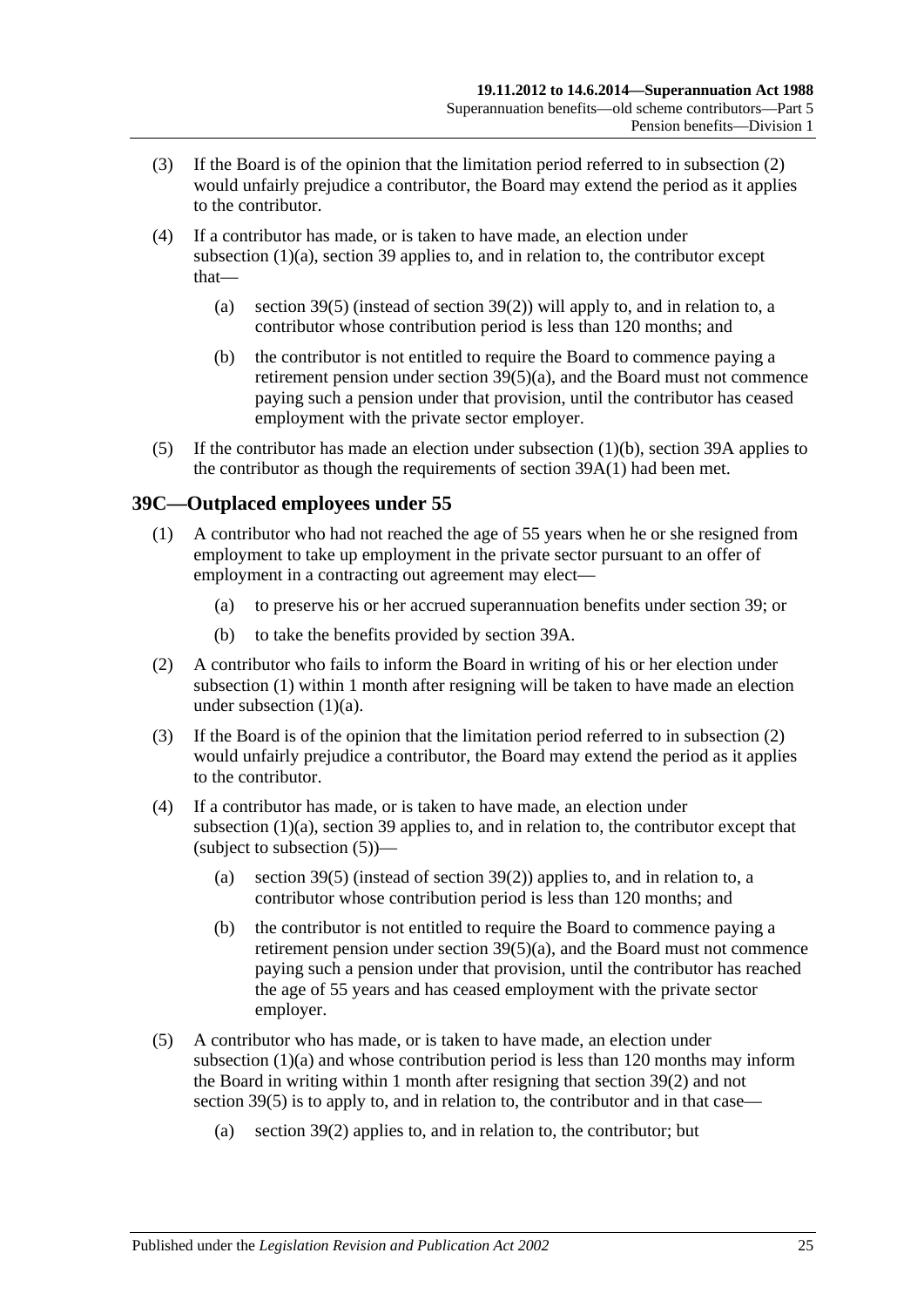(3) If the Board is of the opinion that the limitation period referred to in subsection (2) would unfairly prejudice a contributor, the Board may extend the period as it applies to the contributor.

(4) If a contributor has made, or is taken to have made, an election under subsection (1)(a), section 39 applies to, and in relation to, the contributor except that—

(a) section 39(5) (instead of section 39(2)) will apply to, and in relation to, a contributor whose contribution period is less than 120 months; and

(b) the contributor is not entitled to require the Board to commence paying a retirement pension under section 39(5)(a), and the Board must not commence paying such a pension under that provision, until the contributor has ceased employment with the private sector employer.

(5) If the contributor has made an election under subsection (1)(b), section 39A applies to the contributor as though the requirements of section 39A(1) had been met.

## 39C—Outplaced employees under 55

(1) A contributor who had not reached the age of 55 years when he or she resigned from employment to take up employment in the private sector pursuant to an offer of employment in a contracting out agreement may elect—

(a) to preserve his or her accrued superannuation benefits under section 39; or

(b) to take the benefits provided by section 39A.

(2) A contributor who fails to inform the Board in writing of his or her election under subsection (1) within 1 month after resigning will be taken to have made an election under subsection (1)(a).

(3) If the Board is of the opinion that the limitation period referred to in subsection (2) would unfairly prejudice a contributor, the Board may extend the period as it applies to the contributor.

(4) If a contributor has made, or is taken to have made, an election under subsection (1)(a), section 39 applies to, and in relation to, the contributor except that (subject to subsection (5))—

(a) section 39(5) (instead of section 39(2)) applies to, and in relation to, a contributor whose contribution period is less than 120 months; and

(b) the contributor is not entitled to require the Board to commence paying a retirement pension under section 39(5)(a), and the Board must not commence paying such a pension under that provision, until the contributor has reached the age of 55 years and has ceased employment with the private sector employer.

(5) A contributor who has made, or is taken to have made, an election under subsection (1)(a) and whose contribution period is less than 120 months may inform the Board in writing within 1 month after resigning that section 39(2) and not section 39(5) is to apply to, and in relation to, the contributor and in that case—

(a) section 39(2) applies to, and in relation to, the contributor; but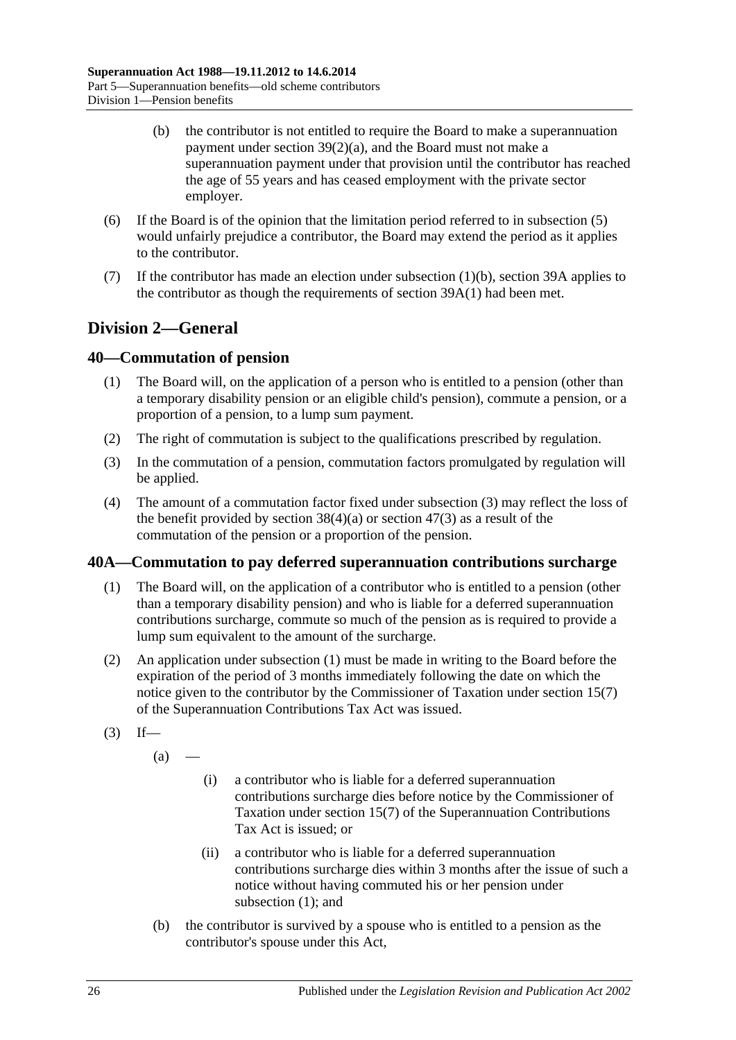(b) the contributor is not entitled to require the Board to make a superannuation payment under section 39(2)(a), and the Board must not make a superannuation payment under that provision until the contributor has reached the age of 55 years and has ceased employment with the private sector employer.

(6) If the Board is of the opinion that the limitation period referred to in subsection (5) would unfairly prejudice a contributor, the Board may extend the period as it applies to the contributor.

(7) If the contributor has made an election under subsection (1)(b), section 39A applies to the contributor as though the requirements of section 39A(1) had been met.

## Division 2—General

### 40—Commutation of pension

(1) The Board will, on the application of a person who is entitled to a pension (other than a temporary disability pension or an eligible child's pension), commute a pension, or a proportion of a pension, to a lump sum payment.

(2) The right of commutation is subject to the qualifications prescribed by regulation.

(3) In the commutation of a pension, commutation factors promulgated by regulation will be applied.

(4) The amount of a commutation factor fixed under subsection (3) may reflect the loss of the benefit provided by section 38(4)(a) or section 47(3) as a result of the commutation of the pension or a proportion of the pension.

### 40A—Commutation to pay deferred superannuation contributions surcharge

(1) The Board will, on the application of a contributor who is entitled to a pension (other than a temporary disability pension) and who is liable for a deferred superannuation contributions surcharge, commute so much of the pension as is required to provide a lump sum equivalent to the amount of the surcharge.

(2) An application under subsection (1) must be made in writing to the Board before the expiration of the period of 3 months immediately following the date on which the notice given to the contributor by the Commissioner of Taxation under section 15(7) of the Superannuation Contributions Tax Act was issued.

(3) If—

(a) —

(i) a contributor who is liable for a deferred superannuation contributions surcharge dies before notice by the Commissioner of Taxation under section 15(7) of the Superannuation Contributions Tax Act is issued; or

(ii) a contributor who is liable for a deferred superannuation contributions surcharge dies within 3 months after the issue of such a notice without having commuted his or her pension under subsection (1); and

(b) the contributor is survived by a spouse who is entitled to a pension as the contributor's spouse under this Act,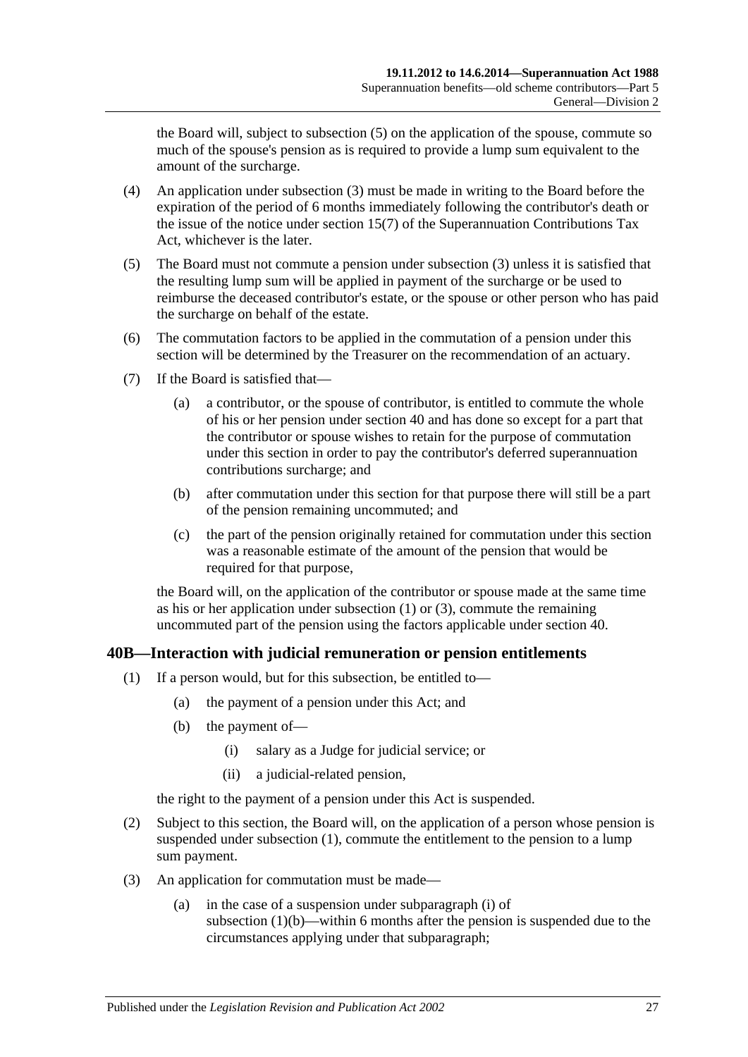the Board will, subject to subsection (5) on the application of the spouse, commute so much of the spouse's pension as is required to provide a lump sum equivalent to the amount of the surcharge.

(4) An application under subsection (3) must be made in writing to the Board before the expiration of the period of 6 months immediately following the contributor's death or the issue of the notice under section 15(7) of the Superannuation Contributions Tax Act, whichever is the later.

(5) The Board must not commute a pension under subsection (3) unless it is satisfied that the resulting lump sum will be applied in payment of the surcharge or be used to reimburse the deceased contributor's estate, or the spouse or other person who has paid the surcharge on behalf of the estate.

(6) The commutation factors to be applied in the commutation of a pension under this section will be determined by the Treasurer on the recommendation of an actuary.

(7) If the Board is satisfied that—

(a) a contributor, or the spouse of contributor, is entitled to commute the whole of his or her pension under section 40 and has done so except for a part that the contributor or spouse wishes to retain for the purpose of commutation under this section in order to pay the contributor's deferred superannuation contributions surcharge; and

(b) after commutation under this section for that purpose there will still be a part of the pension remaining uncommuted; and

(c) the part of the pension originally retained for commutation under this section was a reasonable estimate of the amount of the pension that would be required for that purpose,

the Board will, on the application of the contributor or spouse made at the same time as his or her application under subsection (1) or (3), commute the remaining uncommuted part of the pension using the factors applicable under section 40.

## 40B—Interaction with judicial remuneration or pension entitlements

(1) If a person would, but for this subsection, be entitled to—

(a) the payment of a pension under this Act; and

(b) the payment of—

(i) salary as a Judge for judicial service; or

(ii) a judicial-related pension,

the right to the payment of a pension under this Act is suspended.

(2) Subject to this section, the Board will, on the application of a person whose pension is suspended under subsection (1), commute the entitlement to the pension to a lump sum payment.

(3) An application for commutation must be made—

(a) in the case of a suspension under subparagraph (i) of subsection (1)(b)—within 6 months after the pension is suspended due to the circumstances applying under that subparagraph;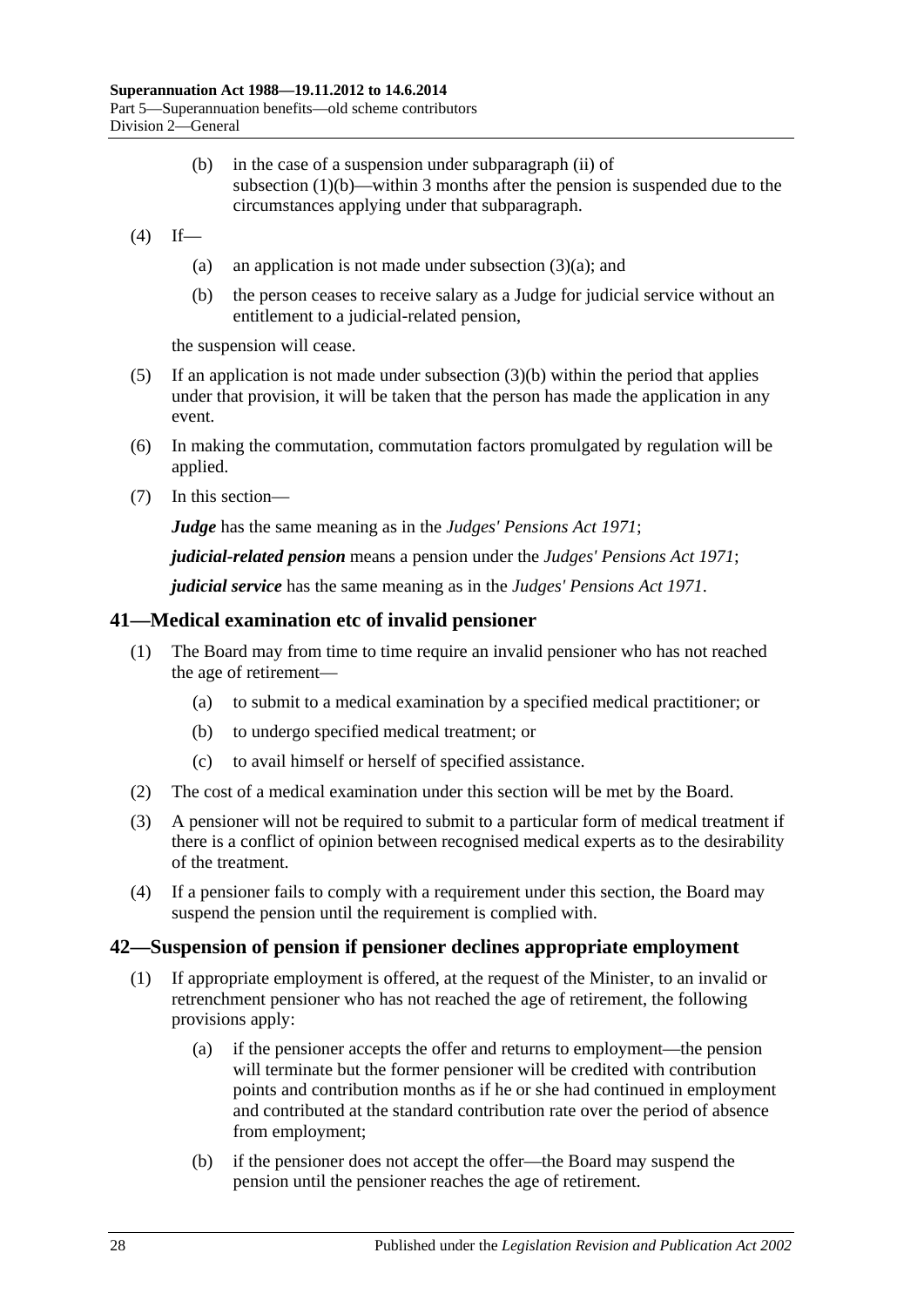(b) in the case of a suspension under subparagraph (ii) of subsection (1)(b)—within 3 months after the pension is suspended due to the circumstances applying under that subparagraph.

(4) If—

(a) an application is not made under subsection (3)(a); and

(b) the person ceases to receive salary as a Judge for judicial service without an entitlement to a judicial-related pension,

the suspension will cease.

(5) If an application is not made under subsection (3)(b) within the period that applies under that provision, it will be taken that the person has made the application in any event.

(6) In making the commutation, commutation factors promulgated by regulation will be applied.

(7) In this section—

***Judge*** has the same meaning as in the *Judges' Pensions Act 1971*;

***judicial-related pension*** means a pension under the *Judges' Pensions Act 1971*;

***judicial service*** has the same meaning as in the *Judges' Pensions Act 1971*.

## 41—Medical examination etc of invalid pensioner

(1) The Board may from time to time require an invalid pensioner who has not reached the age of retirement—

(a) to submit to a medical examination by a specified medical practitioner; or

(b) to undergo specified medical treatment; or

(c) to avail himself or herself of specified assistance.

(2) The cost of a medical examination under this section will be met by the Board.

(3) A pensioner will not be required to submit to a particular form of medical treatment if there is a conflict of opinion between recognised medical experts as to the desirability of the treatment.

(4) If a pensioner fails to comply with a requirement under this section, the Board may suspend the pension until the requirement is complied with.

## 42—Suspension of pension if pensioner declines appropriate employment

(1) If appropriate employment is offered, at the request of the Minister, to an invalid or retrenchment pensioner who has not reached the age of retirement, the following provisions apply:

(a) if the pensioner accepts the offer and returns to employment—the pension will terminate but the former pensioner will be credited with contribution points and contribution months as if he or she had continued in employment and contributed at the standard contribution rate over the period of absence from employment;

(b) if the pensioner does not accept the offer—the Board may suspend the pension until the pensioner reaches the age of retirement.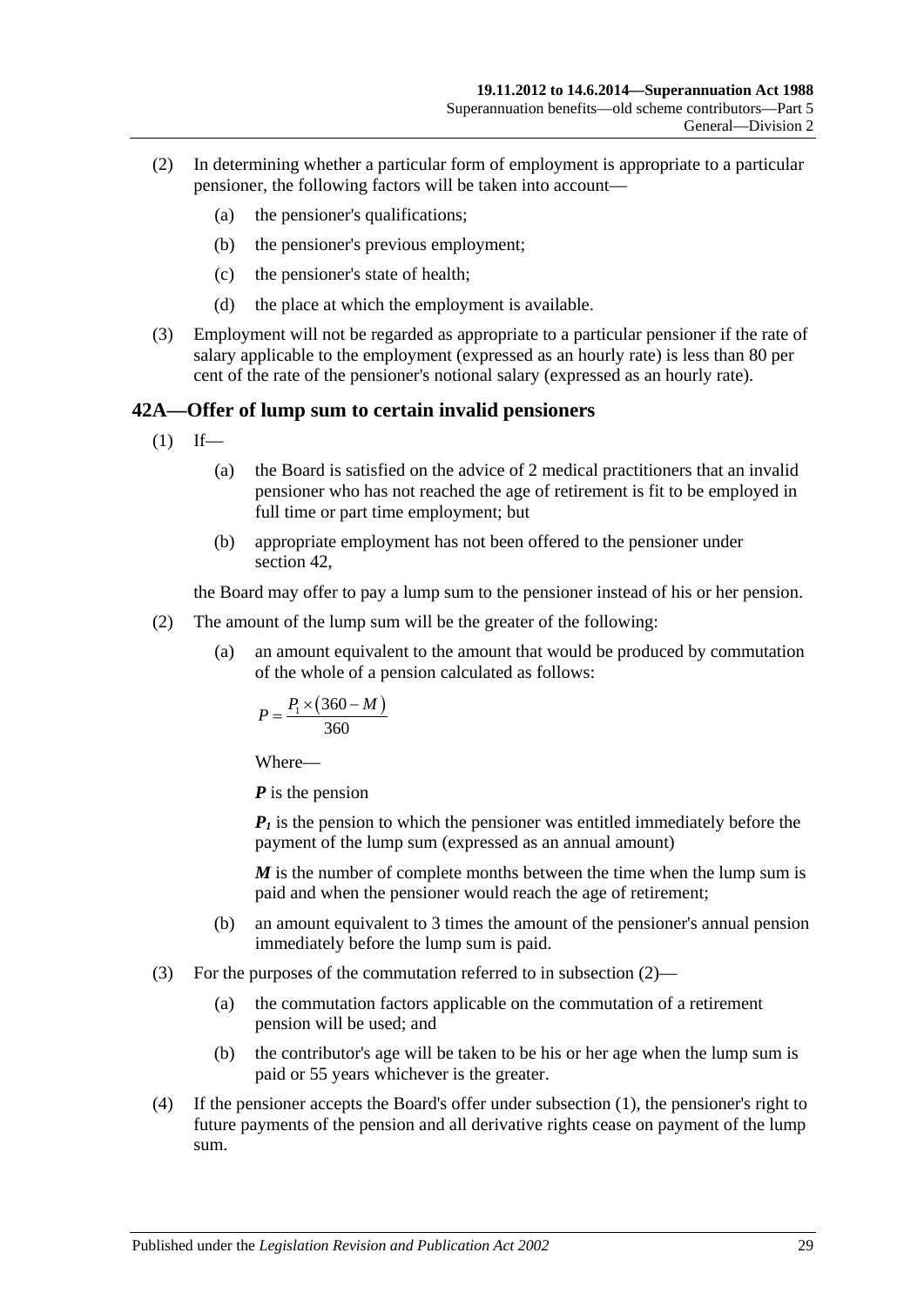(2) In determining whether a particular form of employment is appropriate to a particular pensioner, the following factors will be taken into account—

(a) the pensioner's qualifications;

(b) the pensioner's previous employment;

(c) the pensioner's state of health;

(d) the place at which the employment is available.

(3) Employment will not be regarded as appropriate to a particular pensioner if the rate of salary applicable to the employment (expressed as an hourly rate) is less than 80 per cent of the rate of the pensioner's notional salary (expressed as an hourly rate).

## 42A—Offer of lump sum to certain invalid pensioners

(1) If—

(a) the Board is satisfied on the advice of 2 medical practitioners that an invalid pensioner who has not reached the age of retirement is fit to be employed in full time or part time employment; but

(b) appropriate employment has not been offered to the pensioner under section 42,

the Board may offer to pay a lump sum to the pensioner instead of his or her pension.

(2) The amount of the lump sum will be the greater of the following:

(a) an amount equivalent to the amount that would be produced by commutation of the whole of a pension calculated as follows:

$$P = \frac{P_1 \times (360 - M)}{360}$$

Where—

***P*** is the pension

$\boldsymbol{P_1}$ is the pension to which the pensioner was entitled immediately before the payment of the lump sum (expressed as an annual amount)

***M*** is the number of complete months between the time when the lump sum is paid and when the pensioner would reach the age of retirement;

(b) an amount equivalent to 3 times the amount of the pensioner's annual pension immediately before the lump sum is paid.

(3) For the purposes of the commutation referred to in subsection (2)—

(a) the commutation factors applicable on the commutation of a retirement pension will be used; and

(b) the contributor's age will be taken to be his or her age when the lump sum is paid or 55 years whichever is the greater.

(4) If the pensioner accepts the Board's offer under subsection (1), the pensioner's right to future payments of the pension and all derivative rights cease on payment of the lump sum.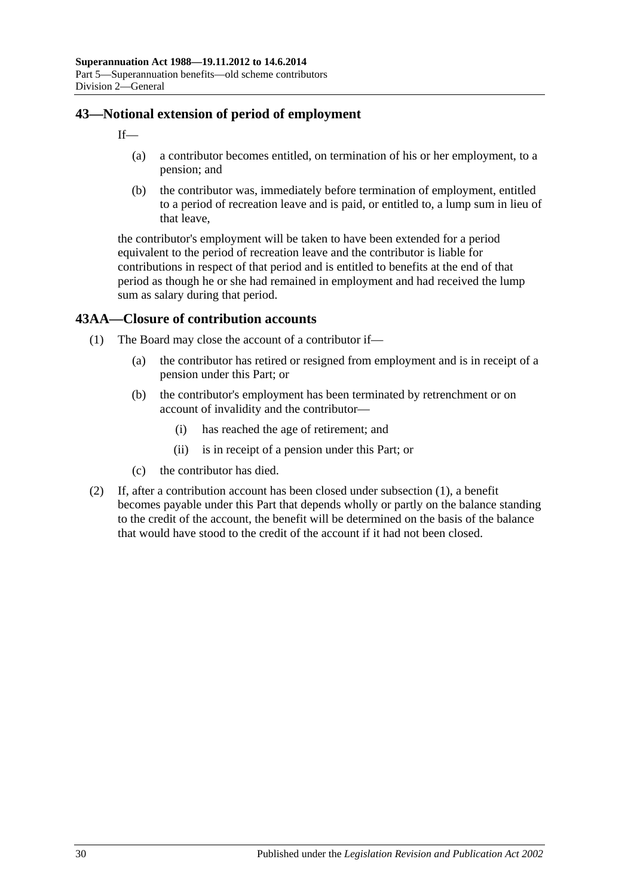## 43—Notional extension of period of employment

If—

(a) a contributor becomes entitled, on termination of his or her employment, to a pension; and

(b) the contributor was, immediately before termination of employment, entitled to a period of recreation leave and is paid, or entitled to, a lump sum in lieu of that leave,

the contributor's employment will be taken to have been extended for a period equivalent to the period of recreation leave and the contributor is liable for contributions in respect of that period and is entitled to benefits at the end of that period as though he or she had remained in employment and had received the lump sum as salary during that period.

## 43AA—Closure of contribution accounts

(1) The Board may close the account of a contributor if—

(a) the contributor has retired or resigned from employment and is in receipt of a pension under this Part; or

(b) the contributor's employment has been terminated by retrenchment or on account of invalidity and the contributor—

(i) has reached the age of retirement; and

(ii) is in receipt of a pension under this Part; or

(c) the contributor has died.

(2) If, after a contribution account has been closed under subsection (1), a benefit becomes payable under this Part that depends wholly or partly on the balance standing to the credit of the account, the benefit will be determined on the basis of the balance that would have stood to the credit of the account if it had not been closed.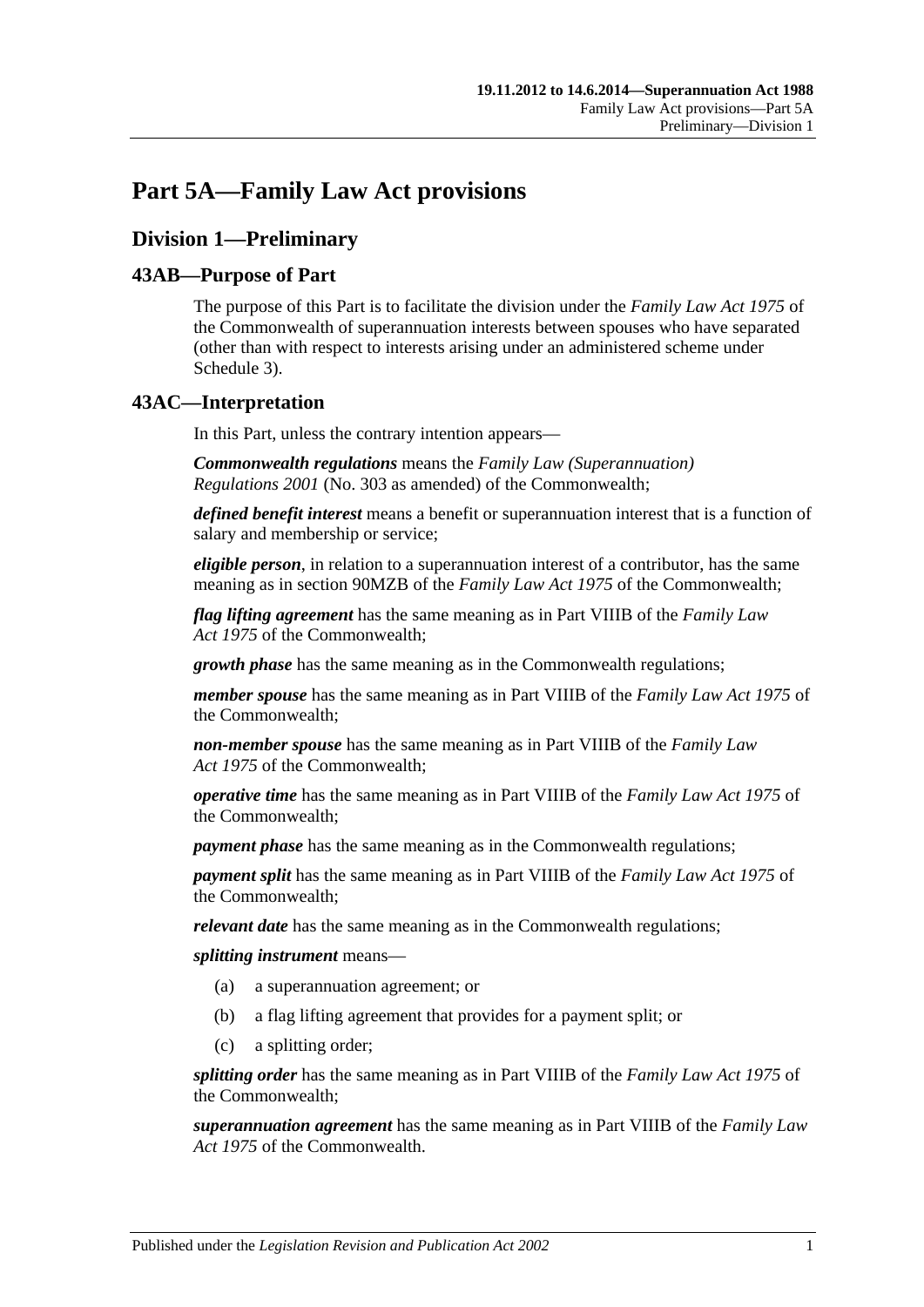# Part 5A—Family Law Act provisions

## Division 1—Preliminary

### 43AB—Purpose of Part

The purpose of this Part is to facilitate the division under the *Family Law Act 1975* of the Commonwealth of superannuation interests between spouses who have separated (other than with respect to interests arising under an administered scheme under Schedule 3).

### 43AC—Interpretation

In this Part, unless the contrary intention appears—

***Commonwealth regulations*** means the *Family Law (Superannuation) Regulations 2001* (No. 303 as amended) of the Commonwealth;

***defined benefit interest*** means a benefit or superannuation interest that is a function of salary and membership or service;

***eligible person***, in relation to a superannuation interest of a contributor, has the same meaning as in section 90MZB of the *Family Law Act 1975* of the Commonwealth;

***flag lifting agreement*** has the same meaning as in Part VIIIB of the *Family Law Act 1975* of the Commonwealth;

***growth phase*** has the same meaning as in the Commonwealth regulations;

***member spouse*** has the same meaning as in Part VIIIB of the *Family Law Act 1975* of the Commonwealth;

***non-member spouse*** has the same meaning as in Part VIIIB of the *Family Law Act 1975* of the Commonwealth;

***operative time*** has the same meaning as in Part VIIIB of the *Family Law Act 1975* of the Commonwealth;

***payment phase*** has the same meaning as in the Commonwealth regulations;

***payment split*** has the same meaning as in Part VIIIB of the *Family Law Act 1975* of the Commonwealth;

***relevant date*** has the same meaning as in the Commonwealth regulations;

***splitting instrument*** means—

(a) a superannuation agreement; or

(b) a flag lifting agreement that provides for a payment split; or

(c) a splitting order;

***splitting order*** has the same meaning as in Part VIIIB of the *Family Law Act 1975* of the Commonwealth;

***superannuation agreement*** has the same meaning as in Part VIIIB of the *Family Law Act 1975* of the Commonwealth.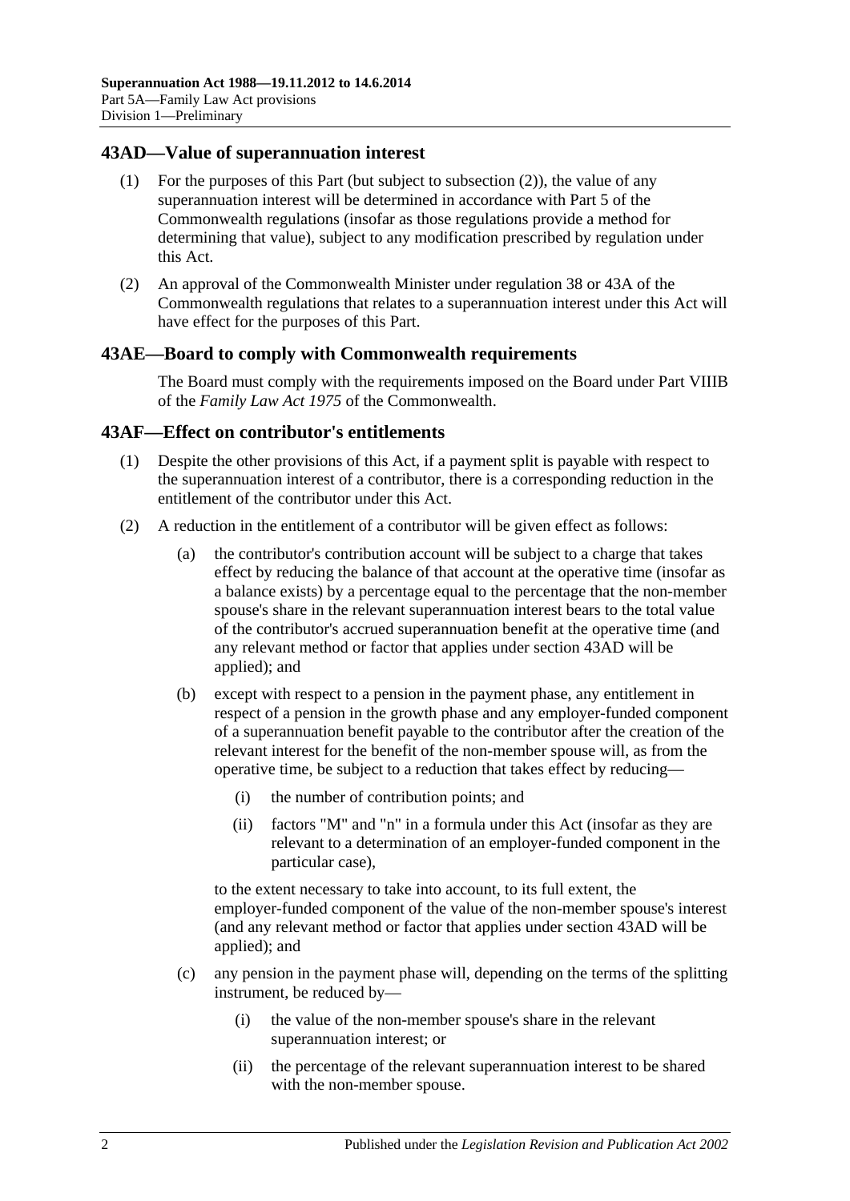## 43AD—Value of superannuation interest

(1) For the purposes of this Part (but subject to subsection (2)), the value of any superannuation interest will be determined in accordance with Part 5 of the Commonwealth regulations (insofar as those regulations provide a method for determining that value), subject to any modification prescribed by regulation under this Act.

(2) An approval of the Commonwealth Minister under regulation 38 or 43A of the Commonwealth regulations that relates to a superannuation interest under this Act will have effect for the purposes of this Part.

## 43AE—Board to comply with Commonwealth requirements

The Board must comply with the requirements imposed on the Board under Part VIIIB of the *Family Law Act 1975* of the Commonwealth.

## 43AF—Effect on contributor's entitlements

(1) Despite the other provisions of this Act, if a payment split is payable with respect to the superannuation interest of a contributor, there is a corresponding reduction in the entitlement of the contributor under this Act.

(2) A reduction in the entitlement of a contributor will be given effect as follows:

(a) the contributor's contribution account will be subject to a charge that takes effect by reducing the balance of that account at the operative time (insofar as a balance exists) by a percentage equal to the percentage that the non-member spouse's share in the relevant superannuation interest bears to the total value of the contributor's accrued superannuation benefit at the operative time (and any relevant method or factor that applies under section 43AD will be applied); and

(b) except with respect to a pension in the payment phase, any entitlement in respect of a pension in the growth phase and any employer-funded component of a superannuation benefit payable to the contributor after the creation of the relevant interest for the benefit of the non-member spouse will, as from the operative time, be subject to a reduction that takes effect by reducing—

(i) the number of contribution points; and

(ii) factors "M" and "n" in a formula under this Act (insofar as they are relevant to a determination of an employer-funded component in the particular case),

to the extent necessary to take into account, to its full extent, the employer-funded component of the value of the non-member spouse's interest (and any relevant method or factor that applies under section 43AD will be applied); and

(c) any pension in the payment phase will, depending on the terms of the splitting instrument, be reduced by—

(i) the value of the non-member spouse's share in the relevant superannuation interest; or

(ii) the percentage of the relevant superannuation interest to be shared with the non-member spouse.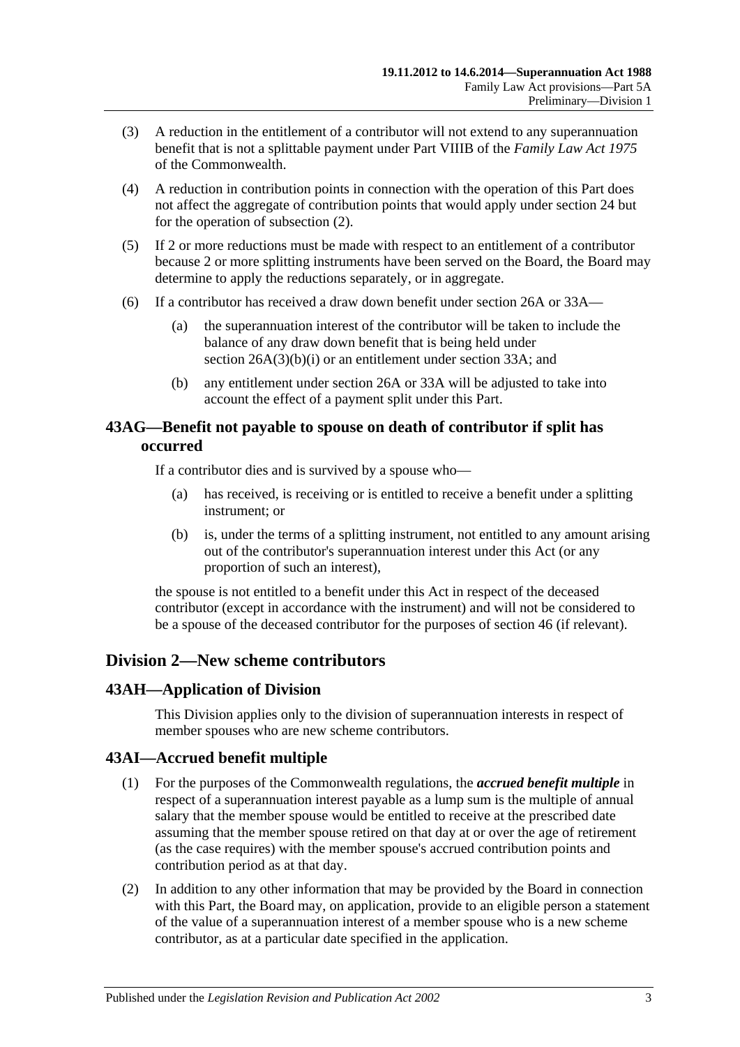(3) A reduction in the entitlement of a contributor will not extend to any superannuation benefit that is not a splittable payment under Part VIIIB of the *Family Law Act 1975* of the Commonwealth.

(4) A reduction in contribution points in connection with the operation of this Part does not affect the aggregate of contribution points that would apply under section 24 but for the operation of subsection (2).

(5) If 2 or more reductions must be made with respect to an entitlement of a contributor because 2 or more splitting instruments have been served on the Board, the Board may determine to apply the reductions separately, or in aggregate.

(6) If a contributor has received a draw down benefit under section 26A or 33A—

(a) the superannuation interest of the contributor will be taken to include the balance of any draw down benefit that is being held under section 26A(3)(b)(i) or an entitlement under section 33A; and

(b) any entitlement under section 26A or 33A will be adjusted to take into account the effect of a payment split under this Part.

## 43AG—Benefit not payable to spouse on death of contributor if split has occurred

If a contributor dies and is survived by a spouse who—

(a) has received, is receiving or is entitled to receive a benefit under a splitting instrument; or

(b) is, under the terms of a splitting instrument, not entitled to any amount arising out of the contributor's superannuation interest under this Act (or any proportion of such an interest),

the spouse is not entitled to a benefit under this Act in respect of the deceased contributor (except in accordance with the instrument) and will not be considered to be a spouse of the deceased contributor for the purposes of section 46 (if relevant).

# Division 2—New scheme contributors

## 43AH—Application of Division

This Division applies only to the division of superannuation interests in respect of member spouses who are new scheme contributors.

## 43AI—Accrued benefit multiple

(1) For the purposes of the Commonwealth regulations, the ***accrued benefit multiple*** in respect of a superannuation interest payable as a lump sum is the multiple of annual salary that the member spouse would be entitled to receive at the prescribed date assuming that the member spouse retired on that day at or over the age of retirement (as the case requires) with the member spouse's accrued contribution points and contribution period as at that day.

(2) In addition to any other information that may be provided by the Board in connection with this Part, the Board may, on application, provide to an eligible person a statement of the value of a superannuation interest of a member spouse who is a new scheme contributor, as at a particular date specified in the application.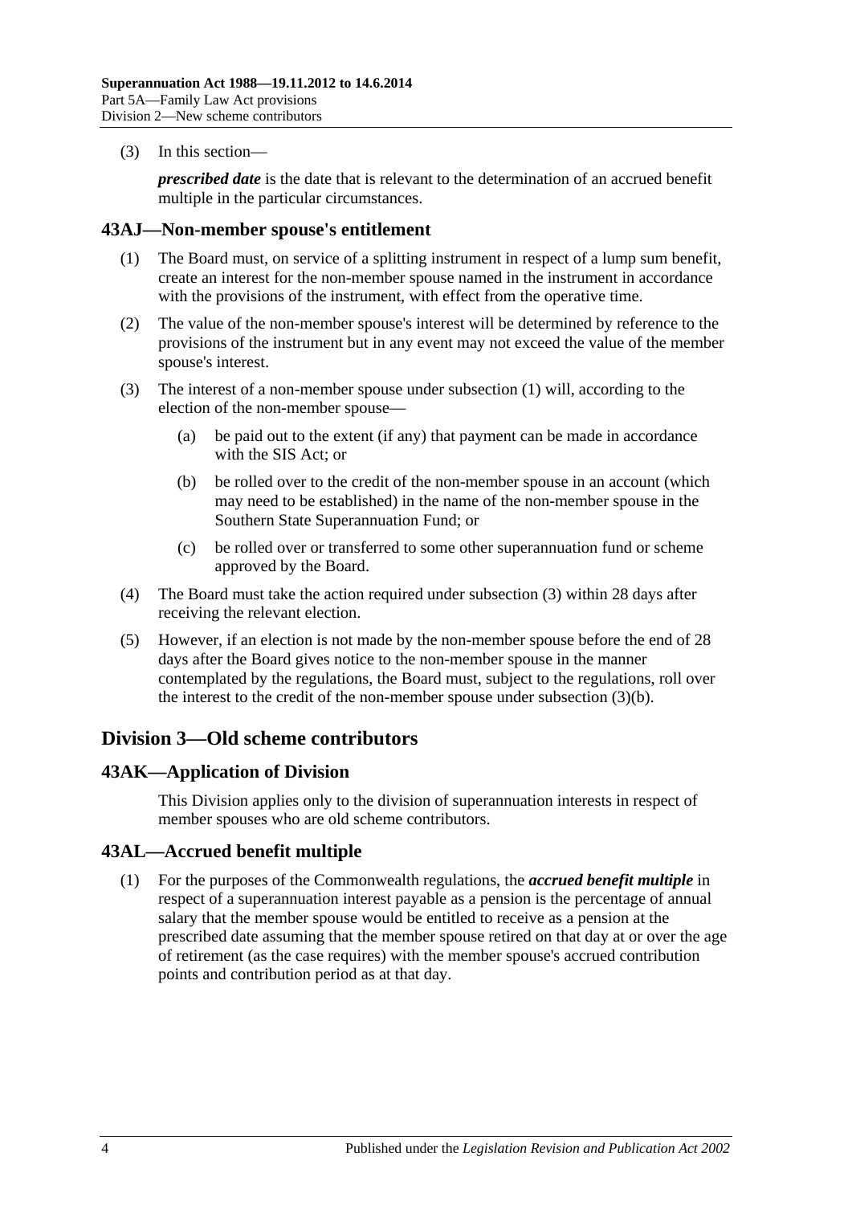(3) In this section—

***prescribed date*** is the date that is relevant to the determination of an accrued benefit multiple in the particular circumstances.

### 43AJ—Non-member spouse's entitlement

(1) The Board must, on service of a splitting instrument in respect of a lump sum benefit, create an interest for the non-member spouse named in the instrument in accordance with the provisions of the instrument, with effect from the operative time.

(2) The value of the non-member spouse's interest will be determined by reference to the provisions of the instrument but in any event may not exceed the value of the member spouse's interest.

(3) The interest of a non-member spouse under subsection (1) will, according to the election of the non-member spouse—

(a) be paid out to the extent (if any) that payment can be made in accordance with the SIS Act; or

(b) be rolled over to the credit of the non-member spouse in an account (which may need to be established) in the name of the non-member spouse in the Southern State Superannuation Fund; or

(c) be rolled over or transferred to some other superannuation fund or scheme approved by the Board.

(4) The Board must take the action required under subsection (3) within 28 days after receiving the relevant election.

(5) However, if an election is not made by the non-member spouse before the end of 28 days after the Board gives notice to the non-member spouse in the manner contemplated by the regulations, the Board must, subject to the regulations, roll over the interest to the credit of the non-member spouse under subsection (3)(b).

## Division 3—Old scheme contributors

### 43AK—Application of Division

This Division applies only to the division of superannuation interests in respect of member spouses who are old scheme contributors.

### 43AL—Accrued benefit multiple

(1) For the purposes of the Commonwealth regulations, the ***accrued benefit multiple*** in respect of a superannuation interest payable as a pension is the percentage of annual salary that the member spouse would be entitled to receive as a pension at the prescribed date assuming that the member spouse retired on that day at or over the age of retirement (as the case requires) with the member spouse's accrued contribution points and contribution period as at that day.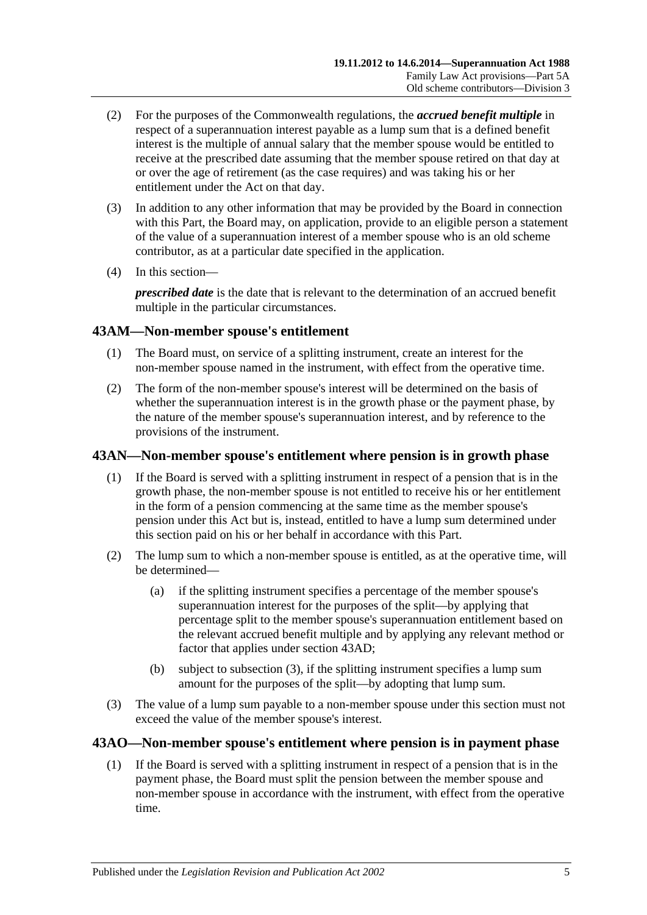(2) For the purposes of the Commonwealth regulations, the ***accrued benefit multiple*** in respect of a superannuation interest payable as a lump sum that is a defined benefit interest is the multiple of annual salary that the member spouse would be entitled to receive at the prescribed date assuming that the member spouse retired on that day at or over the age of retirement (as the case requires) and was taking his or her entitlement under the Act on that day.

(3) In addition to any other information that may be provided by the Board in connection with this Part, the Board may, on application, provide to an eligible person a statement of the value of a superannuation interest of a member spouse who is an old scheme contributor, as at a particular date specified in the application.

(4) In this section—

***prescribed date*** is the date that is relevant to the determination of an accrued benefit multiple in the particular circumstances.

## 43AM—Non-member spouse's entitlement

(1) The Board must, on service of a splitting instrument, create an interest for the non-member spouse named in the instrument, with effect from the operative time.

(2) The form of the non-member spouse's interest will be determined on the basis of whether the superannuation interest is in the growth phase or the payment phase, by the nature of the member spouse's superannuation interest, and by reference to the provisions of the instrument.

## 43AN—Non-member spouse's entitlement where pension is in growth phase

(1) If the Board is served with a splitting instrument in respect of a pension that is in the growth phase, the non-member spouse is not entitled to receive his or her entitlement in the form of a pension commencing at the same time as the member spouse's pension under this Act but is, instead, entitled to have a lump sum determined under this section paid on his or her behalf in accordance with this Part.

(2) The lump sum to which a non-member spouse is entitled, as at the operative time, will be determined—

(a) if the splitting instrument specifies a percentage of the member spouse's superannuation interest for the purposes of the split—by applying that percentage split to the member spouse's superannuation entitlement based on the relevant accrued benefit multiple and by applying any relevant method or factor that applies under section 43AD;

(b) subject to subsection (3), if the splitting instrument specifies a lump sum amount for the purposes of the split—by adopting that lump sum.

(3) The value of a lump sum payable to a non-member spouse under this section must not exceed the value of the member spouse's interest.

## 43AO—Non-member spouse's entitlement where pension is in payment phase

(1) If the Board is served with a splitting instrument in respect of a pension that is in the payment phase, the Board must split the pension between the member spouse and non-member spouse in accordance with the instrument, with effect from the operative time.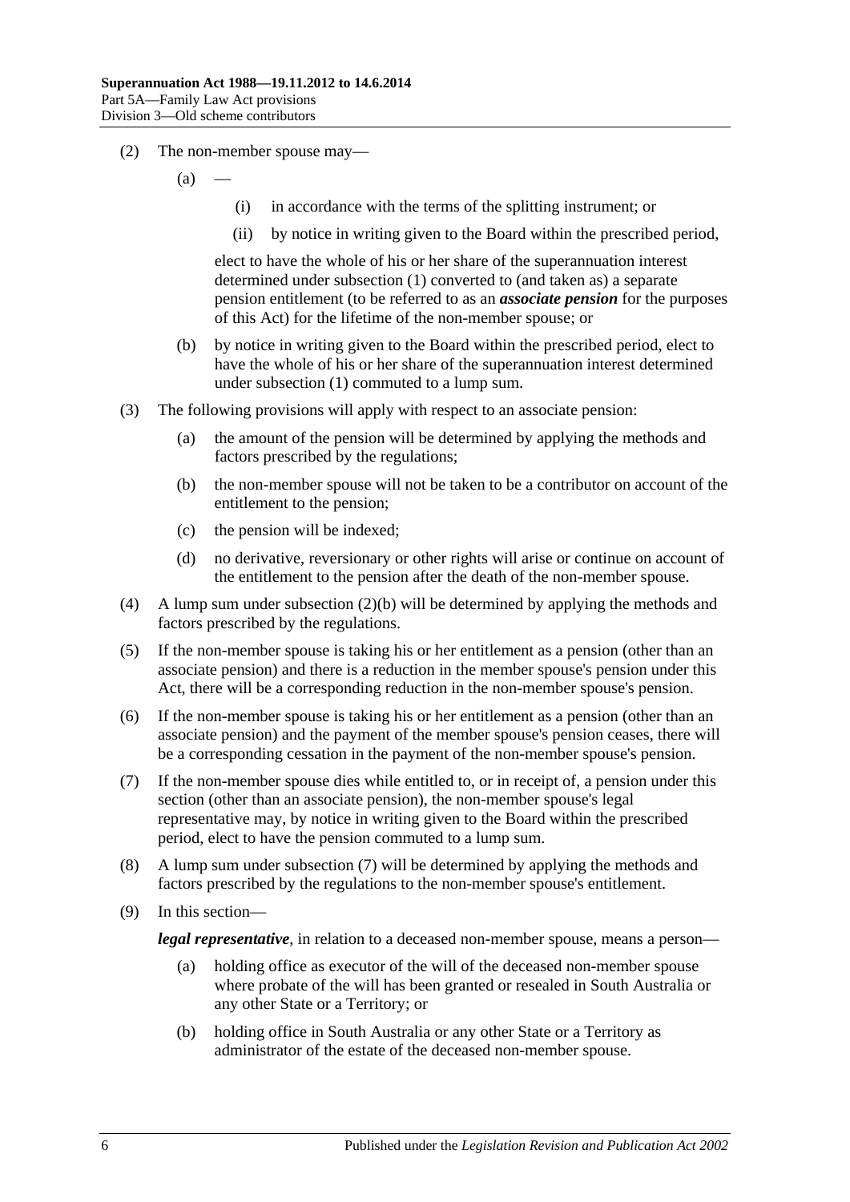(2) The non-member spouse may—

(a) —

(i) in accordance with the terms of the splitting instrument; or

(ii) by notice in writing given to the Board within the prescribed period,

elect to have the whole of his or her share of the superannuation interest determined under subsection (1) converted to (and taken as) a separate pension entitlement (to be referred to as an ***associate pension*** for the purposes of this Act) for the lifetime of the non-member spouse; or

(b) by notice in writing given to the Board within the prescribed period, elect to have the whole of his or her share of the superannuation interest determined under subsection (1) commuted to a lump sum.

(3) The following provisions will apply with respect to an associate pension:

(a) the amount of the pension will be determined by applying the methods and factors prescribed by the regulations;

(b) the non-member spouse will not be taken to be a contributor on account of the entitlement to the pension;

(c) the pension will be indexed;

(d) no derivative, reversionary or other rights will arise or continue on account of the entitlement to the pension after the death of the non-member spouse.

(4) A lump sum under subsection (2)(b) will be determined by applying the methods and factors prescribed by the regulations.

(5) If the non-member spouse is taking his or her entitlement as a pension (other than an associate pension) and there is a reduction in the member spouse's pension under this Act, there will be a corresponding reduction in the non-member spouse's pension.

(6) If the non-member spouse is taking his or her entitlement as a pension (other than an associate pension) and the payment of the member spouse's pension ceases, there will be a corresponding cessation in the payment of the non-member spouse's pension.

(7) If the non-member spouse dies while entitled to, or in receipt of, a pension under this section (other than an associate pension), the non-member spouse's legal representative may, by notice in writing given to the Board within the prescribed period, elect to have the pension commuted to a lump sum.

(8) A lump sum under subsection (7) will be determined by applying the methods and factors prescribed by the regulations to the non-member spouse's entitlement.

(9) In this section—

***legal representative***, in relation to a deceased non-member spouse, means a person—

(a) holding office as executor of the will of the deceased non-member spouse where probate of the will has been granted or resealed in South Australia or any other State or a Territory; or

(b) holding office in South Australia or any other State or a Territory as administrator of the estate of the deceased non-member spouse.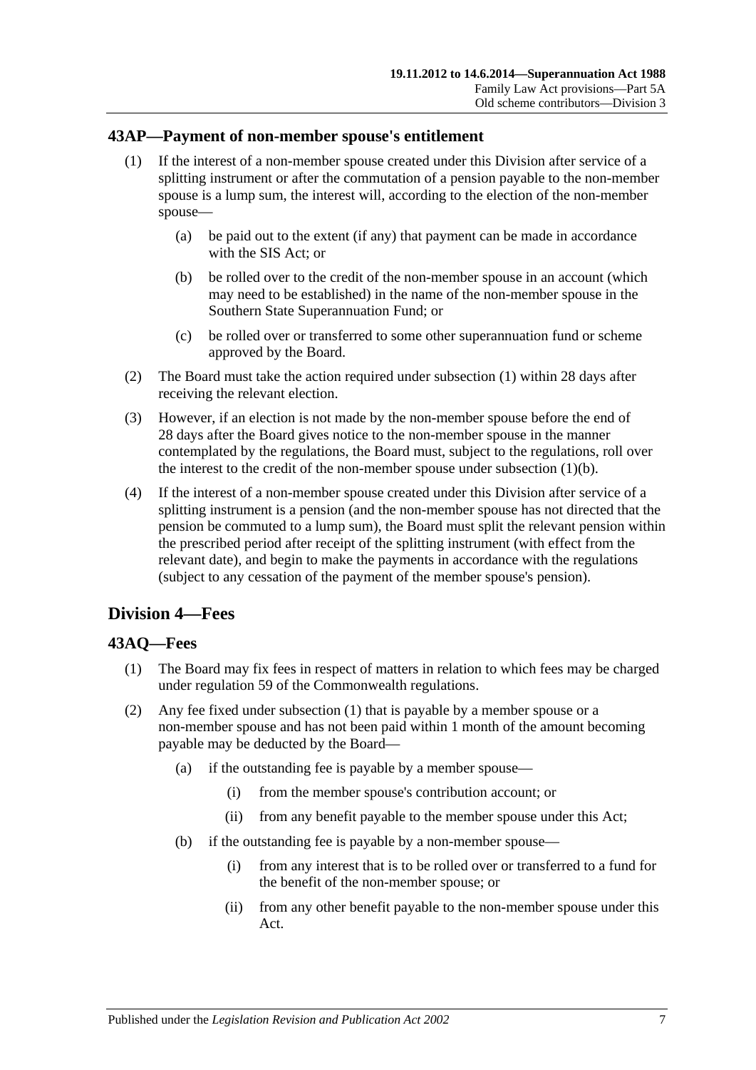## 43AP—Payment of non-member spouse's entitlement

(1) If the interest of a non-member spouse created under this Division after service of a splitting instrument or after the commutation of a pension payable to the non-member spouse is a lump sum, the interest will, according to the election of the non-member spouse—

   (a) be paid out to the extent (if any) that payment can be made in accordance with the SIS Act; or

   (b) be rolled over to the credit of the non-member spouse in an account (which may need to be established) in the name of the non-member spouse in the Southern State Superannuation Fund; or

   (c) be rolled over or transferred to some other superannuation fund or scheme approved by the Board.

(2) The Board must take the action required under subsection (1) within 28 days after receiving the relevant election.

(3) However, if an election is not made by the non-member spouse before the end of 28 days after the Board gives notice to the non-member spouse in the manner contemplated by the regulations, the Board must, subject to the regulations, roll over the interest to the credit of the non-member spouse under subsection (1)(b).

(4) If the interest of a non-member spouse created under this Division after service of a splitting instrument is a pension (and the non-member spouse has not directed that the pension be commuted to a lump sum), the Board must split the relevant pension within the prescribed period after receipt of the splitting instrument (with effect from the relevant date), and begin to make the payments in accordance with the regulations (subject to any cessation of the payment of the member spouse's pension).

# Division 4—Fees

## 43AQ—Fees

(1) The Board may fix fees in respect of matters in relation to which fees may be charged under regulation 59 of the Commonwealth regulations.

(2) Any fee fixed under subsection (1) that is payable by a member spouse or a non-member spouse and has not been paid within 1 month of the amount becoming payable may be deducted by the Board—

   (a) if the outstanding fee is payable by a member spouse—

      (i) from the member spouse's contribution account; or

      (ii) from any benefit payable to the member spouse under this Act;

   (b) if the outstanding fee is payable by a non-member spouse—

      (i) from any interest that is to be rolled over or transferred to a fund for the benefit of the non-member spouse; or

      (ii) from any other benefit payable to the non-member spouse under this Act.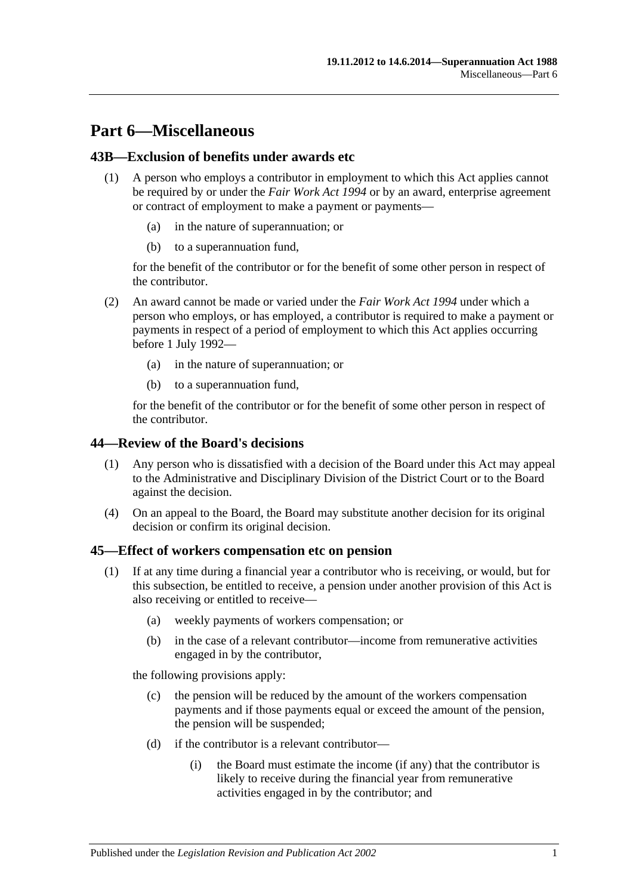# Part 6—Miscellaneous

## 43B—Exclusion of benefits under awards etc

(1) A person who employs a contributor in employment to which this Act applies cannot be required by or under the *Fair Work Act 1994* or by an award, enterprise agreement or contract of employment to make a payment or payments—

(a) in the nature of superannuation; or

(b) to a superannuation fund,

for the benefit of the contributor or for the benefit of some other person in respect of the contributor.

(2) An award cannot be made or varied under the *Fair Work Act 1994* under which a person who employs, or has employed, a contributor is required to make a payment or payments in respect of a period of employment to which this Act applies occurring before 1 July 1992—

(a) in the nature of superannuation; or

(b) to a superannuation fund,

for the benefit of the contributor or for the benefit of some other person in respect of the contributor.

## 44—Review of the Board's decisions

(1) Any person who is dissatisfied with a decision of the Board under this Act may appeal to the Administrative and Disciplinary Division of the District Court or to the Board against the decision.

(4) On an appeal to the Board, the Board may substitute another decision for its original decision or confirm its original decision.

## 45—Effect of workers compensation etc on pension

(1) If at any time during a financial year a contributor who is receiving, or would, but for this subsection, be entitled to receive, a pension under another provision of this Act is also receiving or entitled to receive—

(a) weekly payments of workers compensation; or

(b) in the case of a relevant contributor—income from remunerative activities engaged in by the contributor,

the following provisions apply:

(c) the pension will be reduced by the amount of the workers compensation payments and if those payments equal or exceed the amount of the pension, the pension will be suspended;

(d) if the contributor is a relevant contributor—

(i) the Board must estimate the income (if any) that the contributor is likely to receive during the financial year from remunerative activities engaged in by the contributor; and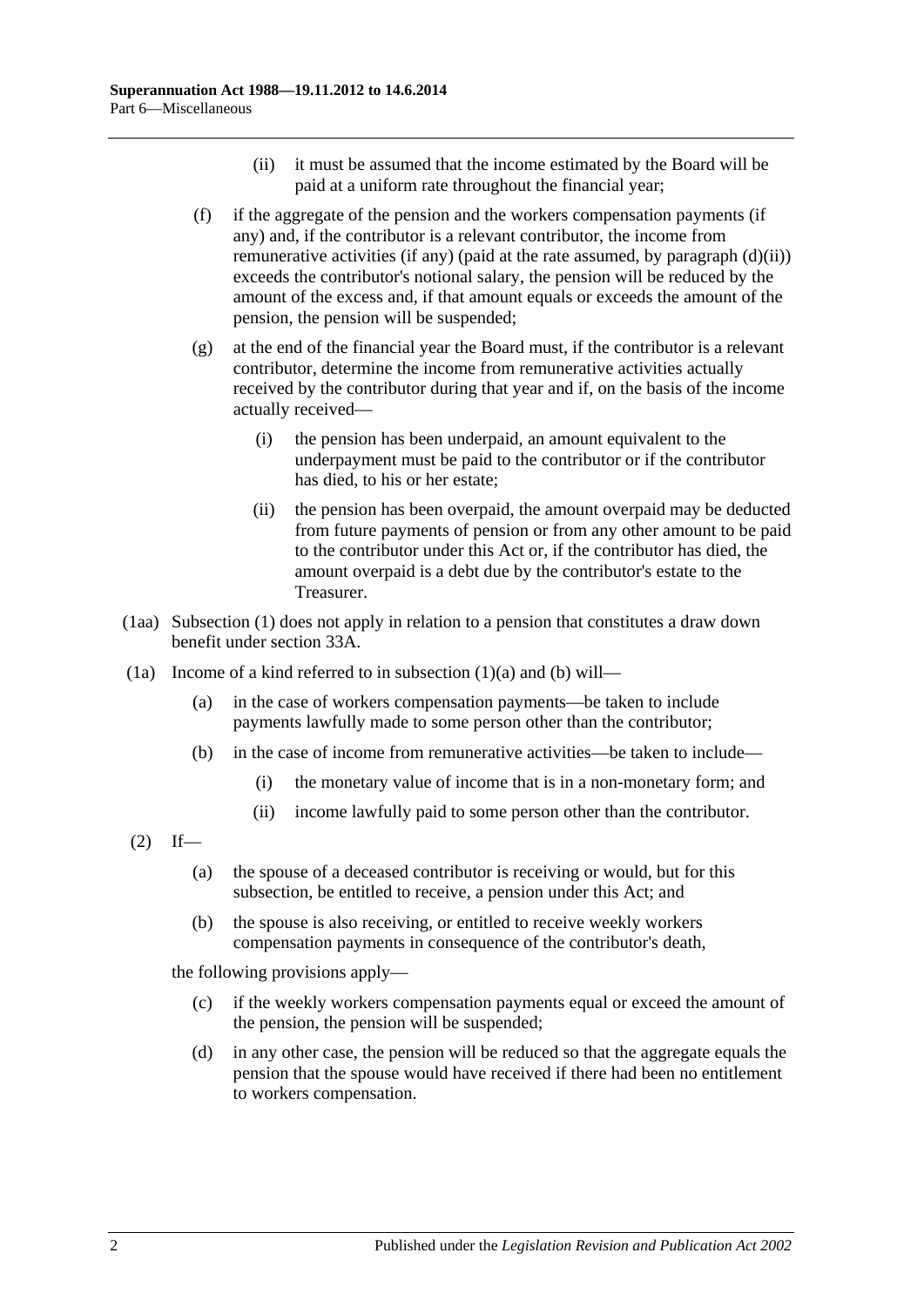(ii) it must be assumed that the income estimated by the Board will be paid at a uniform rate throughout the financial year;

(f) if the aggregate of the pension and the workers compensation payments (if any) and, if the contributor is a relevant contributor, the income from remunerative activities (if any) (paid at the rate assumed, by paragraph (d)(ii)) exceeds the contributor's notional salary, the pension will be reduced by the amount of the excess and, if that amount equals or exceeds the amount of the pension, the pension will be suspended;

(g) at the end of the financial year the Board must, if the contributor is a relevant contributor, determine the income from remunerative activities actually received by the contributor during that year and if, on the basis of the income actually received—

(i) the pension has been underpaid, an amount equivalent to the underpayment must be paid to the contributor or if the contributor has died, to his or her estate;

(ii) the pension has been overpaid, the amount overpaid may be deducted from future payments of pension or from any other amount to be paid to the contributor under this Act or, if the contributor has died, the amount overpaid is a debt due by the contributor's estate to the Treasurer.

(1aa) Subsection (1) does not apply in relation to a pension that constitutes a draw down benefit under section 33A.

(1a) Income of a kind referred to in subsection (1)(a) and (b) will—

(a) in the case of workers compensation payments—be taken to include payments lawfully made to some person other than the contributor;

(b) in the case of income from remunerative activities—be taken to include—

(i) the monetary value of income that is in a non-monetary form; and

(ii) income lawfully paid to some person other than the contributor.

(2) If—

(a) the spouse of a deceased contributor is receiving or would, but for this subsection, be entitled to receive, a pension under this Act; and

(b) the spouse is also receiving, or entitled to receive weekly workers compensation payments in consequence of the contributor's death,

the following provisions apply—

(c) if the weekly workers compensation payments equal or exceed the amount of the pension, the pension will be suspended;

(d) in any other case, the pension will be reduced so that the aggregate equals the pension that the spouse would have received if there had been no entitlement to workers compensation.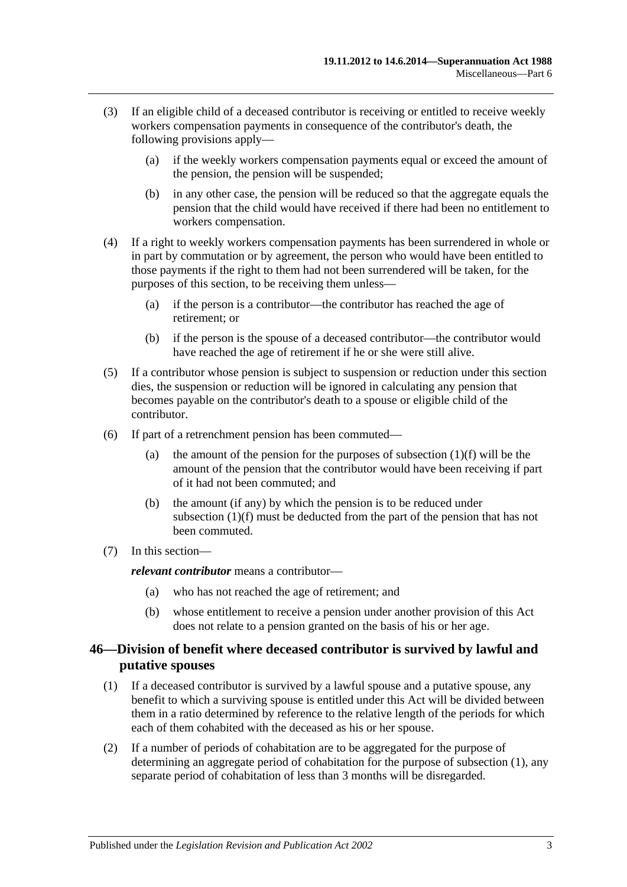(3) If an eligible child of a deceased contributor is receiving or entitled to receive weekly workers compensation payments in consequence of the contributor's death, the following provisions apply—

(a) if the weekly workers compensation payments equal or exceed the amount of the pension, the pension will be suspended;

(b) in any other case, the pension will be reduced so that the aggregate equals the pension that the child would have received if there had been no entitlement to workers compensation.

(4) If a right to weekly workers compensation payments has been surrendered in whole or in part by commutation or by agreement, the person who would have been entitled to those payments if the right to them had not been surrendered will be taken, for the purposes of this section, to be receiving them unless—

(a) if the person is a contributor—the contributor has reached the age of retirement; or

(b) if the person is the spouse of a deceased contributor—the contributor would have reached the age of retirement if he or she were still alive.

(5) If a contributor whose pension is subject to suspension or reduction under this section dies, the suspension or reduction will be ignored in calculating any pension that becomes payable on the contributor's death to a spouse or eligible child of the contributor.

(6) If part of a retrenchment pension has been commuted—

(a) the amount of the pension for the purposes of subsection (1)(f) will be the amount of the pension that the contributor would have been receiving if part of it had not been commuted; and

(b) the amount (if any) by which the pension is to be reduced under subsection (1)(f) must be deducted from the part of the pension that has not been commuted.

(7) In this section—

***relevant contributor*** means a contributor—

(a) who has not reached the age of retirement; and

(b) whose entitlement to receive a pension under another provision of this Act does not relate to a pension granted on the basis of his or her age.

## 46—Division of benefit where deceased contributor is survived by lawful and putative spouses

(1) If a deceased contributor is survived by a lawful spouse and a putative spouse, any benefit to which a surviving spouse is entitled under this Act will be divided between them in a ratio determined by reference to the relative length of the periods for which each of them cohabited with the deceased as his or her spouse.

(2) If a number of periods of cohabitation are to be aggregated for the purpose of determining an aggregate period of cohabitation for the purpose of subsection (1), any separate period of cohabitation of less than 3 months will be disregarded.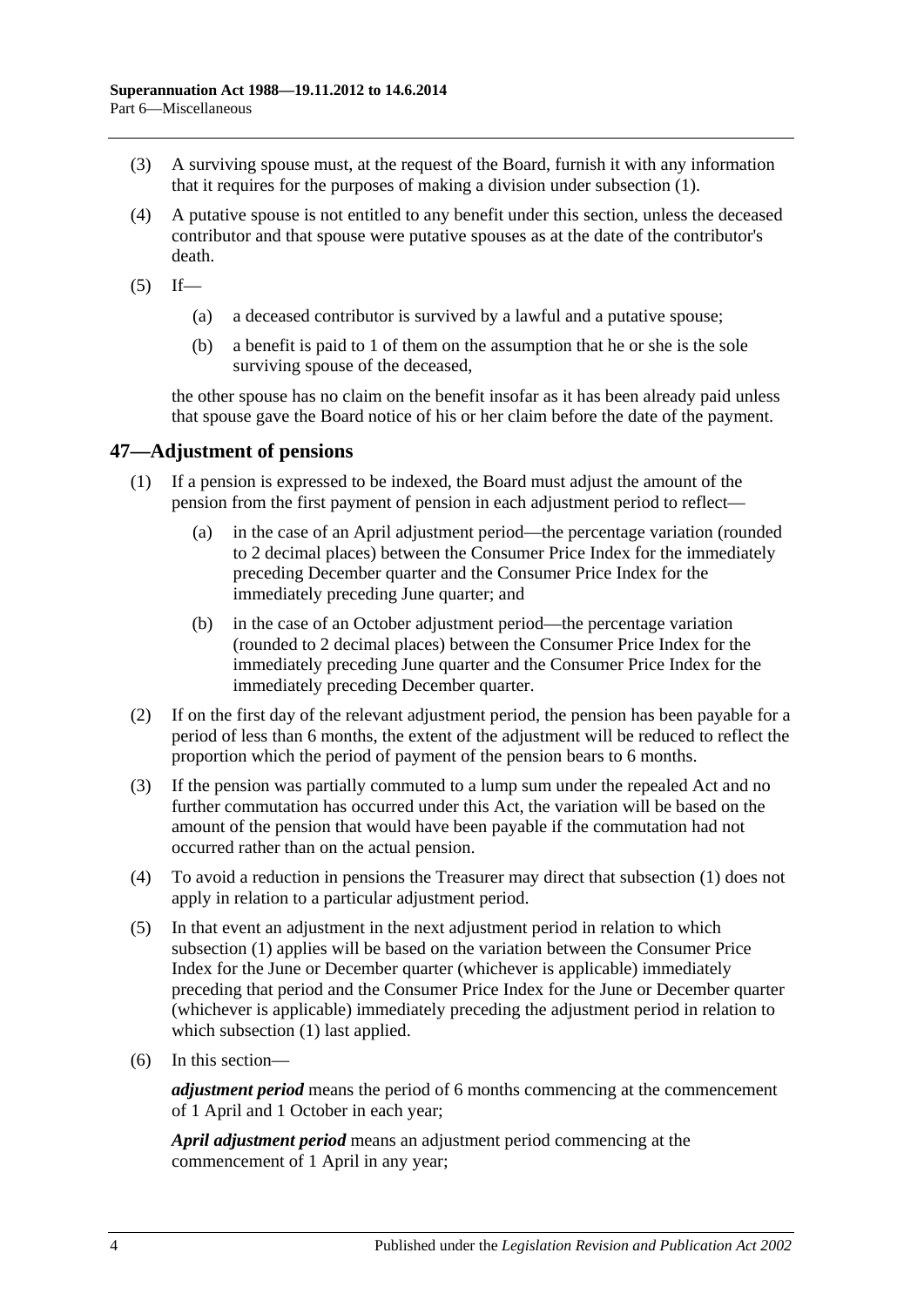(3) A surviving spouse must, at the request of the Board, furnish it with any information that it requires for the purposes of making a division under subsection (1).

(4) A putative spouse is not entitled to any benefit under this section, unless the deceased contributor and that spouse were putative spouses as at the date of the contributor's death.

(5) If—

(a) a deceased contributor is survived by a lawful and a putative spouse;

(b) a benefit is paid to 1 of them on the assumption that he or she is the sole surviving spouse of the deceased,

the other spouse has no claim on the benefit insofar as it has been already paid unless that spouse gave the Board notice of his or her claim before the date of the payment.

## 47—Adjustment of pensions

(1) If a pension is expressed to be indexed, the Board must adjust the amount of the pension from the first payment of pension in each adjustment period to reflect—

(a) in the case of an April adjustment period—the percentage variation (rounded to 2 decimal places) between the Consumer Price Index for the immediately preceding December quarter and the Consumer Price Index for the immediately preceding June quarter; and

(b) in the case of an October adjustment period—the percentage variation (rounded to 2 decimal places) between the Consumer Price Index for the immediately preceding June quarter and the Consumer Price Index for the immediately preceding December quarter.

(2) If on the first day of the relevant adjustment period, the pension has been payable for a period of less than 6 months, the extent of the adjustment will be reduced to reflect the proportion which the period of payment of the pension bears to 6 months.

(3) If the pension was partially commuted to a lump sum under the repealed Act and no further commutation has occurred under this Act, the variation will be based on the amount of the pension that would have been payable if the commutation had not occurred rather than on the actual pension.

(4) To avoid a reduction in pensions the Treasurer may direct that subsection (1) does not apply in relation to a particular adjustment period.

(5) In that event an adjustment in the next adjustment period in relation to which subsection (1) applies will be based on the variation between the Consumer Price Index for the June or December quarter (whichever is applicable) immediately preceding that period and the Consumer Price Index for the June or December quarter (whichever is applicable) immediately preceding the adjustment period in relation to which subsection (1) last applied.

(6) In this section—

***adjustment period*** means the period of 6 months commencing at the commencement of 1 April and 1 October in each year;

***April adjustment period*** means an adjustment period commencing at the commencement of 1 April in any year;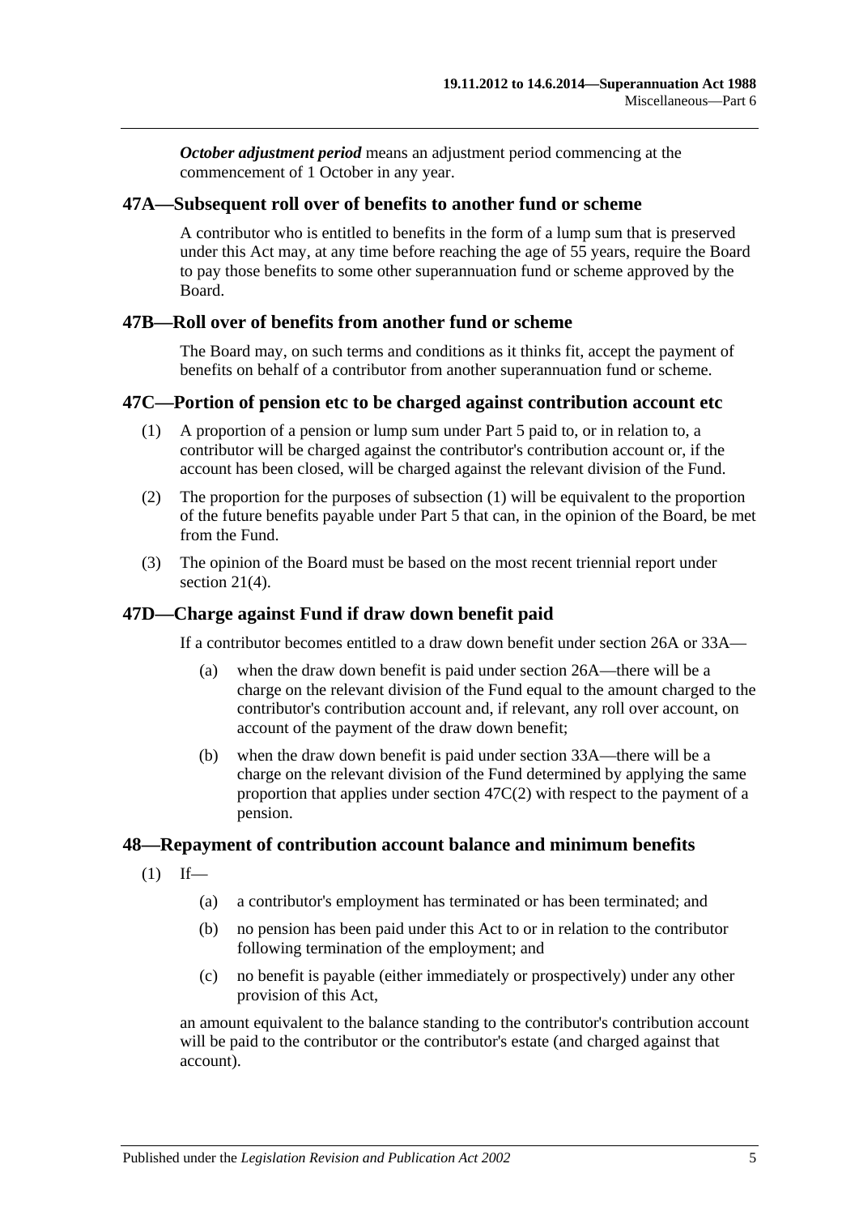***October adjustment period*** means an adjustment period commencing at the commencement of 1 October in any year.

## 47A—Subsequent roll over of benefits to another fund or scheme

A contributor who is entitled to benefits in the form of a lump sum that is preserved under this Act may, at any time before reaching the age of 55 years, require the Board to pay those benefits to some other superannuation fund or scheme approved by the Board.

## 47B—Roll over of benefits from another fund or scheme

The Board may, on such terms and conditions as it thinks fit, accept the payment of benefits on behalf of a contributor from another superannuation fund or scheme.

## 47C—Portion of pension etc to be charged against contribution account etc

(1) A proportion of a pension or lump sum under Part 5 paid to, or in relation to, a contributor will be charged against the contributor's contribution account or, if the account has been closed, will be charged against the relevant division of the Fund.

(2) The proportion for the purposes of subsection (1) will be equivalent to the proportion of the future benefits payable under Part 5 that can, in the opinion of the Board, be met from the Fund.

(3) The opinion of the Board must be based on the most recent triennial report under section 21(4).

## 47D—Charge against Fund if draw down benefit paid

If a contributor becomes entitled to a draw down benefit under section 26A or 33A—

(a) when the draw down benefit is paid under section 26A—there will be a charge on the relevant division of the Fund equal to the amount charged to the contributor's contribution account and, if relevant, any roll over account, on account of the payment of the draw down benefit;

(b) when the draw down benefit is paid under section 33A—there will be a charge on the relevant division of the Fund determined by applying the same proportion that applies under section 47C(2) with respect to the payment of a pension.

## 48—Repayment of contribution account balance and minimum benefits

(1) If—

(a) a contributor's employment has terminated or has been terminated; and

(b) no pension has been paid under this Act to or in relation to the contributor following termination of the employment; and

(c) no benefit is payable (either immediately or prospectively) under any other provision of this Act,

an amount equivalent to the balance standing to the contributor's contribution account will be paid to the contributor or the contributor's estate (and charged against that account).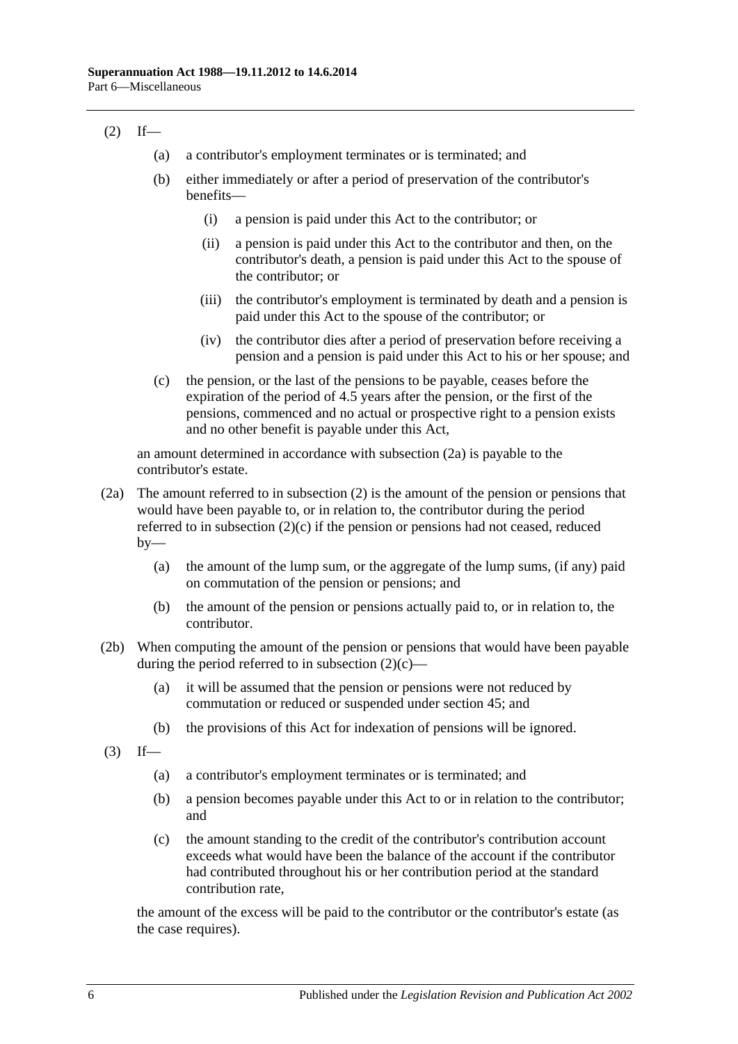(2) If—

(a) a contributor's employment terminates or is terminated; and

(b) either immediately or after a period of preservation of the contributor's benefits—

(i) a pension is paid under this Act to the contributor; or

(ii) a pension is paid under this Act to the contributor and then, on the contributor's death, a pension is paid under this Act to the spouse of the contributor; or

(iii) the contributor's employment is terminated by death and a pension is paid under this Act to the spouse of the contributor; or

(iv) the contributor dies after a period of preservation before receiving a pension and a pension is paid under this Act to his or her spouse; and

(c) the pension, or the last of the pensions to be payable, ceases before the expiration of the period of 4.5 years after the pension, or the first of the pensions, commenced and no actual or prospective right to a pension exists and no other benefit is payable under this Act,

an amount determined in accordance with subsection (2a) is payable to the contributor's estate.

(2a) The amount referred to in subsection (2) is the amount of the pension or pensions that would have been payable to, or in relation to, the contributor during the period referred to in subsection (2)(c) if the pension or pensions had not ceased, reduced by—

(a) the amount of the lump sum, or the aggregate of the lump sums, (if any) paid on commutation of the pension or pensions; and

(b) the amount of the pension or pensions actually paid to, or in relation to, the contributor.

(2b) When computing the amount of the pension or pensions that would have been payable during the period referred to in subsection (2)(c)—

(a) it will be assumed that the pension or pensions were not reduced by commutation or reduced or suspended under section 45; and

(b) the provisions of this Act for indexation of pensions will be ignored.

(3) If—

(a) a contributor's employment terminates or is terminated; and

(b) a pension becomes payable under this Act to or in relation to the contributor; and

(c) the amount standing to the credit of the contributor's contribution account exceeds what would have been the balance of the account if the contributor had contributed throughout his or her contribution period at the standard contribution rate,

the amount of the excess will be paid to the contributor or the contributor's estate (as the case requires).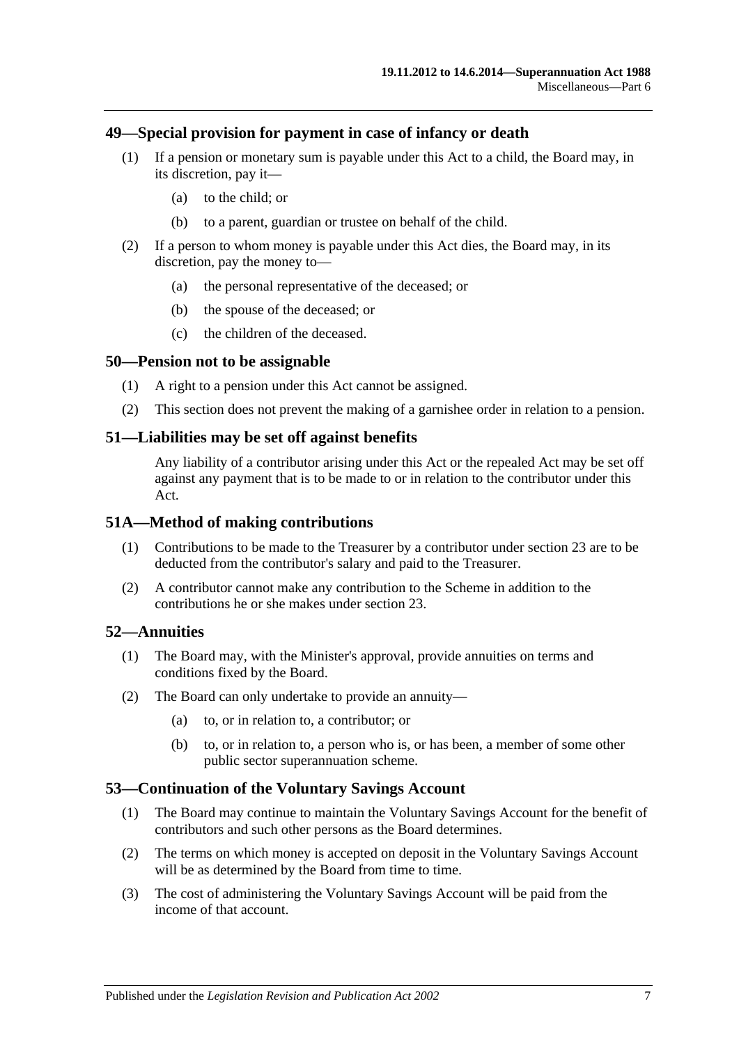## 49—Special provision for payment in case of infancy or death

(1) If a pension or monetary sum is payable under this Act to a child, the Board may, in its discretion, pay it—

(a) to the child; or

(b) to a parent, guardian or trustee on behalf of the child.

(2) If a person to whom money is payable under this Act dies, the Board may, in its discretion, pay the money to—

(a) the personal representative of the deceased; or

(b) the spouse of the deceased; or

(c) the children of the deceased.

## 50—Pension not to be assignable

(1) A right to a pension under this Act cannot be assigned.

(2) This section does not prevent the making of a garnishee order in relation to a pension.

## 51—Liabilities may be set off against benefits

Any liability of a contributor arising under this Act or the repealed Act may be set off against any payment that is to be made to or in relation to the contributor under this Act.

## 51A—Method of making contributions

(1) Contributions to be made to the Treasurer by a contributor under section 23 are to be deducted from the contributor's salary and paid to the Treasurer.

(2) A contributor cannot make any contribution to the Scheme in addition to the contributions he or she makes under section 23.

## 52—Annuities

(1) The Board may, with the Minister's approval, provide annuities on terms and conditions fixed by the Board.

(2) The Board can only undertake to provide an annuity—

(a) to, or in relation to, a contributor; or

(b) to, or in relation to, a person who is, or has been, a member of some other public sector superannuation scheme.

## 53—Continuation of the Voluntary Savings Account

(1) The Board may continue to maintain the Voluntary Savings Account for the benefit of contributors and such other persons as the Board determines.

(2) The terms on which money is accepted on deposit in the Voluntary Savings Account will be as determined by the Board from time to time.

(3) The cost of administering the Voluntary Savings Account will be paid from the income of that account.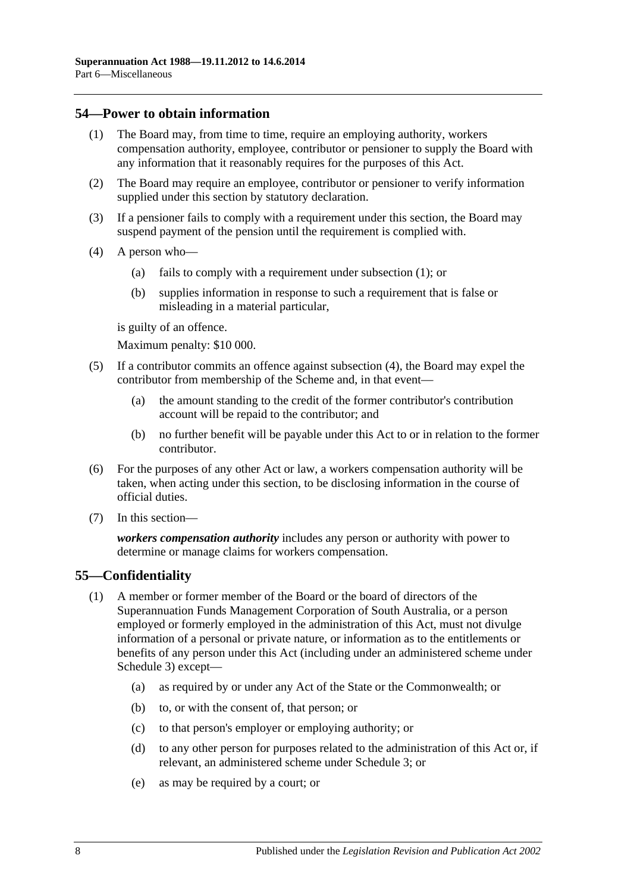## 54—Power to obtain information

(1) The Board may, from time to time, require an employing authority, workers compensation authority, employee, contributor or pensioner to supply the Board with any information that it reasonably requires for the purposes of this Act.

(2) The Board may require an employee, contributor or pensioner to verify information supplied under this section by statutory declaration.

(3) If a pensioner fails to comply with a requirement under this section, the Board may suspend payment of the pension until the requirement is complied with.

(4) A person who—

(a) fails to comply with a requirement under subsection (1); or

(b) supplies information in response to such a requirement that is false or misleading in a material particular,

is guilty of an offence.

Maximum penalty: $10 000.

(5) If a contributor commits an offence against subsection (4), the Board may expel the contributor from membership of the Scheme and, in that event—

(a) the amount standing to the credit of the former contributor's contribution account will be repaid to the contributor; and

(b) no further benefit will be payable under this Act to or in relation to the former contributor.

(6) For the purposes of any other Act or law, a workers compensation authority will be taken, when acting under this section, to be disclosing information in the course of official duties.

(7) In this section—

***workers compensation authority*** includes any person or authority with power to determine or manage claims for workers compensation.

## 55—Confidentiality

(1) A member or former member of the Board or the board of directors of the Superannuation Funds Management Corporation of South Australia, or a person employed or formerly employed in the administration of this Act, must not divulge information of a personal or private nature, or information as to the entitlements or benefits of any person under this Act (including under an administered scheme under Schedule 3) except—

(a) as required by or under any Act of the State or the Commonwealth; or

(b) to, or with the consent of, that person; or

(c) to that person's employer or employing authority; or

(d) to any other person for purposes related to the administration of this Act or, if relevant, an administered scheme under Schedule 3; or

(e) as may be required by a court; or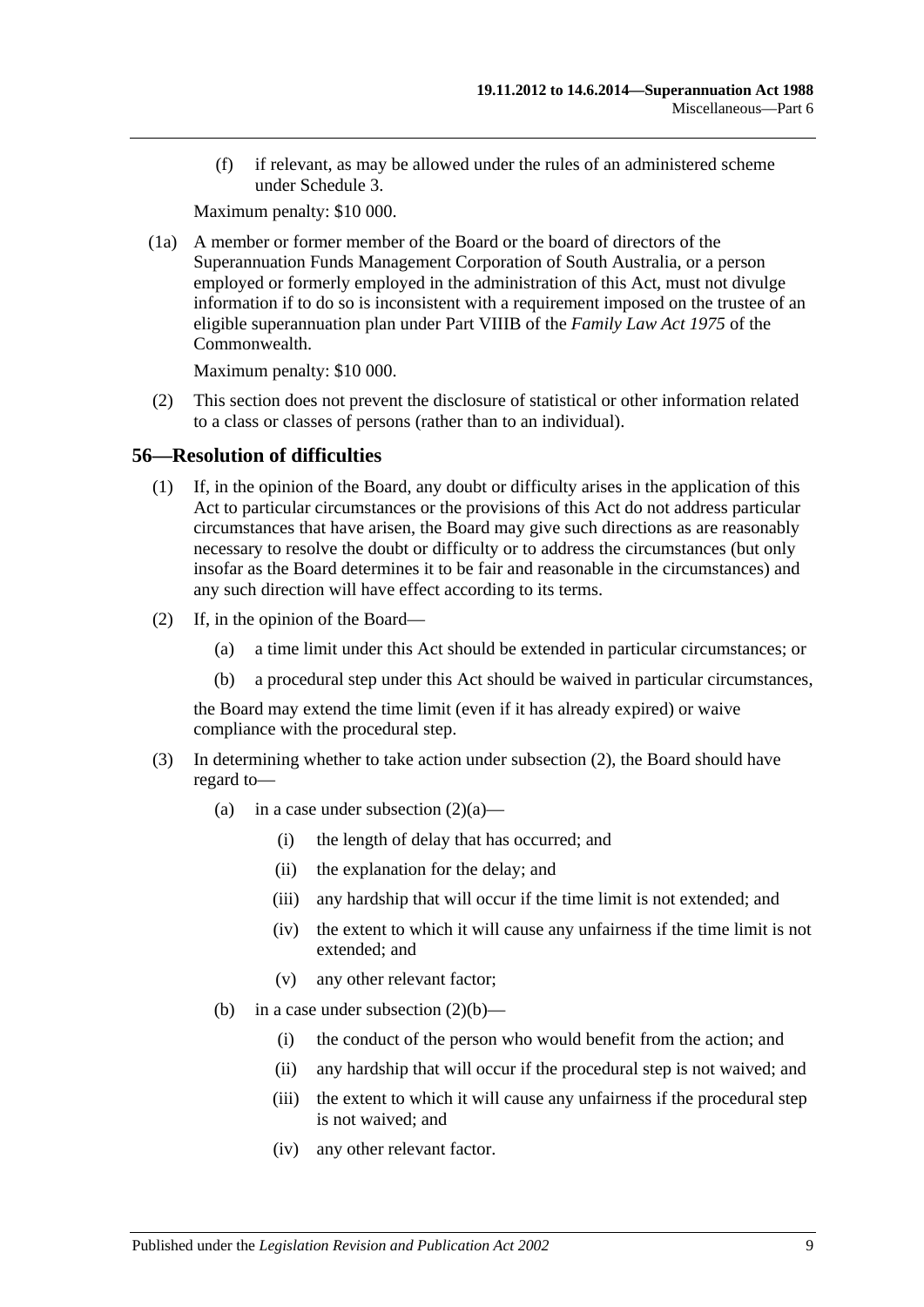(f) if relevant, as may be allowed under the rules of an administered scheme under Schedule 3.

Maximum penalty: $10 000.

(1a) A member or former member of the Board or the board of directors of the Superannuation Funds Management Corporation of South Australia, or a person employed or formerly employed in the administration of this Act, must not divulge information if to do so is inconsistent with a requirement imposed on the trustee of an eligible superannuation plan under Part VIIIB of the *Family Law Act 1975* of the Commonwealth.

Maximum penalty: $10 000.

(2) This section does not prevent the disclosure of statistical or other information related to a class or classes of persons (rather than to an individual).

## 56—Resolution of difficulties

(1) If, in the opinion of the Board, any doubt or difficulty arises in the application of this Act to particular circumstances or the provisions of this Act do not address particular circumstances that have arisen, the Board may give such directions as are reasonably necessary to resolve the doubt or difficulty or to address the circumstances (but only insofar as the Board determines it to be fair and reasonable in the circumstances) and any such direction will have effect according to its terms.

(2) If, in the opinion of the Board—

(a) a time limit under this Act should be extended in particular circumstances; or

(b) a procedural step under this Act should be waived in particular circumstances,

the Board may extend the time limit (even if it has already expired) or waive compliance with the procedural step.

(3) In determining whether to take action under subsection (2), the Board should have regard to—

(a) in a case under subsection (2)(a)—

(i) the length of delay that has occurred; and

(ii) the explanation for the delay; and

(iii) any hardship that will occur if the time limit is not extended; and

(iv) the extent to which it will cause any unfairness if the time limit is not extended; and

(v) any other relevant factor;

(b) in a case under subsection (2)(b)—

(i) the conduct of the person who would benefit from the action; and

(ii) any hardship that will occur if the procedural step is not waived; and

(iii) the extent to which it will cause any unfairness if the procedural step is not waived; and

(iv) any other relevant factor.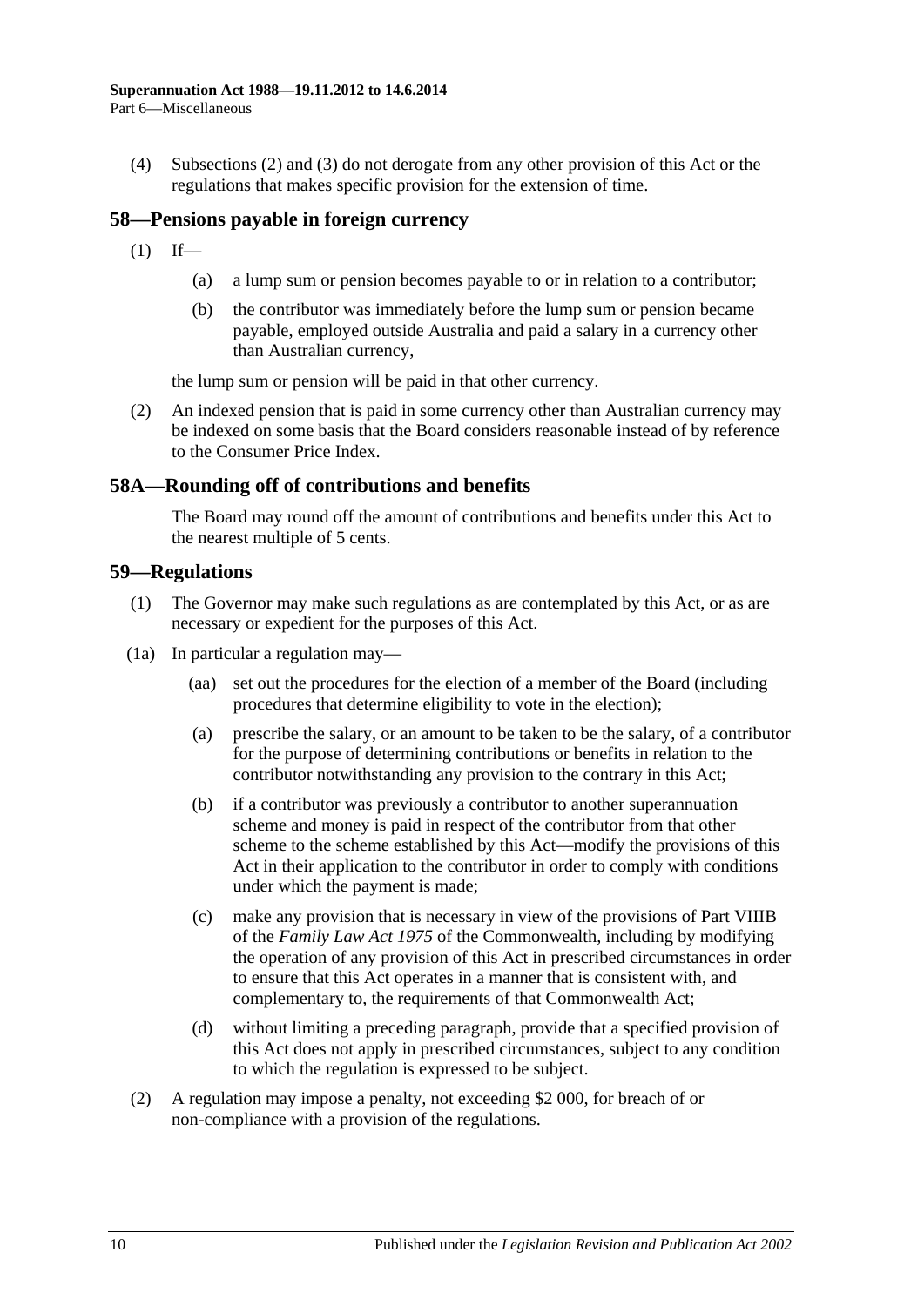(4) Subsections (2) and (3) do not derogate from any other provision of this Act or the regulations that makes specific provision for the extension of time.

## 58—Pensions payable in foreign currency

(1) If—

(a) a lump sum or pension becomes payable to or in relation to a contributor;

(b) the contributor was immediately before the lump sum or pension became payable, employed outside Australia and paid a salary in a currency other than Australian currency,

the lump sum or pension will be paid in that other currency.

(2) An indexed pension that is paid in some currency other than Australian currency may be indexed on some basis that the Board considers reasonable instead of by reference to the Consumer Price Index.

## 58A—Rounding off of contributions and benefits

The Board may round off the amount of contributions and benefits under this Act to the nearest multiple of 5 cents.

## 59—Regulations

(1) The Governor may make such regulations as are contemplated by this Act, or as are necessary or expedient for the purposes of this Act.

(1a) In particular a regulation may—

(aa) set out the procedures for the election of a member of the Board (including procedures that determine eligibility to vote in the election);

(a) prescribe the salary, or an amount to be taken to be the salary, of a contributor for the purpose of determining contributions or benefits in relation to the contributor notwithstanding any provision to the contrary in this Act;

(b) if a contributor was previously a contributor to another superannuation scheme and money is paid in respect of the contributor from that other scheme to the scheme established by this Act—modify the provisions of this Act in their application to the contributor in order to comply with conditions under which the payment is made;

(c) make any provision that is necessary in view of the provisions of Part VIIIB of the *Family Law Act 1975* of the Commonwealth, including by modifying the operation of any provision of this Act in prescribed circumstances in order to ensure that this Act operates in a manner that is consistent with, and complementary to, the requirements of that Commonwealth Act;

(d) without limiting a preceding paragraph, provide that a specified provision of this Act does not apply in prescribed circumstances, subject to any condition to which the regulation is expressed to be subject.

(2) A regulation may impose a penalty, not exceeding $2 000, for breach of or non-compliance with a provision of the regulations.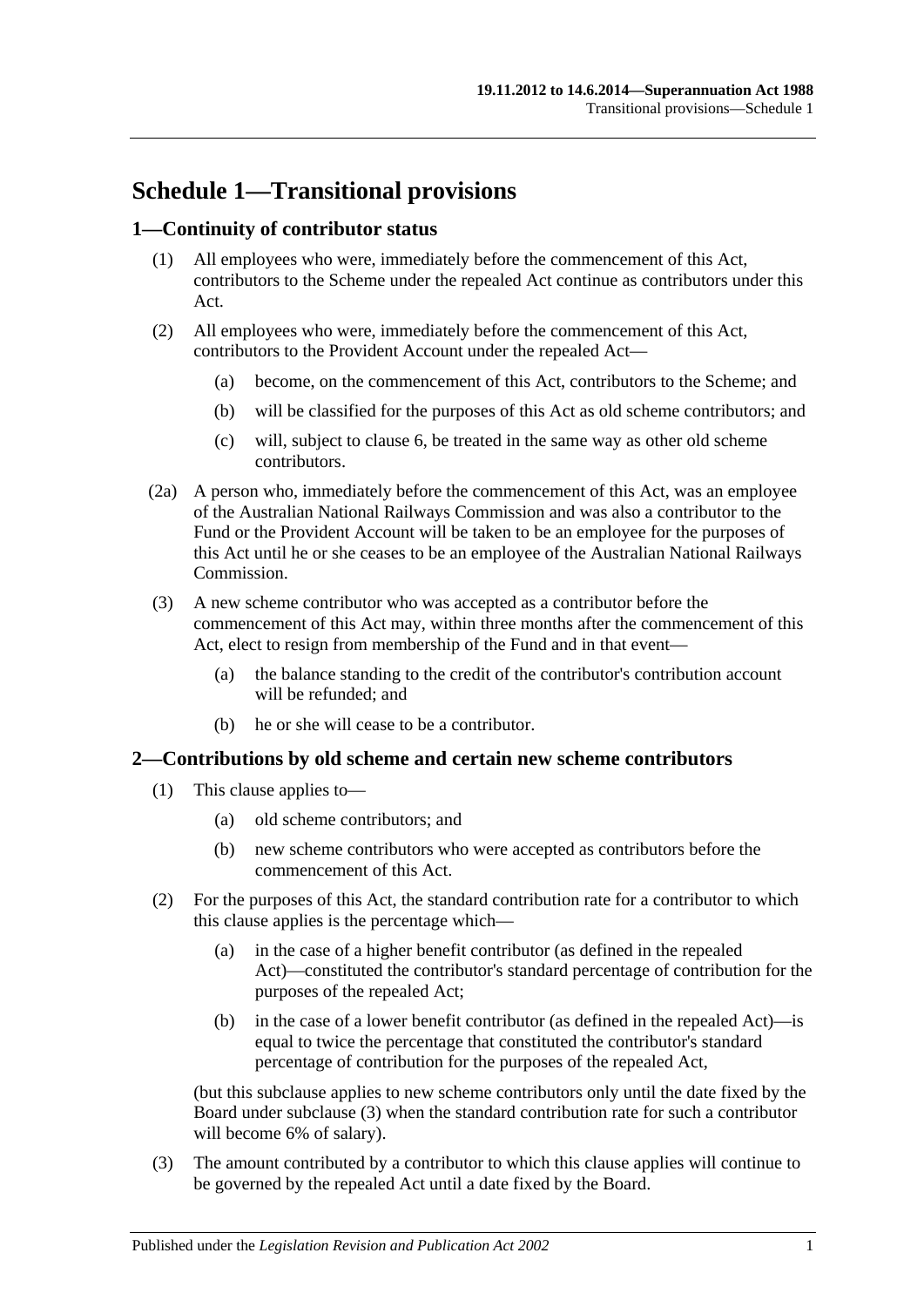# Schedule 1—Transitional provisions

## 1—Continuity of contributor status

(1) All employees who were, immediately before the commencement of this Act, contributors to the Scheme under the repealed Act continue as contributors under this Act.

(2) All employees who were, immediately before the commencement of this Act, contributors to the Provident Account under the repealed Act—

(a) become, on the commencement of this Act, contributors to the Scheme; and

(b) will be classified for the purposes of this Act as old scheme contributors; and

(c) will, subject to clause 6, be treated in the same way as other old scheme contributors.

(2a) A person who, immediately before the commencement of this Act, was an employee of the Australian National Railways Commission and was also a contributor to the Fund or the Provident Account will be taken to be an employee for the purposes of this Act until he or she ceases to be an employee of the Australian National Railways Commission.

(3) A new scheme contributor who was accepted as a contributor before the commencement of this Act may, within three months after the commencement of this Act, elect to resign from membership of the Fund and in that event—

(a) the balance standing to the credit of the contributor's contribution account will be refunded; and

(b) he or she will cease to be a contributor.

## 2—Contributions by old scheme and certain new scheme contributors

(1) This clause applies to—

(a) old scheme contributors; and

(b) new scheme contributors who were accepted as contributors before the commencement of this Act.

(2) For the purposes of this Act, the standard contribution rate for a contributor to which this clause applies is the percentage which—

(a) in the case of a higher benefit contributor (as defined in the repealed Act)—constituted the contributor's standard percentage of contribution for the purposes of the repealed Act;

(b) in the case of a lower benefit contributor (as defined in the repealed Act)—is equal to twice the percentage that constituted the contributor's standard percentage of contribution for the purposes of the repealed Act,

(but this subclause applies to new scheme contributors only until the date fixed by the Board under subclause (3) when the standard contribution rate for such a contributor will become 6% of salary).

(3) The amount contributed by a contributor to which this clause applies will continue to be governed by the repealed Act until a date fixed by the Board.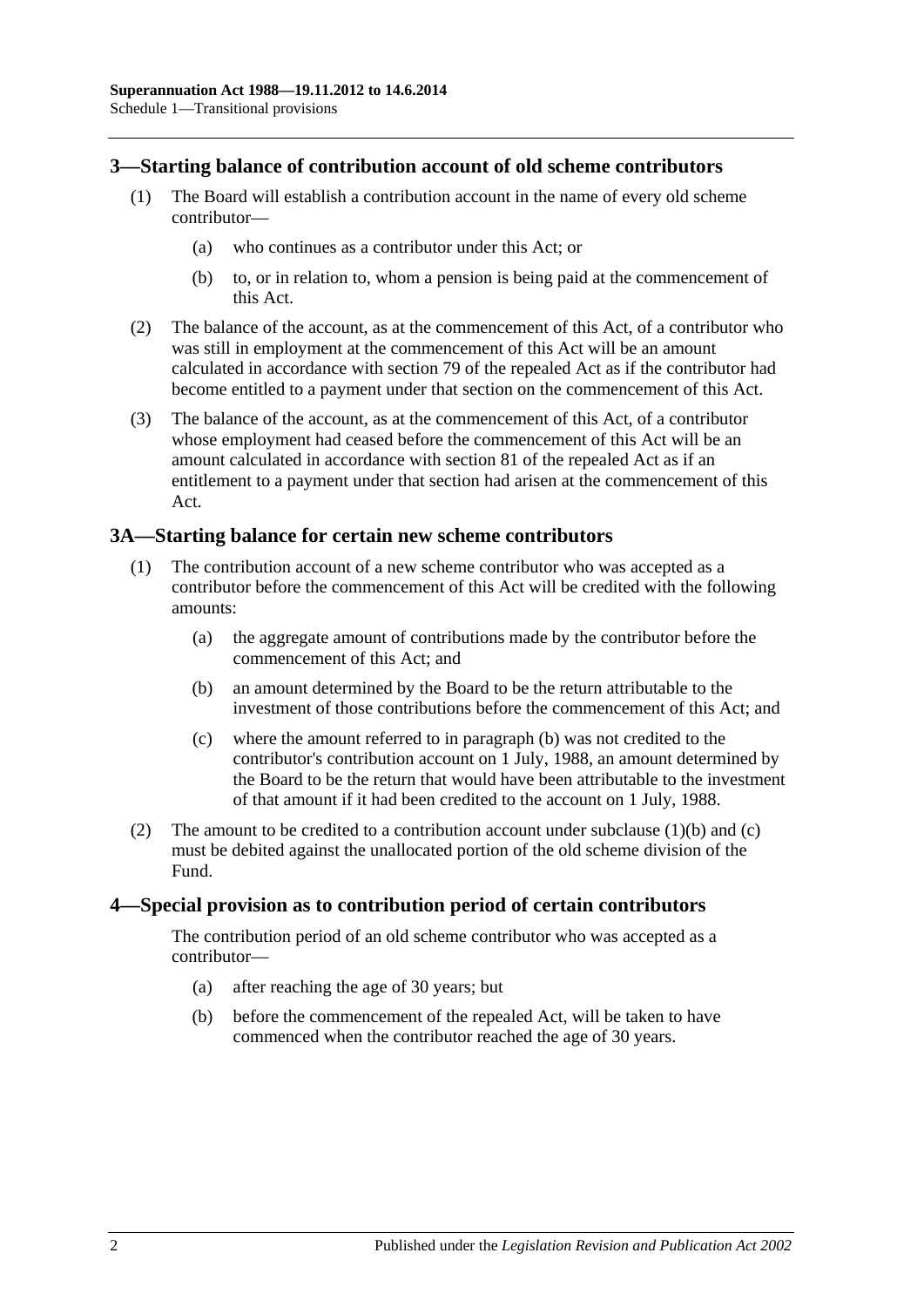## 3—Starting balance of contribution account of old scheme contributors

(1) The Board will establish a contribution account in the name of every old scheme contributor—

(a) who continues as a contributor under this Act; or

(b) to, or in relation to, whom a pension is being paid at the commencement of this Act.

(2) The balance of the account, as at the commencement of this Act, of a contributor who was still in employment at the commencement of this Act will be an amount calculated in accordance with section 79 of the repealed Act as if the contributor had become entitled to a payment under that section on the commencement of this Act.

(3) The balance of the account, as at the commencement of this Act, of a contributor whose employment had ceased before the commencement of this Act will be an amount calculated in accordance with section 81 of the repealed Act as if an entitlement to a payment under that section had arisen at the commencement of this Act.

## 3A—Starting balance for certain new scheme contributors

(1) The contribution account of a new scheme contributor who was accepted as a contributor before the commencement of this Act will be credited with the following amounts:

(a) the aggregate amount of contributions made by the contributor before the commencement of this Act; and

(b) an amount determined by the Board to be the return attributable to the investment of those contributions before the commencement of this Act; and

(c) where the amount referred to in paragraph (b) was not credited to the contributor's contribution account on 1 July, 1988, an amount determined by the Board to be the return that would have been attributable to the investment of that amount if it had been credited to the account on 1 July, 1988.

(2) The amount to be credited to a contribution account under subclause (1)(b) and (c) must be debited against the unallocated portion of the old scheme division of the Fund.

## 4—Special provision as to contribution period of certain contributors

The contribution period of an old scheme contributor who was accepted as a contributor—

(a) after reaching the age of 30 years; but

(b) before the commencement of the repealed Act, will be taken to have commenced when the contributor reached the age of 30 years.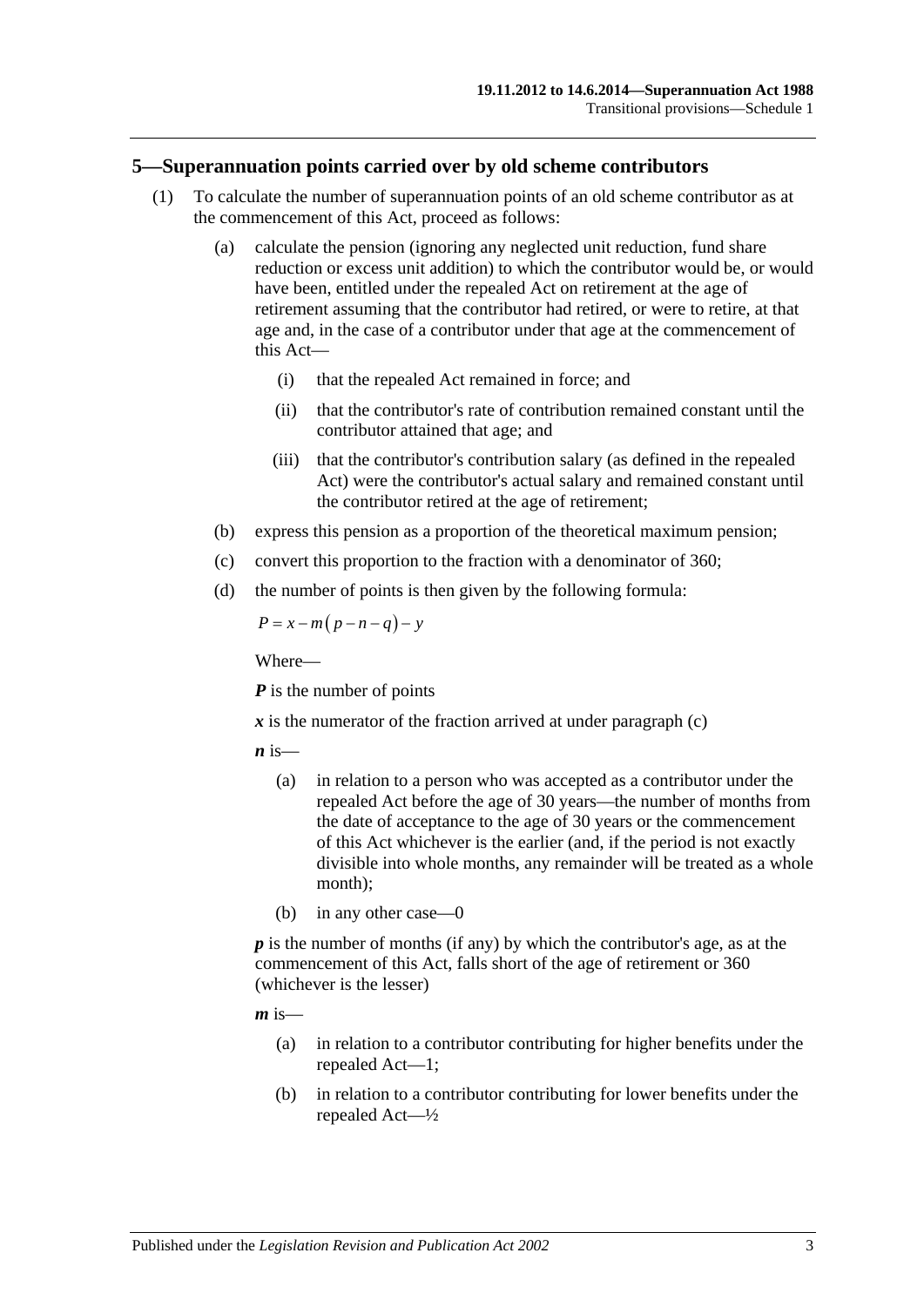## 5—Superannuation points carried over by old scheme contributors

(1) To calculate the number of superannuation points of an old scheme contributor as at the commencement of this Act, proceed as follows:

(a) calculate the pension (ignoring any neglected unit reduction, fund share reduction or excess unit addition) to which the contributor would be, or would have been, entitled under the repealed Act on retirement at the age of retirement assuming that the contributor had retired, or were to retire, at that age and, in the case of a contributor under that age at the commencement of this Act—

(i) that the repealed Act remained in force; and

(ii) that the contributor's rate of contribution remained constant until the contributor attained that age; and

(iii) that the contributor's contribution salary (as defined in the repealed Act) were the contributor's actual salary and remained constant until the contributor retired at the age of retirement;

(b) express this pension as a proportion of the theoretical maximum pension;

(c) convert this proportion to the fraction with a denominator of 360;

(d) the number of points is then given by the following formula:

$$P = x - m(p - n - q) - y$$

Where—

***P*** is the number of points

***x*** is the numerator of the fraction arrived at under paragraph (c)

***n*** is—

(a) in relation to a person who was accepted as a contributor under the repealed Act before the age of 30 years—the number of months from the date of acceptance to the age of 30 years or the commencement of this Act whichever is the earlier (and, if the period is not exactly divisible into whole months, any remainder will be treated as a whole month);

(b) in any other case—0

***p*** is the number of months (if any) by which the contributor's age, as at the commencement of this Act, falls short of the age of retirement or 360 (whichever is the lesser)

***m*** is—

(a) in relation to a contributor contributing for higher benefits under the repealed Act—1;

(b) in relation to a contributor contributing for lower benefits under the repealed Act—½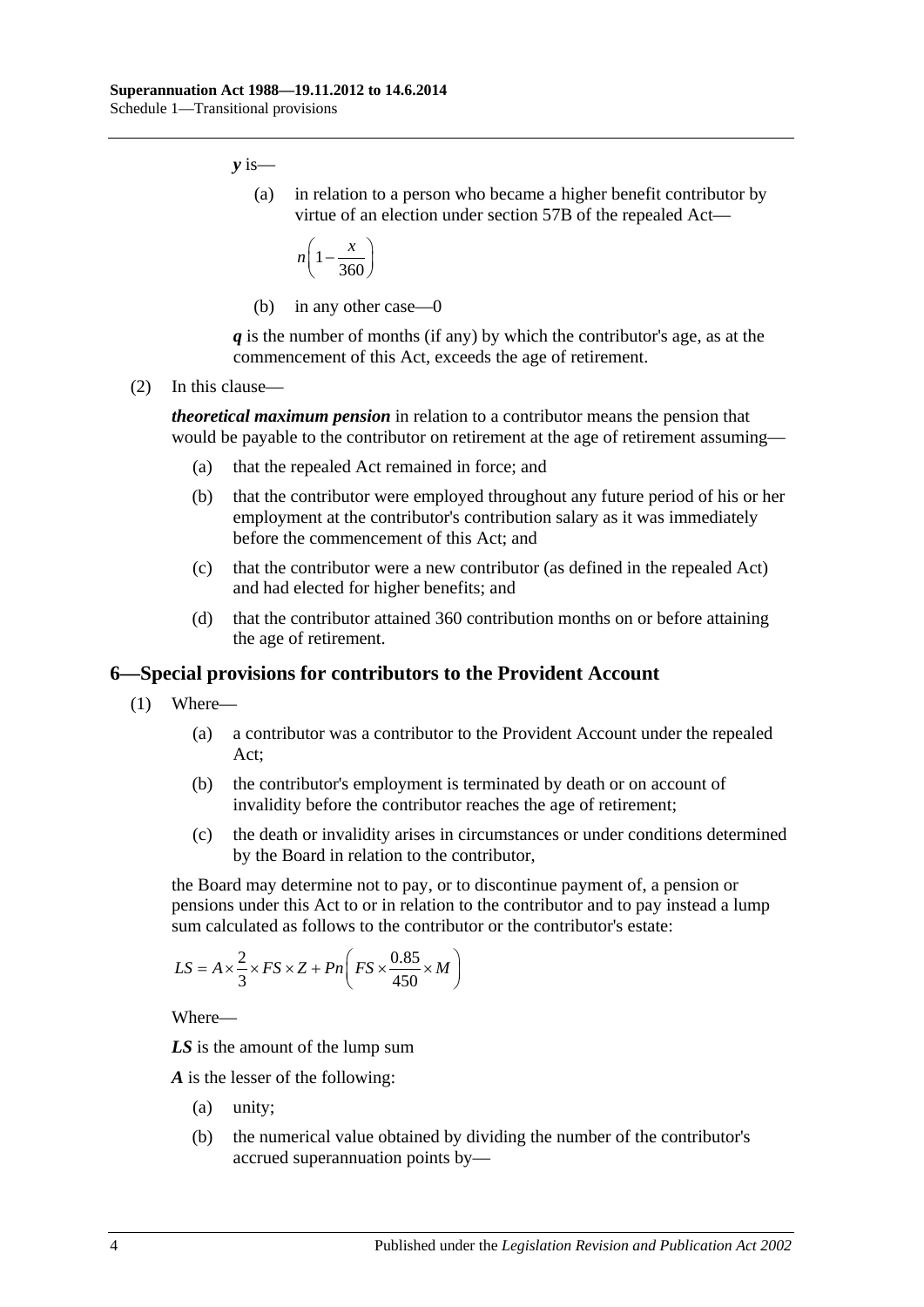***y*** is—

(a) in relation to a person who became a higher benefit contributor by virtue of an election under section 57B of the repealed Act—

$$n\left(1-\frac{x}{360}\right)$$

(b) in any other case—0

***q*** is the number of months (if any) by which the contributor's age, as at the commencement of this Act, exceeds the age of retirement.

(2) In this clause—

***theoretical maximum pension*** in relation to a contributor means the pension that would be payable to the contributor on retirement at the age of retirement assuming—

(a) that the repealed Act remained in force; and

(b) that the contributor were employed throughout any future period of his or her employment at the contributor's contribution salary as it was immediately before the commencement of this Act; and

(c) that the contributor were a new contributor (as defined in the repealed Act) and had elected for higher benefits; and

(d) that the contributor attained 360 contribution months on or before attaining the age of retirement.

## 6—Special provisions for contributors to the Provident Account

(1) Where—

(a) a contributor was a contributor to the Provident Account under the repealed Act;

(b) the contributor's employment is terminated by death or on account of invalidity before the contributor reaches the age of retirement;

(c) the death or invalidity arises in circumstances or under conditions determined by the Board in relation to the contributor,

the Board may determine not to pay, or to discontinue payment of, a pension or pensions under this Act to or in relation to the contributor and to pay instead a lump sum calculated as follows to the contributor or the contributor's estate:

$$LS = A\times\frac{2}{3}\times FS\times Z + Pn\left(FS\times\frac{0.85}{450}\times M\right)$$

Where—

***LS*** is the amount of the lump sum

***A*** is the lesser of the following:

(a) unity;

(b) the numerical value obtained by dividing the number of the contributor's accrued superannuation points by—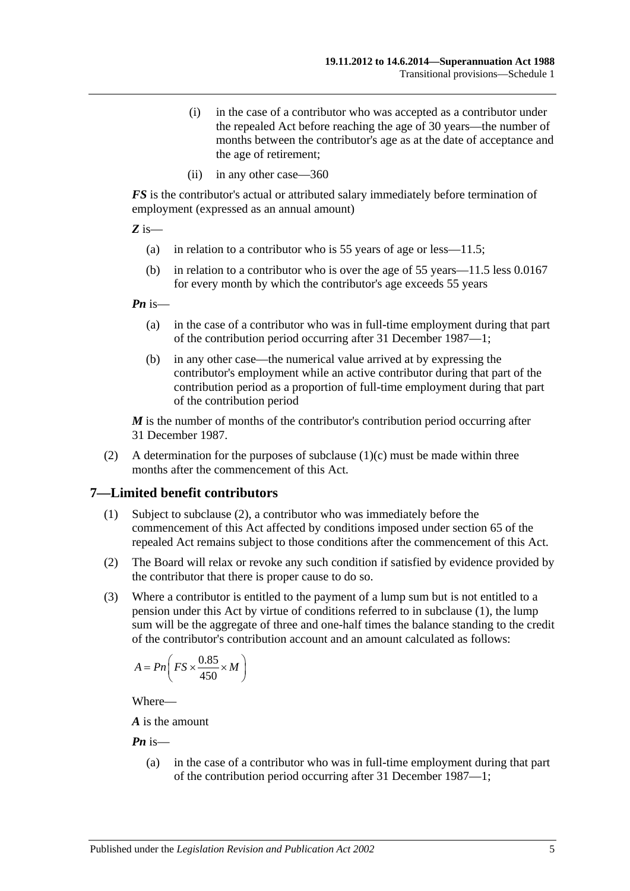(i) in the case of a contributor who was accepted as a contributor under the repealed Act before reaching the age of 30 years—the number of months between the contributor's age as at the date of acceptance and the age of retirement;

(ii) in any other case—360

***FS*** is the contributor's actual or attributed salary immediately before termination of employment (expressed as an annual amount)

***Z*** is—

(a) in relation to a contributor who is 55 years of age or less—11.5;

(b) in relation to a contributor who is over the age of 55 years—11.5 less 0.0167 for every month by which the contributor's age exceeds 55 years

***Pn*** is—

(a) in the case of a contributor who was in full-time employment during that part of the contribution period occurring after 31 December 1987—1;

(b) in any other case—the numerical value arrived at by expressing the contributor's employment while an active contributor during that part of the contribution period as a proportion of full-time employment during that part of the contribution period

***M*** is the number of months of the contributor's contribution period occurring after 31 December 1987.

(2) A determination for the purposes of subclause (1)(c) must be made within three months after the commencement of this Act.

## 7—Limited benefit contributors

(1) Subject to subclause (2), a contributor who was immediately before the commencement of this Act affected by conditions imposed under section 65 of the repealed Act remains subject to those conditions after the commencement of this Act.

(2) The Board will relax or revoke any such condition if satisfied by evidence provided by the contributor that there is proper cause to do so.

(3) Where a contributor is entitled to the payment of a lump sum but is not entitled to a pension under this Act by virtue of conditions referred to in subclause (1), the lump sum will be the aggregate of three and one-half times the balance standing to the credit of the contributor's contribution account and an amount calculated as follows:

$$A = Pn\left(FS \times \frac{0.85}{450} \times M\right)$$

Where—

***A*** is the amount

***Pn*** is—

(a) in the case of a contributor who was in full-time employment during that part of the contribution period occurring after 31 December 1987—1;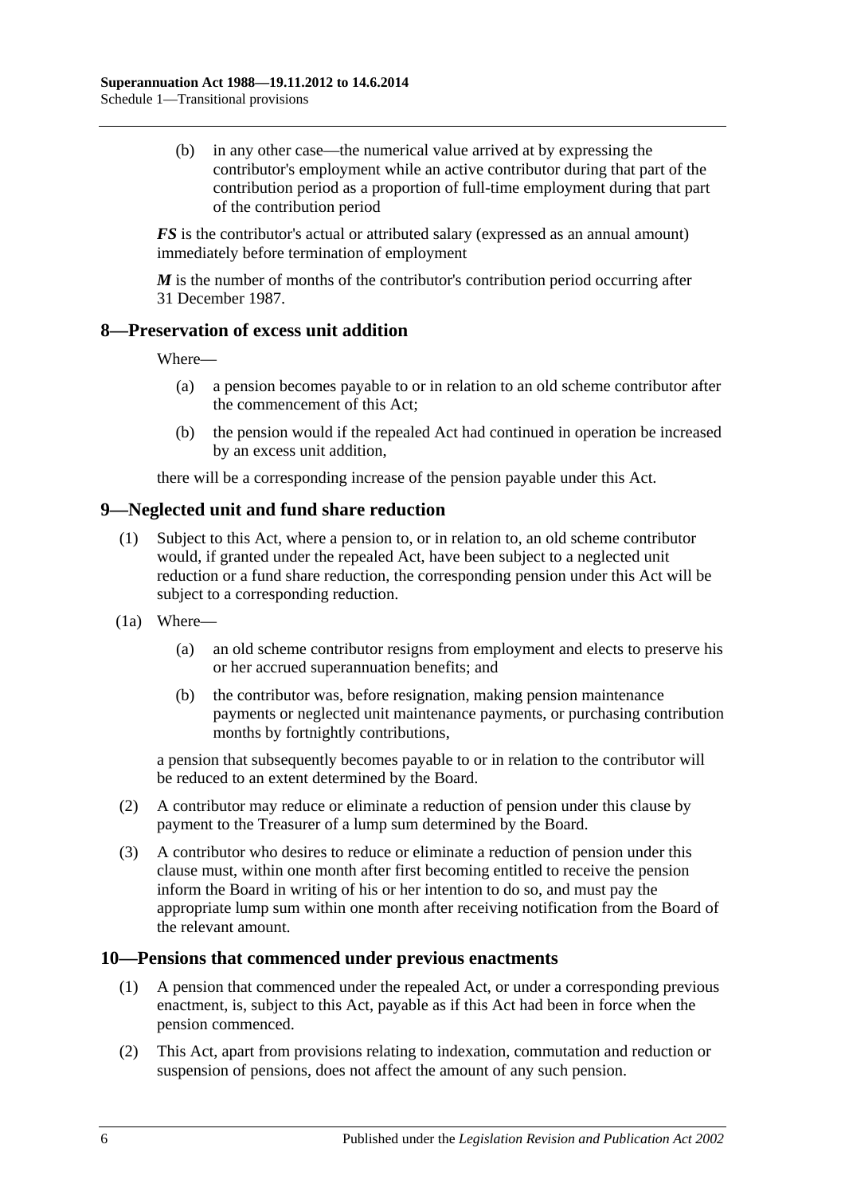(b) in any other case—the numerical value arrived at by expressing the contributor's employment while an active contributor during that part of the contribution period as a proportion of full-time employment during that part of the contribution period

***FS*** is the contributor's actual or attributed salary (expressed as an annual amount) immediately before termination of employment

***M*** is the number of months of the contributor's contribution period occurring after 31 December 1987.

## 8—Preservation of excess unit addition

Where—

(a) a pension becomes payable to or in relation to an old scheme contributor after the commencement of this Act;

(b) the pension would if the repealed Act had continued in operation be increased by an excess unit addition,

there will be a corresponding increase of the pension payable under this Act.

## 9—Neglected unit and fund share reduction

(1) Subject to this Act, where a pension to, or in relation to, an old scheme contributor would, if granted under the repealed Act, have been subject to a neglected unit reduction or a fund share reduction, the corresponding pension under this Act will be subject to a corresponding reduction.

(1a) Where—

(a) an old scheme contributor resigns from employment and elects to preserve his or her accrued superannuation benefits; and

(b) the contributor was, before resignation, making pension maintenance payments or neglected unit maintenance payments, or purchasing contribution months by fortnightly contributions,

a pension that subsequently becomes payable to or in relation to the contributor will be reduced to an extent determined by the Board.

(2) A contributor may reduce or eliminate a reduction of pension under this clause by payment to the Treasurer of a lump sum determined by the Board.

(3) A contributor who desires to reduce or eliminate a reduction of pension under this clause must, within one month after first becoming entitled to receive the pension inform the Board in writing of his or her intention to do so, and must pay the appropriate lump sum within one month after receiving notification from the Board of the relevant amount.

## 10—Pensions that commenced under previous enactments

(1) A pension that commenced under the repealed Act, or under a corresponding previous enactment, is, subject to this Act, payable as if this Act had been in force when the pension commenced.

(2) This Act, apart from provisions relating to indexation, commutation and reduction or suspension of pensions, does not affect the amount of any such pension.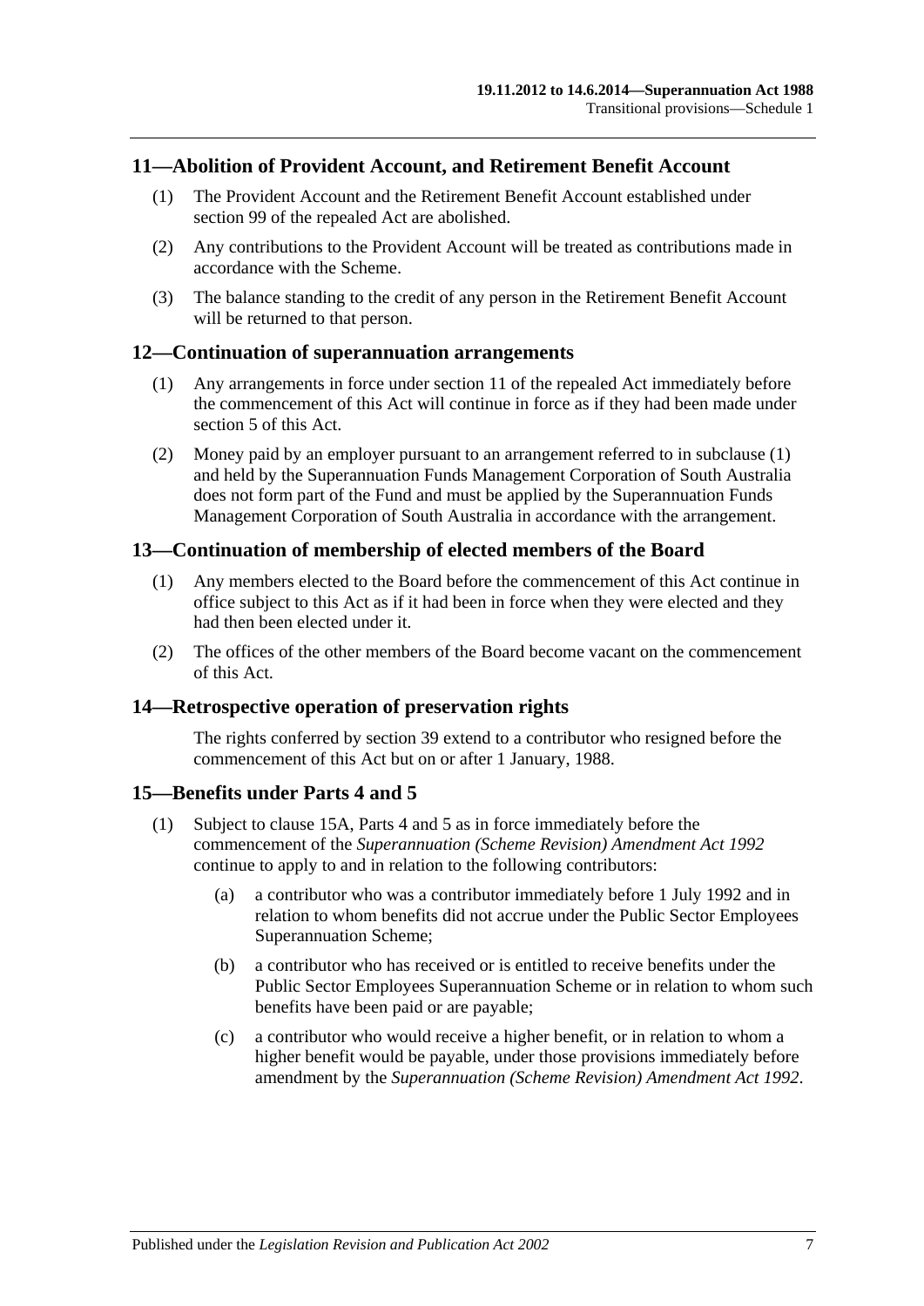## 11—Abolition of Provident Account, and Retirement Benefit Account

(1) The Provident Account and the Retirement Benefit Account established under section 99 of the repealed Act are abolished.

(2) Any contributions to the Provident Account will be treated as contributions made in accordance with the Scheme.

(3) The balance standing to the credit of any person in the Retirement Benefit Account will be returned to that person.

## 12—Continuation of superannuation arrangements

(1) Any arrangements in force under section 11 of the repealed Act immediately before the commencement of this Act will continue in force as if they had been made under section 5 of this Act.

(2) Money paid by an employer pursuant to an arrangement referred to in subclause (1) and held by the Superannuation Funds Management Corporation of South Australia does not form part of the Fund and must be applied by the Superannuation Funds Management Corporation of South Australia in accordance with the arrangement.

## 13—Continuation of membership of elected members of the Board

(1) Any members elected to the Board before the commencement of this Act continue in office subject to this Act as if it had been in force when they were elected and they had then been elected under it.

(2) The offices of the other members of the Board become vacant on the commencement of this Act.

## 14—Retrospective operation of preservation rights

The rights conferred by section 39 extend to a contributor who resigned before the commencement of this Act but on or after 1 January, 1988.

## 15—Benefits under Parts 4 and 5

(1) Subject to clause 15A, Parts 4 and 5 as in force immediately before the commencement of the *Superannuation (Scheme Revision) Amendment Act 1992* continue to apply to and in relation to the following contributors:

- (a) a contributor who was a contributor immediately before 1 July 1992 and in relation to whom benefits did not accrue under the Public Sector Employees Superannuation Scheme;
- (b) a contributor who has received or is entitled to receive benefits under the Public Sector Employees Superannuation Scheme or in relation to whom such benefits have been paid or are payable;
- (c) a contributor who would receive a higher benefit, or in relation to whom a higher benefit would be payable, under those provisions immediately before amendment by the *Superannuation (Scheme Revision) Amendment Act 1992*.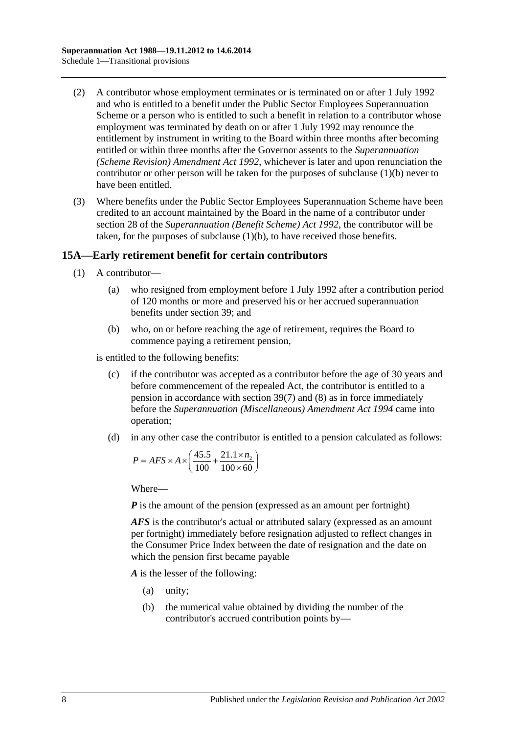(2) A contributor whose employment terminates or is terminated on or after 1 July 1992 and who is entitled to a benefit under the Public Sector Employees Superannuation Scheme or a person who is entitled to such a benefit in relation to a contributor whose employment was terminated by death on or after 1 July 1992 may renounce the entitlement by instrument in writing to the Board within three months after becoming entitled or within three months after the Governor assents to the *Superannuation (Scheme Revision) Amendment Act 1992*, whichever is later and upon renunciation the contributor or other person will be taken for the purposes of subclause (1)(b) never to have been entitled.

(3) Where benefits under the Public Sector Employees Superannuation Scheme have been credited to an account maintained by the Board in the name of a contributor under section 28 of the *Superannuation (Benefit Scheme) Act 1992*, the contributor will be taken, for the purposes of subclause (1)(b), to have received those benefits.

## 15A—Early retirement benefit for certain contributors

(1) A contributor—

(a) who resigned from employment before 1 July 1992 after a contribution period of 120 months or more and preserved his or her accrued superannuation benefits under section 39; and

(b) who, on or before reaching the age of retirement, requires the Board to commence paying a retirement pension,

is entitled to the following benefits:

(c) if the contributor was accepted as a contributor before the age of 30 years and before commencement of the repealed Act, the contributor is entitled to a pension in accordance with section 39(7) and (8) as in force immediately before the *Superannuation (Miscellaneous) Amendment Act 1994* came into operation;

(d) in any other case the contributor is entitled to a pension calculated as follows:

$$P = AFS \times A \times \left( \frac{45.5}{100} + \frac{21.1 \times n_2}{100 \times 60} \right)$$

Where—

***P*** is the amount of the pension (expressed as an amount per fortnight)

***AFS*** is the contributor's actual or attributed salary (expressed as an amount per fortnight) immediately before resignation adjusted to reflect changes in the Consumer Price Index between the date of resignation and the date on which the pension first became payable

***A*** is the lesser of the following:

(a) unity;

(b) the numerical value obtained by dividing the number of the contributor's accrued contribution points by—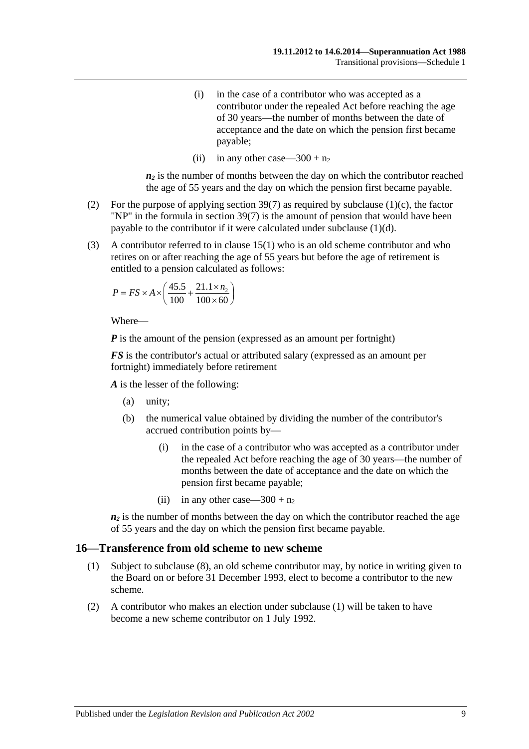(i) in the case of a contributor who was accepted as a contributor under the repealed Act before reaching the age of 30 years—the number of months between the date of acceptance and the date on which the pension first became payable;

(ii) in any other case—$300 + n_2$

***$n_2$*** is the number of months between the day on which the contributor reached the age of 55 years and the day on which the pension first became payable.

(2) For the purpose of applying section 39(7) as required by subclause (1)(c), the factor "NP" in the formula in section 39(7) is the amount of pension that would have been payable to the contributor if it were calculated under subclause (1)(d).

(3) A contributor referred to in clause 15(1) who is an old scheme contributor and who retires on or after reaching the age of 55 years but before the age of retirement is entitled to a pension calculated as follows:

$$P = FS \times A \times \left( \frac{45.5}{100} + \frac{21.1 \times n_2}{100 \times 60} \right)$$

Where—

***P*** is the amount of the pension (expressed as an amount per fortnight)

***FS*** is the contributor's actual or attributed salary (expressed as an amount per fortnight) immediately before retirement

***A*** is the lesser of the following:

(a) unity;

(b) the numerical value obtained by dividing the number of the contributor's accrued contribution points by—

(i) in the case of a contributor who was accepted as a contributor under the repealed Act before reaching the age of 30 years—the number of months between the date of acceptance and the date on which the pension first became payable;

(ii) in any other case—$300 + n_2$

***$n_2$*** is the number of months between the day on which the contributor reached the age of 55 years and the day on which the pension first became payable.

## 16—Transference from old scheme to new scheme

(1) Subject to subclause (8), an old scheme contributor may, by notice in writing given to the Board on or before 31 December 1993, elect to become a contributor to the new scheme.

(2) A contributor who makes an election under subclause (1) will be taken to have become a new scheme contributor on 1 July 1992.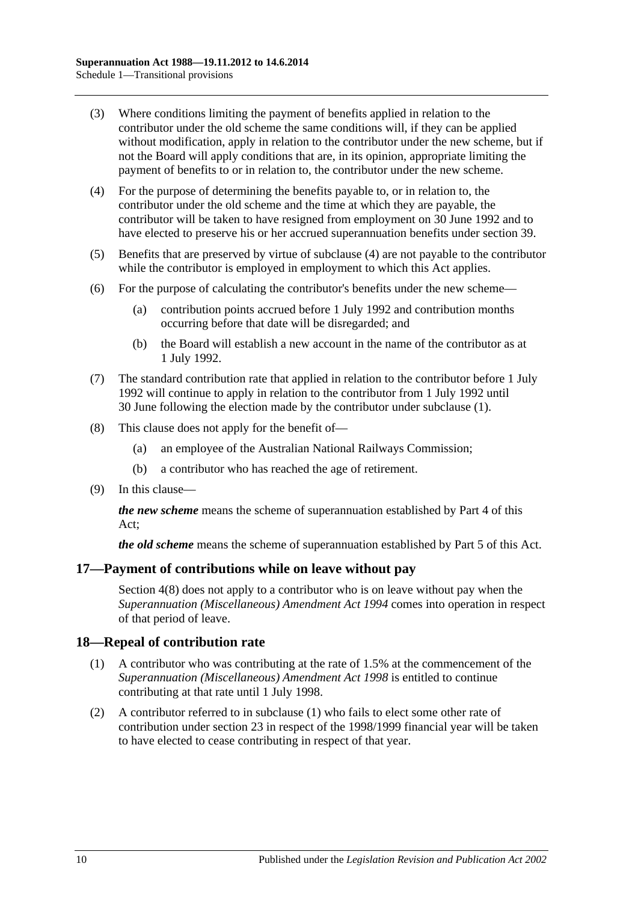(3) Where conditions limiting the payment of benefits applied in relation to the contributor under the old scheme the same conditions will, if they can be applied without modification, apply in relation to the contributor under the new scheme, but if not the Board will apply conditions that are, in its opinion, appropriate limiting the payment of benefits to or in relation to, the contributor under the new scheme.

(4) For the purpose of determining the benefits payable to, or in relation to, the contributor under the old scheme and the time at which they are payable, the contributor will be taken to have resigned from employment on 30 June 1992 and to have elected to preserve his or her accrued superannuation benefits under section 39.

(5) Benefits that are preserved by virtue of subclause (4) are not payable to the contributor while the contributor is employed in employment to which this Act applies.

(6) For the purpose of calculating the contributor's benefits under the new scheme—

(a) contribution points accrued before 1 July 1992 and contribution months occurring before that date will be disregarded; and

(b) the Board will establish a new account in the name of the contributor as at 1 July 1992.

(7) The standard contribution rate that applied in relation to the contributor before 1 July 1992 will continue to apply in relation to the contributor from 1 July 1992 until 30 June following the election made by the contributor under subclause (1).

(8) This clause does not apply for the benefit of—

(a) an employee of the Australian National Railways Commission;

(b) a contributor who has reached the age of retirement.

(9) In this clause—

***the new scheme*** means the scheme of superannuation established by Part 4 of this Act;

***the old scheme*** means the scheme of superannuation established by Part 5 of this Act.

## 17—Payment of contributions while on leave without pay

Section 4(8) does not apply to a contributor who is on leave without pay when the *Superannuation (Miscellaneous) Amendment Act 1994* comes into operation in respect of that period of leave.

## 18—Repeal of contribution rate

(1) A contributor who was contributing at the rate of 1.5% at the commencement of the *Superannuation (Miscellaneous) Amendment Act 1998* is entitled to continue contributing at that rate until 1 July 1998.

(2) A contributor referred to in subclause (1) who fails to elect some other rate of contribution under section 23 in respect of the 1998/1999 financial year will be taken to have elected to cease contributing in respect of that year.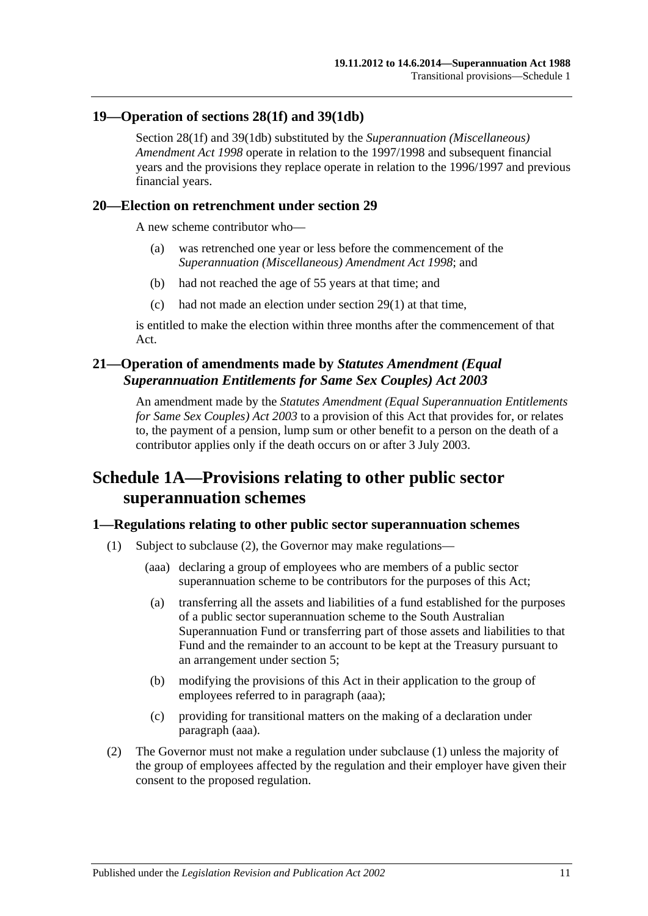## 19—Operation of sections 28(1f) and 39(1db)

Section 28(1f) and 39(1db) substituted by the *Superannuation (Miscellaneous) Amendment Act 1998* operate in relation to the 1997/1998 and subsequent financial years and the provisions they replace operate in relation to the 1996/1997 and previous financial years.

## 20—Election on retrenchment under section 29

A new scheme contributor who—

(a) was retrenched one year or less before the commencement of the *Superannuation (Miscellaneous) Amendment Act 1998*; and

(b) had not reached the age of 55 years at that time; and

(c) had not made an election under section 29(1) at that time,

is entitled to make the election within three months after the commencement of that Act.

## 21—Operation of amendments made by *Statutes Amendment (Equal Superannuation Entitlements for Same Sex Couples) Act 2003*

An amendment made by the *Statutes Amendment (Equal Superannuation Entitlements for Same Sex Couples) Act 2003* to a provision of this Act that provides for, or relates to, the payment of a pension, lump sum or other benefit to a person on the death of a contributor applies only if the death occurs on or after 3 July 2003.

# Schedule 1A—Provisions relating to other public sector superannuation schemes

## 1—Regulations relating to other public sector superannuation schemes

(1) Subject to subclause (2), the Governor may make regulations—

(aaa) declaring a group of employees who are members of a public sector superannuation scheme to be contributors for the purposes of this Act;

(a) transferring all the assets and liabilities of a fund established for the purposes of a public sector superannuation scheme to the South Australian Superannuation Fund or transferring part of those assets and liabilities to that Fund and the remainder to an account to be kept at the Treasury pursuant to an arrangement under section 5;

(b) modifying the provisions of this Act in their application to the group of employees referred to in paragraph (aaa);

(c) providing for transitional matters on the making of a declaration under paragraph (aaa).

(2) The Governor must not make a regulation under subclause (1) unless the majority of the group of employees affected by the regulation and their employer have given their consent to the proposed regulation.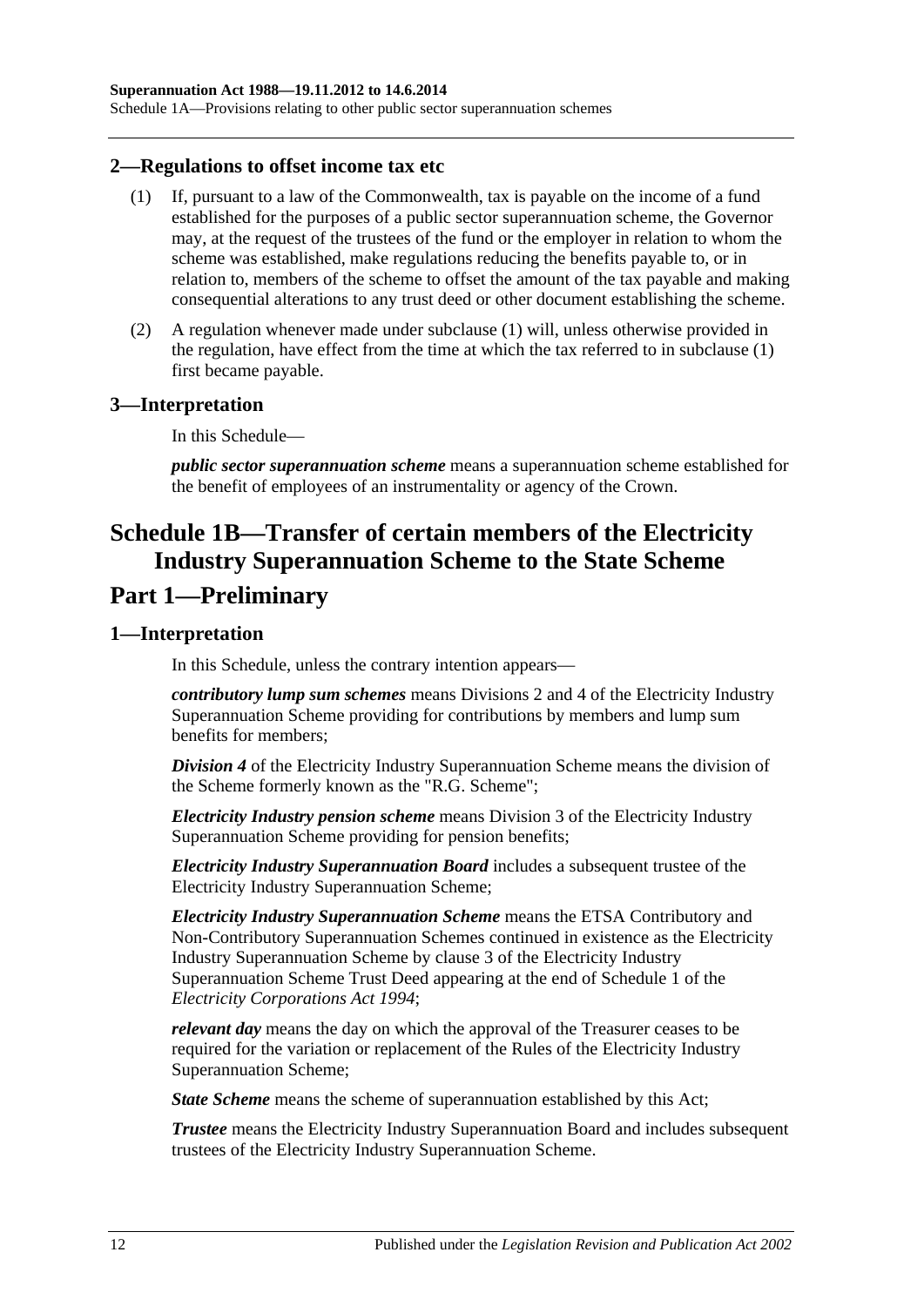## 2—Regulations to offset income tax etc

(1) If, pursuant to a law of the Commonwealth, tax is payable on the income of a fund established for the purposes of a public sector superannuation scheme, the Governor may, at the request of the trustees of the fund or the employer in relation to whom the scheme was established, make regulations reducing the benefits payable to, or in relation to, members of the scheme to offset the amount of the tax payable and making consequential alterations to any trust deed or other document establishing the scheme.

(2) A regulation whenever made under subclause (1) will, unless otherwise provided in the regulation, have effect from the time at which the tax referred to in subclause (1) first became payable.

## 3—Interpretation

In this Schedule—

***public sector superannuation scheme*** means a superannuation scheme established for the benefit of employees of an instrumentality or agency of the Crown.

# Schedule 1B—Transfer of certain members of the Electricity Industry Superannuation Scheme to the State Scheme

# Part 1—Preliminary

## 1—Interpretation

In this Schedule, unless the contrary intention appears—

***contributory lump sum schemes*** means Divisions 2 and 4 of the Electricity Industry Superannuation Scheme providing for contributions by members and lump sum benefits for members;

***Division 4*** of the Electricity Industry Superannuation Scheme means the division of the Scheme formerly known as the "R.G. Scheme";

***Electricity Industry pension scheme*** means Division 3 of the Electricity Industry Superannuation Scheme providing for pension benefits;

***Electricity Industry Superannuation Board*** includes a subsequent trustee of the Electricity Industry Superannuation Scheme;

***Electricity Industry Superannuation Scheme*** means the ETSA Contributory and Non-Contributory Superannuation Schemes continued in existence as the Electricity Industry Superannuation Scheme by clause 3 of the Electricity Industry Superannuation Scheme Trust Deed appearing at the end of Schedule 1 of the *Electricity Corporations Act 1994*;

***relevant day*** means the day on which the approval of the Treasurer ceases to be required for the variation or replacement of the Rules of the Electricity Industry Superannuation Scheme;

***State Scheme*** means the scheme of superannuation established by this Act;

***Trustee*** means the Electricity Industry Superannuation Board and includes subsequent trustees of the Electricity Industry Superannuation Scheme.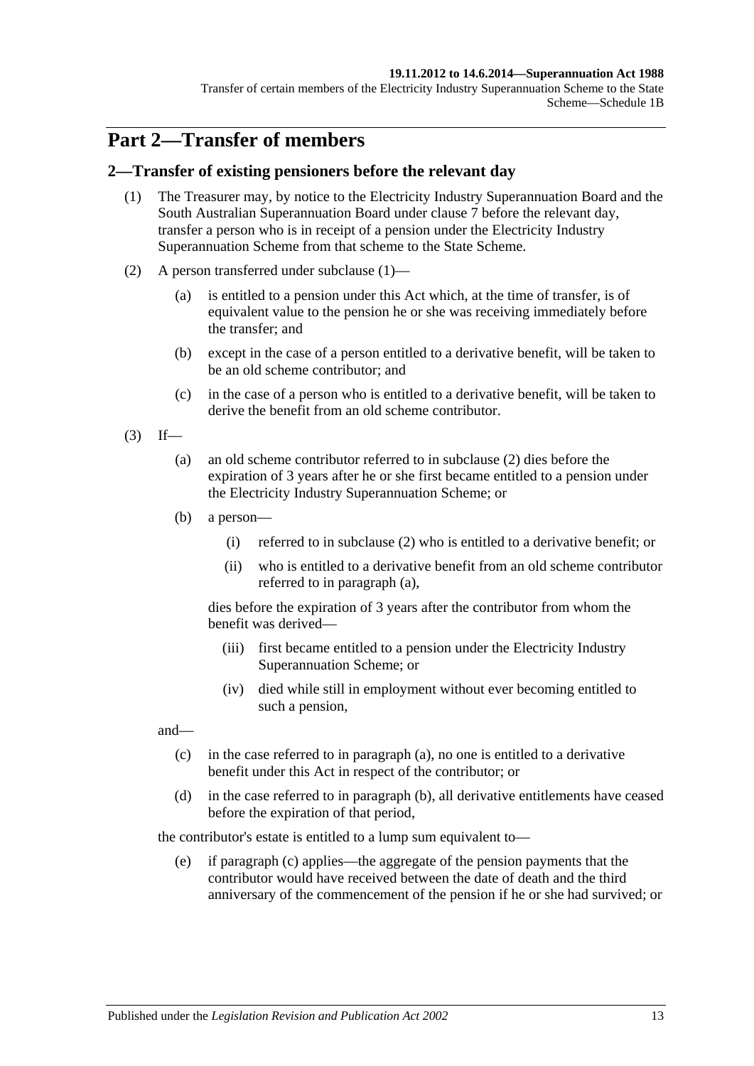# Part 2—Transfer of members

## 2—Transfer of existing pensioners before the relevant day

(1) The Treasurer may, by notice to the Electricity Industry Superannuation Board and the South Australian Superannuation Board under clause 7 before the relevant day, transfer a person who is in receipt of a pension under the Electricity Industry Superannuation Scheme from that scheme to the State Scheme.

(2) A person transferred under subclause (1)—

(a) is entitled to a pension under this Act which, at the time of transfer, is of equivalent value to the pension he or she was receiving immediately before the transfer; and

(b) except in the case of a person entitled to a derivative benefit, will be taken to be an old scheme contributor; and

(c) in the case of a person who is entitled to a derivative benefit, will be taken to derive the benefit from an old scheme contributor.

(3) If—

(a) an old scheme contributor referred to in subclause (2) dies before the expiration of 3 years after he or she first became entitled to a pension under the Electricity Industry Superannuation Scheme; or

(b) a person—

(i) referred to in subclause (2) who is entitled to a derivative benefit; or

(ii) who is entitled to a derivative benefit from an old scheme contributor referred to in paragraph (a),

dies before the expiration of 3 years after the contributor from whom the benefit was derived—

(iii) first became entitled to a pension under the Electricity Industry Superannuation Scheme; or

(iv) died while still in employment without ever becoming entitled to such a pension,

and—

(c) in the case referred to in paragraph (a), no one is entitled to a derivative benefit under this Act in respect of the contributor; or

(d) in the case referred to in paragraph (b), all derivative entitlements have ceased before the expiration of that period,

the contributor's estate is entitled to a lump sum equivalent to—

(e) if paragraph (c) applies—the aggregate of the pension payments that the contributor would have received between the date of death and the third anniversary of the commencement of the pension if he or she had survived; or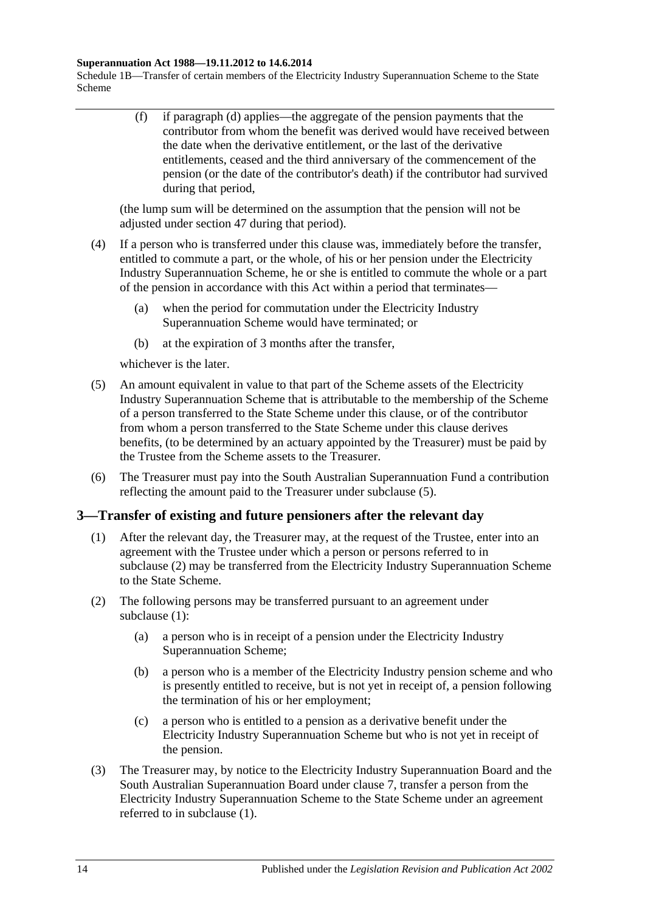(f) if paragraph (d) applies—the aggregate of the pension payments that the contributor from whom the benefit was derived would have received between the date when the derivative entitlement, or the last of the derivative entitlements, ceased and the third anniversary of the commencement of the pension (or the date of the contributor's death) if the contributor had survived during that period,

(the lump sum will be determined on the assumption that the pension will not be adjusted under section 47 during that period).

(4) If a person who is transferred under this clause was, immediately before the transfer, entitled to commute a part, or the whole, of his or her pension under the Electricity Industry Superannuation Scheme, he or she is entitled to commute the whole or a part of the pension in accordance with this Act within a period that terminates—

(a) when the period for commutation under the Electricity Industry Superannuation Scheme would have terminated; or

(b) at the expiration of 3 months after the transfer,

whichever is the later.

(5) An amount equivalent in value to that part of the Scheme assets of the Electricity Industry Superannuation Scheme that is attributable to the membership of the Scheme of a person transferred to the State Scheme under this clause, or of the contributor from whom a person transferred to the State Scheme under this clause derives benefits, (to be determined by an actuary appointed by the Treasurer) must be paid by the Trustee from the Scheme assets to the Treasurer.

(6) The Treasurer must pay into the South Australian Superannuation Fund a contribution reflecting the amount paid to the Treasurer under subclause (5).

## 3—Transfer of existing and future pensioners after the relevant day

(1) After the relevant day, the Treasurer may, at the request of the Trustee, enter into an agreement with the Trustee under which a person or persons referred to in subclause (2) may be transferred from the Electricity Industry Superannuation Scheme to the State Scheme.

(2) The following persons may be transferred pursuant to an agreement under subclause (1):

(a) a person who is in receipt of a pension under the Electricity Industry Superannuation Scheme;

(b) a person who is a member of the Electricity Industry pension scheme and who is presently entitled to receive, but is not yet in receipt of, a pension following the termination of his or her employment;

(c) a person who is entitled to a pension as a derivative benefit under the Electricity Industry Superannuation Scheme but who is not yet in receipt of the pension.

(3) The Treasurer may, by notice to the Electricity Industry Superannuation Board and the South Australian Superannuation Board under clause 7, transfer a person from the Electricity Industry Superannuation Scheme to the State Scheme under an agreement referred to in subclause (1).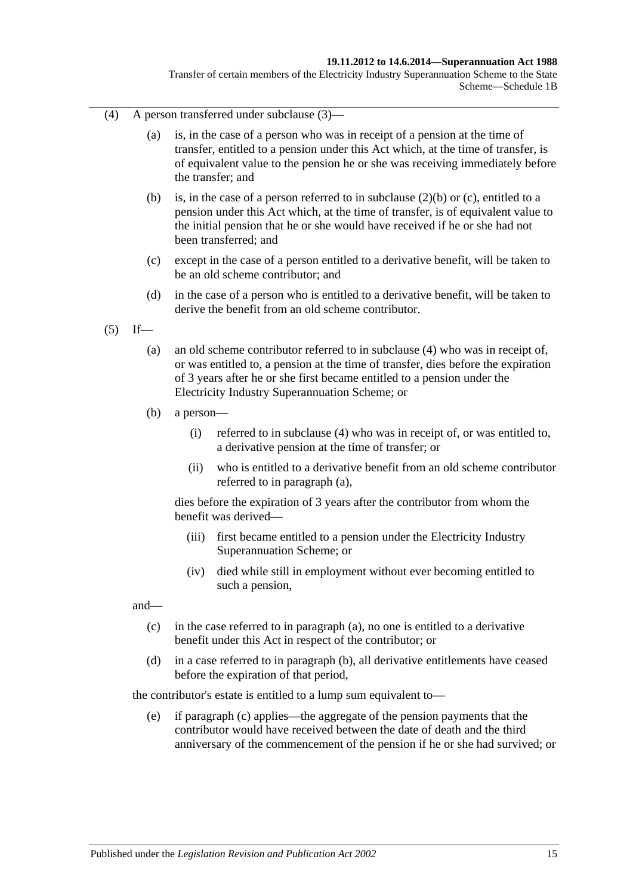(4) A person transferred under subclause (3)—

(a) is, in the case of a person who was in receipt of a pension at the time of transfer, entitled to a pension under this Act which, at the time of transfer, is of equivalent value to the pension he or she was receiving immediately before the transfer; and

(b) is, in the case of a person referred to in subclause (2)(b) or (c), entitled to a pension under this Act which, at the time of transfer, is of equivalent value to the initial pension that he or she would have received if he or she had not been transferred; and

(c) except in the case of a person entitled to a derivative benefit, will be taken to be an old scheme contributor; and

(d) in the case of a person who is entitled to a derivative benefit, will be taken to derive the benefit from an old scheme contributor.

(5) If—

(a) an old scheme contributor referred to in subclause (4) who was in receipt of, or was entitled to, a pension at the time of transfer, dies before the expiration of 3 years after he or she first became entitled to a pension under the Electricity Industry Superannuation Scheme; or

(b) a person—

(i) referred to in subclause (4) who was in receipt of, or was entitled to, a derivative pension at the time of transfer; or

(ii) who is entitled to a derivative benefit from an old scheme contributor referred to in paragraph (a),

dies before the expiration of 3 years after the contributor from whom the benefit was derived—

(iii) first became entitled to a pension under the Electricity Industry Superannuation Scheme; or

(iv) died while still in employment without ever becoming entitled to such a pension,

and—

(c) in the case referred to in paragraph (a), no one is entitled to a derivative benefit under this Act in respect of the contributor; or

(d) in a case referred to in paragraph (b), all derivative entitlements have ceased before the expiration of that period,

the contributor's estate is entitled to a lump sum equivalent to—

(e) if paragraph (c) applies—the aggregate of the pension payments that the contributor would have received between the date of death and the third anniversary of the commencement of the pension if he or she had survived; or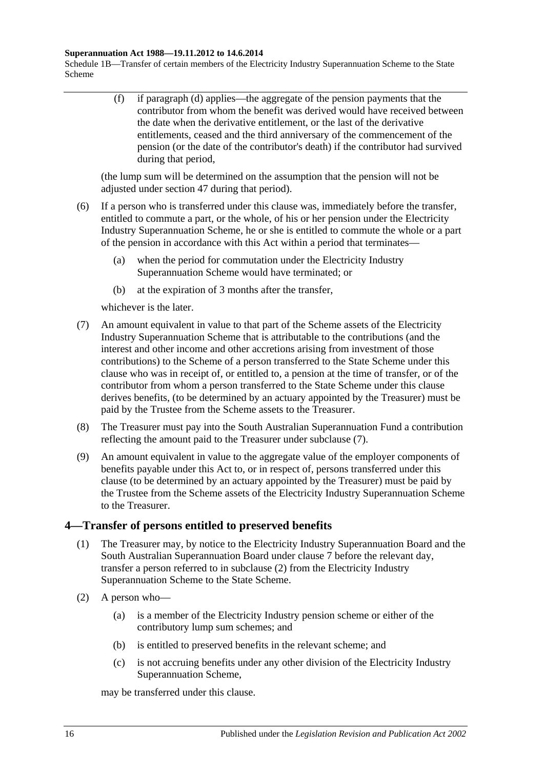(f) if paragraph (d) applies—the aggregate of the pension payments that the contributor from whom the benefit was derived would have received between the date when the derivative entitlement, or the last of the derivative entitlements, ceased and the third anniversary of the commencement of the pension (or the date of the contributor's death) if the contributor had survived during that period,

(the lump sum will be determined on the assumption that the pension will not be adjusted under section 47 during that period).

(6) If a person who is transferred under this clause was, immediately before the transfer, entitled to commute a part, or the whole, of his or her pension under the Electricity Industry Superannuation Scheme, he or she is entitled to commute the whole or a part of the pension in accordance with this Act within a period that terminates—

(a) when the period for commutation under the Electricity Industry Superannuation Scheme would have terminated; or

(b) at the expiration of 3 months after the transfer,

whichever is the later.

(7) An amount equivalent in value to that part of the Scheme assets of the Electricity Industry Superannuation Scheme that is attributable to the contributions (and the interest and other income and other accretions arising from investment of those contributions) to the Scheme of a person transferred to the State Scheme under this clause who was in receipt of, or entitled to, a pension at the time of transfer, or of the contributor from whom a person transferred to the State Scheme under this clause derives benefits, (to be determined by an actuary appointed by the Treasurer) must be paid by the Trustee from the Scheme assets to the Treasurer.

(8) The Treasurer must pay into the South Australian Superannuation Fund a contribution reflecting the amount paid to the Treasurer under subclause (7).

(9) An amount equivalent in value to the aggregate value of the employer components of benefits payable under this Act to, or in respect of, persons transferred under this clause (to be determined by an actuary appointed by the Treasurer) must be paid by the Trustee from the Scheme assets of the Electricity Industry Superannuation Scheme to the Treasurer.

## 4—Transfer of persons entitled to preserved benefits

(1) The Treasurer may, by notice to the Electricity Industry Superannuation Board and the South Australian Superannuation Board under clause 7 before the relevant day, transfer a person referred to in subclause (2) from the Electricity Industry Superannuation Scheme to the State Scheme.

(2) A person who—

(a) is a member of the Electricity Industry pension scheme or either of the contributory lump sum schemes; and

(b) is entitled to preserved benefits in the relevant scheme; and

(c) is not accruing benefits under any other division of the Electricity Industry Superannuation Scheme,

may be transferred under this clause.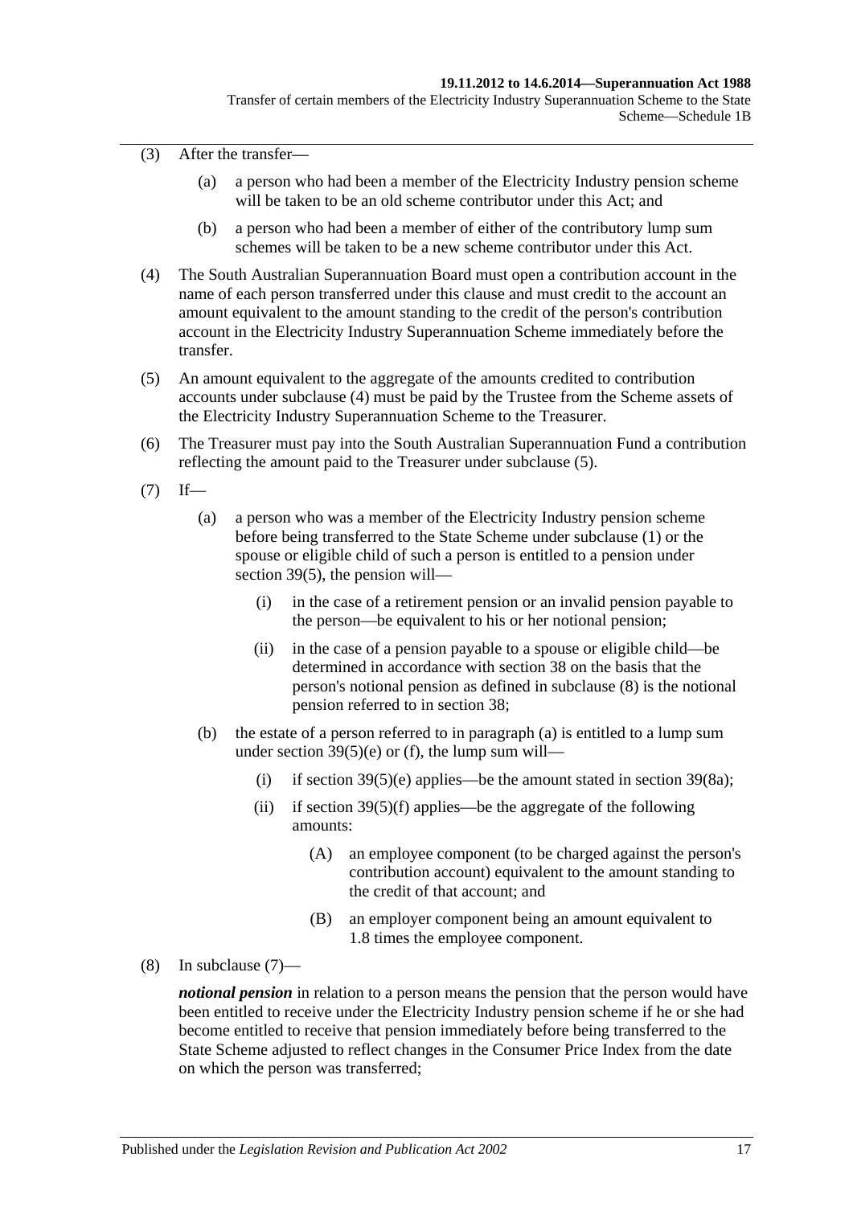(3) After the transfer—

(a) a person who had been a member of the Electricity Industry pension scheme will be taken to be an old scheme contributor under this Act; and

(b) a person who had been a member of either of the contributory lump sum schemes will be taken to be a new scheme contributor under this Act.

(4) The South Australian Superannuation Board must open a contribution account in the name of each person transferred under this clause and must credit to the account an amount equivalent to the amount standing to the credit of the person's contribution account in the Electricity Industry Superannuation Scheme immediately before the transfer.

(5) An amount equivalent to the aggregate of the amounts credited to contribution accounts under subclause (4) must be paid by the Trustee from the Scheme assets of the Electricity Industry Superannuation Scheme to the Treasurer.

(6) The Treasurer must pay into the South Australian Superannuation Fund a contribution reflecting the amount paid to the Treasurer under subclause (5).

(7) If—

(a) a person who was a member of the Electricity Industry pension scheme before being transferred to the State Scheme under subclause (1) or the spouse or eligible child of such a person is entitled to a pension under section 39(5), the pension will—

(i) in the case of a retirement pension or an invalid pension payable to the person—be equivalent to his or her notional pension;

(ii) in the case of a pension payable to a spouse or eligible child—be determined in accordance with section 38 on the basis that the person's notional pension as defined in subclause (8) is the notional pension referred to in section 38;

(b) the estate of a person referred to in paragraph (a) is entitled to a lump sum under section 39(5)(e) or (f), the lump sum will—

(i) if section 39(5)(e) applies—be the amount stated in section 39(8a);

(ii) if section 39(5)(f) applies—be the aggregate of the following amounts:

(A) an employee component (to be charged against the person's contribution account) equivalent to the amount standing to the credit of that account; and

(B) an employer component being an amount equivalent to 1.8 times the employee component.

(8) In subclause (7)—

***notional pension*** in relation to a person means the pension that the person would have been entitled to receive under the Electricity Industry pension scheme if he or she had become entitled to receive that pension immediately before being transferred to the State Scheme adjusted to reflect changes in the Consumer Price Index from the date on which the person was transferred;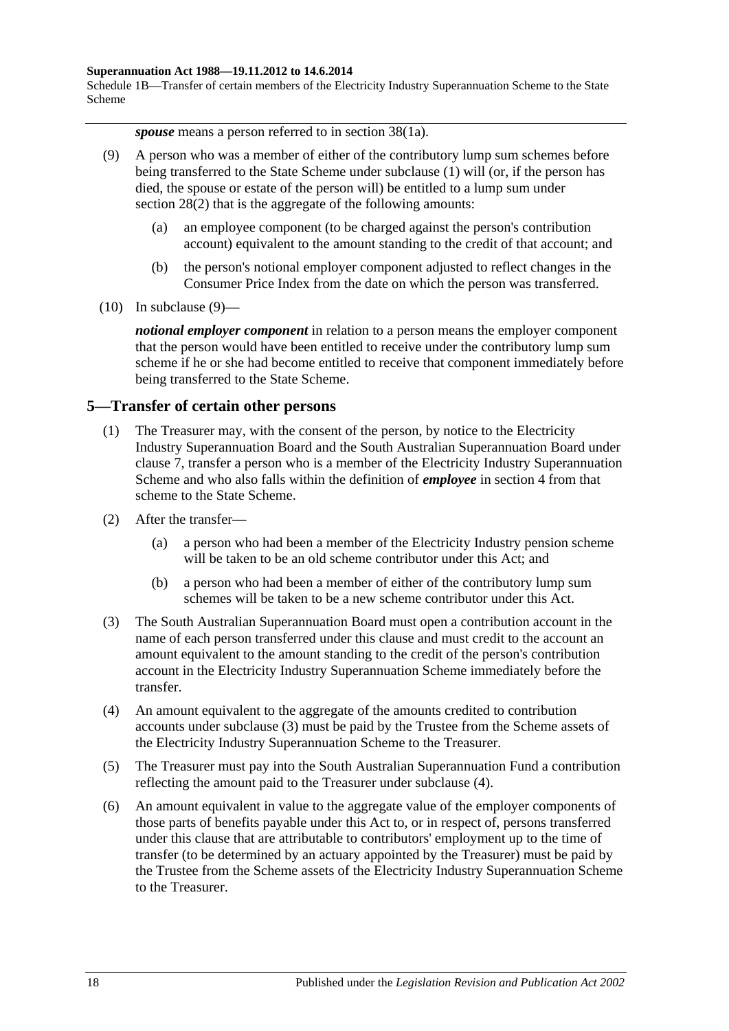***spouse*** means a person referred to in section 38(1a).

(9) A person who was a member of either of the contributory lump sum schemes before being transferred to the State Scheme under subclause (1) will (or, if the person has died, the spouse or estate of the person will) be entitled to a lump sum under section 28(2) that is the aggregate of the following amounts:

(a) an employee component (to be charged against the person's contribution account) equivalent to the amount standing to the credit of that account; and

(b) the person's notional employer component adjusted to reflect changes in the Consumer Price Index from the date on which the person was transferred.

(10) In subclause (9)—

***notional employer component*** in relation to a person means the employer component that the person would have been entitled to receive under the contributory lump sum scheme if he or she had become entitled to receive that component immediately before being transferred to the State Scheme.

## 5—Transfer of certain other persons

(1) The Treasurer may, with the consent of the person, by notice to the Electricity Industry Superannuation Board and the South Australian Superannuation Board under clause 7, transfer a person who is a member of the Electricity Industry Superannuation Scheme and who also falls within the definition of ***employee*** in section 4 from that scheme to the State Scheme.

(2) After the transfer—

(a) a person who had been a member of the Electricity Industry pension scheme will be taken to be an old scheme contributor under this Act; and

(b) a person who had been a member of either of the contributory lump sum schemes will be taken to be a new scheme contributor under this Act.

(3) The South Australian Superannuation Board must open a contribution account in the name of each person transferred under this clause and must credit to the account an amount equivalent to the amount standing to the credit of the person's contribution account in the Electricity Industry Superannuation Scheme immediately before the transfer.

(4) An amount equivalent to the aggregate of the amounts credited to contribution accounts under subclause (3) must be paid by the Trustee from the Scheme assets of the Electricity Industry Superannuation Scheme to the Treasurer.

(5) The Treasurer must pay into the South Australian Superannuation Fund a contribution reflecting the amount paid to the Treasurer under subclause (4).

(6) An amount equivalent in value to the aggregate value of the employer components of those parts of benefits payable under this Act to, or in respect of, persons transferred under this clause that are attributable to contributors' employment up to the time of transfer (to be determined by an actuary appointed by the Treasurer) must be paid by the Trustee from the Scheme assets of the Electricity Industry Superannuation Scheme to the Treasurer.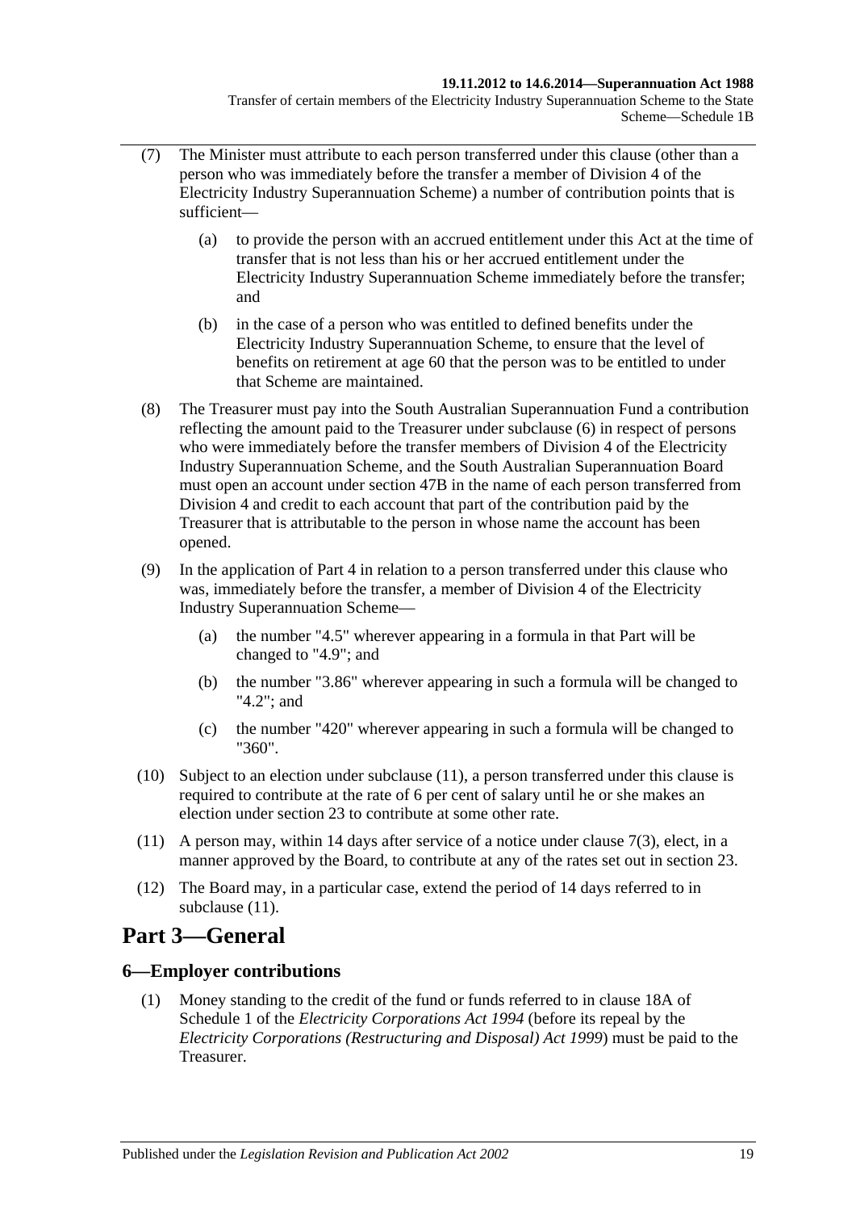(7) The Minister must attribute to each person transferred under this clause (other than a person who was immediately before the transfer a member of Division 4 of the Electricity Industry Superannuation Scheme) a number of contribution points that is sufficient—

(a) to provide the person with an accrued entitlement under this Act at the time of transfer that is not less than his or her accrued entitlement under the Electricity Industry Superannuation Scheme immediately before the transfer; and

(b) in the case of a person who was entitled to defined benefits under the Electricity Industry Superannuation Scheme, to ensure that the level of benefits on retirement at age 60 that the person was to be entitled to under that Scheme are maintained.

(8) The Treasurer must pay into the South Australian Superannuation Fund a contribution reflecting the amount paid to the Treasurer under subclause (6) in respect of persons who were immediately before the transfer members of Division 4 of the Electricity Industry Superannuation Scheme, and the South Australian Superannuation Board must open an account under section 47B in the name of each person transferred from Division 4 and credit to each account that part of the contribution paid by the Treasurer that is attributable to the person in whose name the account has been opened.

(9) In the application of Part 4 in relation to a person transferred under this clause who was, immediately before the transfer, a member of Division 4 of the Electricity Industry Superannuation Scheme—

(a) the number "4.5" wherever appearing in a formula in that Part will be changed to "4.9"; and

(b) the number "3.86" wherever appearing in such a formula will be changed to "4.2"; and

(c) the number "420" wherever appearing in such a formula will be changed to "360".

(10) Subject to an election under subclause (11), a person transferred under this clause is required to contribute at the rate of 6 per cent of salary until he or she makes an election under section 23 to contribute at some other rate.

(11) A person may, within 14 days after service of a notice under clause 7(3), elect, in a manner approved by the Board, to contribute at any of the rates set out in section 23.

(12) The Board may, in a particular case, extend the period of 14 days referred to in subclause (11).

# Part 3—General

## 6—Employer contributions

(1) Money standing to the credit of the fund or funds referred to in clause 18A of Schedule 1 of the *Electricity Corporations Act 1994* (before its repeal by the *Electricity Corporations (Restructuring and Disposal) Act 1999*) must be paid to the Treasurer.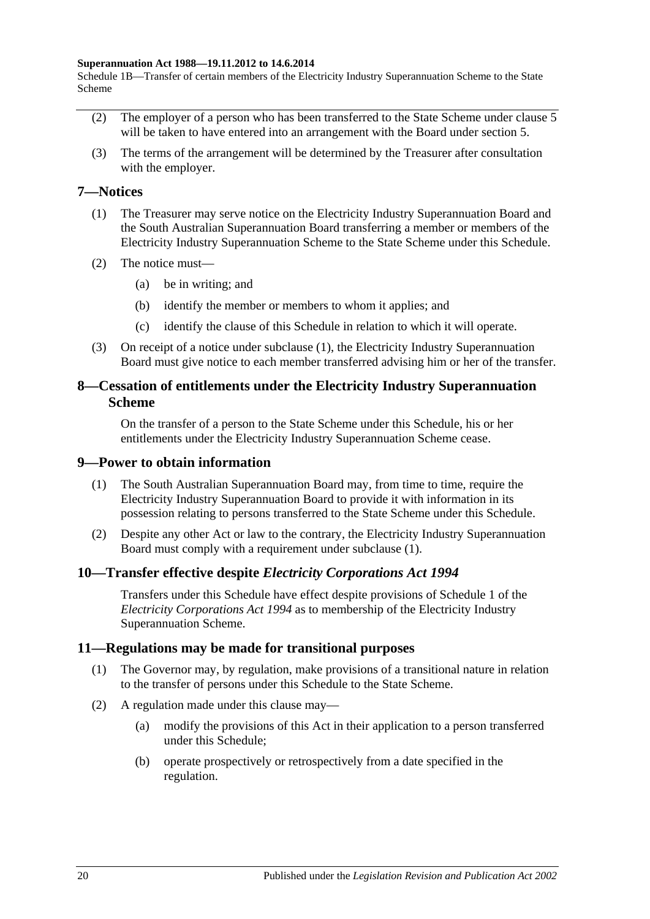(2) The employer of a person who has been transferred to the State Scheme under clause 5 will be taken to have entered into an arrangement with the Board under section 5.

(3) The terms of the arrangement will be determined by the Treasurer after consultation with the employer.

## 7—Notices

(1) The Treasurer may serve notice on the Electricity Industry Superannuation Board and the South Australian Superannuation Board transferring a member or members of the Electricity Industry Superannuation Scheme to the State Scheme under this Schedule.

(2) The notice must—

(a) be in writing; and

(b) identify the member or members to whom it applies; and

(c) identify the clause of this Schedule in relation to which it will operate.

(3) On receipt of a notice under subclause (1), the Electricity Industry Superannuation Board must give notice to each member transferred advising him or her of the transfer.

## 8—Cessation of entitlements under the Electricity Industry Superannuation Scheme

On the transfer of a person to the State Scheme under this Schedule, his or her entitlements under the Electricity Industry Superannuation Scheme cease.

## 9—Power to obtain information

(1) The South Australian Superannuation Board may, from time to time, require the Electricity Industry Superannuation Board to provide it with information in its possession relating to persons transferred to the State Scheme under this Schedule.

(2) Despite any other Act or law to the contrary, the Electricity Industry Superannuation Board must comply with a requirement under subclause (1).

## 10—Transfer effective despite *Electricity Corporations Act 1994*

Transfers under this Schedule have effect despite provisions of Schedule 1 of the *Electricity Corporations Act 1994* as to membership of the Electricity Industry Superannuation Scheme.

## 11—Regulations may be made for transitional purposes

(1) The Governor may, by regulation, make provisions of a transitional nature in relation to the transfer of persons under this Schedule to the State Scheme.

(2) A regulation made under this clause may—

(a) modify the provisions of this Act in their application to a person transferred under this Schedule;

(b) operate prospectively or retrospectively from a date specified in the regulation.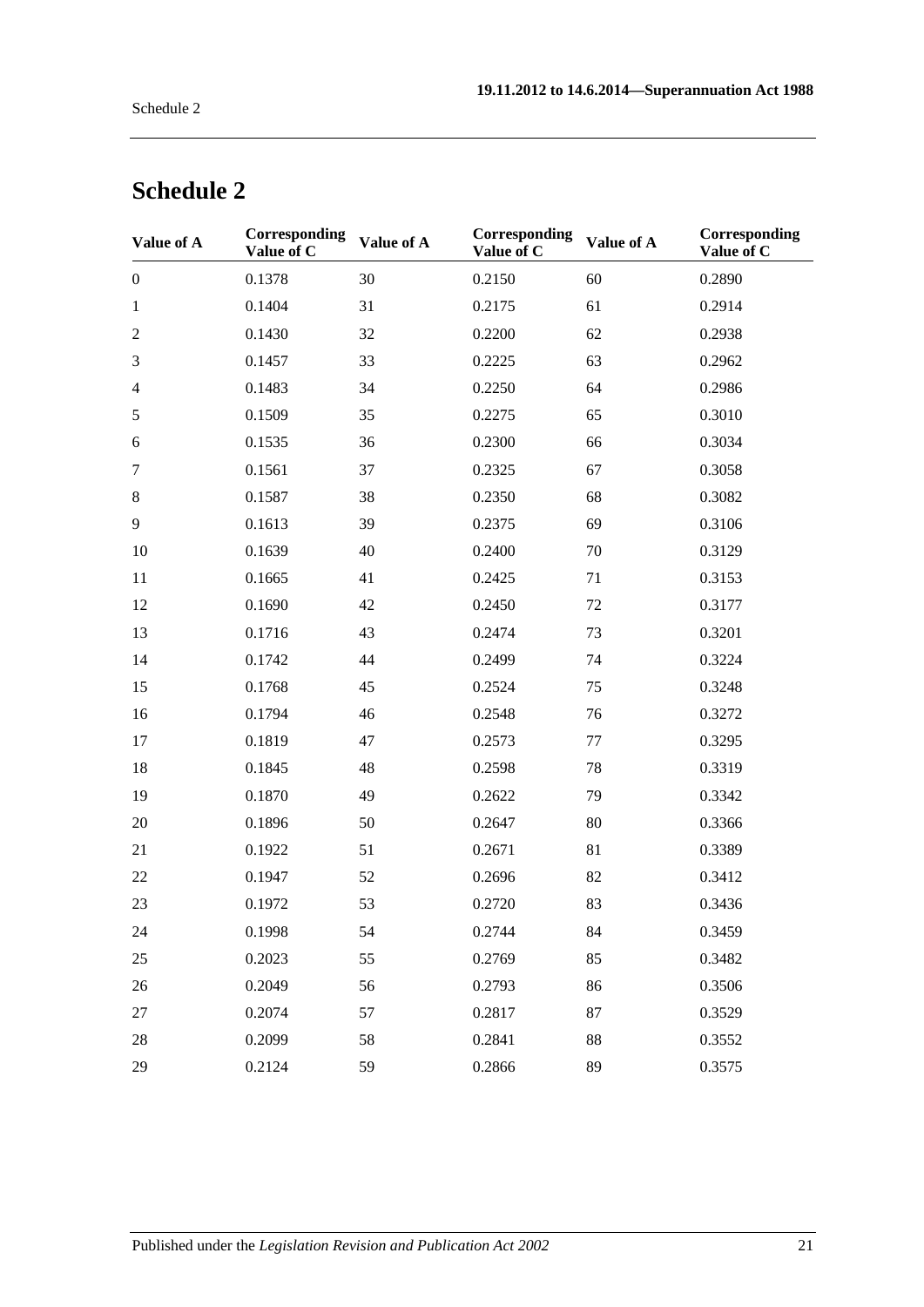# Schedule 2

| Value of A | Corresponding Value of C | Value of A | Corresponding Value of C | Value of A | Corresponding Value of C |
|---|---|---|---|---|---|
| 0 | 0.1378 | 30 | 0.2150 | 60 | 0.2890 |
| 1 | 0.1404 | 31 | 0.2175 | 61 | 0.2914 |
| 2 | 0.1430 | 32 | 0.2200 | 62 | 0.2938 |
| 3 | 0.1457 | 33 | 0.2225 | 63 | 0.2962 |
| 4 | 0.1483 | 34 | 0.2250 | 64 | 0.2986 |
| 5 | 0.1509 | 35 | 0.2275 | 65 | 0.3010 |
| 6 | 0.1535 | 36 | 0.2300 | 66 | 0.3034 |
| 7 | 0.1561 | 37 | 0.2325 | 67 | 0.3058 |
| 8 | 0.1587 | 38 | 0.2350 | 68 | 0.3082 |
| 9 | 0.1613 | 39 | 0.2375 | 69 | 0.3106 |
| 10 | 0.1639 | 40 | 0.2400 | 70 | 0.3129 |
| 11 | 0.1665 | 41 | 0.2425 | 71 | 0.3153 |
| 12 | 0.1690 | 42 | 0.2450 | 72 | 0.3177 |
| 13 | 0.1716 | 43 | 0.2474 | 73 | 0.3201 |
| 14 | 0.1742 | 44 | 0.2499 | 74 | 0.3224 |
| 15 | 0.1768 | 45 | 0.2524 | 75 | 0.3248 |
| 16 | 0.1794 | 46 | 0.2548 | 76 | 0.3272 |
| 17 | 0.1819 | 47 | 0.2573 | 77 | 0.3295 |
| 18 | 0.1845 | 48 | 0.2598 | 78 | 0.3319 |
| 19 | 0.1870 | 49 | 0.2622 | 79 | 0.3342 |
| 20 | 0.1896 | 50 | 0.2647 | 80 | 0.3366 |
| 21 | 0.1922 | 51 | 0.2671 | 81 | 0.3389 |
| 22 | 0.1947 | 52 | 0.2696 | 82 | 0.3412 |
| 23 | 0.1972 | 53 | 0.2720 | 83 | 0.3436 |
| 24 | 0.1998 | 54 | 0.2744 | 84 | 0.3459 |
| 25 | 0.2023 | 55 | 0.2769 | 85 | 0.3482 |
| 26 | 0.2049 | 56 | 0.2793 | 86 | 0.3506 |
| 27 | 0.2074 | 57 | 0.2817 | 87 | 0.3529 |
| 28 | 0.2099 | 58 | 0.2841 | 88 | 0.3552 |
| 29 | 0.2124 | 59 | 0.2866 | 89 | 0.3575 |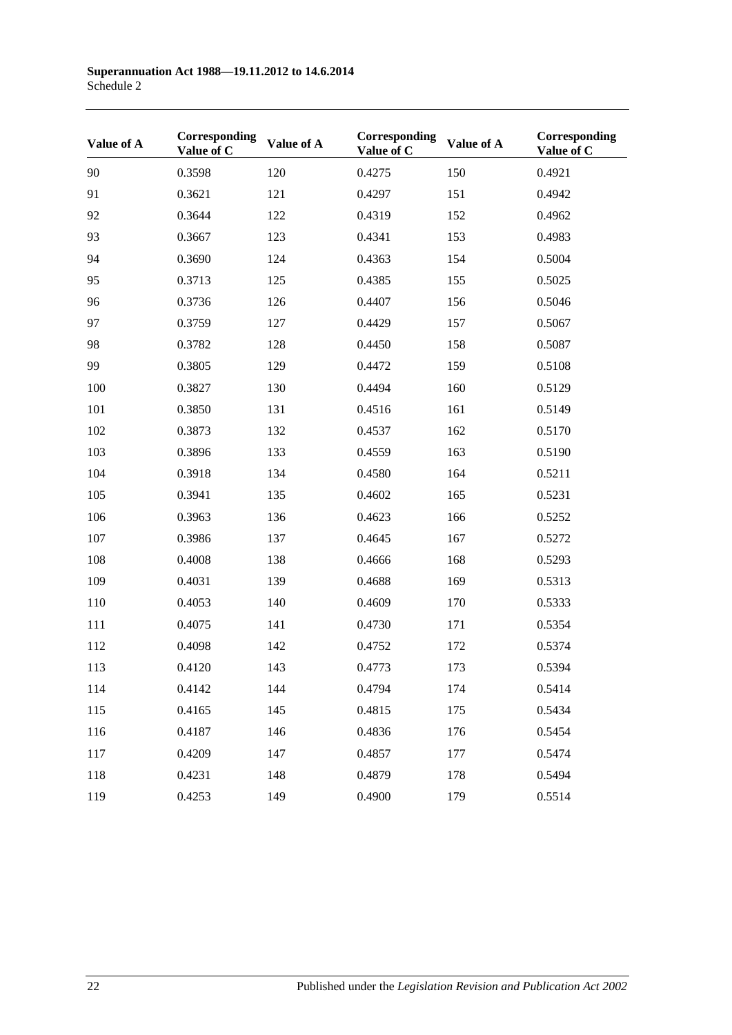| Value of A | Corresponding Value of C | Value of A | Corresponding Value of C | Value of A | Corresponding Value of C |
|---|---|---|---|---|---|
| 90 | 0.3598 | 120 | 0.4275 | 150 | 0.4921 |
| 91 | 0.3621 | 121 | 0.4297 | 151 | 0.4942 |
| 92 | 0.3644 | 122 | 0.4319 | 152 | 0.4962 |
| 93 | 0.3667 | 123 | 0.4341 | 153 | 0.4983 |
| 94 | 0.3690 | 124 | 0.4363 | 154 | 0.5004 |
| 95 | 0.3713 | 125 | 0.4385 | 155 | 0.5025 |
| 96 | 0.3736 | 126 | 0.4407 | 156 | 0.5046 |
| 97 | 0.3759 | 127 | 0.4429 | 157 | 0.5067 |
| 98 | 0.3782 | 128 | 0.4450 | 158 | 0.5087 |
| 99 | 0.3805 | 129 | 0.4472 | 159 | 0.5108 |
| 100 | 0.3827 | 130 | 0.4494 | 160 | 0.5129 |
| 101 | 0.3850 | 131 | 0.4516 | 161 | 0.5149 |
| 102 | 0.3873 | 132 | 0.4537 | 162 | 0.5170 |
| 103 | 0.3896 | 133 | 0.4559 | 163 | 0.5190 |
| 104 | 0.3918 | 134 | 0.4580 | 164 | 0.5211 |
| 105 | 0.3941 | 135 | 0.4602 | 165 | 0.5231 |
| 106 | 0.3963 | 136 | 0.4623 | 166 | 0.5252 |
| 107 | 0.3986 | 137 | 0.4645 | 167 | 0.5272 |
| 108 | 0.4008 | 138 | 0.4666 | 168 | 0.5293 |
| 109 | 0.4031 | 139 | 0.4688 | 169 | 0.5313 |
| 110 | 0.4053 | 140 | 0.4609 | 170 | 0.5333 |
| 111 | 0.4075 | 141 | 0.4730 | 171 | 0.5354 |
| 112 | 0.4098 | 142 | 0.4752 | 172 | 0.5374 |
| 113 | 0.4120 | 143 | 0.4773 | 173 | 0.5394 |
| 114 | 0.4142 | 144 | 0.4794 | 174 | 0.5414 |
| 115 | 0.4165 | 145 | 0.4815 | 175 | 0.5434 |
| 116 | 0.4187 | 146 | 0.4836 | 176 | 0.5454 |
| 117 | 0.4209 | 147 | 0.4857 | 177 | 0.5474 |
| 118 | 0.4231 | 148 | 0.4879 | 178 | 0.5494 |
| 119 | 0.4253 | 149 | 0.4900 | 179 | 0.5514 |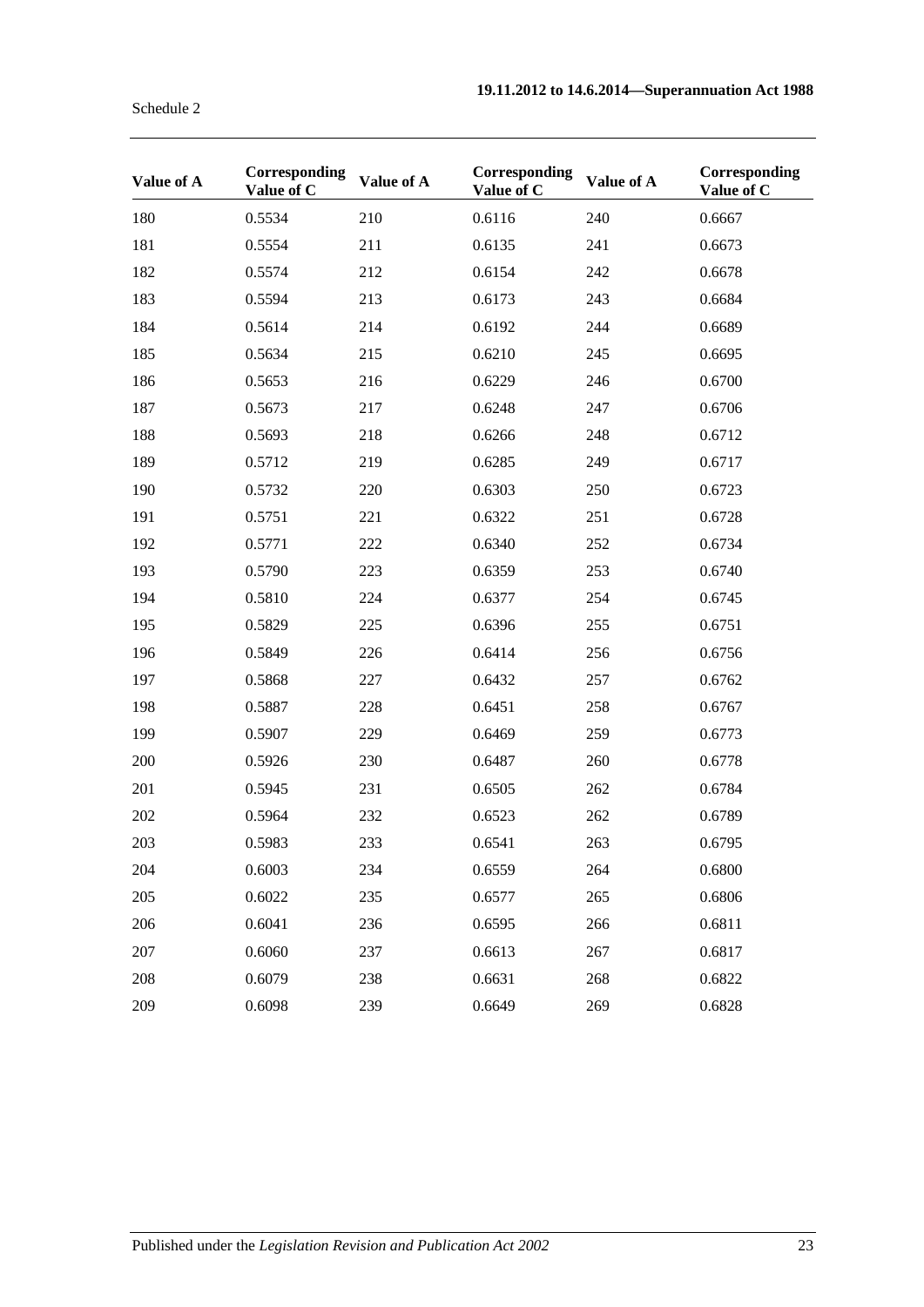| Value of A | Corresponding Value of C | Value of A | Corresponding Value of C | Value of A | Corresponding Value of C |
|---|---|---|---|---|---|
| 180 | 0.5534 | 210 | 0.6116 | 240 | 0.6667 |
| 181 | 0.5554 | 211 | 0.6135 | 241 | 0.6673 |
| 182 | 0.5574 | 212 | 0.6154 | 242 | 0.6678 |
| 183 | 0.5594 | 213 | 0.6173 | 243 | 0.6684 |
| 184 | 0.5614 | 214 | 0.6192 | 244 | 0.6689 |
| 185 | 0.5634 | 215 | 0.6210 | 245 | 0.6695 |
| 186 | 0.5653 | 216 | 0.6229 | 246 | 0.6700 |
| 187 | 0.5673 | 217 | 0.6248 | 247 | 0.6706 |
| 188 | 0.5693 | 218 | 0.6266 | 248 | 0.6712 |
| 189 | 0.5712 | 219 | 0.6285 | 249 | 0.6717 |
| 190 | 0.5732 | 220 | 0.6303 | 250 | 0.6723 |
| 191 | 0.5751 | 221 | 0.6322 | 251 | 0.6728 |
| 192 | 0.5771 | 222 | 0.6340 | 252 | 0.6734 |
| 193 | 0.5790 | 223 | 0.6359 | 253 | 0.6740 |
| 194 | 0.5810 | 224 | 0.6377 | 254 | 0.6745 |
| 195 | 0.5829 | 225 | 0.6396 | 255 | 0.6751 |
| 196 | 0.5849 | 226 | 0.6414 | 256 | 0.6756 |
| 197 | 0.5868 | 227 | 0.6432 | 257 | 0.6762 |
| 198 | 0.5887 | 228 | 0.6451 | 258 | 0.6767 |
| 199 | 0.5907 | 229 | 0.6469 | 259 | 0.6773 |
| 200 | 0.5926 | 230 | 0.6487 | 260 | 0.6778 |
| 201 | 0.5945 | 231 | 0.6505 | 262 | 0.6784 |
| 202 | 0.5964 | 232 | 0.6523 | 262 | 0.6789 |
| 203 | 0.5983 | 233 | 0.6541 | 263 | 0.6795 |
| 204 | 0.6003 | 234 | 0.6559 | 264 | 0.6800 |
| 205 | 0.6022 | 235 | 0.6577 | 265 | 0.6806 |
| 206 | 0.6041 | 236 | 0.6595 | 266 | 0.6811 |
| 207 | 0.6060 | 237 | 0.6613 | 267 | 0.6817 |
| 208 | 0.6079 | 238 | 0.6631 | 268 | 0.6822 |
| 209 | 0.6098 | 239 | 0.6649 | 269 | 0.6828 |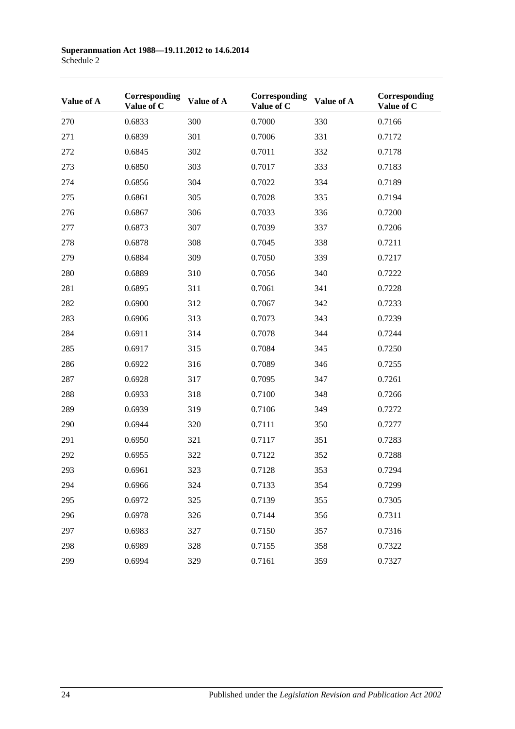| Value of A | Corresponding Value of C | Value of A | Corresponding Value of C | Value of A | Corresponding Value of C |
|---|---|---|---|---|---|
| 270 | 0.6833 | 300 | 0.7000 | 330 | 0.7166 |
| 271 | 0.6839 | 301 | 0.7006 | 331 | 0.7172 |
| 272 | 0.6845 | 302 | 0.7011 | 332 | 0.7178 |
| 273 | 0.6850 | 303 | 0.7017 | 333 | 0.7183 |
| 274 | 0.6856 | 304 | 0.7022 | 334 | 0.7189 |
| 275 | 0.6861 | 305 | 0.7028 | 335 | 0.7194 |
| 276 | 0.6867 | 306 | 0.7033 | 336 | 0.7200 |
| 277 | 0.6873 | 307 | 0.7039 | 337 | 0.7206 |
| 278 | 0.6878 | 308 | 0.7045 | 338 | 0.7211 |
| 279 | 0.6884 | 309 | 0.7050 | 339 | 0.7217 |
| 280 | 0.6889 | 310 | 0.7056 | 340 | 0.7222 |
| 281 | 0.6895 | 311 | 0.7061 | 341 | 0.7228 |
| 282 | 0.6900 | 312 | 0.7067 | 342 | 0.7233 |
| 283 | 0.6906 | 313 | 0.7073 | 343 | 0.7239 |
| 284 | 0.6911 | 314 | 0.7078 | 344 | 0.7244 |
| 285 | 0.6917 | 315 | 0.7084 | 345 | 0.7250 |
| 286 | 0.6922 | 316 | 0.7089 | 346 | 0.7255 |
| 287 | 0.6928 | 317 | 0.7095 | 347 | 0.7261 |
| 288 | 0.6933 | 318 | 0.7100 | 348 | 0.7266 |
| 289 | 0.6939 | 319 | 0.7106 | 349 | 0.7272 |
| 290 | 0.6944 | 320 | 0.7111 | 350 | 0.7277 |
| 291 | 0.6950 | 321 | 0.7117 | 351 | 0.7283 |
| 292 | 0.6955 | 322 | 0.7122 | 352 | 0.7288 |
| 293 | 0.6961 | 323 | 0.7128 | 353 | 0.7294 |
| 294 | 0.6966 | 324 | 0.7133 | 354 | 0.7299 |
| 295 | 0.6972 | 325 | 0.7139 | 355 | 0.7305 |
| 296 | 0.6978 | 326 | 0.7144 | 356 | 0.7311 |
| 297 | 0.6983 | 327 | 0.7150 | 357 | 0.7316 |
| 298 | 0.6989 | 328 | 0.7155 | 358 | 0.7322 |
| 299 | 0.6994 | 329 | 0.7161 | 359 | 0.7327 |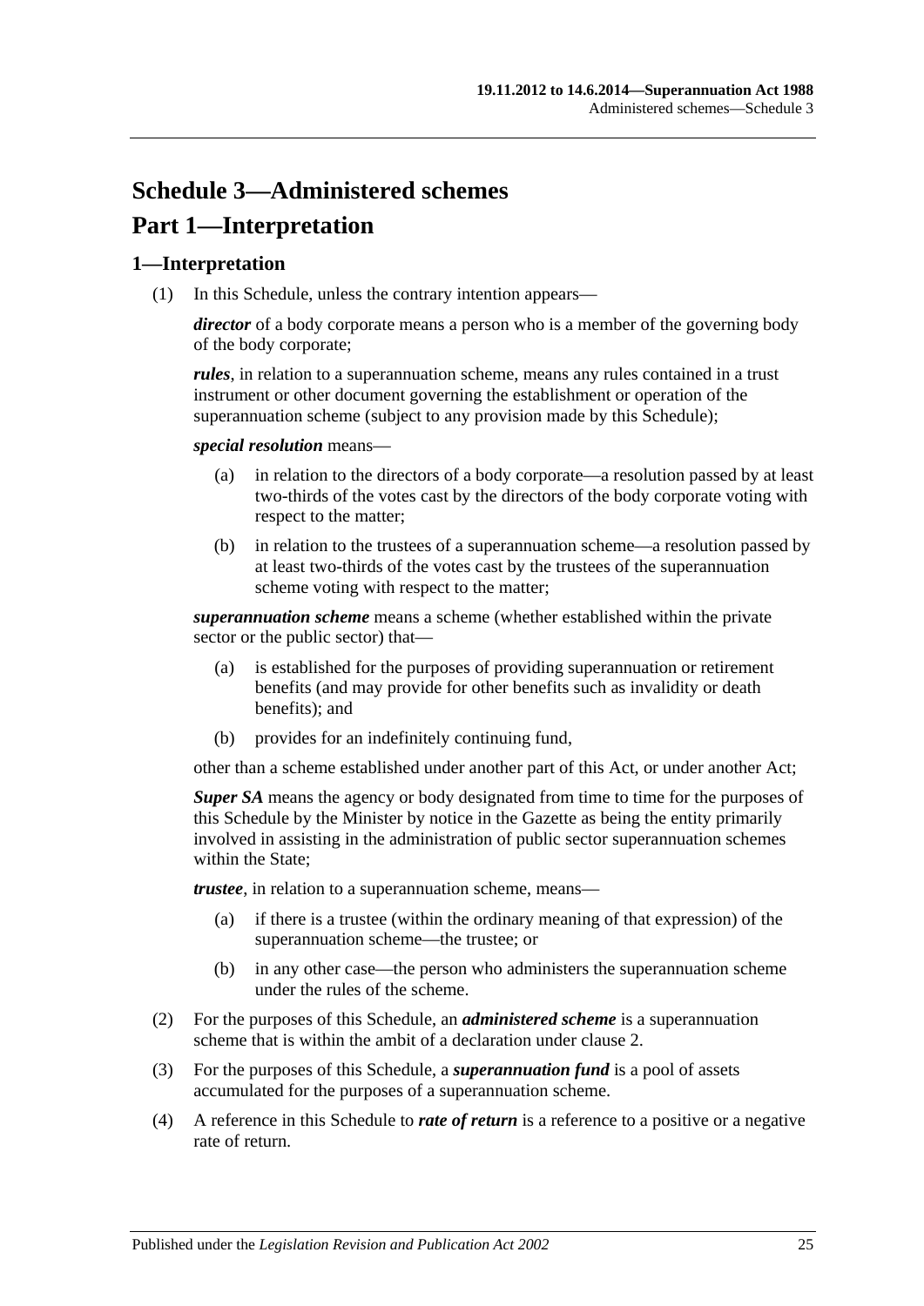# Schedule 3—Administered schemes

## Part 1—Interpretation

### 1—Interpretation

(1) In this Schedule, unless the contrary intention appears—

***director*** of a body corporate means a person who is a member of the governing body of the body corporate;

***rules***, in relation to a superannuation scheme, means any rules contained in a trust instrument or other document governing the establishment or operation of the superannuation scheme (subject to any provision made by this Schedule);

***special resolution*** means—

- (a) in relation to the directors of a body corporate—a resolution passed by at least two-thirds of the votes cast by the directors of the body corporate voting with respect to the matter;
- (b) in relation to the trustees of a superannuation scheme—a resolution passed by at least two-thirds of the votes cast by the trustees of the superannuation scheme voting with respect to the matter;

***superannuation scheme*** means a scheme (whether established within the private sector or the public sector) that—

- (a) is established for the purposes of providing superannuation or retirement benefits (and may provide for other benefits such as invalidity or death benefits); and
- (b) provides for an indefinitely continuing fund,

other than a scheme established under another part of this Act, or under another Act;

***Super SA*** means the agency or body designated from time to time for the purposes of this Schedule by the Minister by notice in the Gazette as being the entity primarily involved in assisting in the administration of public sector superannuation schemes within the State;

***trustee***, in relation to a superannuation scheme, means—

- (a) if there is a trustee (within the ordinary meaning of that expression) of the superannuation scheme—the trustee; or
- (b) in any other case—the person who administers the superannuation scheme under the rules of the scheme.

(2) For the purposes of this Schedule, an ***administered scheme*** is a superannuation scheme that is within the ambit of a declaration under clause 2.

(3) For the purposes of this Schedule, a ***superannuation fund*** is a pool of assets accumulated for the purposes of a superannuation scheme.

(4) A reference in this Schedule to ***rate of return*** is a reference to a positive or a negative rate of return.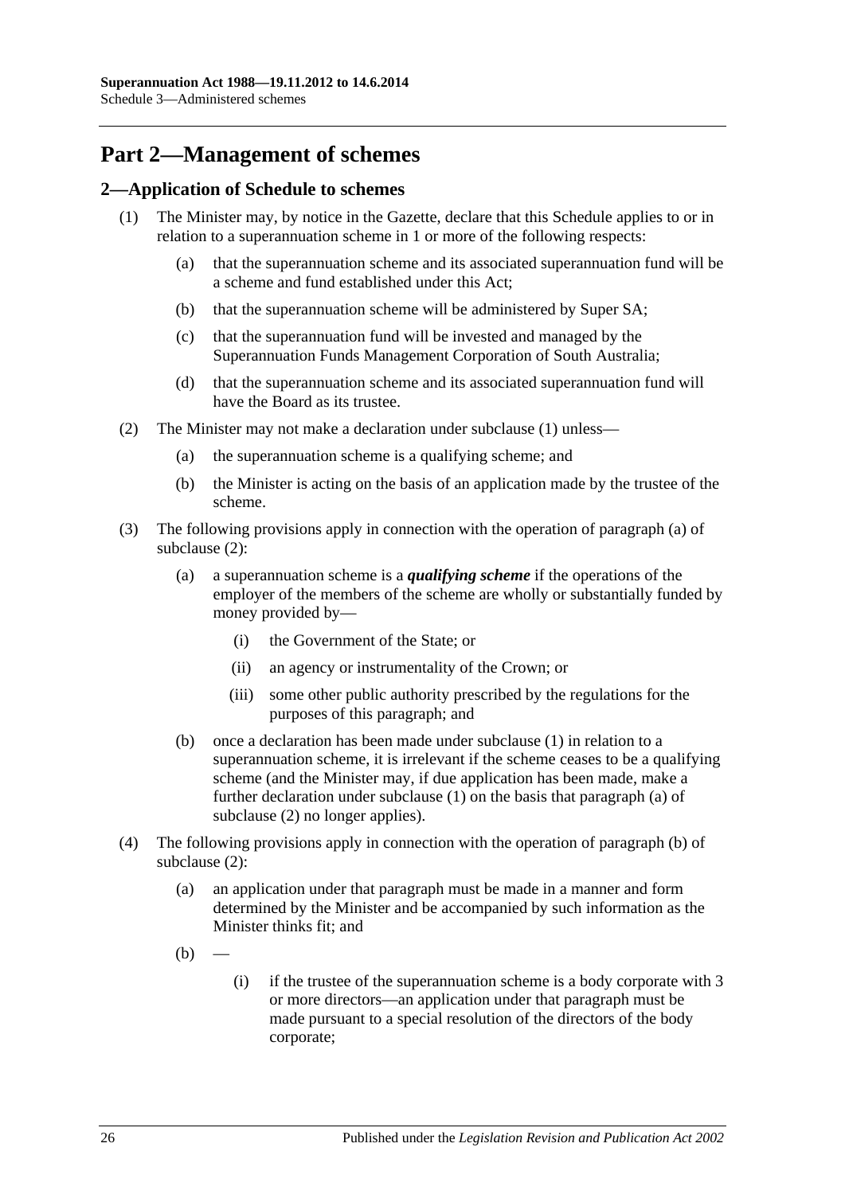# Part 2—Management of schemes

## 2—Application of Schedule to schemes

(1) The Minister may, by notice in the Gazette, declare that this Schedule applies to or in relation to a superannuation scheme in 1 or more of the following respects:

(a) that the superannuation scheme and its associated superannuation fund will be a scheme and fund established under this Act;

(b) that the superannuation scheme will be administered by Super SA;

(c) that the superannuation fund will be invested and managed by the Superannuation Funds Management Corporation of South Australia;

(d) that the superannuation scheme and its associated superannuation fund will have the Board as its trustee.

(2) The Minister may not make a declaration under subclause (1) unless—

(a) the superannuation scheme is a qualifying scheme; and

(b) the Minister is acting on the basis of an application made by the trustee of the scheme.

(3) The following provisions apply in connection with the operation of paragraph (a) of subclause (2):

(a) a superannuation scheme is a ***qualifying scheme*** if the operations of the employer of the members of the scheme are wholly or substantially funded by money provided by—

(i) the Government of the State; or

(ii) an agency or instrumentality of the Crown; or

(iii) some other public authority prescribed by the regulations for the purposes of this paragraph; and

(b) once a declaration has been made under subclause (1) in relation to a superannuation scheme, it is irrelevant if the scheme ceases to be a qualifying scheme (and the Minister may, if due application has been made, make a further declaration under subclause (1) on the basis that paragraph (a) of subclause (2) no longer applies).

(4) The following provisions apply in connection with the operation of paragraph (b) of subclause (2):

(a) an application under that paragraph must be made in a manner and form determined by the Minister and be accompanied by such information as the Minister thinks fit; and

(b) —

(i) if the trustee of the superannuation scheme is a body corporate with 3 or more directors—an application under that paragraph must be made pursuant to a special resolution of the directors of the body corporate;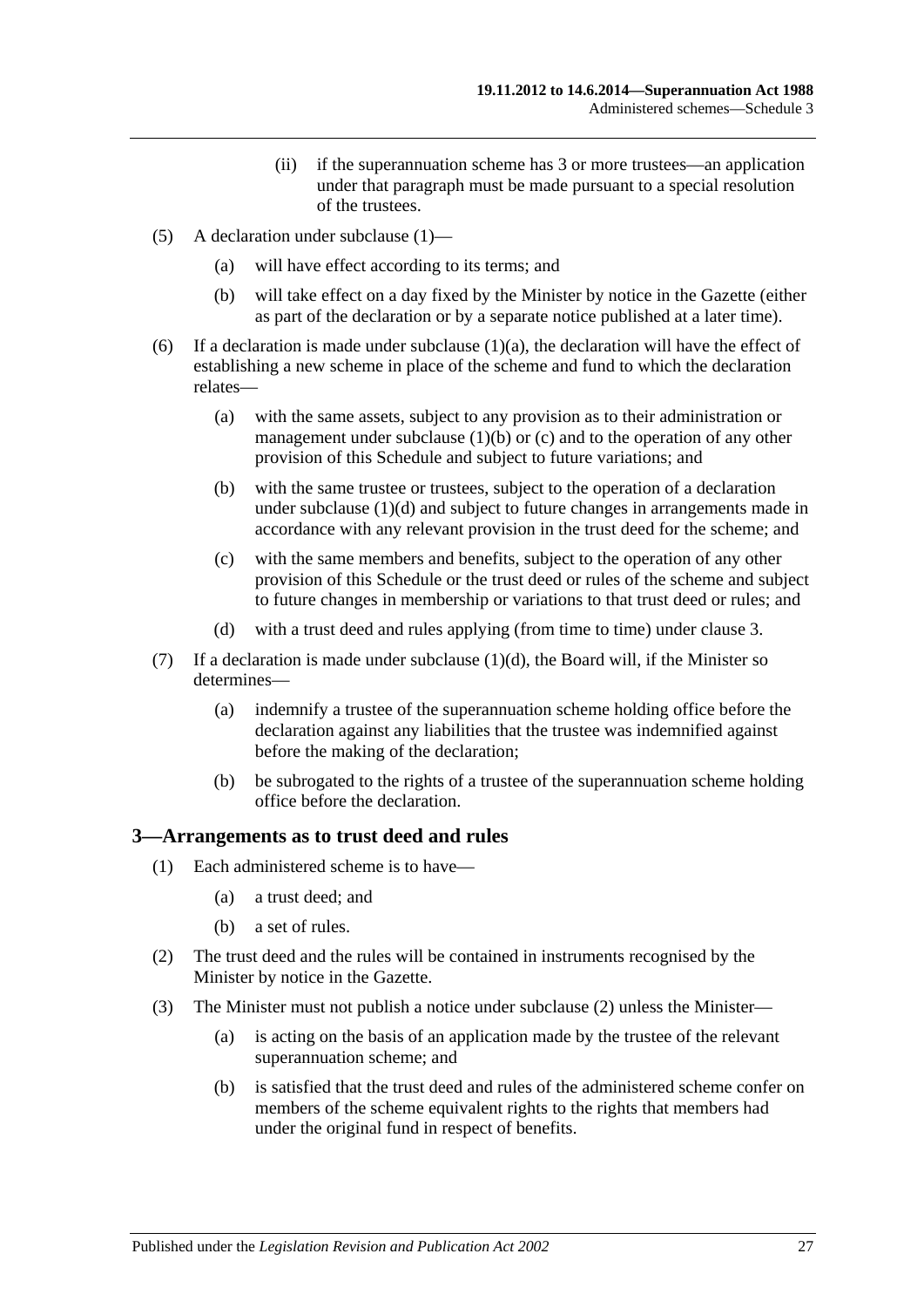(ii) if the superannuation scheme has 3 or more trustees—an application under that paragraph must be made pursuant to a special resolution of the trustees.

(5) A declaration under subclause (1)—

(a) will have effect according to its terms; and

(b) will take effect on a day fixed by the Minister by notice in the Gazette (either as part of the declaration or by a separate notice published at a later time).

(6) If a declaration is made under subclause (1)(a), the declaration will have the effect of establishing a new scheme in place of the scheme and fund to which the declaration relates—

(a) with the same assets, subject to any provision as to their administration or management under subclause (1)(b) or (c) and to the operation of any other provision of this Schedule and subject to future variations; and

(b) with the same trustee or trustees, subject to the operation of a declaration under subclause (1)(d) and subject to future changes in arrangements made in accordance with any relevant provision in the trust deed for the scheme; and

(c) with the same members and benefits, subject to the operation of any other provision of this Schedule or the trust deed or rules of the scheme and subject to future changes in membership or variations to that trust deed or rules; and

(d) with a trust deed and rules applying (from time to time) under clause 3.

(7) If a declaration is made under subclause (1)(d), the Board will, if the Minister so determines—

(a) indemnify a trustee of the superannuation scheme holding office before the declaration against any liabilities that the trustee was indemnified against before the making of the declaration;

(b) be subrogated to the rights of a trustee of the superannuation scheme holding office before the declaration.

## 3—Arrangements as to trust deed and rules

(1) Each administered scheme is to have—

(a) a trust deed; and

(b) a set of rules.

(2) The trust deed and the rules will be contained in instruments recognised by the Minister by notice in the Gazette.

(3) The Minister must not publish a notice under subclause (2) unless the Minister—

(a) is acting on the basis of an application made by the trustee of the relevant superannuation scheme; and

(b) is satisfied that the trust deed and rules of the administered scheme confer on members of the scheme equivalent rights to the rights that members had under the original fund in respect of benefits.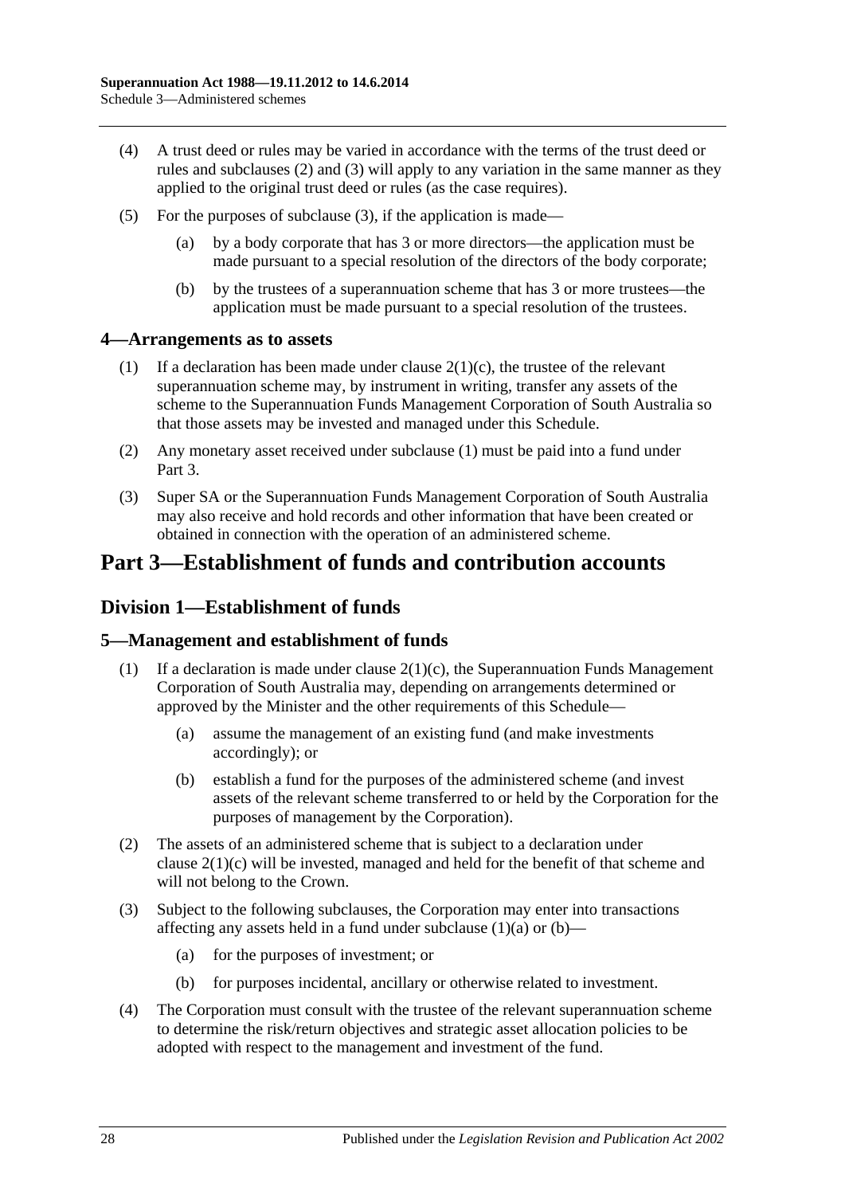(4) A trust deed or rules may be varied in accordance with the terms of the trust deed or rules and subclauses (2) and (3) will apply to any variation in the same manner as they applied to the original trust deed or rules (as the case requires).

(5) For the purposes of subclause (3), if the application is made—

(a) by a body corporate that has 3 or more directors—the application must be made pursuant to a special resolution of the directors of the body corporate;

(b) by the trustees of a superannuation scheme that has 3 or more trustees—the application must be made pursuant to a special resolution of the trustees.

### 4—Arrangements as to assets

(1) If a declaration has been made under clause 2(1)(c), the trustee of the relevant superannuation scheme may, by instrument in writing, transfer any assets of the scheme to the Superannuation Funds Management Corporation of South Australia so that those assets may be invested and managed under this Schedule.

(2) Any monetary asset received under subclause (1) must be paid into a fund under Part 3.

(3) Super SA or the Superannuation Funds Management Corporation of South Australia may also receive and hold records and other information that have been created or obtained in connection with the operation of an administered scheme.

# Part 3—Establishment of funds and contribution accounts

## Division 1—Establishment of funds

### 5—Management and establishment of funds

(1) If a declaration is made under clause 2(1)(c), the Superannuation Funds Management Corporation of South Australia may, depending on arrangements determined or approved by the Minister and the other requirements of this Schedule—

(a) assume the management of an existing fund (and make investments accordingly); or

(b) establish a fund for the purposes of the administered scheme (and invest assets of the relevant scheme transferred to or held by the Corporation for the purposes of management by the Corporation).

(2) The assets of an administered scheme that is subject to a declaration under clause 2(1)(c) will be invested, managed and held for the benefit of that scheme and will not belong to the Crown.

(3) Subject to the following subclauses, the Corporation may enter into transactions affecting any assets held in a fund under subclause (1)(a) or (b)—

(a) for the purposes of investment; or

(b) for purposes incidental, ancillary or otherwise related to investment.

(4) The Corporation must consult with the trustee of the relevant superannuation scheme to determine the risk/return objectives and strategic asset allocation policies to be adopted with respect to the management and investment of the fund.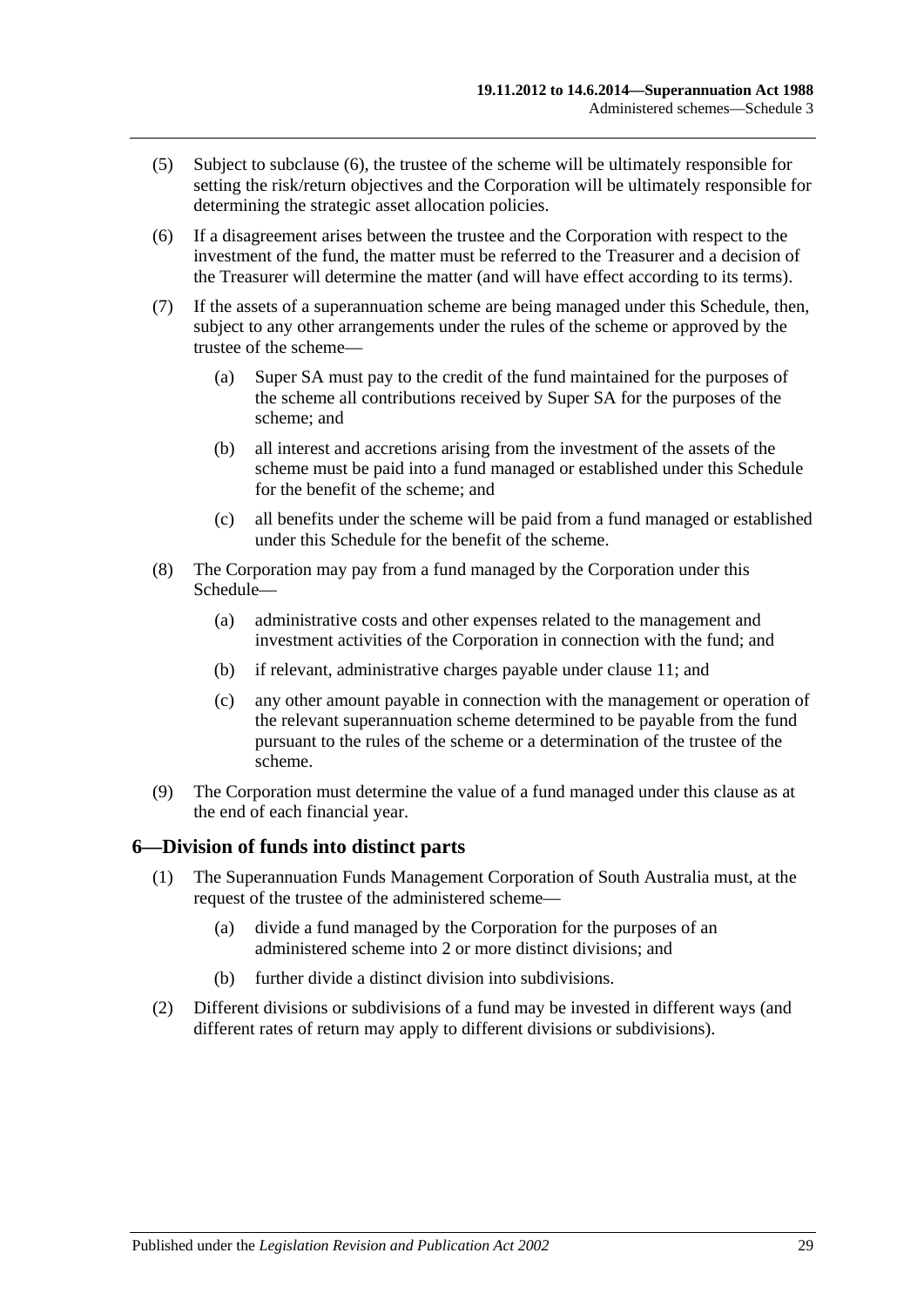(5) Subject to subclause (6), the trustee of the scheme will be ultimately responsible for setting the risk/return objectives and the Corporation will be ultimately responsible for determining the strategic asset allocation policies.

(6) If a disagreement arises between the trustee and the Corporation with respect to the investment of the fund, the matter must be referred to the Treasurer and a decision of the Treasurer will determine the matter (and will have effect according to its terms).

(7) If the assets of a superannuation scheme are being managed under this Schedule, then, subject to any other arrangements under the rules of the scheme or approved by the trustee of the scheme—

(a) Super SA must pay to the credit of the fund maintained for the purposes of the scheme all contributions received by Super SA for the purposes of the scheme; and

(b) all interest and accretions arising from the investment of the assets of the scheme must be paid into a fund managed or established under this Schedule for the benefit of the scheme; and

(c) all benefits under the scheme will be paid from a fund managed or established under this Schedule for the benefit of the scheme.

(8) The Corporation may pay from a fund managed by the Corporation under this Schedule—

(a) administrative costs and other expenses related to the management and investment activities of the Corporation in connection with the fund; and

(b) if relevant, administrative charges payable under clause 11; and

(c) any other amount payable in connection with the management or operation of the relevant superannuation scheme determined to be payable from the fund pursuant to the rules of the scheme or a determination of the trustee of the scheme.

(9) The Corporation must determine the value of a fund managed under this clause as at the end of each financial year.

## 6—Division of funds into distinct parts

(1) The Superannuation Funds Management Corporation of South Australia must, at the request of the trustee of the administered scheme—

(a) divide a fund managed by the Corporation for the purposes of an administered scheme into 2 or more distinct divisions; and

(b) further divide a distinct division into subdivisions.

(2) Different divisions or subdivisions of a fund may be invested in different ways (and different rates of return may apply to different divisions or subdivisions).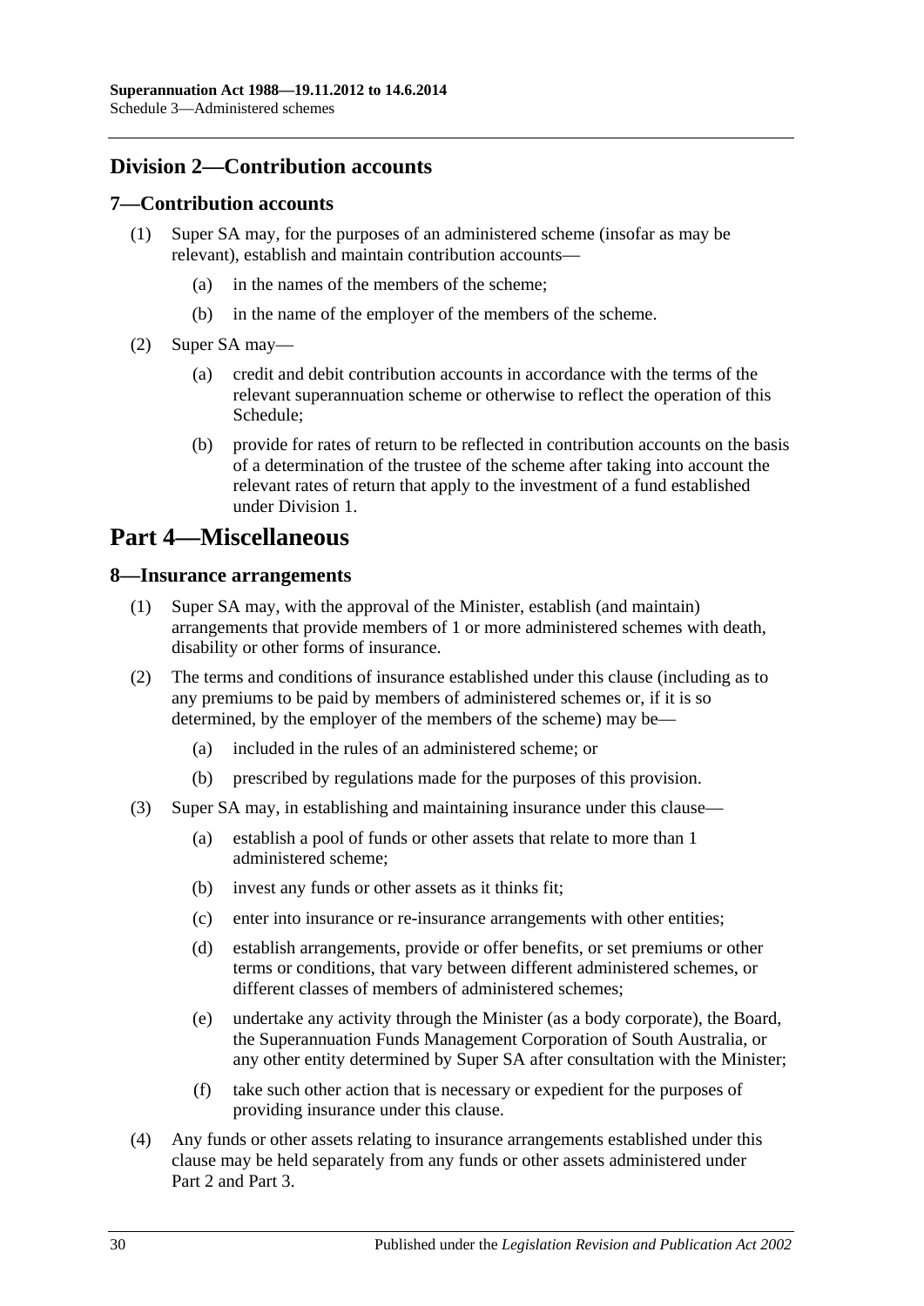## Division 2—Contribution accounts

### 7—Contribution accounts

(1) Super SA may, for the purposes of an administered scheme (insofar as may be relevant), establish and maintain contribution accounts—

- (a) in the names of the members of the scheme;
- (b) in the name of the employer of the members of the scheme.

(2) Super SA may—

- (a) credit and debit contribution accounts in accordance with the terms of the relevant superannuation scheme or otherwise to reflect the operation of this Schedule;
- (b) provide for rates of return to be reflected in contribution accounts on the basis of a determination of the trustee of the scheme after taking into account the relevant rates of return that apply to the investment of a fund established under Division 1.

# Part 4—Miscellaneous

### 8—Insurance arrangements

(1) Super SA may, with the approval of the Minister, establish (and maintain) arrangements that provide members of 1 or more administered schemes with death, disability or other forms of insurance.

(2) The terms and conditions of insurance established under this clause (including as to any premiums to be paid by members of administered schemes or, if it is so determined, by the employer of the members of the scheme) may be—

- (a) included in the rules of an administered scheme; or
- (b) prescribed by regulations made for the purposes of this provision.

(3) Super SA may, in establishing and maintaining insurance under this clause—

- (a) establish a pool of funds or other assets that relate to more than 1 administered scheme;
- (b) invest any funds or other assets as it thinks fit;
- (c) enter into insurance or re-insurance arrangements with other entities;
- (d) establish arrangements, provide or offer benefits, or set premiums or other terms or conditions, that vary between different administered schemes, or different classes of members of administered schemes;
- (e) undertake any activity through the Minister (as a body corporate), the Board, the Superannuation Funds Management Corporation of South Australia, or any other entity determined by Super SA after consultation with the Minister;
- (f) take such other action that is necessary or expedient for the purposes of providing insurance under this clause.

(4) Any funds or other assets relating to insurance arrangements established under this clause may be held separately from any funds or other assets administered under Part 2 and Part 3.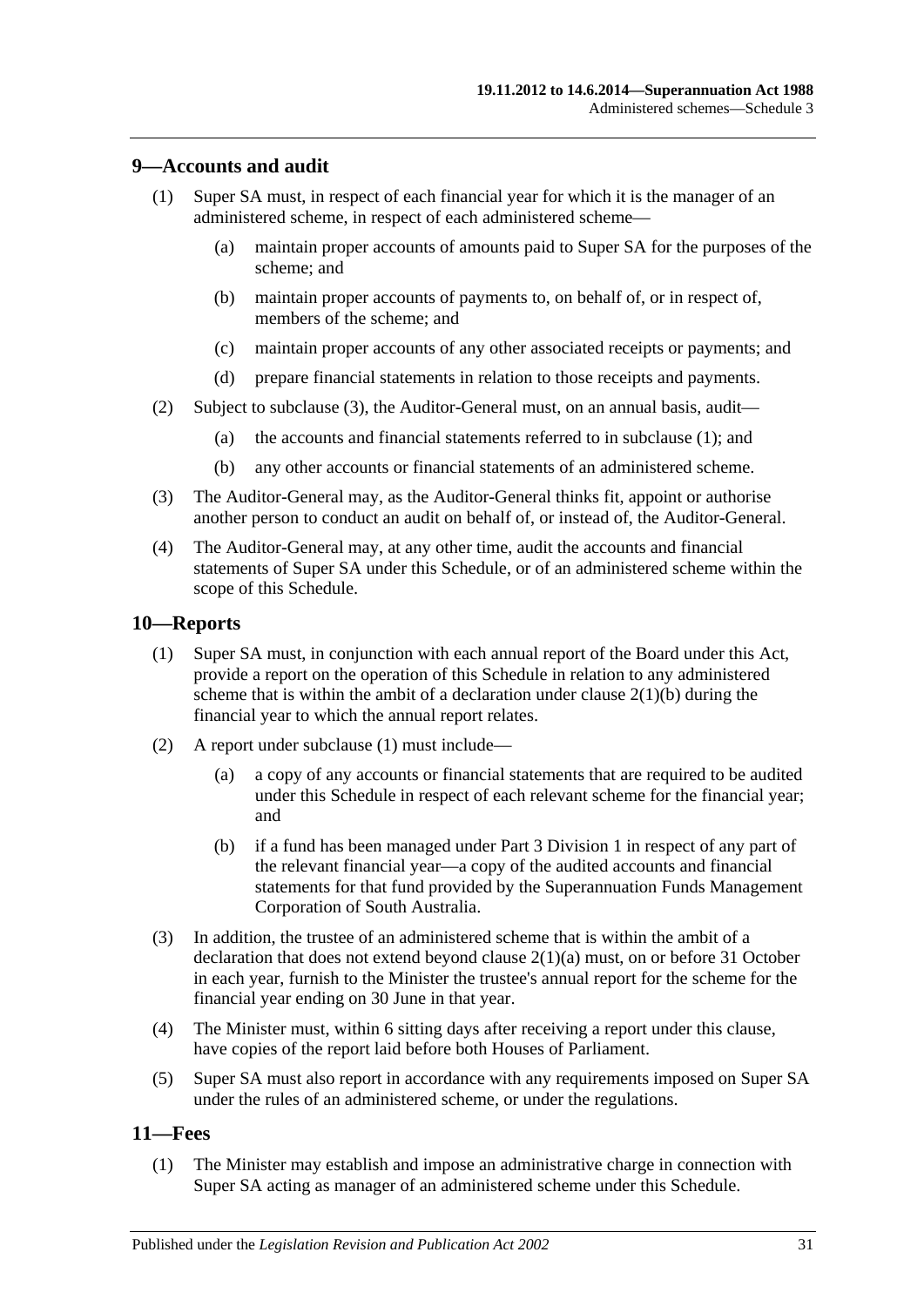## 9—Accounts and audit

(1) Super SA must, in respect of each financial year for which it is the manager of an administered scheme, in respect of each administered scheme—

- (a) maintain proper accounts of amounts paid to Super SA for the purposes of the scheme; and
- (b) maintain proper accounts of payments to, on behalf of, or in respect of, members of the scheme; and
- (c) maintain proper accounts of any other associated receipts or payments; and
- (d) prepare financial statements in relation to those receipts and payments.

(2) Subject to subclause (3), the Auditor-General must, on an annual basis, audit—

- (a) the accounts and financial statements referred to in subclause (1); and
- (b) any other accounts or financial statements of an administered scheme.

(3) The Auditor-General may, as the Auditor-General thinks fit, appoint or authorise another person to conduct an audit on behalf of, or instead of, the Auditor-General.

(4) The Auditor-General may, at any other time, audit the accounts and financial statements of Super SA under this Schedule, or of an administered scheme within the scope of this Schedule.

## 10—Reports

(1) Super SA must, in conjunction with each annual report of the Board under this Act, provide a report on the operation of this Schedule in relation to any administered scheme that is within the ambit of a declaration under clause 2(1)(b) during the financial year to which the annual report relates.

(2) A report under subclause (1) must include—

- (a) a copy of any accounts or financial statements that are required to be audited under this Schedule in respect of each relevant scheme for the financial year; and
- (b) if a fund has been managed under Part 3 Division 1 in respect of any part of the relevant financial year—a copy of the audited accounts and financial statements for that fund provided by the Superannuation Funds Management Corporation of South Australia.

(3) In addition, the trustee of an administered scheme that is within the ambit of a declaration that does not extend beyond clause 2(1)(a) must, on or before 31 October in each year, furnish to the Minister the trustee's annual report for the scheme for the financial year ending on 30 June in that year.

(4) The Minister must, within 6 sitting days after receiving a report under this clause, have copies of the report laid before both Houses of Parliament.

(5) Super SA must also report in accordance with any requirements imposed on Super SA under the rules of an administered scheme, or under the regulations.

## 11—Fees

(1) The Minister may establish and impose an administrative charge in connection with Super SA acting as manager of an administered scheme under this Schedule.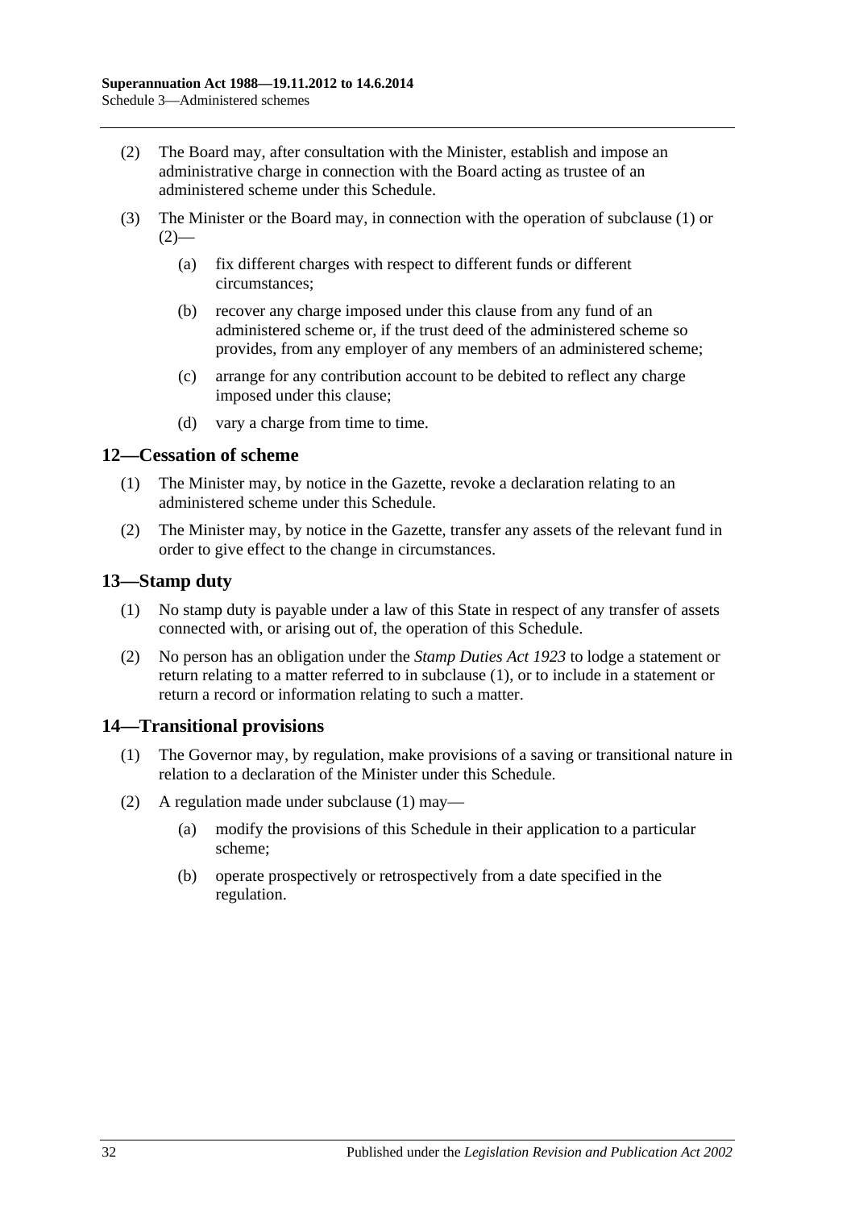(2) The Board may, after consultation with the Minister, establish and impose an administrative charge in connection with the Board acting as trustee of an administered scheme under this Schedule.

(3) The Minister or the Board may, in connection with the operation of subclause (1) or (2)—

(a) fix different charges with respect to different funds or different circumstances;

(b) recover any charge imposed under this clause from any fund of an administered scheme or, if the trust deed of the administered scheme so provides, from any employer of any members of an administered scheme;

(c) arrange for any contribution account to be debited to reflect any charge imposed under this clause;

(d) vary a charge from time to time.

## 12—Cessation of scheme

(1) The Minister may, by notice in the Gazette, revoke a declaration relating to an administered scheme under this Schedule.

(2) The Minister may, by notice in the Gazette, transfer any assets of the relevant fund in order to give effect to the change in circumstances.

## 13—Stamp duty

(1) No stamp duty is payable under a law of this State in respect of any transfer of assets connected with, or arising out of, the operation of this Schedule.

(2) No person has an obligation under the *Stamp Duties Act 1923* to lodge a statement or return relating to a matter referred to in subclause (1), or to include in a statement or return a record or information relating to such a matter.

## 14—Transitional provisions

(1) The Governor may, by regulation, make provisions of a saving or transitional nature in relation to a declaration of the Minister under this Schedule.

(2) A regulation made under subclause (1) may—

(a) modify the provisions of this Schedule in their application to a particular scheme;

(b) operate prospectively or retrospectively from a date specified in the regulation.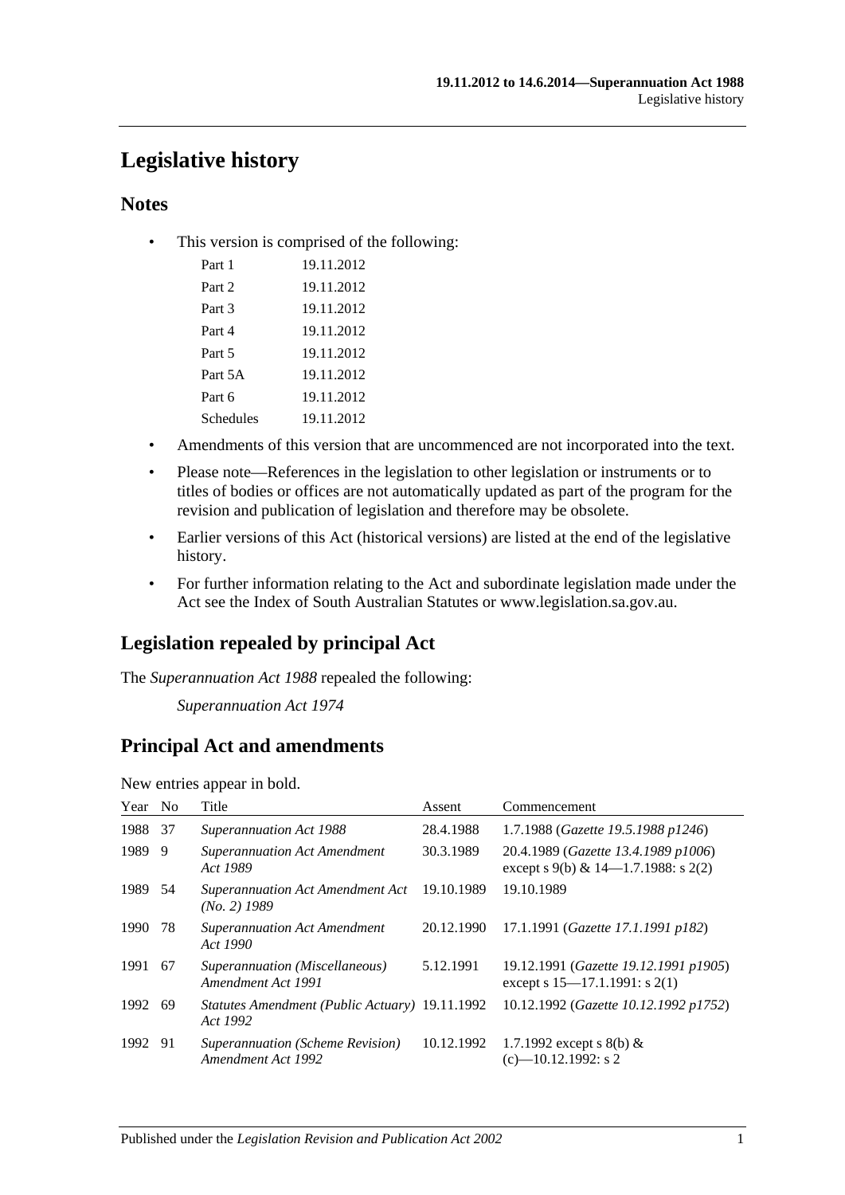# Legislative history

## Notes

- This version is comprised of the following:

| | |
|---|---|
| Part 1 | 19.11.2012 |
| Part 2 | 19.11.2012 |
| Part 3 | 19.11.2012 |
| Part 4 | 19.11.2012 |
| Part 5 | 19.11.2012 |
| Part 5A | 19.11.2012 |
| Part 6 | 19.11.2012 |
| Schedules | 19.11.2012 |

- Amendments of this version that are uncommenced are not incorporated into the text.
- Please note—References in the legislation to other legislation or instruments or to titles of bodies or offices are not automatically updated as part of the program for the revision and publication of legislation and therefore may be obsolete.
- Earlier versions of this Act (historical versions) are listed at the end of the legislative history.
- For further information relating to the Act and subordinate legislation made under the Act see the Index of South Australian Statutes or www.legislation.sa.gov.au.

## Legislation repealed by principal Act

The *Superannuation Act 1988* repealed the following:

*Superannuation Act 1974*

## Principal Act and amendments

New entries appear in bold.

| Year | No | Title | Assent | Commencement |
|---|---|---|---|---|
| 1988 | 37 | *Superannuation Act 1988* | 28.4.1988 | 1.7.1988 (*Gazette 19.5.1988 p1246*) |
| 1989 | 9 | *Superannuation Act Amendment Act 1989* | 30.3.1989 | 20.4.1989 (*Gazette 13.4.1989 p1006*) except s 9(b) & 14—1.7.1988: s 2(2) |
| 1989 | 54 | *Superannuation Act Amendment Act (No. 2) 1989* | 19.10.1989 | 19.10.1989 |
| 1990 | 78 | *Superannuation Act Amendment Act 1990* | 20.12.1990 | 17.1.1991 (*Gazette 17.1.1991 p182*) |
| 1991 | 67 | *Superannuation (Miscellaneous) Amendment Act 1991* | 5.12.1991 | 19.12.1991 (*Gazette 19.12.1991 p1905*) except s 15—17.1.1991: s 2(1) |
| 1992 | 69 | *Statutes Amendment (Public Actuary) Act 1992* | 19.11.1992 | 10.12.1992 (*Gazette 10.12.1992 p1752*) |
| 1992 | 91 | *Superannuation (Scheme Revision) Amendment Act 1992* | 10.12.1992 | 1.7.1992 except s 8(b) & (c)—10.12.1992: s 2 |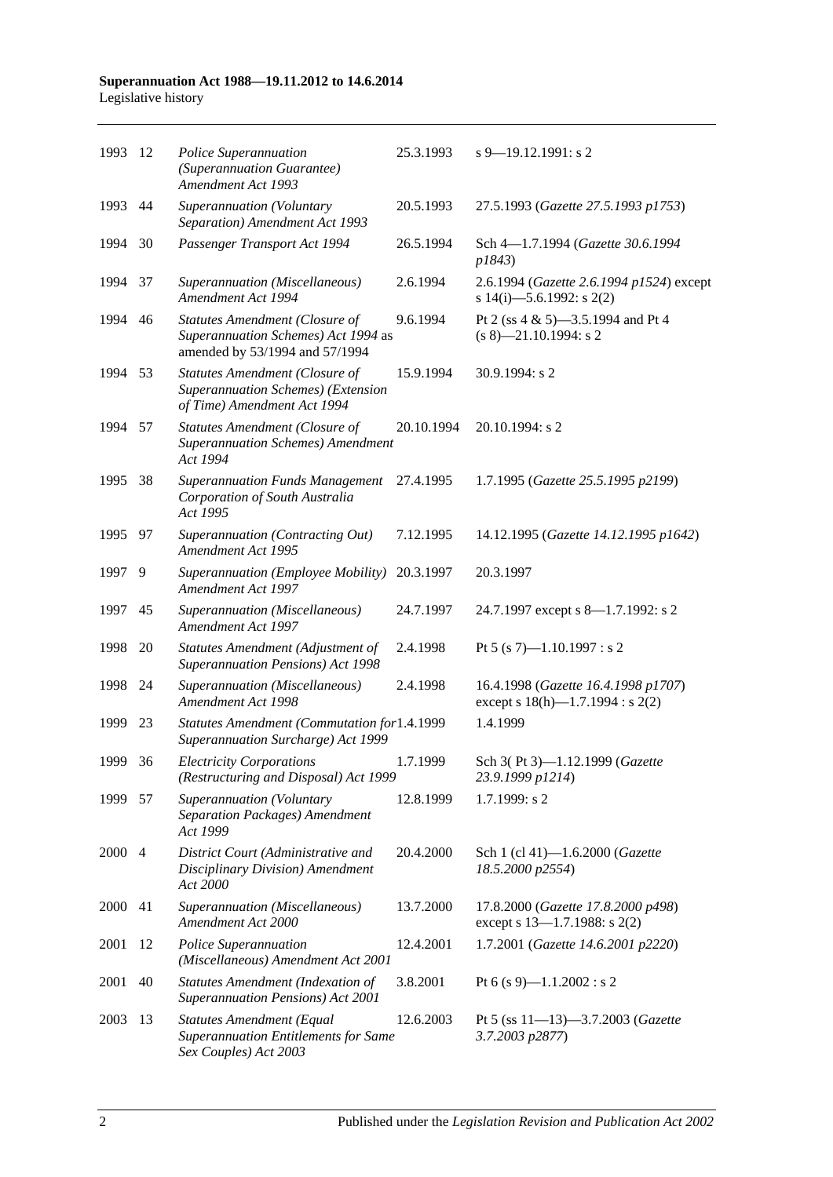| | | | | |
|---|---|---|---|---|
| 1993 | 12 | *Police Superannuation (Superannuation Guarantee) Amendment Act 1993* | 25.3.1993 | s 9—19.12.1991: s 2 |
| 1993 | 44 | *Superannuation (Voluntary Separation) Amendment Act 1993* | 20.5.1993 | 27.5.1993 (*Gazette 27.5.1993 p1753*) |
| 1994 | 30 | *Passenger Transport Act 1994* | 26.5.1994 | Sch 4—1.7.1994 (*Gazette 30.6.1994 p1843*) |
| 1994 | 37 | *Superannuation (Miscellaneous) Amendment Act 1994* | 2.6.1994 | 2.6.1994 (*Gazette 2.6.1994 p1524*) except s 14(i)—5.6.1992: s 2(2) |
| 1994 | 46 | *Statutes Amendment (Closure of Superannuation Schemes) Act 1994* as amended by 53/1994 and 57/1994 | 9.6.1994 | Pt 2 (ss 4 & 5)—3.5.1994 and Pt 4 (s 8)—21.10.1994: s 2 |
| 1994 | 53 | *Statutes Amendment (Closure of Superannuation Schemes) (Extension of Time) Amendment Act 1994* | 15.9.1994 | 30.9.1994: s 2 |
| 1994 | 57 | *Statutes Amendment (Closure of Superannuation Schemes) Amendment Act 1994* | 20.10.1994 | 20.10.1994: s 2 |
| 1995 | 38 | *Superannuation Funds Management Corporation of South Australia Act 1995* | 27.4.1995 | 1.7.1995 (*Gazette 25.5.1995 p2199*) |
| 1995 | 97 | *Superannuation (Contracting Out) Amendment Act 1995* | 7.12.1995 | 14.12.1995 (*Gazette 14.12.1995 p1642*) |
| 1997 | 9 | *Superannuation (Employee Mobility) Amendment Act 1997* | 20.3.1997 | 20.3.1997 |
| 1997 | 45 | *Superannuation (Miscellaneous) Amendment Act 1997* | 24.7.1997 | 24.7.1997 except s 8—1.7.1992: s 2 |
| 1998 | 20 | *Statutes Amendment (Adjustment of Superannuation Pensions) Act 1998* | 2.4.1998 | Pt 5 (s 7)—1.10.1997 : s 2 |
| 1998 | 24 | *Superannuation (Miscellaneous) Amendment Act 1998* | 2.4.1998 | 16.4.1998 (*Gazette 16.4.1998 p1707*) except s 18(h)—1.7.1994 : s 2(2) |
| 1999 | 23 | *Statutes Amendment (Commutation for Superannuation Surcharge) Act 1999* | 1.4.1999 | 1.4.1999 |
| 1999 | 36 | *Electricity Corporations (Restructuring and Disposal) Act 1999* | 1.7.1999 | Sch 3( Pt 3)—1.12.1999 (*Gazette 23.9.1999 p1214*) |
| 1999 | 57 | *Superannuation (Voluntary Separation Packages) Amendment Act 1999* | 12.8.1999 | 1.7.1999: s 2 |
| 2000 | 4 | *District Court (Administrative and Disciplinary Division) Amendment Act 2000* | 20.4.2000 | Sch 1 (cl 41)—1.6.2000 (*Gazette 18.5.2000 p2554*) |
| 2000 | 41 | *Superannuation (Miscellaneous) Amendment Act 2000* | 13.7.2000 | 17.8.2000 (*Gazette 17.8.2000 p498*) except s 13—1.7.1988: s 2(2) |
| 2001 | 12 | *Police Superannuation (Miscellaneous) Amendment Act 2001* | 12.4.2001 | 1.7.2001 (*Gazette 14.6.2001 p2220*) |
| 2001 | 40 | *Statutes Amendment (Indexation of Superannuation Pensions) Act 2001* | 3.8.2001 | Pt 6 (s 9)—1.1.2002 : s 2 |
| 2003 | 13 | *Statutes Amendment (Equal Superannuation Entitlements for Same Sex Couples) Act 2003* | 12.6.2003 | Pt 5 (ss 11—13)—3.7.2003 (*Gazette 3.7.2003 p2877*) |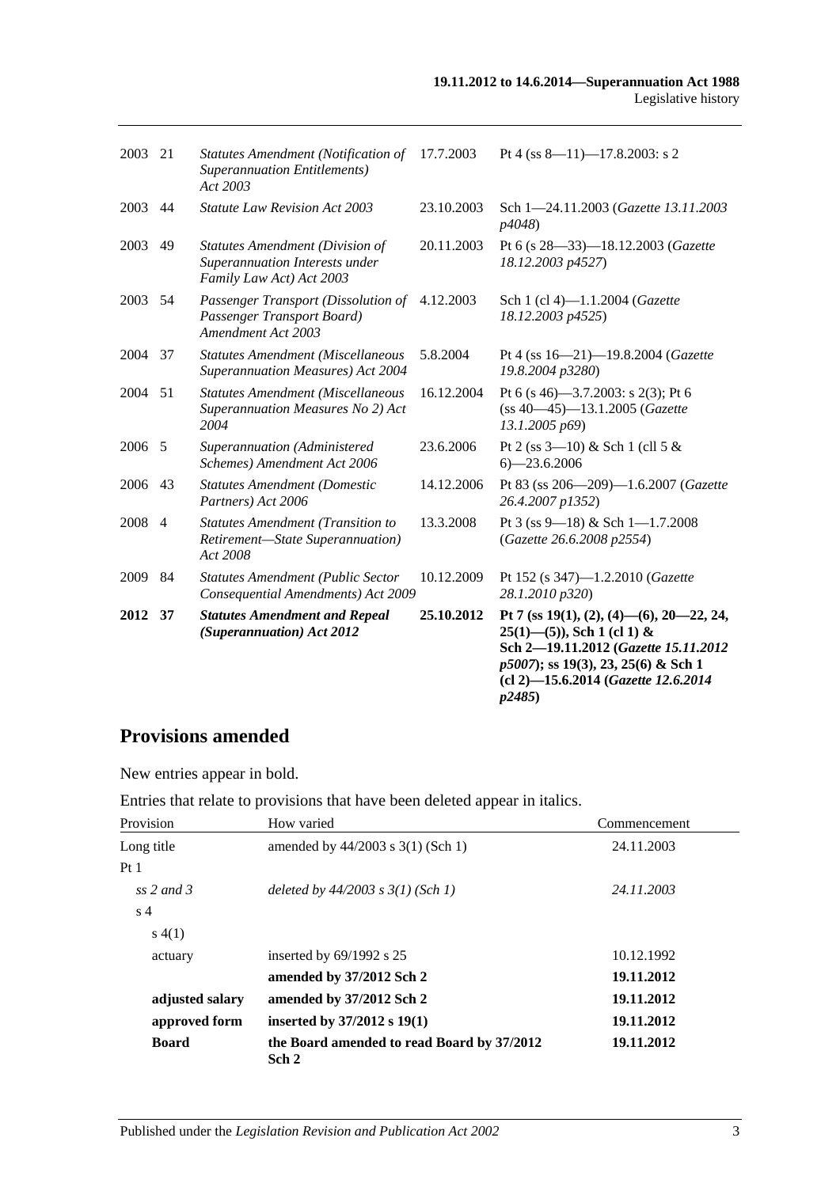| | | | | |
|---|---|---|---|---|
| 2003 | 21 | *Statutes Amendment (Notification of Superannuation Entitlements) Act 2003* | 17.7.2003 | Pt 4 (ss 8—11)—17.8.2003: s 2 |
| 2003 | 44 | *Statute Law Revision Act 2003* | 23.10.2003 | Sch 1—24.11.2003 (*Gazette 13.11.2003 p4048*) |
| 2003 | 49 | *Statutes Amendment (Division of Superannuation Interests under Family Law Act) Act 2003* | 20.11.2003 | Pt 6 (s 28—33)—18.12.2003 (*Gazette 18.12.2003 p4527*) |
| 2003 | 54 | *Passenger Transport (Dissolution of Passenger Transport Board) Amendment Act 2003* | 4.12.2003 | Sch 1 (cl 4)—1.1.2004 (*Gazette 18.12.2003 p4525*) |
| 2004 | 37 | *Statutes Amendment (Miscellaneous Superannuation Measures) Act 2004* | 5.8.2004 | Pt 4 (ss 16—21)—19.8.2004 (*Gazette 19.8.2004 p3280*) |
| 2004 | 51 | *Statutes Amendment (Miscellaneous Superannuation Measures No 2) Act 2004* | 16.12.2004 | Pt 6 (s 46)—3.7.2003: s 2(3); Pt 6 (ss 40—45)—13.1.2005 (*Gazette 13.1.2005 p69*) |
| 2006 | 5 | *Superannuation (Administered Schemes) Amendment Act 2006* | 23.6.2006 | Pt 2 (ss 3—10) & Sch 1 (cll 5 & 6)—23.6.2006 |
| 2006 | 43 | *Statutes Amendment (Domestic Partners) Act 2006* | 14.12.2006 | Pt 83 (ss 206—209)—1.6.2007 (*Gazette 26.4.2007 p1352*) |
| 2008 | 4 | *Statutes Amendment (Transition to Retirement—State Superannuation) Act 2008* | 13.3.2008 | Pt 3 (ss 9—18) & Sch 1—1.7.2008 (*Gazette 26.6.2008 p2554*) |
| 2009 | 84 | *Statutes Amendment (Public Sector Consequential Amendments) Act 2009* | 10.12.2009 | Pt 152 (s 347)—1.2.2010 (*Gazette 28.1.2010 p320*) |
| **2012** | **37** | ***Statutes Amendment and Repeal (Superannuation) Act 2012*** | **25.10.2012** | **Pt 7 (ss 19(1), (2), (4)—(6), 20—22, 24, 25(1)—(5)), Sch 1 (cl 1) & Sch 2—19.11.2012 (*Gazette 15.11.2012 p5007*); ss 19(3), 23, 25(6) & Sch 1 (cl 2)—15.6.2014 (*Gazette 12.6.2014 p2485*)** |

## Provisions amended

New entries appear in bold.

Entries that relate to provisions that have been deleted appear in italics.

| Provision | How varied | Commencement |
|---|---|---|
| Long title | amended by 44/2003 s 3(1) (Sch 1) | 24.11.2003 |
| Pt 1 | | |
| *ss 2 and 3* | *deleted by 44/2003 s 3(1) (Sch 1)* | *24.11.2003* |
| s 4 | | |
| s 4(1) | | |
| actuary | inserted by 69/1992 s 25 | 10.12.1992 |
| | **amended by 37/2012 Sch 2** | **19.11.2012** |
| **adjusted salary** | **amended by 37/2012 Sch 2** | **19.11.2012** |
| **approved form** | **inserted by 37/2012 s 19(1)** | **19.11.2012** |
| **Board** | **the Board amended to read Board by 37/2012 Sch 2** | **19.11.2012** |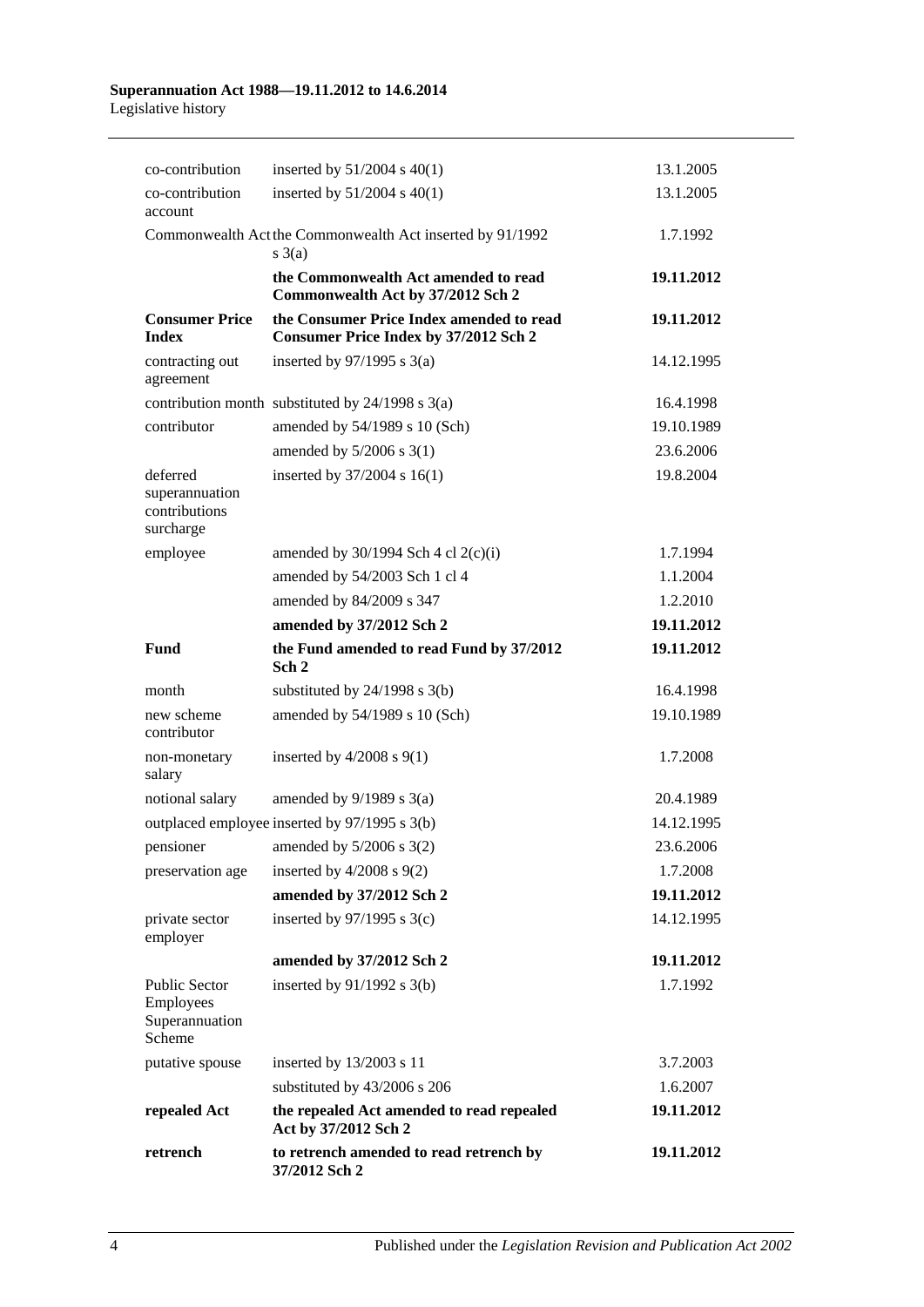| | | |
|---|---|---|
| co-contribution | inserted by 51/2004 s 40(1) | 13.1.2005 |
| co-contribution account | inserted by 51/2004 s 40(1) | 13.1.2005 |
| Commonwealth Act | the Commonwealth Act inserted by 91/1992 s 3(a) | 1.7.1992 |
| | **the Commonwealth Act amended to read Commonwealth Act by 37/2012 Sch 2** | **19.11.2012** |
| **Consumer Price Index** | **the Consumer Price Index amended to read Consumer Price Index by 37/2012 Sch 2** | **19.11.2012** |
| contracting out agreement | inserted by 97/1995 s 3(a) | 14.12.1995 |
| contribution month | substituted by 24/1998 s 3(a) | 16.4.1998 |
| contributor | amended by 54/1989 s 10 (Sch) | 19.10.1989 |
| | amended by 5/2006 s 3(1) | 23.6.2006 |
| deferred superannuation contributions surcharge | inserted by 37/2004 s 16(1) | 19.8.2004 |
| employee | amended by 30/1994 Sch 4 cl 2(c)(i) | 1.7.1994 |
| | amended by 54/2003 Sch 1 cl 4 | 1.1.2004 |
| | amended by 84/2009 s 347 | 1.2.2010 |
| | **amended by 37/2012 Sch 2** | **19.11.2012** |
| **Fund** | **the Fund amended to read Fund by 37/2012 Sch 2** | **19.11.2012** |
| month | substituted by 24/1998 s 3(b) | 16.4.1998 |
| new scheme contributor | amended by 54/1989 s 10 (Sch) | 19.10.1989 |
| non-monetary salary | inserted by 4/2008 s 9(1) | 1.7.2008 |
| notional salary | amended by 9/1989 s 3(a) | 20.4.1989 |
| outplaced employee | inserted by 97/1995 s 3(b) | 14.12.1995 |
| pensioner | amended by 5/2006 s 3(2) | 23.6.2006 |
| preservation age | inserted by 4/2008 s 9(2) | 1.7.2008 |
| | **amended by 37/2012 Sch 2** | **19.11.2012** |
| private sector employer | inserted by 97/1995 s 3(c) | 14.12.1995 |
| | **amended by 37/2012 Sch 2** | **19.11.2012** |
| Public Sector Employees Superannuation Scheme | inserted by 91/1992 s 3(b) | 1.7.1992 |
| putative spouse | inserted by 13/2003 s 11 | 3.7.2003 |
| | substituted by 43/2006 s 206 | 1.6.2007 |
| **repealed Act** | **the repealed Act amended to read repealed Act by 37/2012 Sch 2** | **19.11.2012** |
| **retrench** | **to retrench amended to read retrench by 37/2012 Sch 2** | **19.11.2012** |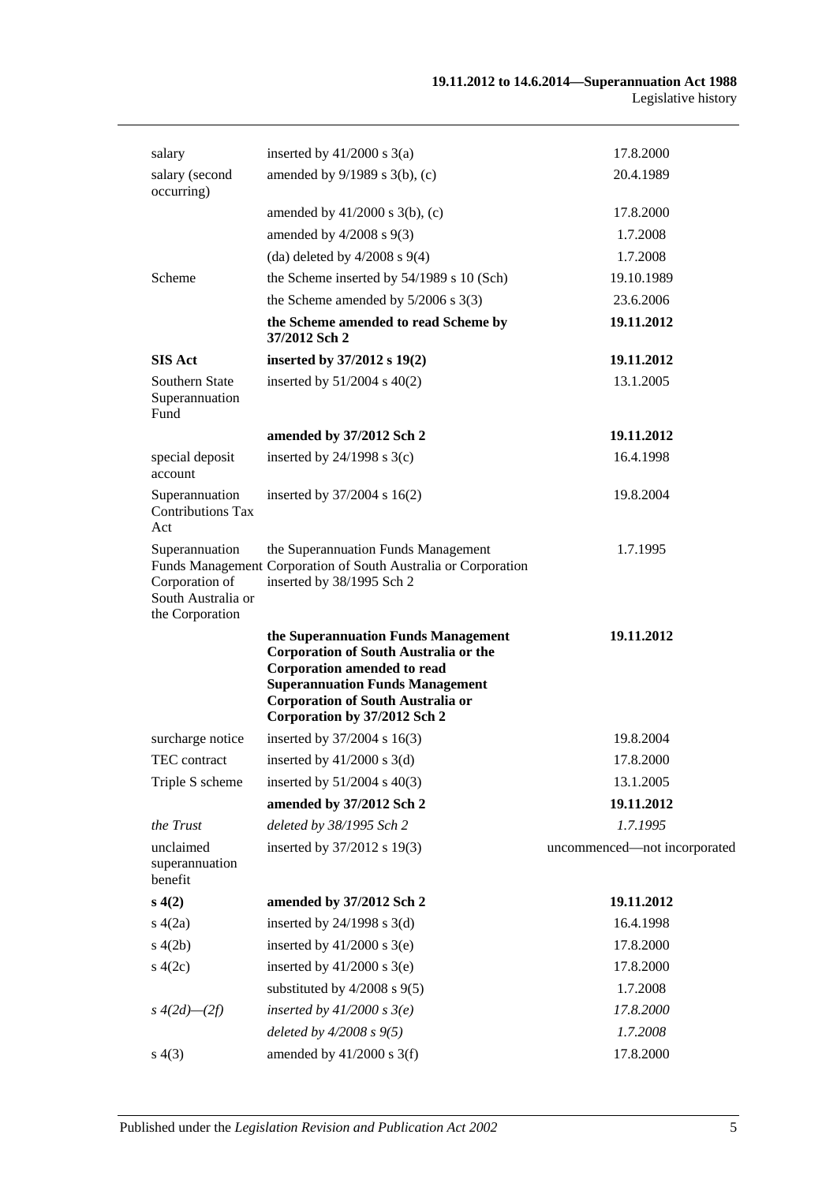| | | |
|---|---|---|
| salary | inserted by 41/2000 s 3(a) | 17.8.2000 |
| salary (second occurring) | amended by 9/1989 s 3(b), (c) | 20.4.1989 |
| | amended by 41/2000 s 3(b), (c) | 17.8.2000 |
| | amended by 4/2008 s 9(3) | 1.7.2008 |
| | (da) deleted by 4/2008 s 9(4) | 1.7.2008 |
| Scheme | the Scheme inserted by 54/1989 s 10 (Sch) | 19.10.1989 |
| | the Scheme amended by 5/2006 s 3(3) | 23.6.2006 |
| | **the Scheme amended to read Scheme by 37/2012 Sch 2** | **19.11.2012** |
| **SIS Act** | **inserted by 37/2012 s 19(2)** | **19.11.2012** |
| Southern State Superannuation Fund | inserted by 51/2004 s 40(2) | 13.1.2005 |
| | **amended by 37/2012 Sch 2** | **19.11.2012** |
| special deposit account | inserted by 24/1998 s 3(c) | 16.4.1998 |
| Superannuation Contributions Tax Act | inserted by 37/2004 s 16(2) | 19.8.2004 |
| Superannuation Funds Management Corporation of South Australia or the Corporation | the Superannuation Funds Management Corporation of South Australia or Corporation inserted by 38/1995 Sch 2 | 1.7.1995 |
| | **the Superannuation Funds Management Corporation of South Australia or the Corporation amended to read Superannuation Funds Management Corporation of South Australia or Corporation by 37/2012 Sch 2** | **19.11.2012** |
| surcharge notice | inserted by 37/2004 s 16(3) | 19.8.2004 |
| TEC contract | inserted by 41/2000 s 3(d) | 17.8.2000 |
| Triple S scheme | inserted by 51/2004 s 40(3) | 13.1.2005 |
| | **amended by 37/2012 Sch 2** | **19.11.2012** |
| *the Trust* | *deleted by 38/1995 Sch 2* | *1.7.1995* |
| unclaimed superannuation benefit | inserted by 37/2012 s 19(3) | uncommenced—not incorporated |
| **s 4(2)** | **amended by 37/2012 Sch 2** | **19.11.2012** |
| s 4(2a) | inserted by 24/1998 s 3(d) | 16.4.1998 |
| s 4(2b) | inserted by 41/2000 s 3(e) | 17.8.2000 |
| s 4(2c) | inserted by 41/2000 s 3(e) | 17.8.2000 |
| | substituted by 4/2008 s 9(5) | 1.7.2008 |
| *s 4(2d)—(2f)* | *inserted by 41/2000 s 3(e)* | *17.8.2000* |
| | *deleted by 4/2008 s 9(5)* | *1.7.2008* |
| s 4(3) | amended by 41/2000 s 3(f) | 17.8.2000 |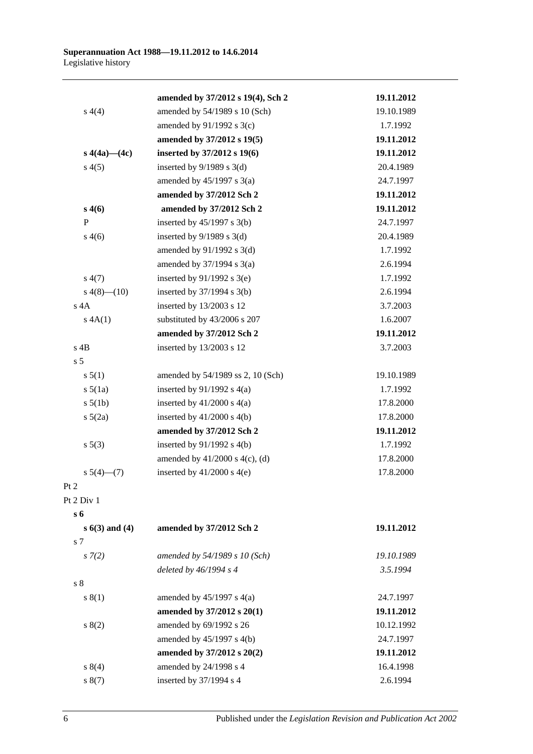| | | |
|---|---|---|
| | **amended by 37/2012 s 19(4), Sch 2** | **19.11.2012** |
| s 4(4) | amended by 54/1989 s 10 (Sch) | 19.10.1989 |
| | amended by 91/1992 s 3(c) | 1.7.1992 |
| | **amended by 37/2012 s 19(5)** | **19.11.2012** |
| **s 4(4a)—(4c)** | **inserted by 37/2012 s 19(6)** | **19.11.2012** |
| s 4(5) | inserted by 9/1989 s 3(d) | 20.4.1989 |
| | amended by 45/1997 s 3(a) | 24.7.1997 |
| | **amended by 37/2012 Sch 2** | **19.11.2012** |
| **s 4(6)** | **amended by 37/2012 Sch 2** | **19.11.2012** |
| P | inserted by 45/1997 s 3(b) | 24.7.1997 |
| s 4(6) | inserted by 9/1989 s 3(d) | 20.4.1989 |
| | amended by 91/1992 s 3(d) | 1.7.1992 |
| | amended by 37/1994 s 3(a) | 2.6.1994 |
| s 4(7) | inserted by 91/1992 s 3(e) | 1.7.1992 |
| s 4(8)—(10) | inserted by 37/1994 s 3(b) | 2.6.1994 |
| s 4A | inserted by 13/2003 s 12 | 3.7.2003 |
| s 4A(1) | substituted by 43/2006 s 207 | 1.6.2007 |
| | **amended by 37/2012 Sch 2** | **19.11.2012** |
| s 4B | inserted by 13/2003 s 12 | 3.7.2003 |
| s 5 | | |
| s 5(1) | amended by 54/1989 ss 2, 10 (Sch) | 19.10.1989 |
| s 5(1a) | inserted by 91/1992 s 4(a) | 1.7.1992 |
| s 5(1b) | inserted by 41/2000 s 4(a) | 17.8.2000 |
| s 5(2a) | inserted by 41/2000 s 4(b) | 17.8.2000 |
| | **amended by 37/2012 Sch 2** | **19.11.2012** |
| s 5(3) | inserted by 91/1992 s 4(b) | 1.7.1992 |
| | amended by 41/2000 s 4(c), (d) | 17.8.2000 |
| s 5(4)—(7) | inserted by 41/2000 s 4(e) | 17.8.2000 |
| Pt 2 | | |
| Pt 2 Div 1 | | |
| **s 6** | | |
| **s 6(3) and (4)** | **amended by 37/2012 Sch 2** | **19.11.2012** |
| s 7 | | |
| *s 7(2)* | *amended by 54/1989 s 10 (Sch)* | *19.10.1989* |
| | *deleted by 46/1994 s 4* | *3.5.1994* |
| s 8 | | |
| s 8(1) | amended by 45/1997 s 4(a) | 24.7.1997 |
| | **amended by 37/2012 s 20(1)** | **19.11.2012** |
| s 8(2) | amended by 69/1992 s 26 | 10.12.1992 |
| | amended by 45/1997 s 4(b) | 24.7.1997 |
| | **amended by 37/2012 s 20(2)** | **19.11.2012** |
| s 8(4) | amended by 24/1998 s 4 | 16.4.1998 |
| s 8(7) | inserted by 37/1994 s 4 | 2.6.1994 |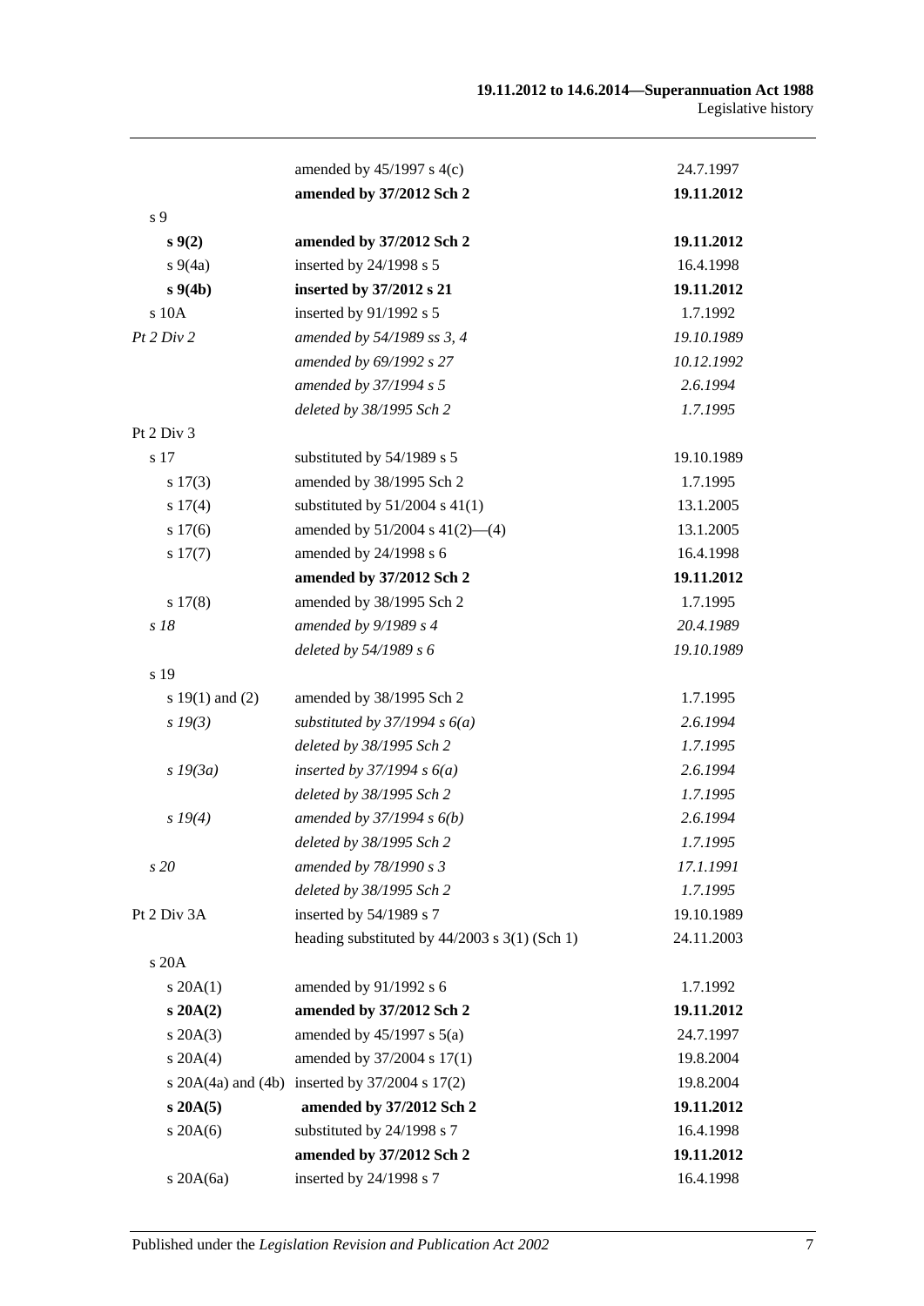| | | |
|---|---|---|
| | amended by 45/1997 s 4(c) | 24.7.1997 |
| | **amended by 37/2012 Sch 2** | **19.11.2012** |
| s 9 | | |
| **s 9(2)** | **amended by 37/2012 Sch 2** | **19.11.2012** |
| s 9(4a) | inserted by 24/1998 s 5 | 16.4.1998 |
| **s 9(4b)** | **inserted by 37/2012 s 21** | **19.11.2012** |
| s 10A | inserted by 91/1992 s 5 | 1.7.1992 |
| *Pt 2 Div 2* | *amended by 54/1989 ss 3, 4* | *19.10.1989* |
| | *amended by 69/1992 s 27* | *10.12.1992* |
| | *amended by 37/1994 s 5* | *2.6.1994* |
| | *deleted by 38/1995 Sch 2* | *1.7.1995* |
| Pt 2 Div 3 | | |
| s 17 | substituted by 54/1989 s 5 | 19.10.1989 |
| s 17(3) | amended by 38/1995 Sch 2 | 1.7.1995 |
| s 17(4) | substituted by 51/2004 s 41(1) | 13.1.2005 |
| s 17(6) | amended by 51/2004 s 41(2)—(4) | 13.1.2005 |
| s 17(7) | amended by 24/1998 s 6 | 16.4.1998 |
| | **amended by 37/2012 Sch 2** | **19.11.2012** |
| s 17(8) | amended by 38/1995 Sch 2 | 1.7.1995 |
| *s 18* | *amended by 9/1989 s 4* | *20.4.1989* |
| | *deleted by 54/1989 s 6* | *19.10.1989* |
| s 19 | | |
| s 19(1) and (2) | amended by 38/1995 Sch 2 | 1.7.1995 |
| *s 19(3)* | *substituted by 37/1994 s 6(a)* | *2.6.1994* |
| | *deleted by 38/1995 Sch 2* | *1.7.1995* |
| *s 19(3a)* | *inserted by 37/1994 s 6(a)* | *2.6.1994* |
| | *deleted by 38/1995 Sch 2* | *1.7.1995* |
| *s 19(4)* | *amended by 37/1994 s 6(b)* | *2.6.1994* |
| | *deleted by 38/1995 Sch 2* | *1.7.1995* |
| *s 20* | *amended by 78/1990 s 3* | *17.1.1991* |
| | *deleted by 38/1995 Sch 2* | *1.7.1995* |
| Pt 2 Div 3A | inserted by 54/1989 s 7 | 19.10.1989 |
| | heading substituted by 44/2003 s 3(1) (Sch 1) | 24.11.2003 |
| s 20A | | |
| s 20A(1) | amended by 91/1992 s 6 | 1.7.1992 |
| **s 20A(2)** | **amended by 37/2012 Sch 2** | **19.11.2012** |
| s 20A(3) | amended by 45/1997 s 5(a) | 24.7.1997 |
| s 20A(4) | amended by 37/2004 s 17(1) | 19.8.2004 |
| s 20A(4a) and (4b) | inserted by 37/2004 s 17(2) | 19.8.2004 |
| **s 20A(5)** | **amended by 37/2012 Sch 2** | **19.11.2012** |
| s 20A(6) | substituted by 24/1998 s 7 | 16.4.1998 |
| | **amended by 37/2012 Sch 2** | **19.11.2012** |
| s 20A(6a) | inserted by 24/1998 s 7 | 16.4.1998 |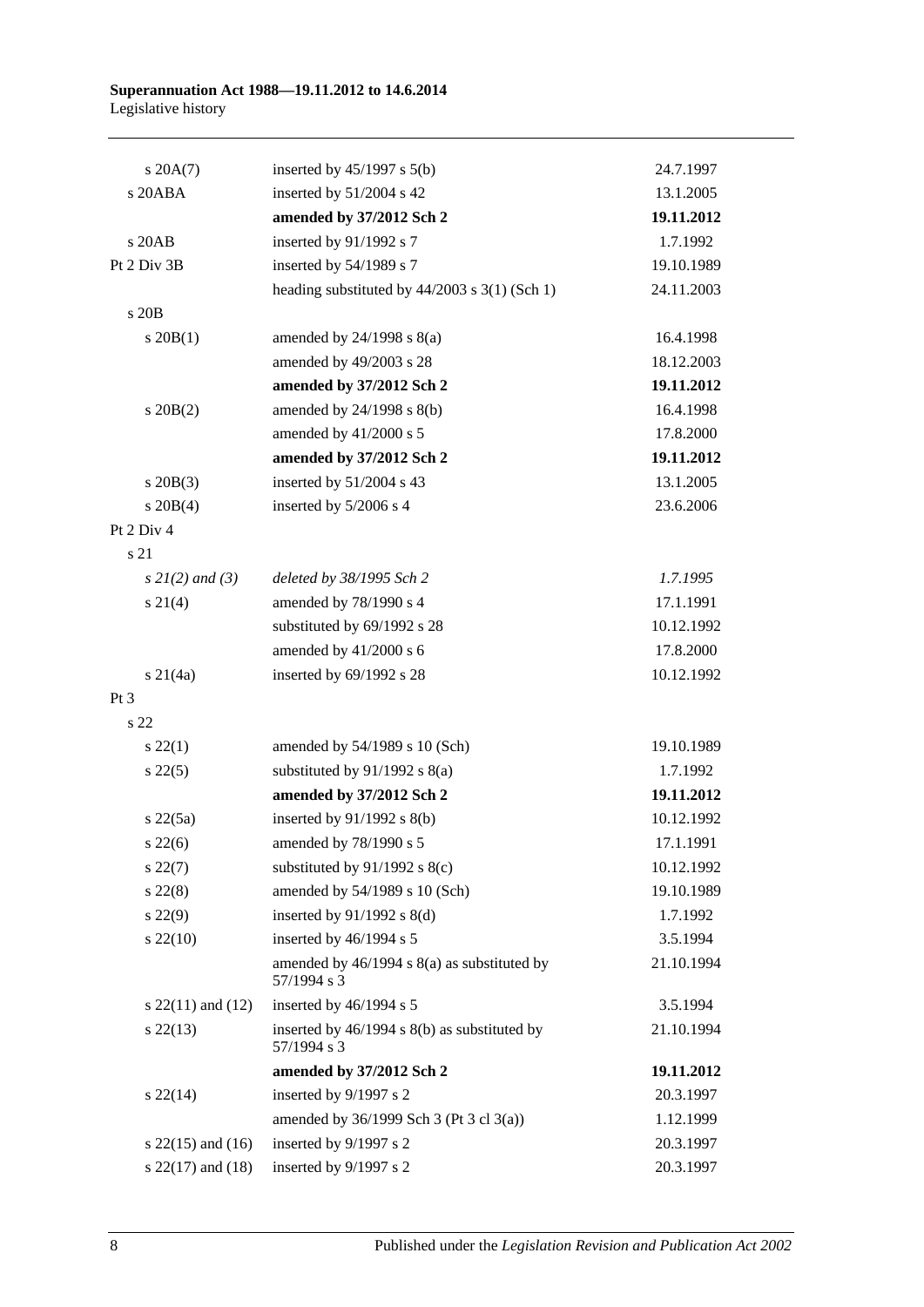| | | |
|---|---|---|
| s 20A(7) | inserted by 45/1997 s 5(b) | 24.7.1997 |
| s 20ABA | inserted by 51/2004 s 42 | 13.1.2005 |
| | **amended by 37/2012 Sch 2** | **19.11.2012** |
| s 20AB | inserted by 91/1992 s 7 | 1.7.1992 |
| Pt 2 Div 3B | inserted by 54/1989 s 7 | 19.10.1989 |
| | heading substituted by 44/2003 s 3(1) (Sch 1) | 24.11.2003 |
| s 20B | | |
| s 20B(1) | amended by 24/1998 s 8(a) | 16.4.1998 |
| | amended by 49/2003 s 28 | 18.12.2003 |
| | **amended by 37/2012 Sch 2** | **19.11.2012** |
| s 20B(2) | amended by 24/1998 s 8(b) | 16.4.1998 |
| | amended by 41/2000 s 5 | 17.8.2000 |
| | **amended by 37/2012 Sch 2** | **19.11.2012** |
| s 20B(3) | inserted by 51/2004 s 43 | 13.1.2005 |
| s 20B(4) | inserted by 5/2006 s 4 | 23.6.2006 |
| Pt 2 Div 4 | | |
| s 21 | | |
| *s 21(2) and (3)* | *deleted by 38/1995 Sch 2* | *1.7.1995* |
| s 21(4) | amended by 78/1990 s 4 | 17.1.1991 |
| | substituted by 69/1992 s 28 | 10.12.1992 |
| | amended by 41/2000 s 6 | 17.8.2000 |
| s 21(4a) | inserted by 69/1992 s 28 | 10.12.1992 |
| Pt 3 | | |
| s 22 | | |
| s 22(1) | amended by 54/1989 s 10 (Sch) | 19.10.1989 |
| s 22(5) | substituted by 91/1992 s 8(a) | 1.7.1992 |
| | **amended by 37/2012 Sch 2** | **19.11.2012** |
| s 22(5a) | inserted by 91/1992 s 8(b) | 10.12.1992 |
| s 22(6) | amended by 78/1990 s 5 | 17.1.1991 |
| s 22(7) | substituted by 91/1992 s 8(c) | 10.12.1992 |
| s 22(8) | amended by 54/1989 s 10 (Sch) | 19.10.1989 |
| s 22(9) | inserted by 91/1992 s 8(d) | 1.7.1992 |
| s 22(10) | inserted by 46/1994 s 5 | 3.5.1994 |
| | amended by 46/1994 s 8(a) as substituted by 57/1994 s 3 | 21.10.1994 |
| s 22(11) and (12) | inserted by 46/1994 s 5 | 3.5.1994 |
| s 22(13) | inserted by 46/1994 s 8(b) as substituted by 57/1994 s 3 | 21.10.1994 |
| | **amended by 37/2012 Sch 2** | **19.11.2012** |
| s 22(14) | inserted by 9/1997 s 2 | 20.3.1997 |
| | amended by 36/1999 Sch 3 (Pt 3 cl 3(a)) | 1.12.1999 |
| s 22(15) and (16) | inserted by 9/1997 s 2 | 20.3.1997 |
| s 22(17) and (18) | inserted by 9/1997 s 2 | 20.3.1997 |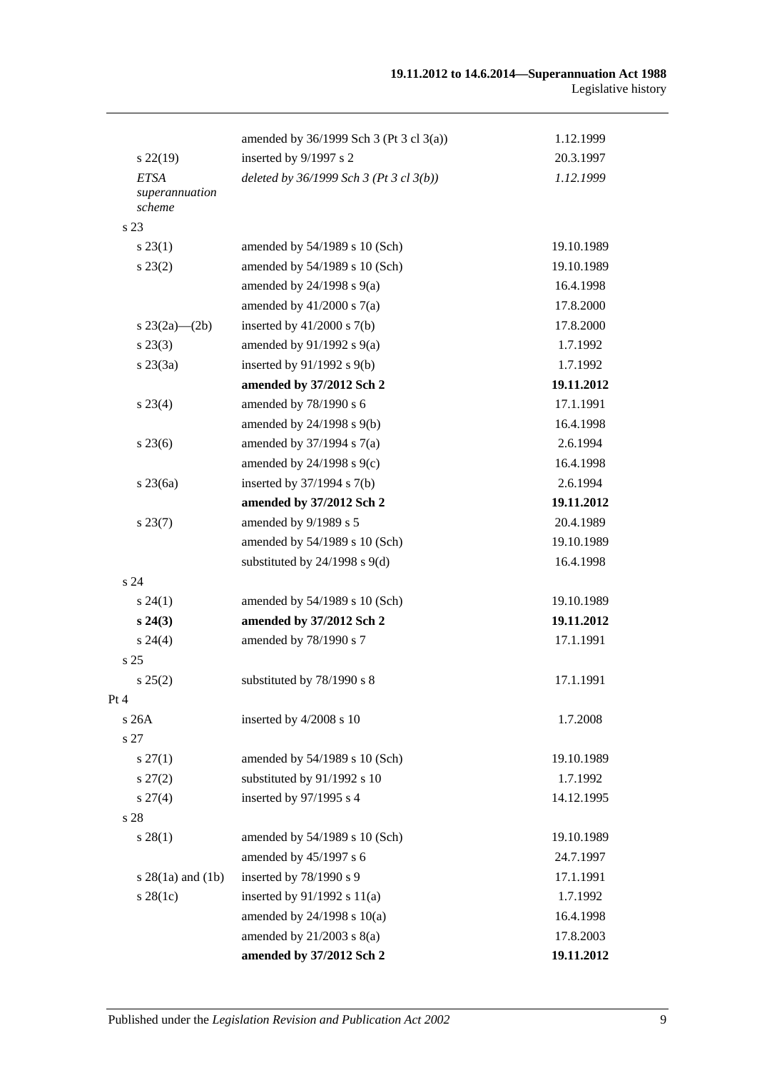| | | |
|---|---|---|
| | amended by 36/1999 Sch 3 (Pt 3 cl 3(a)) | 1.12.1999 |
| s 22(19) | inserted by 9/1997 s 2 | 20.3.1997 |
| *ETSA superannuation scheme* | *deleted by 36/1999 Sch 3 (Pt 3 cl 3(b))* | *1.12.1999* |
| s 23 | | |
| s 23(1) | amended by 54/1989 s 10 (Sch) | 19.10.1989 |
| s 23(2) | amended by 54/1989 s 10 (Sch) | 19.10.1989 |
| | amended by 24/1998 s 9(a) | 16.4.1998 |
| | amended by 41/2000 s 7(a) | 17.8.2000 |
| s 23(2a)—(2b) | inserted by 41/2000 s 7(b) | 17.8.2000 |
| s 23(3) | amended by 91/1992 s 9(a) | 1.7.1992 |
| s 23(3a) | inserted by 91/1992 s 9(b) | 1.7.1992 |
| | **amended by 37/2012 Sch 2** | **19.11.2012** |
| s 23(4) | amended by 78/1990 s 6 | 17.1.1991 |
| | amended by 24/1998 s 9(b) | 16.4.1998 |
| s 23(6) | amended by 37/1994 s 7(a) | 2.6.1994 |
| | amended by 24/1998 s 9(c) | 16.4.1998 |
| s 23(6a) | inserted by 37/1994 s 7(b) | 2.6.1994 |
| | **amended by 37/2012 Sch 2** | **19.11.2012** |
| s 23(7) | amended by 9/1989 s 5 | 20.4.1989 |
| | amended by 54/1989 s 10 (Sch) | 19.10.1989 |
| | substituted by 24/1998 s 9(d) | 16.4.1998 |
| s 24 | | |
| s 24(1) | amended by 54/1989 s 10 (Sch) | 19.10.1989 |
| **s 24(3)** | **amended by 37/2012 Sch 2** | **19.11.2012** |
| s 24(4) | amended by 78/1990 s 7 | 17.1.1991 |
| s 25 | | |
| s 25(2) | substituted by 78/1990 s 8 | 17.1.1991 |
| Pt 4 | | |
| s 26A | inserted by 4/2008 s 10 | 1.7.2008 |
| s 27 | | |
| s 27(1) | amended by 54/1989 s 10 (Sch) | 19.10.1989 |
| s 27(2) | substituted by 91/1992 s 10 | 1.7.1992 |
| s 27(4) | inserted by 97/1995 s 4 | 14.12.1995 |
| s 28 | | |
| s 28(1) | amended by 54/1989 s 10 (Sch) | 19.10.1989 |
| | amended by 45/1997 s 6 | 24.7.1997 |
| s 28(1a) and (1b) | inserted by 78/1990 s 9 | 17.1.1991 |
| s 28(1c) | inserted by 91/1992 s 11(a) | 1.7.1992 |
| | amended by 24/1998 s 10(a) | 16.4.1998 |
| | amended by 21/2003 s 8(a) | 17.8.2003 |
| | **amended by 37/2012 Sch 2** | **19.11.2012** |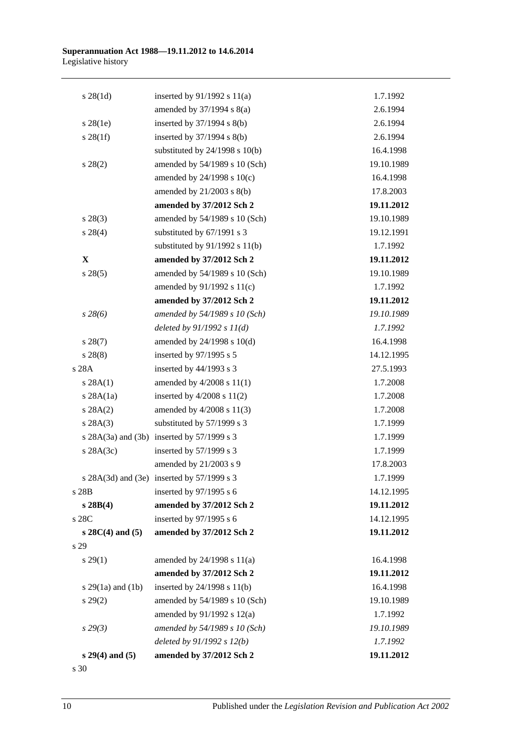| | | |
|---|---|---|
| s 28(1d) | inserted by 91/1992 s 11(a) | 1.7.1992 |
| | amended by 37/1994 s 8(a) | 2.6.1994 |
| s 28(1e) | inserted by 37/1994 s 8(b) | 2.6.1994 |
| s 28(1f) | inserted by 37/1994 s 8(b) | 2.6.1994 |
| | substituted by 24/1998 s 10(b) | 16.4.1998 |
| s 28(2) | amended by 54/1989 s 10 (Sch) | 19.10.1989 |
| | amended by 24/1998 s 10(c) | 16.4.1998 |
| | amended by 21/2003 s 8(b) | 17.8.2003 |
| | **amended by 37/2012 Sch 2** | **19.11.2012** |
| s 28(3) | amended by 54/1989 s 10 (Sch) | 19.10.1989 |
| s 28(4) | substituted by 67/1991 s 3 | 19.12.1991 |
| | substituted by 91/1992 s 11(b) | 1.7.1992 |
| **X** | **amended by 37/2012 Sch 2** | **19.11.2012** |
| s 28(5) | amended by 54/1989 s 10 (Sch) | 19.10.1989 |
| | amended by 91/1992 s 11(c) | 1.7.1992 |
| | **amended by 37/2012 Sch 2** | **19.11.2012** |
| *s 28(6)* | *amended by 54/1989 s 10 (Sch)* | *19.10.1989* |
| | *deleted by 91/1992 s 11(d)* | *1.7.1992* |
| s 28(7) | amended by 24/1998 s 10(d) | 16.4.1998 |
| s 28(8) | inserted by 97/1995 s 5 | 14.12.1995 |
| s 28A | inserted by 44/1993 s 3 | 27.5.1993 |
| s 28A(1) | amended by 4/2008 s 11(1) | 1.7.2008 |
| s 28A(1a) | inserted by 4/2008 s 11(2) | 1.7.2008 |
| s 28A(2) | amended by 4/2008 s 11(3) | 1.7.2008 |
| s 28A(3) | substituted by 57/1999 s 3 | 1.7.1999 |
| s 28A(3a) and (3b) | inserted by 57/1999 s 3 | 1.7.1999 |
| s 28A(3c) | inserted by 57/1999 s 3 | 1.7.1999 |
| | amended by 21/2003 s 9 | 17.8.2003 |
| s 28A(3d) and (3e) | inserted by 57/1999 s 3 | 1.7.1999 |
| s 28B | inserted by 97/1995 s 6 | 14.12.1995 |
| **s 28B(4)** | **amended by 37/2012 Sch 2** | **19.11.2012** |
| s 28C | inserted by 97/1995 s 6 | 14.12.1995 |
| **s 28C(4) and (5)** | **amended by 37/2012 Sch 2** | **19.11.2012** |
| s 29 | | |
| s 29(1) | amended by 24/1998 s 11(a) | 16.4.1998 |
| | **amended by 37/2012 Sch 2** | **19.11.2012** |
| s 29(1a) and (1b) | inserted by 24/1998 s 11(b) | 16.4.1998 |
| s 29(2) | amended by 54/1989 s 10 (Sch) | 19.10.1989 |
| | amended by 91/1992 s 12(a) | 1.7.1992 |
| *s 29(3)* | *amended by 54/1989 s 10 (Sch)* | *19.10.1989* |
| | *deleted by 91/1992 s 12(b)* | *1.7.1992* |
| **s 29(4) and (5)** | **amended by 37/2012 Sch 2** | **19.11.2012** |
| s 30 | | |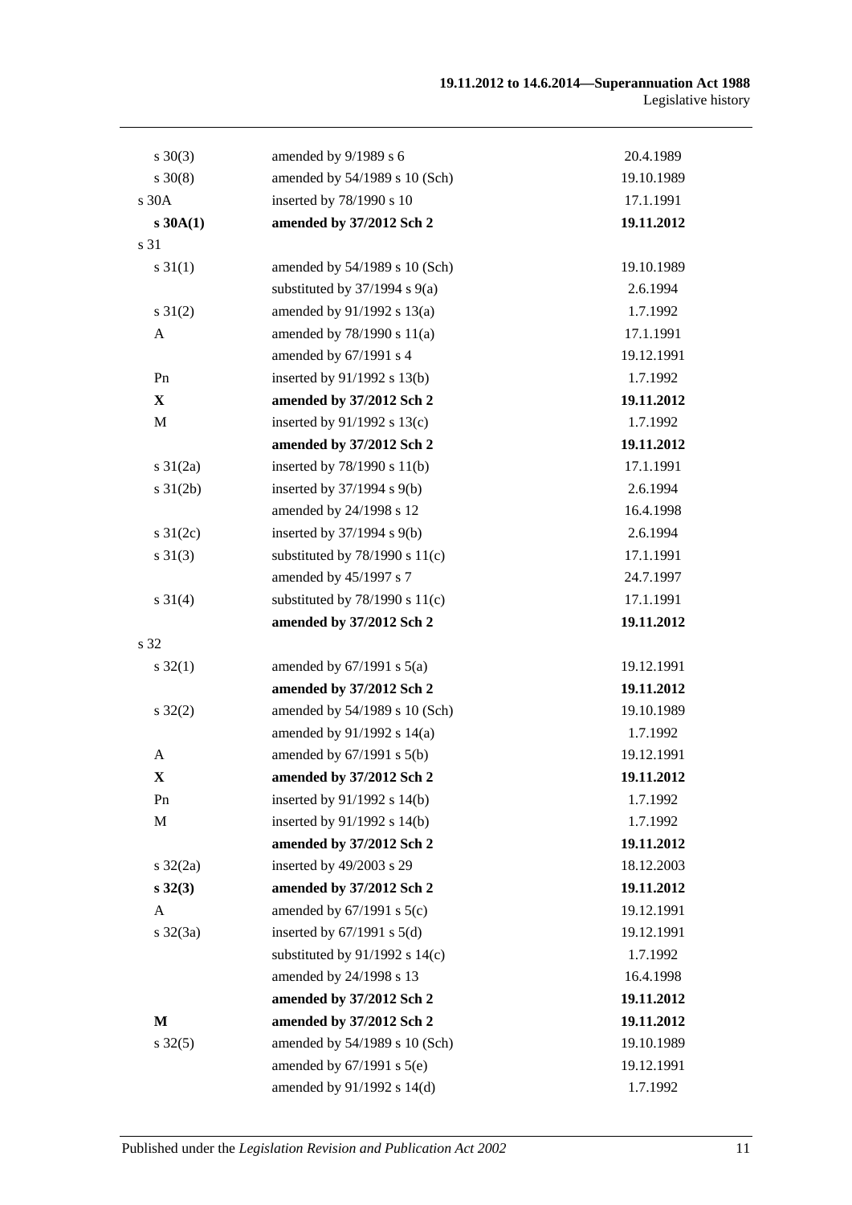| | | |
|---|---|---|
| s 30(3) | amended by 9/1989 s 6 | 20.4.1989 |
| s 30(8) | amended by 54/1989 s 10 (Sch) | 19.10.1989 |
| s 30A | inserted by 78/1990 s 10 | 17.1.1991 |
| **s 30A(1)** | **amended by 37/2012 Sch 2** | **19.11.2012** |
| s 31 | | |
| s 31(1) | amended by 54/1989 s 10 (Sch) | 19.10.1989 |
| | substituted by 37/1994 s 9(a) | 2.6.1994 |
| s 31(2) | amended by 91/1992 s 13(a) | 1.7.1992 |
| A | amended by 78/1990 s 11(a) | 17.1.1991 |
| | amended by 67/1991 s 4 | 19.12.1991 |
| Pn | inserted by 91/1992 s 13(b) | 1.7.1992 |
| **X** | **amended by 37/2012 Sch 2** | **19.11.2012** |
| M | inserted by 91/1992 s 13(c) | 1.7.1992 |
| | **amended by 37/2012 Sch 2** | **19.11.2012** |
| s 31(2a) | inserted by 78/1990 s 11(b) | 17.1.1991 |
| s 31(2b) | inserted by 37/1994 s 9(b) | 2.6.1994 |
| | amended by 24/1998 s 12 | 16.4.1998 |
| s 31(2c) | inserted by 37/1994 s 9(b) | 2.6.1994 |
| s 31(3) | substituted by 78/1990 s 11(c) | 17.1.1991 |
| | amended by 45/1997 s 7 | 24.7.1997 |
| s 31(4) | substituted by 78/1990 s 11(c) | 17.1.1991 |
| | **amended by 37/2012 Sch 2** | **19.11.2012** |
| s 32 | | |
| s 32(1) | amended by 67/1991 s 5(a) | 19.12.1991 |
| | **amended by 37/2012 Sch 2** | **19.11.2012** |
| s 32(2) | amended by 54/1989 s 10 (Sch) | 19.10.1989 |
| | amended by 91/1992 s 14(a) | 1.7.1992 |
| A | amended by 67/1991 s 5(b) | 19.12.1991 |
| **X** | **amended by 37/2012 Sch 2** | **19.11.2012** |
| Pn | inserted by 91/1992 s 14(b) | 1.7.1992 |
| M | inserted by 91/1992 s 14(b) | 1.7.1992 |
| | **amended by 37/2012 Sch 2** | **19.11.2012** |
| s 32(2a) | inserted by 49/2003 s 29 | 18.12.2003 |
| **s 32(3)** | **amended by 37/2012 Sch 2** | **19.11.2012** |
| A | amended by 67/1991 s 5(c) | 19.12.1991 |
| s 32(3a) | inserted by 67/1991 s 5(d) | 19.12.1991 |
| | substituted by 91/1992 s 14(c) | 1.7.1992 |
| | amended by 24/1998 s 13 | 16.4.1998 |
| | **amended by 37/2012 Sch 2** | **19.11.2012** |
| **M** | **amended by 37/2012 Sch 2** | **19.11.2012** |
| s 32(5) | amended by 54/1989 s 10 (Sch) | 19.10.1989 |
| | amended by 67/1991 s 5(e) | 19.12.1991 |
| | amended by 91/1992 s 14(d) | 1.7.1992 |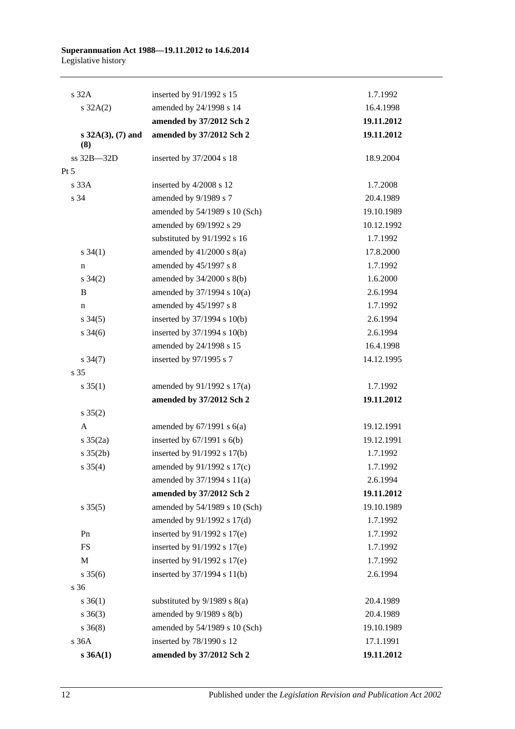| | | |
|---|---|---|
| s 32A | inserted by 91/1992 s 15 | 1.7.1992 |
| s 32A(2) | amended by 24/1998 s 14 | 16.4.1998 |
| | **amended by 37/2012 Sch 2** | **19.11.2012** |
| **s 32A(3), (7) and (8)** | **amended by 37/2012 Sch 2** | **19.11.2012** |
| ss 32B—32D | inserted by 37/2004 s 18 | 18.9.2004 |
| Pt 5 | | |
| s 33A | inserted by 4/2008 s 12 | 1.7.2008 |
| s 34 | amended by 9/1989 s 7 | 20.4.1989 |
| | amended by 54/1989 s 10 (Sch) | 19.10.1989 |
| | amended by 69/1992 s 29 | 10.12.1992 |
| | substituted by 91/1992 s 16 | 1.7.1992 |
| s 34(1) | amended by 41/2000 s 8(a) | 17.8.2000 |
| n | amended by 45/1997 s 8 | 1.7.1992 |
| s 34(2) | amended by 34/2000 s 8(b) | 1.6.2000 |
| B | amended by 37/1994 s 10(a) | 2.6.1994 |
| n | amended by 45/1997 s 8 | 1.7.1992 |
| s 34(5) | inserted by 37/1994 s 10(b) | 2.6.1994 |
| s 34(6) | inserted by 37/1994 s 10(b) | 2.6.1994 |
| | amended by 24/1998 s 15 | 16.4.1998 |
| s 34(7) | inserted by 97/1995 s 7 | 14.12.1995 |
| s 35 | | |
| s 35(1) | amended by 91/1992 s 17(a) | 1.7.1992 |
| | **amended by 37/2012 Sch 2** | **19.11.2012** |
| s 35(2) | | |
| A | amended by 67/1991 s 6(a) | 19.12.1991 |
| s 35(2a) | inserted by 67/1991 s 6(b) | 19.12.1991 |
| s 35(2b) | inserted by 91/1992 s 17(b) | 1.7.1992 |
| s 35(4) | amended by 91/1992 s 17(c) | 1.7.1992 |
| | amended by 37/1994 s 11(a) | 2.6.1994 |
| | **amended by 37/2012 Sch 2** | **19.11.2012** |
| s 35(5) | amended by 54/1989 s 10 (Sch) | 19.10.1989 |
| | amended by 91/1992 s 17(d) | 1.7.1992 |
| Pn | inserted by 91/1992 s 17(e) | 1.7.1992 |
| FS | inserted by 91/1992 s 17(e) | 1.7.1992 |
| M | inserted by 91/1992 s 17(e) | 1.7.1992 |
| s 35(6) | inserted by 37/1994 s 11(b) | 2.6.1994 |
| s 36 | | |
| s 36(1) | substituted by 9/1989 s 8(a) | 20.4.1989 |
| s 36(3) | amended by 9/1989 s 8(b) | 20.4.1989 |
| s 36(8) | amended by 54/1989 s 10 (Sch) | 19.10.1989 |
| s 36A | inserted by 78/1990 s 12 | 17.1.1991 |
| **s 36A(1)** | **amended by 37/2012 Sch 2** | **19.11.2012** |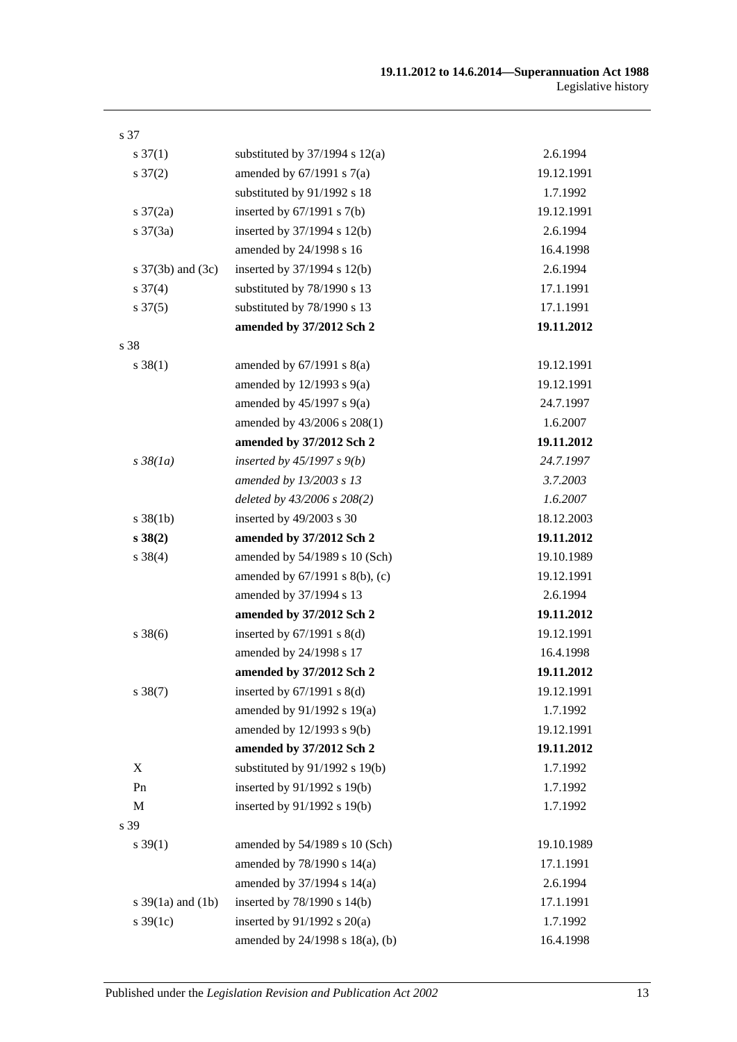| | | |
|---|---|---|
| s 37 | | |
| s 37(1) | substituted by 37/1994 s 12(a) | 2.6.1994 |
| s 37(2) | amended by 67/1991 s 7(a) | 19.12.1991 |
| | substituted by 91/1992 s 18 | 1.7.1992 |
| s 37(2a) | inserted by 67/1991 s 7(b) | 19.12.1991 |
| s 37(3a) | inserted by 37/1994 s 12(b) | 2.6.1994 |
| | amended by 24/1998 s 16 | 16.4.1998 |
| s 37(3b) and (3c) | inserted by 37/1994 s 12(b) | 2.6.1994 |
| s 37(4) | substituted by 78/1990 s 13 | 17.1.1991 |
| s 37(5) | substituted by 78/1990 s 13 | 17.1.1991 |
| | **amended by 37/2012 Sch 2** | **19.11.2012** |
| s 38 | | |
| s 38(1) | amended by 67/1991 s 8(a) | 19.12.1991 |
| | amended by 12/1993 s 9(a) | 19.12.1991 |
| | amended by 45/1997 s 9(a) | 24.7.1997 |
| | amended by 43/2006 s 208(1) | 1.6.2007 |
| | **amended by 37/2012 Sch 2** | **19.11.2012** |
| *s 38(1a)* | *inserted by 45/1997 s 9(b)* | *24.7.1997* |
| | *amended by 13/2003 s 13* | *3.7.2003* |
| | *deleted by 43/2006 s 208(2)* | *1.6.2007* |
| s 38(1b) | inserted by 49/2003 s 30 | 18.12.2003 |
| **s 38(2)** | **amended by 37/2012 Sch 2** | **19.11.2012** |
| s 38(4) | amended by 54/1989 s 10 (Sch) | 19.10.1989 |
| | amended by 67/1991 s 8(b), (c) | 19.12.1991 |
| | amended by 37/1994 s 13 | 2.6.1994 |
| | **amended by 37/2012 Sch 2** | **19.11.2012** |
| s 38(6) | inserted by 67/1991 s 8(d) | 19.12.1991 |
| | amended by 24/1998 s 17 | 16.4.1998 |
| | **amended by 37/2012 Sch 2** | **19.11.2012** |
| s 38(7) | inserted by 67/1991 s 8(d) | 19.12.1991 |
| | amended by 91/1992 s 19(a) | 1.7.1992 |
| | amended by 12/1993 s 9(b) | 19.12.1991 |
| | **amended by 37/2012 Sch 2** | **19.11.2012** |
| X | substituted by 91/1992 s 19(b) | 1.7.1992 |
| Pn | inserted by 91/1992 s 19(b) | 1.7.1992 |
| M | inserted by 91/1992 s 19(b) | 1.7.1992 |
| s 39 | | |
| s 39(1) | amended by 54/1989 s 10 (Sch) | 19.10.1989 |
| | amended by 78/1990 s 14(a) | 17.1.1991 |
| | amended by 37/1994 s 14(a) | 2.6.1994 |
| s 39(1a) and (1b) | inserted by 78/1990 s 14(b) | 17.1.1991 |
| s 39(1c) | inserted by 91/1992 s 20(a) | 1.7.1992 |
| | amended by 24/1998 s 18(a), (b) | 16.4.1998 |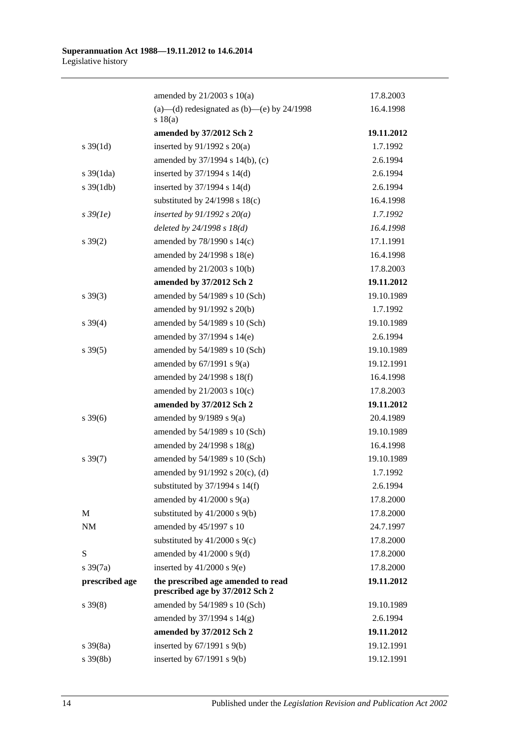| | | |
|---|---|---|
| | amended by 21/2003 s 10(a) | 17.8.2003 |
| | (a)—(d) redesignated as (b)—(e) by 24/1998 s 18(a) | 16.4.1998 |
| | **amended by 37/2012 Sch 2** | **19.11.2012** |
| s 39(1d) | inserted by 91/1992 s 20(a) | 1.7.1992 |
| | amended by 37/1994 s 14(b), (c) | 2.6.1994 |
| s 39(1da) | inserted by 37/1994 s 14(d) | 2.6.1994 |
| s 39(1db) | inserted by 37/1994 s 14(d) | 2.6.1994 |
| | substituted by 24/1998 s 18(c) | 16.4.1998 |
| *s 39(1e)* | *inserted by 91/1992 s 20(a)* | *1.7.1992* |
| | *deleted by 24/1998 s 18(d)* | *16.4.1998* |
| s 39(2) | amended by 78/1990 s 14(c) | 17.1.1991 |
| | amended by 24/1998 s 18(e) | 16.4.1998 |
| | amended by 21/2003 s 10(b) | 17.8.2003 |
| | **amended by 37/2012 Sch 2** | **19.11.2012** |
| s 39(3) | amended by 54/1989 s 10 (Sch) | 19.10.1989 |
| | amended by 91/1992 s 20(b) | 1.7.1992 |
| s 39(4) | amended by 54/1989 s 10 (Sch) | 19.10.1989 |
| | amended by 37/1994 s 14(e) | 2.6.1994 |
| s 39(5) | amended by 54/1989 s 10 (Sch) | 19.10.1989 |
| | amended by 67/1991 s 9(a) | 19.12.1991 |
| | amended by 24/1998 s 18(f) | 16.4.1998 |
| | amended by 21/2003 s 10(c) | 17.8.2003 |
| | **amended by 37/2012 Sch 2** | **19.11.2012** |
| s 39(6) | amended by 9/1989 s 9(a) | 20.4.1989 |
| | amended by 54/1989 s 10 (Sch) | 19.10.1989 |
| | amended by 24/1998 s 18(g) | 16.4.1998 |
| s 39(7) | amended by 54/1989 s 10 (Sch) | 19.10.1989 |
| | amended by 91/1992 s 20(c), (d) | 1.7.1992 |
| | substituted by 37/1994 s 14(f) | 2.6.1994 |
| | amended by 41/2000 s 9(a) | 17.8.2000 |
| M | substituted by 41/2000 s 9(b) | 17.8.2000 |
| NM | amended by 45/1997 s 10 | 24.7.1997 |
| | substituted by 41/2000 s 9(c) | 17.8.2000 |
| S | amended by 41/2000 s 9(d) | 17.8.2000 |
| s 39(7a) | inserted by 41/2000 s 9(e) | 17.8.2000 |
| **prescribed age** | **the prescribed age amended to read prescribed age by 37/2012 Sch 2** | **19.11.2012** |
| s 39(8) | amended by 54/1989 s 10 (Sch) | 19.10.1989 |
| | amended by 37/1994 s 14(g) | 2.6.1994 |
| | **amended by 37/2012 Sch 2** | **19.11.2012** |
| s 39(8a) | inserted by 67/1991 s 9(b) | 19.12.1991 |
| s 39(8b) | inserted by 67/1991 s 9(b) | 19.12.1991 |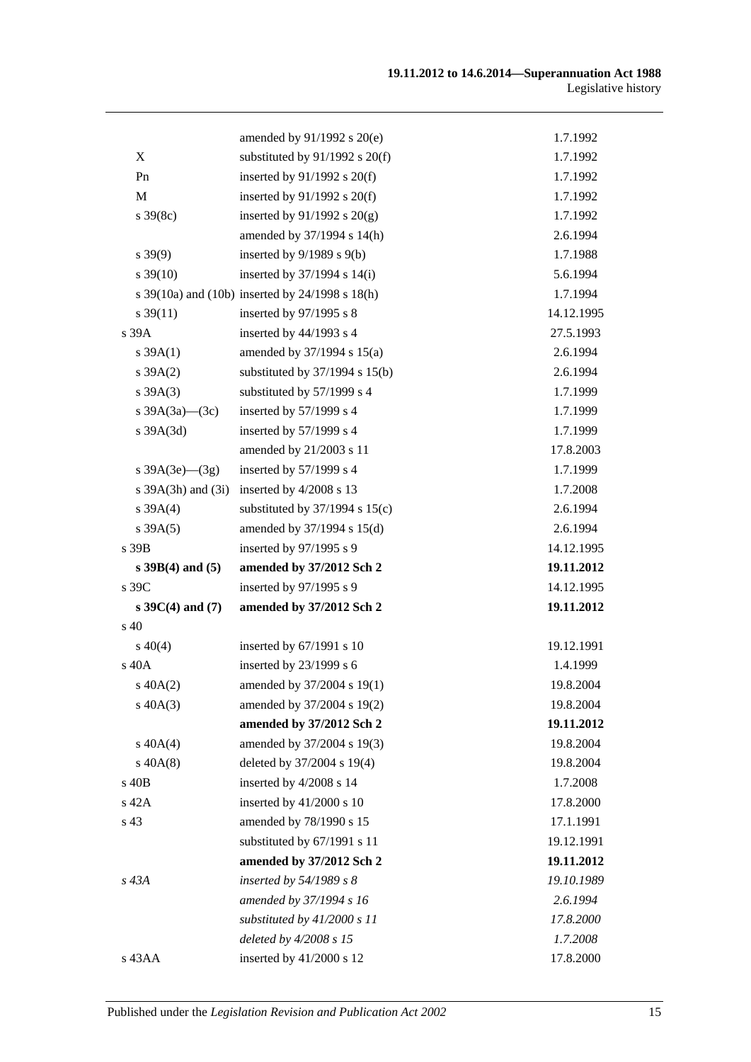| | | |
|---|---|---|
| | amended by 91/1992 s 20(e) | 1.7.1992 |
| X | substituted by 91/1992 s 20(f) | 1.7.1992 |
| Pn | inserted by 91/1992 s 20(f) | 1.7.1992 |
| M | inserted by 91/1992 s 20(f) | 1.7.1992 |
| s 39(8c) | inserted by 91/1992 s 20(g) | 1.7.1992 |
| | amended by 37/1994 s 14(h) | 2.6.1994 |
| s 39(9) | inserted by 9/1989 s 9(b) | 1.7.1988 |
| s 39(10) | inserted by 37/1994 s 14(i) | 5.6.1994 |
| s 39(10a) and (10b) | inserted by 24/1998 s 18(h) | 1.7.1994 |
| s 39(11) | inserted by 97/1995 s 8 | 14.12.1995 |
| s 39A | inserted by 44/1993 s 4 | 27.5.1993 |
| s 39A(1) | amended by 37/1994 s 15(a) | 2.6.1994 |
| s 39A(2) | substituted by 37/1994 s 15(b) | 2.6.1994 |
| s 39A(3) | substituted by 57/1999 s 4 | 1.7.1999 |
| s 39A(3a)—(3c) | inserted by 57/1999 s 4 | 1.7.1999 |
| s 39A(3d) | inserted by 57/1999 s 4 | 1.7.1999 |
| | amended by 21/2003 s 11 | 17.8.2003 |
| s 39A(3e)—(3g) | inserted by 57/1999 s 4 | 1.7.1999 |
| s 39A(3h) and (3i) | inserted by 4/2008 s 13 | 1.7.2008 |
| s 39A(4) | substituted by 37/1994 s 15(c) | 2.6.1994 |
| s 39A(5) | amended by 37/1994 s 15(d) | 2.6.1994 |
| s 39B | inserted by 97/1995 s 9 | 14.12.1995 |
| **s 39B(4) and (5)** | **amended by 37/2012 Sch 2** | **19.11.2012** |
| s 39C | inserted by 97/1995 s 9 | 14.12.1995 |
| **s 39C(4) and (7)** | **amended by 37/2012 Sch 2** | **19.11.2012** |
| s 40 | | |
| s 40(4) | inserted by 67/1991 s 10 | 19.12.1991 |
| s 40A | inserted by 23/1999 s 6 | 1.4.1999 |
| s 40A(2) | amended by 37/2004 s 19(1) | 19.8.2004 |
| s 40A(3) | amended by 37/2004 s 19(2) | 19.8.2004 |
| | **amended by 37/2012 Sch 2** | **19.11.2012** |
| s 40A(4) | amended by 37/2004 s 19(3) | 19.8.2004 |
| s 40A(8) | deleted by 37/2004 s 19(4) | 19.8.2004 |
| s 40B | inserted by 4/2008 s 14 | 1.7.2008 |
| s 42A | inserted by 41/2000 s 10 | 17.8.2000 |
| s 43 | amended by 78/1990 s 15 | 17.1.1991 |
| | substituted by 67/1991 s 11 | 19.12.1991 |
| | **amended by 37/2012 Sch 2** | **19.11.2012** |
| *s 43A* | *inserted by 54/1989 s 8* | *19.10.1989* |
| | *amended by 37/1994 s 16* | *2.6.1994* |
| | *substituted by 41/2000 s 11* | *17.8.2000* |
| | *deleted by 4/2008 s 15* | *1.7.2008* |
| s 43AA | inserted by 41/2000 s 12 | 17.8.2000 |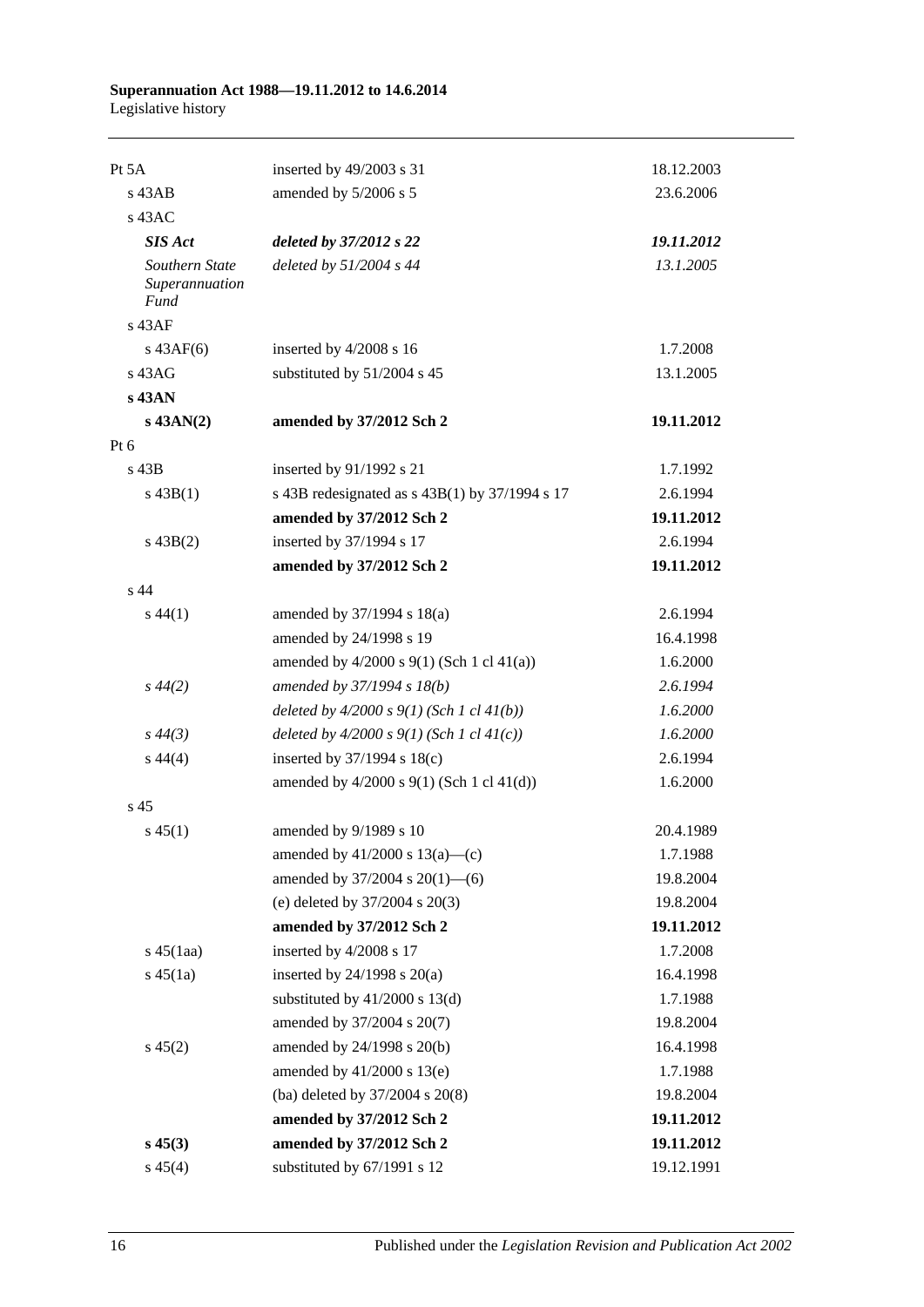| | | |
|---|---|---|
| Pt 5A | inserted by 49/2003 s 31 | 18.12.2003 |
| s 43AB | amended by 5/2006 s 5 | 23.6.2006 |
| s 43AC | | |
| ***SIS Act*** | ***deleted by 37/2012 s 22*** | ***19.11.2012*** |
| *Southern State Superannuation Fund* | *deleted by 51/2004 s 44* | *13.1.2005* |
| s 43AF | | |
| s 43AF(6) | inserted by 4/2008 s 16 | 1.7.2008 |
| s 43AG | substituted by 51/2004 s 45 | 13.1.2005 |
| **s 43AN** | | |
| **s 43AN(2)** | **amended by 37/2012 Sch 2** | **19.11.2012** |
| Pt 6 | | |
| s 43B | inserted by 91/1992 s 21 | 1.7.1992 |
| s 43B(1) | s 43B redesignated as s 43B(1) by 37/1994 s 17 | 2.6.1994 |
| | **amended by 37/2012 Sch 2** | **19.11.2012** |
| s 43B(2) | inserted by 37/1994 s 17 | 2.6.1994 |
| | **amended by 37/2012 Sch 2** | **19.11.2012** |
| s 44 | | |
| s 44(1) | amended by 37/1994 s 18(a) | 2.6.1994 |
| | amended by 24/1998 s 19 | 16.4.1998 |
| | amended by 4/2000 s 9(1) (Sch 1 cl 41(a)) | 1.6.2000 |
| *s 44(2)* | *amended by 37/1994 s 18(b)* | *2.6.1994* |
| | *deleted by 4/2000 s 9(1) (Sch 1 cl 41(b))* | *1.6.2000* |
| *s 44(3)* | *deleted by 4/2000 s 9(1) (Sch 1 cl 41(c))* | *1.6.2000* |
| s 44(4) | inserted by 37/1994 s 18(c) | 2.6.1994 |
| | amended by 4/2000 s 9(1) (Sch 1 cl 41(d)) | 1.6.2000 |
| s 45 | | |
| s 45(1) | amended by 9/1989 s 10 | 20.4.1989 |
| | amended by 41/2000 s 13(a)—(c) | 1.7.1988 |
| | amended by 37/2004 s 20(1)—(6) | 19.8.2004 |
| | (e) deleted by 37/2004 s 20(3) | 19.8.2004 |
| | **amended by 37/2012 Sch 2** | **19.11.2012** |
| s 45(1aa) | inserted by 4/2008 s 17 | 1.7.2008 |
| s 45(1a) | inserted by 24/1998 s 20(a) | 16.4.1998 |
| | substituted by 41/2000 s 13(d) | 1.7.1988 |
| | amended by 37/2004 s 20(7) | 19.8.2004 |
| s 45(2) | amended by 24/1998 s 20(b) | 16.4.1998 |
| | amended by 41/2000 s 13(e) | 1.7.1988 |
| | (ba) deleted by 37/2004 s 20(8) | 19.8.2004 |
| | **amended by 37/2012 Sch 2** | **19.11.2012** |
| **s 45(3)** | **amended by 37/2012 Sch 2** | **19.11.2012** |
| s 45(4) | substituted by 67/1991 s 12 | 19.12.1991 |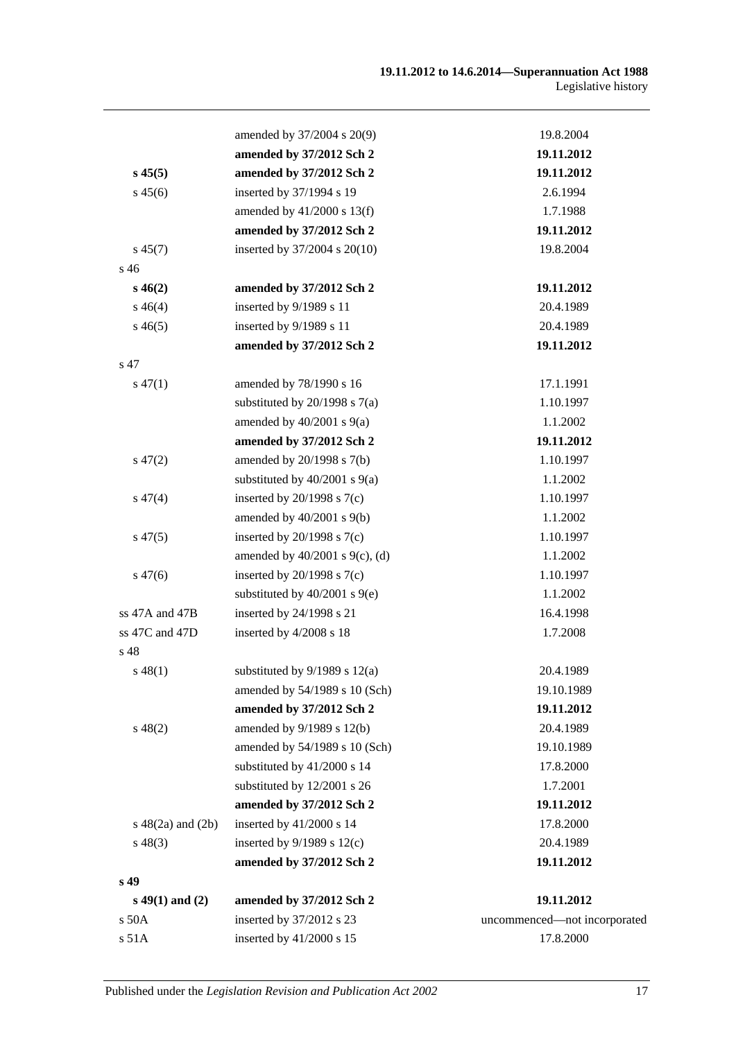| | | |
|---|---|---|
| | amended by 37/2004 s 20(9) | 19.8.2004 |
| | **amended by 37/2012 Sch 2** | **19.11.2012** |
| **s 45(5)** | **amended by 37/2012 Sch 2** | **19.11.2012** |
| s 45(6) | inserted by 37/1994 s 19 | 2.6.1994 |
| | amended by 41/2000 s 13(f) | 1.7.1988 |
| | **amended by 37/2012 Sch 2** | **19.11.2012** |
| s 45(7) | inserted by 37/2004 s 20(10) | 19.8.2004 |
| s 46 | | |
| **s 46(2)** | **amended by 37/2012 Sch 2** | **19.11.2012** |
| s 46(4) | inserted by 9/1989 s 11 | 20.4.1989 |
| s 46(5) | inserted by 9/1989 s 11 | 20.4.1989 |
| | **amended by 37/2012 Sch 2** | **19.11.2012** |
| s 47 | | |
| s 47(1) | amended by 78/1990 s 16 | 17.1.1991 |
| | substituted by 20/1998 s 7(a) | 1.10.1997 |
| | amended by 40/2001 s 9(a) | 1.1.2002 |
| | **amended by 37/2012 Sch 2** | **19.11.2012** |
| s 47(2) | amended by 20/1998 s 7(b) | 1.10.1997 |
| | substituted by 40/2001 s 9(a) | 1.1.2002 |
| s 47(4) | inserted by 20/1998 s 7(c) | 1.10.1997 |
| | amended by 40/2001 s 9(b) | 1.1.2002 |
| s 47(5) | inserted by 20/1998 s 7(c) | 1.10.1997 |
| | amended by 40/2001 s 9(c), (d) | 1.1.2002 |
| s 47(6) | inserted by 20/1998 s 7(c) | 1.10.1997 |
| | substituted by 40/2001 s 9(e) | 1.1.2002 |
| ss 47A and 47B | inserted by 24/1998 s 21 | 16.4.1998 |
| ss 47C and 47D | inserted by 4/2008 s 18 | 1.7.2008 |
| s 48 | | |
| s 48(1) | substituted by 9/1989 s 12(a) | 20.4.1989 |
| | amended by 54/1989 s 10 (Sch) | 19.10.1989 |
| | **amended by 37/2012 Sch 2** | **19.11.2012** |
| s 48(2) | amended by 9/1989 s 12(b) | 20.4.1989 |
| | amended by 54/1989 s 10 (Sch) | 19.10.1989 |
| | substituted by 41/2000 s 14 | 17.8.2000 |
| | substituted by 12/2001 s 26 | 1.7.2001 |
| | **amended by 37/2012 Sch 2** | **19.11.2012** |
| s 48(2a) and (2b) | inserted by 41/2000 s 14 | 17.8.2000 |
| s 48(3) | inserted by 9/1989 s 12(c) | 20.4.1989 |
| | **amended by 37/2012 Sch 2** | **19.11.2012** |
| **s 49** | | |
| **s 49(1) and (2)** | **amended by 37/2012 Sch 2** | **19.11.2012** |
| s 50A | inserted by 37/2012 s 23 | uncommenced—not incorporated |
| s 51A | inserted by 41/2000 s 15 | 17.8.2000 |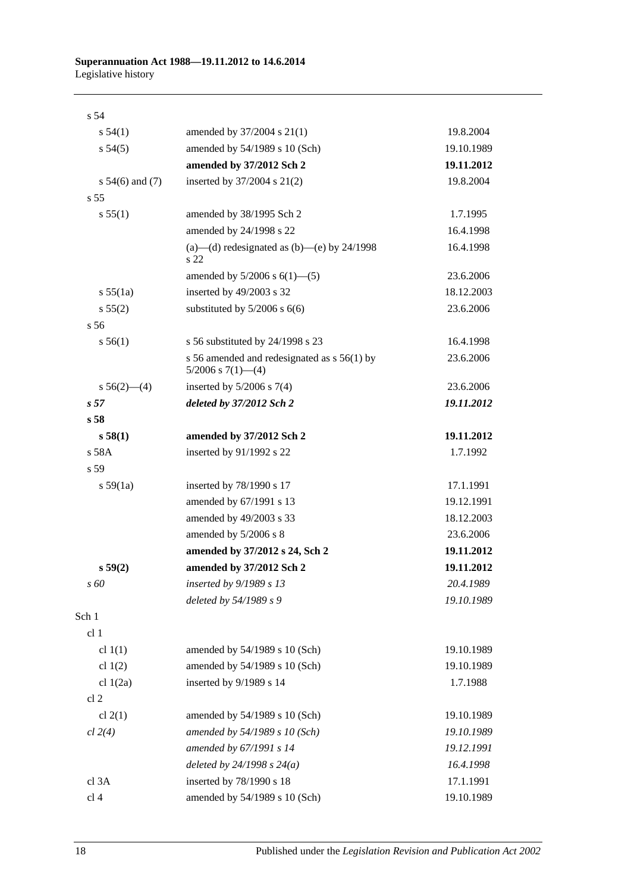| | | |
|---|---|---|
| s 54 | | |
| s 54(1) | amended by 37/2004 s 21(1) | 19.8.2004 |
| s 54(5) | amended by 54/1989 s 10 (Sch) | 19.10.1989 |
| | **amended by 37/2012 Sch 2** | **19.11.2012** |
| s 54(6) and (7) | inserted by 37/2004 s 21(2) | 19.8.2004 |
| s 55 | | |
| s 55(1) | amended by 38/1995 Sch 2 | 1.7.1995 |
| | amended by 24/1998 s 22 | 16.4.1998 |
| | (a)—(d) redesignated as (b)—(e) by 24/1998 s 22 | 16.4.1998 |
| | amended by 5/2006 s 6(1)—(5) | 23.6.2006 |
| s 55(1a) | inserted by 49/2003 s 32 | 18.12.2003 |
| s 55(2) | substituted by 5/2006 s 6(6) | 23.6.2006 |
| s 56 | | |
| s 56(1) | s 56 substituted by 24/1998 s 23 | 16.4.1998 |
| | s 56 amended and redesignated as s 56(1) by 5/2006 s 7(1)—(4) | 23.6.2006 |
| s 56(2)—(4) | inserted by 5/2006 s 7(4) | 23.6.2006 |
| ***s 57*** | ***deleted by 37/2012 Sch 2*** | ***19.11.2012*** |
| **s 58** | | |
| **s 58(1)** | **amended by 37/2012 Sch 2** | **19.11.2012** |
| s 58A | inserted by 91/1992 s 22 | 1.7.1992 |
| s 59 | | |
| s 59(1a) | inserted by 78/1990 s 17 | 17.1.1991 |
| | amended by 67/1991 s 13 | 19.12.1991 |
| | amended by 49/2003 s 33 | 18.12.2003 |
| | amended by 5/2006 s 8 | 23.6.2006 |
| | **amended by 37/2012 s 24, Sch 2** | **19.11.2012** |
| **s 59(2)** | **amended by 37/2012 Sch 2** | **19.11.2012** |
| *s 60* | *inserted by 9/1989 s 13* | *20.4.1989* |
| | *deleted by 54/1989 s 9* | *19.10.1989* |
| Sch 1 | | |
| cl 1 | | |
| cl 1(1) | amended by 54/1989 s 10 (Sch) | 19.10.1989 |
| cl 1(2) | amended by 54/1989 s 10 (Sch) | 19.10.1989 |
| cl 1(2a) | inserted by 9/1989 s 14 | 1.7.1988 |
| cl 2 | | |
| cl 2(1) | amended by 54/1989 s 10 (Sch) | 19.10.1989 |
| *cl 2(4)* | *amended by 54/1989 s 10 (Sch)* | *19.10.1989* |
| | *amended by 67/1991 s 14* | *19.12.1991* |
| | *deleted by 24/1998 s 24(a)* | *16.4.1998* |
| cl 3A | inserted by 78/1990 s 18 | 17.1.1991 |
| cl 4 | amended by 54/1989 s 10 (Sch) | 19.10.1989 |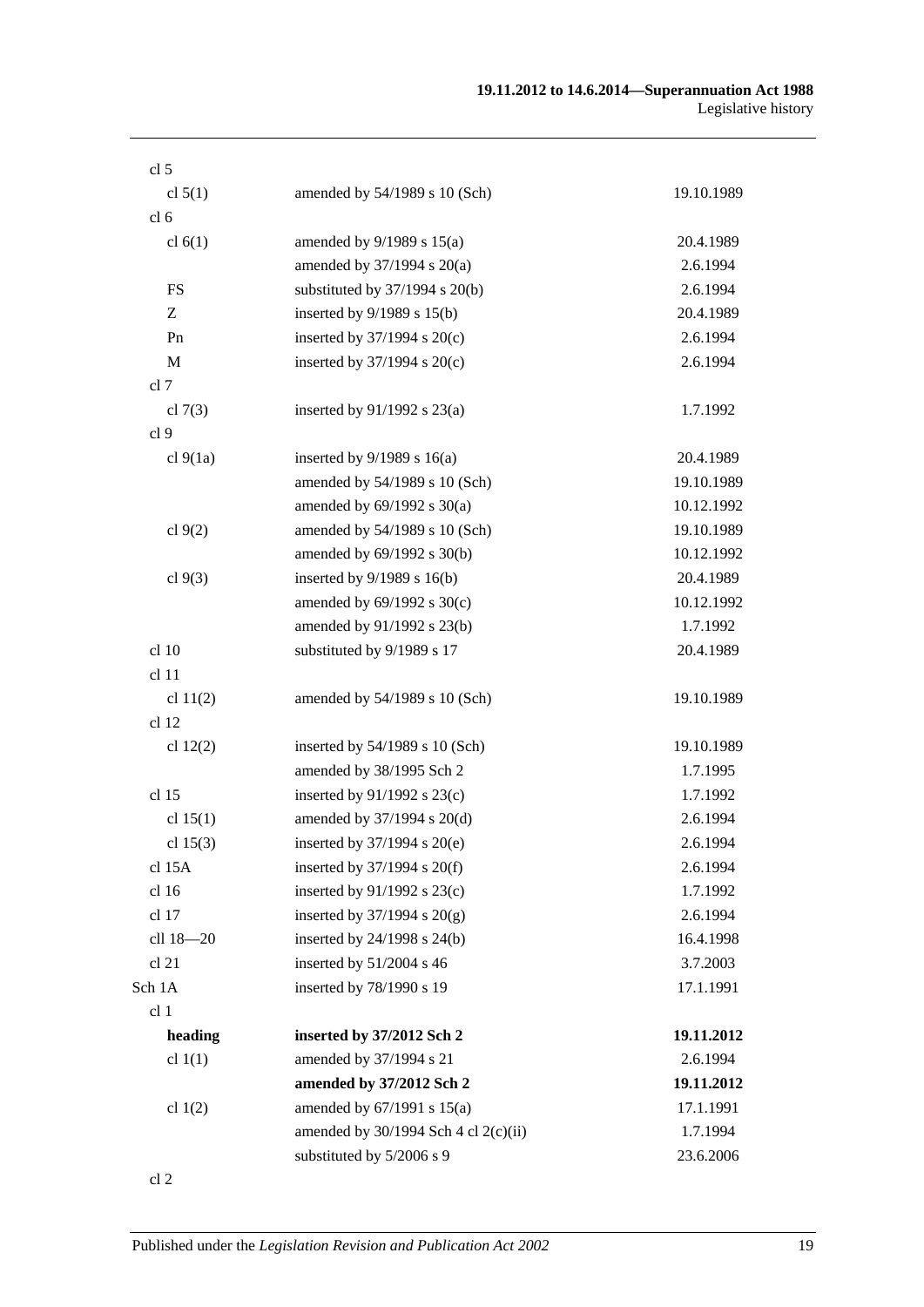| | | |
|---|---|---|
| cl 5 | | |
| cl 5(1) | amended by 54/1989 s 10 (Sch) | 19.10.1989 |
| cl 6 | | |
| cl 6(1) | amended by 9/1989 s 15(a) | 20.4.1989 |
| | amended by 37/1994 s 20(a) | 2.6.1994 |
| FS | substituted by 37/1994 s 20(b) | 2.6.1994 |
| Z | inserted by 9/1989 s 15(b) | 20.4.1989 |
| Pn | inserted by 37/1994 s 20(c) | 2.6.1994 |
| M | inserted by 37/1994 s 20(c) | 2.6.1994 |
| cl 7 | | |
| cl 7(3) | inserted by 91/1992 s 23(a) | 1.7.1992 |
| cl 9 | | |
| cl 9(1a) | inserted by 9/1989 s 16(a) | 20.4.1989 |
| | amended by 54/1989 s 10 (Sch) | 19.10.1989 |
| | amended by 69/1992 s 30(a) | 10.12.1992 |
| cl 9(2) | amended by 54/1989 s 10 (Sch) | 19.10.1989 |
| | amended by 69/1992 s 30(b) | 10.12.1992 |
| cl 9(3) | inserted by 9/1989 s 16(b) | 20.4.1989 |
| | amended by 69/1992 s 30(c) | 10.12.1992 |
| | amended by 91/1992 s 23(b) | 1.7.1992 |
| cl 10 | substituted by 9/1989 s 17 | 20.4.1989 |
| cl 11 | | |
| cl 11(2) | amended by 54/1989 s 10 (Sch) | 19.10.1989 |
| cl 12 | | |
| cl 12(2) | inserted by 54/1989 s 10 (Sch) | 19.10.1989 |
| | amended by 38/1995 Sch 2 | 1.7.1995 |
| cl 15 | inserted by 91/1992 s 23(c) | 1.7.1992 |
| cl 15(1) | amended by 37/1994 s 20(d) | 2.6.1994 |
| cl 15(3) | inserted by 37/1994 s 20(e) | 2.6.1994 |
| cl 15A | inserted by 37/1994 s 20(f) | 2.6.1994 |
| cl 16 | inserted by 91/1992 s 23(c) | 1.7.1992 |
| cl 17 | inserted by 37/1994 s 20(g) | 2.6.1994 |
| cll 18—20 | inserted by 24/1998 s 24(b) | 16.4.1998 |
| cl 21 | inserted by 51/2004 s 46 | 3.7.2003 |
| Sch 1A | inserted by 78/1990 s 19 | 17.1.1991 |
| cl 1 | | |
| **heading** | **inserted by 37/2012 Sch 2** | **19.11.2012** |
| cl 1(1) | amended by 37/1994 s 21 | 2.6.1994 |
| | **amended by 37/2012 Sch 2** | **19.11.2012** |
| cl 1(2) | amended by 67/1991 s 15(a) | 17.1.1991 |
| | amended by 30/1994 Sch 4 cl 2(c)(ii) | 1.7.1994 |
| | substituted by 5/2006 s 9 | 23.6.2006 |
| cl 2 | | |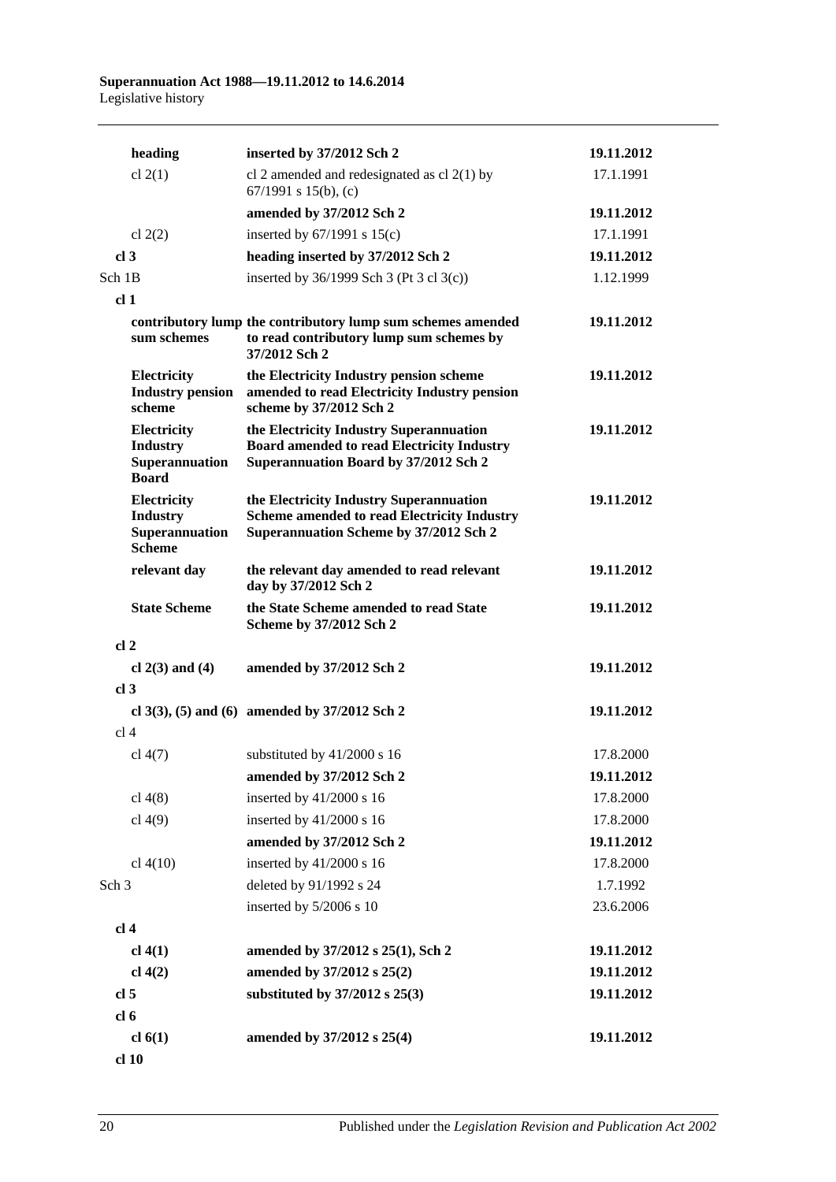| | | |
|---|---|---|
| **heading** | **inserted by 37/2012 Sch 2** | **19.11.2012** |
| cl 2(1) | cl 2 amended and redesignated as cl 2(1) by 67/1991 s 15(b), (c) | 17.1.1991 |
| | **amended by 37/2012 Sch 2** | **19.11.2012** |
| cl 2(2) | inserted by 67/1991 s 15(c) | 17.1.1991 |
| **cl 3** | **heading inserted by 37/2012 Sch 2** | **19.11.2012** |
| Sch 1B | inserted by 36/1999 Sch 3 (Pt 3 cl 3(c)) | 1.12.1999 |
| **cl 1** | | |
| **contributory lump sum schemes** | **the contributory lump sum schemes amended to read contributory lump sum schemes by 37/2012 Sch 2** | **19.11.2012** |
| **Electricity Industry pension scheme** | **the Electricity Industry pension scheme amended to read Electricity Industry pension scheme by 37/2012 Sch 2** | **19.11.2012** |
| **Electricity Industry Superannuation Board** | **the Electricity Industry Superannuation Board amended to read Electricity Industry Superannuation Board by 37/2012 Sch 2** | **19.11.2012** |
| **Electricity Industry Superannuation Scheme** | **the Electricity Industry Superannuation Scheme amended to read Electricity Industry Superannuation Scheme by 37/2012 Sch 2** | **19.11.2012** |
| **relevant day** | **the relevant day amended to read relevant day by 37/2012 Sch 2** | **19.11.2012** |
| **State Scheme** | **the State Scheme amended to read State Scheme by 37/2012 Sch 2** | **19.11.2012** |
| **cl 2** | | |
| **cl 2(3) and (4)** | **amended by 37/2012 Sch 2** | **19.11.2012** |
| **cl 3** | | |
| **cl 3(3), (5) and (6)** | **amended by 37/2012 Sch 2** | **19.11.2012** |
| cl 4 | | |
| cl 4(7) | substituted by 41/2000 s 16 | 17.8.2000 |
| | **amended by 37/2012 Sch 2** | **19.11.2012** |
| cl 4(8) | inserted by 41/2000 s 16 | 17.8.2000 |
| cl 4(9) | inserted by 41/2000 s 16 | 17.8.2000 |
| | **amended by 37/2012 Sch 2** | **19.11.2012** |
| cl 4(10) | inserted by 41/2000 s 16 | 17.8.2000 |
| Sch 3 | deleted by 91/1992 s 24 | 1.7.1992 |
| | inserted by 5/2006 s 10 | 23.6.2006 |
| **cl 4** | | |
| **cl 4(1)** | **amended by 37/2012 s 25(1), Sch 2** | **19.11.2012** |
| **cl 4(2)** | **amended by 37/2012 s 25(2)** | **19.11.2012** |
| **cl 5** | **substituted by 37/2012 s 25(3)** | **19.11.2012** |
| **cl 6** | | |
| **cl 6(1)** | **amended by 37/2012 s 25(4)** | **19.11.2012** |
| **cl 10** | | |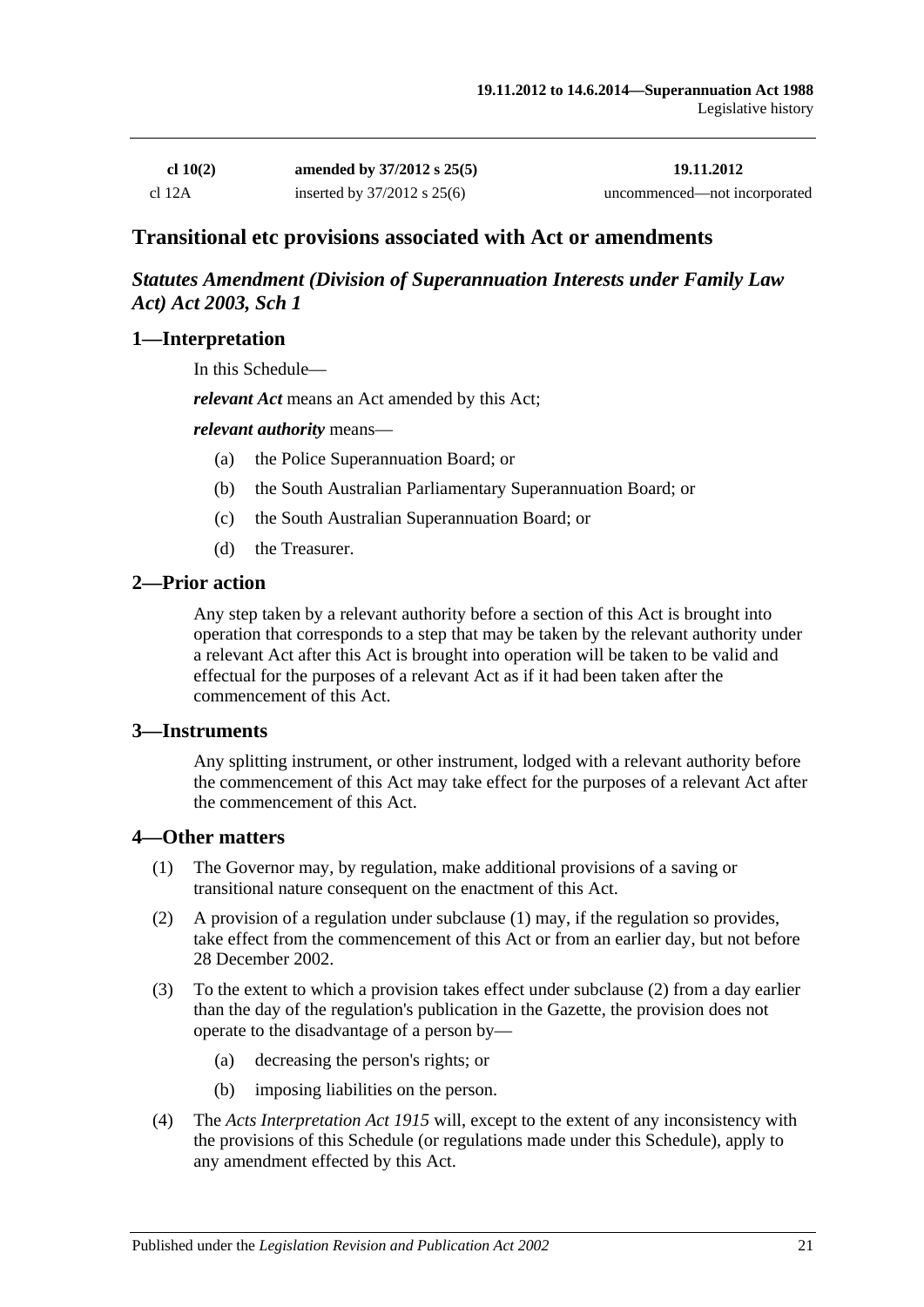| **cl 10(2)** | **amended by 37/2012 s 25(5)** | **19.11.2012** |
|---|---|---|
| cl 12A | inserted by 37/2012 s 25(6) | uncommenced—not incorporated |

## Transitional etc provisions associated with Act or amendments

### *Statutes Amendment (Division of Superannuation Interests under Family Law Act) Act 2003, Sch 1*

### 1—Interpretation

In this Schedule—

***relevant Act*** means an Act amended by this Act;

***relevant authority*** means—

(a) the Police Superannuation Board; or

(b) the South Australian Parliamentary Superannuation Board; or

(c) the South Australian Superannuation Board; or

(d) the Treasurer.

### 2—Prior action

Any step taken by a relevant authority before a section of this Act is brought into operation that corresponds to a step that may be taken by the relevant authority under a relevant Act after this Act is brought into operation will be taken to be valid and effectual for the purposes of a relevant Act as if it had been taken after the commencement of this Act.

### 3—Instruments

Any splitting instrument, or other instrument, lodged with a relevant authority before the commencement of this Act may take effect for the purposes of a relevant Act after the commencement of this Act.

### 4—Other matters

(1) The Governor may, by regulation, make additional provisions of a saving or transitional nature consequent on the enactment of this Act.

(2) A provision of a regulation under subclause (1) may, if the regulation so provides, take effect from the commencement of this Act or from an earlier day, but not before 28 December 2002.

(3) To the extent to which a provision takes effect under subclause (2) from a day earlier than the day of the regulation's publication in the Gazette, the provision does not operate to the disadvantage of a person by—

(a) decreasing the person's rights; or

(b) imposing liabilities on the person.

(4) The *Acts Interpretation Act 1915* will, except to the extent of any inconsistency with the provisions of this Schedule (or regulations made under this Schedule), apply to any amendment effected by this Act.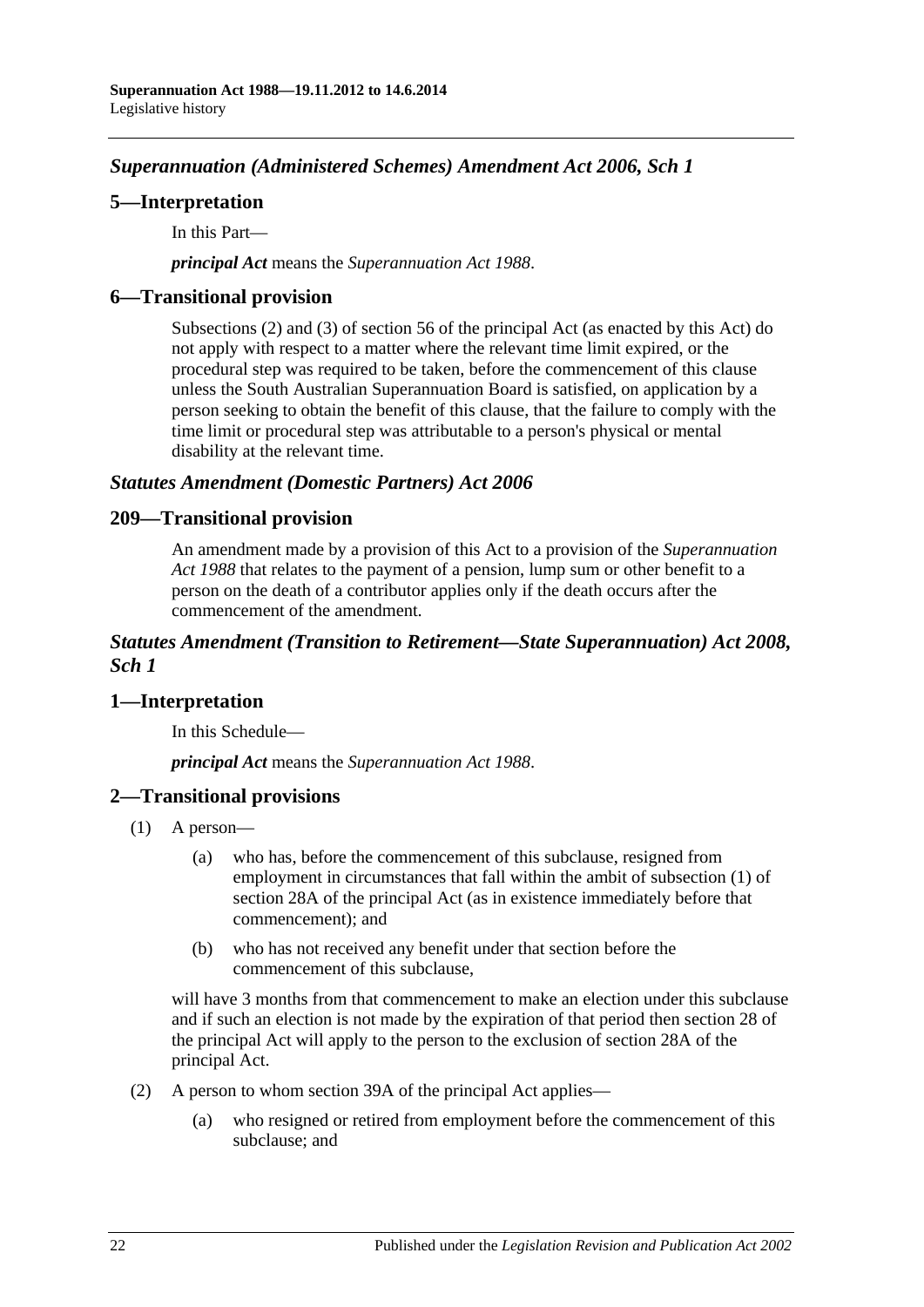## *Superannuation (Administered Schemes) Amendment Act 2006, Sch 1*

### 5—Interpretation

In this Part—

***principal Act*** means the *Superannuation Act 1988*.

### 6—Transitional provision

Subsections (2) and (3) of section 56 of the principal Act (as enacted by this Act) do not apply with respect to a matter where the relevant time limit expired, or the procedural step was required to be taken, before the commencement of this clause unless the South Australian Superannuation Board is satisfied, on application by a person seeking to obtain the benefit of this clause, that the failure to comply with the time limit or procedural step was attributable to a person's physical or mental disability at the relevant time.

## *Statutes Amendment (Domestic Partners) Act 2006*

### 209—Transitional provision

An amendment made by a provision of this Act to a provision of the *Superannuation Act 1988* that relates to the payment of a pension, lump sum or other benefit to a person on the death of a contributor applies only if the death occurs after the commencement of the amendment.

## *Statutes Amendment (Transition to Retirement—State Superannuation) Act 2008, Sch 1*

### 1—Interpretation

In this Schedule—

***principal Act*** means the *Superannuation Act 1988*.

### 2—Transitional provisions

(1) A person—

(a) who has, before the commencement of this subclause, resigned from employment in circumstances that fall within the ambit of subsection (1) of section 28A of the principal Act (as in existence immediately before that commencement); and

(b) who has not received any benefit under that section before the commencement of this subclause,

will have 3 months from that commencement to make an election under this subclause and if such an election is not made by the expiration of that period then section 28 of the principal Act will apply to the person to the exclusion of section 28A of the principal Act.

(2) A person to whom section 39A of the principal Act applies—

(a) who resigned or retired from employment before the commencement of this subclause; and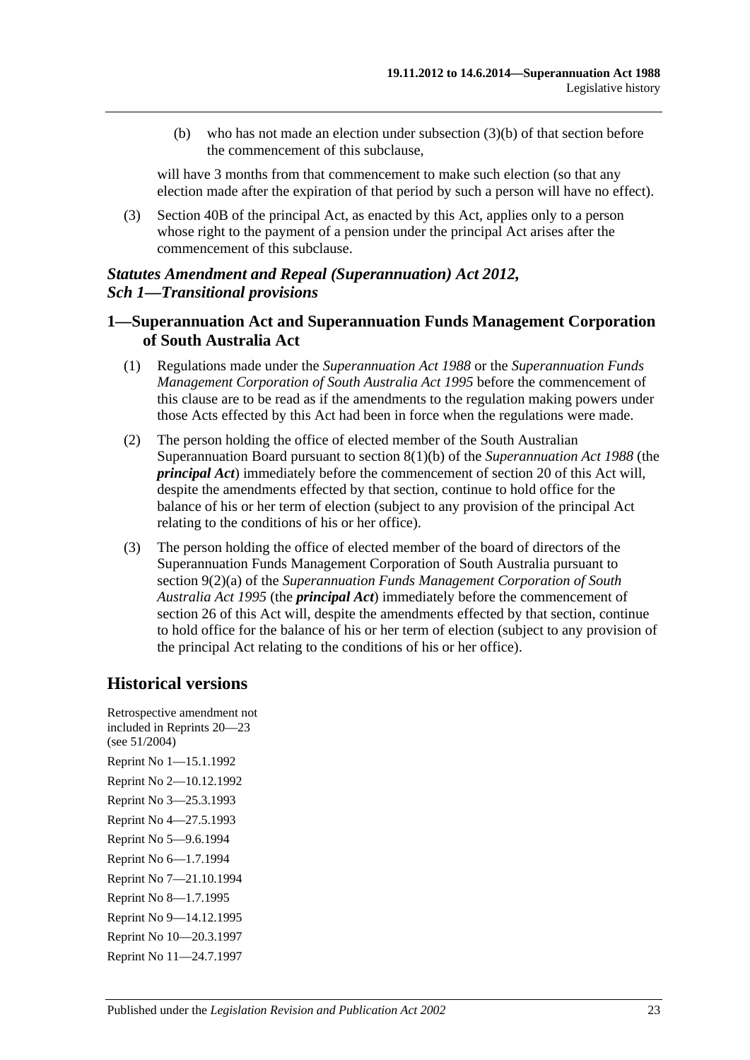(b) who has not made an election under subsection (3)(b) of that section before the commencement of this subclause,

will have 3 months from that commencement to make such election (so that any election made after the expiration of that period by such a person will have no effect).

(3) Section 40B of the principal Act, as enacted by this Act, applies only to a person whose right to the payment of a pension under the principal Act arises after the commencement of this subclause.

### *Statutes Amendment and Repeal (Superannuation) Act 2012, Sch 1—Transitional provisions*

### 1—Superannuation Act and Superannuation Funds Management Corporation of South Australia Act

(1) Regulations made under the *Superannuation Act 1988* or the *Superannuation Funds Management Corporation of South Australia Act 1995* before the commencement of this clause are to be read as if the amendments to the regulation making powers under those Acts effected by this Act had been in force when the regulations were made.

(2) The person holding the office of elected member of the South Australian Superannuation Board pursuant to section 8(1)(b) of the *Superannuation Act 1988* (the ***principal Act***) immediately before the commencement of section 20 of this Act will, despite the amendments effected by that section, continue to hold office for the balance of his or her term of election (subject to any provision of the principal Act relating to the conditions of his or her office).

(3) The person holding the office of elected member of the board of directors of the Superannuation Funds Management Corporation of South Australia pursuant to section 9(2)(a) of the *Superannuation Funds Management Corporation of South Australia Act 1995* (the ***principal Act***) immediately before the commencement of section 26 of this Act will, despite the amendments effected by that section, continue to hold office for the balance of his or her term of election (subject to any provision of the principal Act relating to the conditions of his or her office).

## Historical versions

Retrospective amendment not included in Reprints 20—23 (see 51/2004)

Reprint No 1—15.1.1992

Reprint No 2—10.12.1992

Reprint No 3—25.3.1993

Reprint No 4—27.5.1993

Reprint No 5—9.6.1994

Reprint No 6—1.7.1994

Reprint No 7—21.10.1994

Reprint No 8—1.7.1995

Reprint No 9—14.12.1995

Reprint No 10—20.3.1997

Reprint No 11—24.7.1997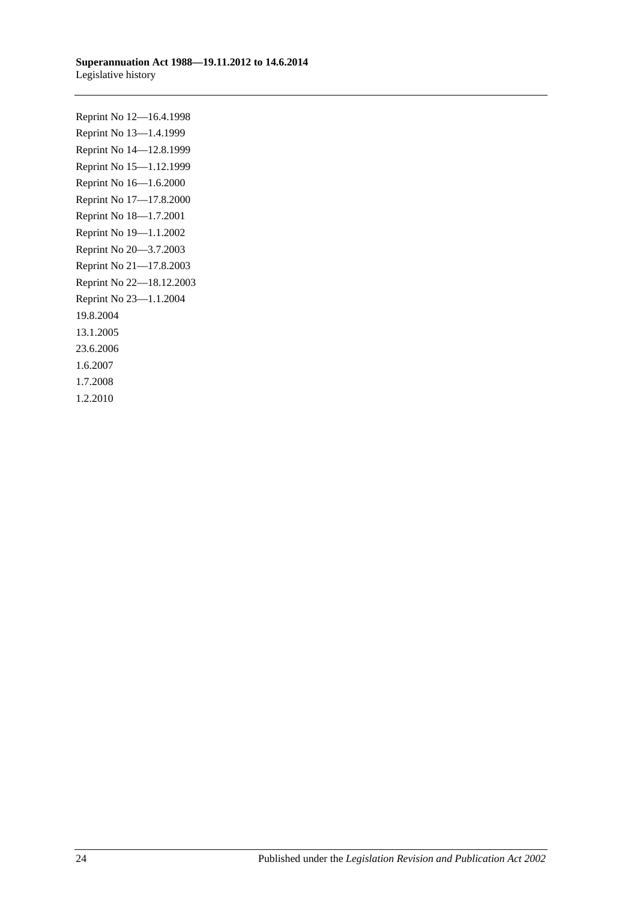Reprint No 12—16.4.1998

Reprint No 13—1.4.1999

Reprint No 14—12.8.1999

Reprint No 15—1.12.1999

Reprint No 16—1.6.2000

Reprint No 17—17.8.2000

Reprint No 18—1.7.2001

Reprint No 19—1.1.2002

Reprint No 20—3.7.2003

Reprint No 21—17.8.2003

Reprint No 22—18.12.2003

Reprint No 23—1.1.2004

19.8.2004

13.1.2005

23.6.2006

1.6.2007

1.7.2008

1.2.2010